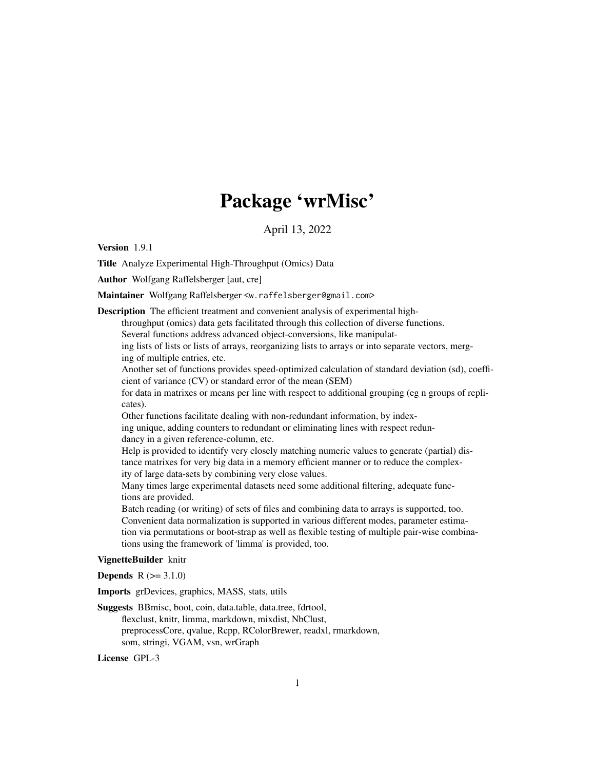# Package 'wrMisc'

April 13, 2022

**Version** 1.9.1

**Title** Analyze Experimental High-Throughput (Omics) Data

**Author** Wolfgang Raffelsberger [aut, cre]

**Maintainer** Wolfgang Raffelsberger <w.raffelsberger@gmail.com>

**Description** The efficient treatment and convenient analysis of experimental high-throughput (omics) data gets facilitated through this collection of diverse functions. Several functions address advanced object-conversions, like manipulating lists of lists or lists of arrays, reorganizing lists to arrays or into separate vectors, merging of multiple entries, etc. Another set of functions provides speed-optimized calculation of standard deviation (sd), coefficient of variance (CV) or standard error of the mean (SEM) for data in matrixes or means per line with respect to additional grouping (eg n groups of replicates). Other functions facilitate dealing with non-redundant information, by indexing unique, adding counters to redundant or eliminating lines with respect redundancy in a given reference-column, etc. Help is provided to identify very closely matching numeric values to generate (partial) distance matrixes for very big data in a memory efficient manner or to reduce the complexity of large data-sets by combining very close values. Many times large experimental datasets need some additional filtering, adequate functions are provided. Batch reading (or writing) of sets of files and combining data to arrays is supported, too. Convenient data normalization is supported in various different modes, parameter estimation via permutations or boot-strap as well as flexible testing of multiple pair-wise combinations using the framework of 'limma' is provided, too.

**VignetteBuilder** knitr

**Depends** R (>= 3.1.0)

**Imports** grDevices, graphics, MASS, stats, utils

**Suggests** BBmisc, boot, coin, data.table, data.tree, fdrtool, flexclust, knitr, limma, markdown, mixdist, NbClust, preprocessCore, qvalue, Rcpp, RColorBrewer, readxl, rmarkdown, som, stringi, VGAM, vsn, wrGraph

**License** GPL-3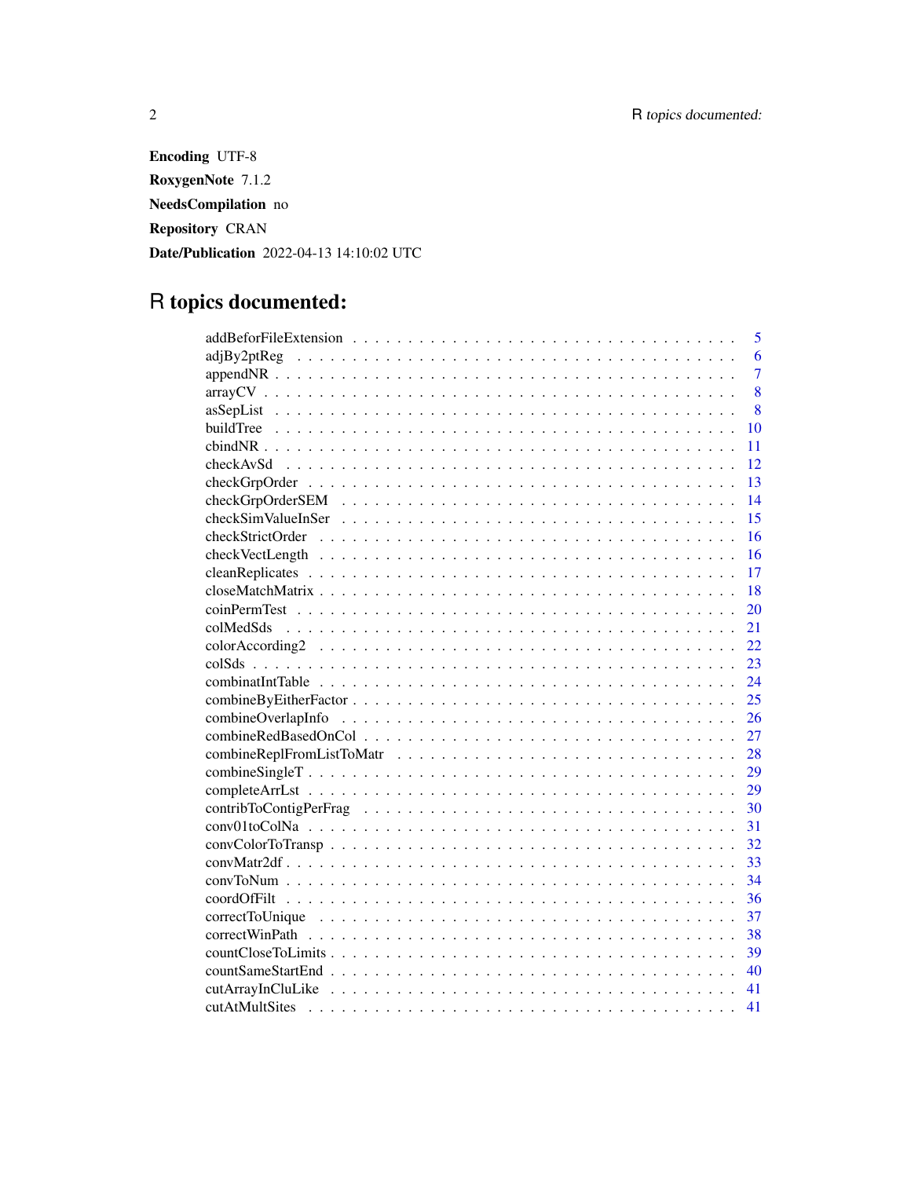**Encoding** UTF-8

**RoxygenNote** 7.1.2

**NeedsCompilation** no

**Repository** CRAN

**Date/Publication** 2022-04-13 14:10:02 UTC

# R topics documented:

| | |
|---|---|
| addBeforFileExtension | 5 |
| adjBy2ptReg | 6 |
| appendNR | 7 |
| arrayCV | 8 |
| asSepList | 8 |
| buildTree | 10 |
| cbindNR | 11 |
| checkAvSd | 12 |
| checkGrpOrder | 13 |
| checkGrpOrderSEM | 14 |
| checkSimValueInSer | 15 |
| checkStrictOrder | 16 |
| checkVectLength | 16 |
| cleanReplicates | 17 |
| closeMatchMatrix | 18 |
| coinPermTest | 20 |
| colMedSds | 21 |
| colorAccording2 | 22 |
| colSds | 23 |
| combinatIntTable | 24 |
| combineByEitherFactor | 25 |
| combineOverlapInfo | 26 |
| combineRedBasedOnCol | 27 |
| combineReplFromListToMatr | 28 |
| combineSingleT | 29 |
| completeArrLst | 29 |
| contribToContigPerFrag | 30 |
| conv01toColNa | 31 |
| convColorToTransp | 32 |
| convMatr2df | 33 |
| convToNum | 34 |
| coordOfFilt | 36 |
| correctToUnique | 37 |
| correctWinPath | 38 |
| countCloseToLimits | 39 |
| countSameStartEnd | 40 |
| cutArrayInCluLike | 41 |
| cutAtMultSites | 41 |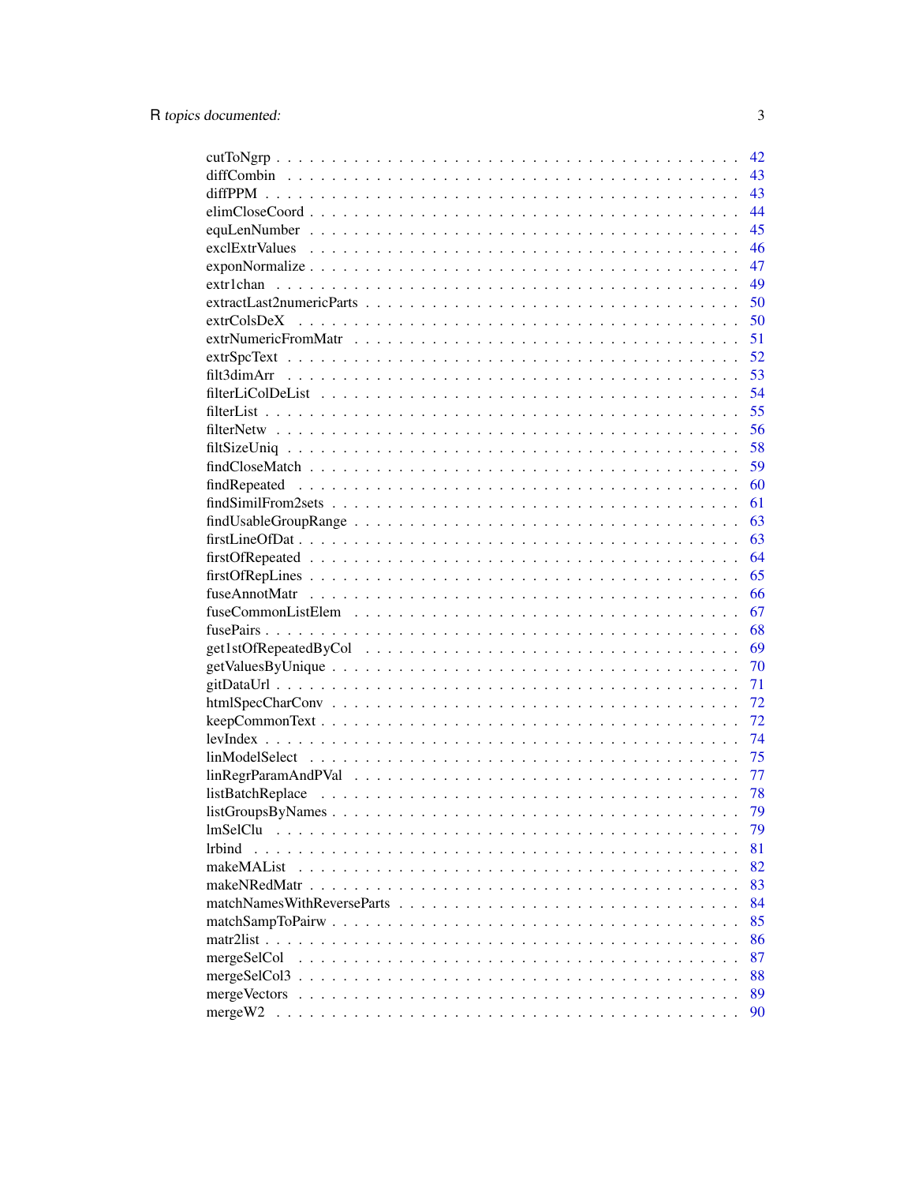| | |
|---|---|
| cutToNgrp | 42 |
| diffCombin | 43 |
| diffPPM | 43 |
| elimCloseCoord | 44 |
| equLenNumber | 45 |
| exclExtrValues | 46 |
| exponNormalize | 47 |
| extr1chan | 49 |
| extractLast2numericParts | 50 |
| extrColsDeX | 50 |
| extrNumericFromMatr | 51 |
| extrSpcText | 52 |
| filt3dimArr | 53 |
| filterLiColDeList | 54 |
| filterList | 55 |
| filterNetw | 56 |
| filtSizeUniq | 58 |
| findCloseMatch | 59 |
| findRepeated | 60 |
| findSimilFrom2sets | 61 |
| findUsableGroupRange | 63 |
| firstLineOfDat | 63 |
| firstOfRepeated | 64 |
| firstOfRepLines | 65 |
| fuseAnnotMatr | 66 |
| fuseCommonListElem | 67 |
| fusePairs | 68 |
| get1stOfRepeatedByCol | 69 |
| getValuesByUnique | 70 |
| gitDataUrl | 71 |
| htmlSpecCharConv | 72 |
| keepCommonText | 72 |
| levIndex | 74 |
| linModelSelect | 75 |
| linRegrParamAndPVal | 77 |
| listBatchReplace | 78 |
| listGroupsByNames | 79 |
| lmSelClu | 79 |
| lrbind | 81 |
| makeMAList | 82 |
| makeNRedMatr | 83 |
| matchNamesWithReverseParts | 84 |
| matchSampToPairw | 85 |
| matr2list | 86 |
| mergeSelCol | 87 |
| mergeSelCol3 | 88 |
| mergeVectors | 89 |
| mergeW2 | 90 |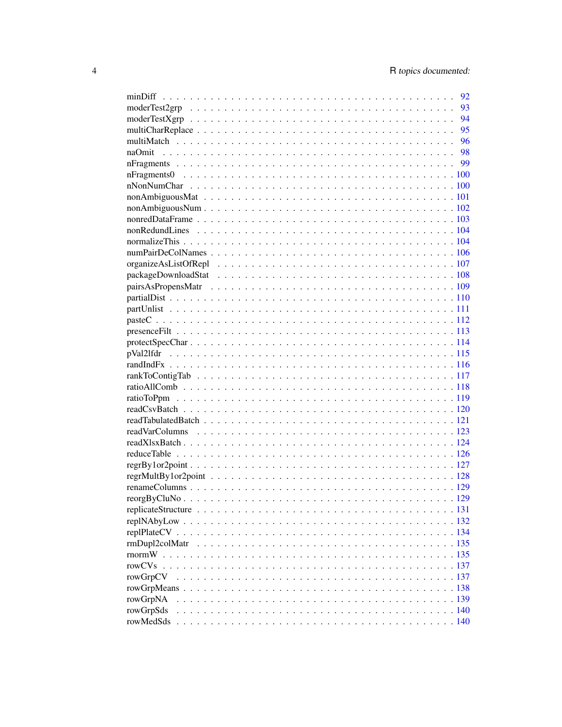minDiff . . . . . . . . . . . . . . . . . . . . . . . . . . . . . . . . . . . . . . . . 92
moderTest2grp . . . . . . . . . . . . . . . . . . . . . . . . . . . . . . . . . . . . . 93
moderTestXgrp . . . . . . . . . . . . . . . . . . . . . . . . . . . . . . . . . . . . . 94
multiCharReplace . . . . . . . . . . . . . . . . . . . . . . . . . . . . . . . . . . . . 95
multiMatch . . . . . . . . . . . . . . . . . . . . . . . . . . . . . . . . . . . . . . . 96
naOmit . . . . . . . . . . . . . . . . . . . . . . . . . . . . . . . . . . . . . . . . . 98
nFragments . . . . . . . . . . . . . . . . . . . . . . . . . . . . . . . . . . . . . . . 99
nFragments0 . . . . . . . . . . . . . . . . . . . . . . . . . . . . . . . . . . . . . . 100
nNonNumChar . . . . . . . . . . . . . . . . . . . . . . . . . . . . . . . . . . . . . 100
nonAmbiguousMat . . . . . . . . . . . . . . . . . . . . . . . . . . . . . . . . . . . . 101
nonAmbiguousNum . . . . . . . . . . . . . . . . . . . . . . . . . . . . . . . . . . . . 102
nonredDataFrame . . . . . . . . . . . . . . . . . . . . . . . . . . . . . . . . . . . . 103
nonRedundLines . . . . . . . . . . . . . . . . . . . . . . . . . . . . . . . . . . . . . 104
normalizeThis . . . . . . . . . . . . . . . . . . . . . . . . . . . . . . . . . . . . . . 104
numPairDeColNames . . . . . . . . . . . . . . . . . . . . . . . . . . . . . . . . . . . 106
organizeAsListOfRepl . . . . . . . . . . . . . . . . . . . . . . . . . . . . . . . . . . 107
packageDownloadStat . . . . . . . . . . . . . . . . . . . . . . . . . . . . . . . . . . 108
pairsAsPropensMatr . . . . . . . . . . . . . . . . . . . . . . . . . . . . . . . . . . . 109
partialDist . . . . . . . . . . . . . . . . . . . . . . . . . . . . . . . . . . . . . . . 110
partUnlist . . . . . . . . . . . . . . . . . . . . . . . . . . . . . . . . . . . . . . . . 111
pasteC . . . . . . . . . . . . . . . . . . . . . . . . . . . . . . . . . . . . . . . . . . 112
presenceFilt . . . . . . . . . . . . . . . . . . . . . . . . . . . . . . . . . . . . . . . 113
protectSpecChar . . . . . . . . . . . . . . . . . . . . . . . . . . . . . . . . . . . . . 114
pVal2lfdr . . . . . . . . . . . . . . . . . . . . . . . . . . . . . . . . . . . . . . . . 115
randIndFx . . . . . . . . . . . . . . . . . . . . . . . . . . . . . . . . . . . . . . . . 116
rankToContigTab . . . . . . . . . . . . . . . . . . . . . . . . . . . . . . . . . . . . . 117
ratioAllComb . . . . . . . . . . . . . . . . . . . . . . . . . . . . . . . . . . . . . . . 118
ratioToPpm . . . . . . . . . . . . . . . . . . . . . . . . . . . . . . . . . . . . . . . . 119
readCsvBatch . . . . . . . . . . . . . . . . . . . . . . . . . . . . . . . . . . . . . . . 120
readTabulatedBatch . . . . . . . . . . . . . . . . . . . . . . . . . . . . . . . . . . . 121
readVarColumns . . . . . . . . . . . . . . . . . . . . . . . . . . . . . . . . . . . . . 123
readXlsxBatch . . . . . . . . . . . . . . . . . . . . . . . . . . . . . . . . . . . . . . 124
reduceTable . . . . . . . . . . . . . . . . . . . . . . . . . . . . . . . . . . . . . . . . 126
regrBy1or2point . . . . . . . . . . . . . . . . . . . . . . . . . . . . . . . . . . . . . 127
regrMultBy1or2point . . . . . . . . . . . . . . . . . . . . . . . . . . . . . . . . . . . 128
renameColumns . . . . . . . . . . . . . . . . . . . . . . . . . . . . . . . . . . . . . . 129
reorgByCluNo . . . . . . . . . . . . . . . . . . . . . . . . . . . . . . . . . . . . . . . 129
replicateStructure . . . . . . . . . . . . . . . . . . . . . . . . . . . . . . . . . . . . 131
replNAbyLow . . . . . . . . . . . . . . . . . . . . . . . . . . . . . . . . . . . . . . . 132
replPlateCV . . . . . . . . . . . . . . . . . . . . . . . . . . . . . . . . . . . . . . . . 134
rmDupl2colMatr . . . . . . . . . . . . . . . . . . . . . . . . . . . . . . . . . . . . . . 135
rnormW . . . . . . . . . . . . . . . . . . . . . . . . . . . . . . . . . . . . . . . . . . 135
rowCVs . . . . . . . . . . . . . . . . . . . . . . . . . . . . . . . . . . . . . . . . . . 137
rowGrpCV . . . . . . . . . . . . . . . . . . . . . . . . . . . . . . . . . . . . . . . . . 137
rowGrpMeans . . . . . . . . . . . . . . . . . . . . . . . . . . . . . . . . . . . . . . . 138
rowGrpNA . . . . . . . . . . . . . . . . . . . . . . . . . . . . . . . . . . . . . . . . . 139
rowGrpSds . . . . . . . . . . . . . . . . . . . . . . . . . . . . . . . . . . . . . . . . 140
rowMedSds . . . . . . . . . . . . . . . . . . . . . . . . . . . . . . . . . . . . . . . . 140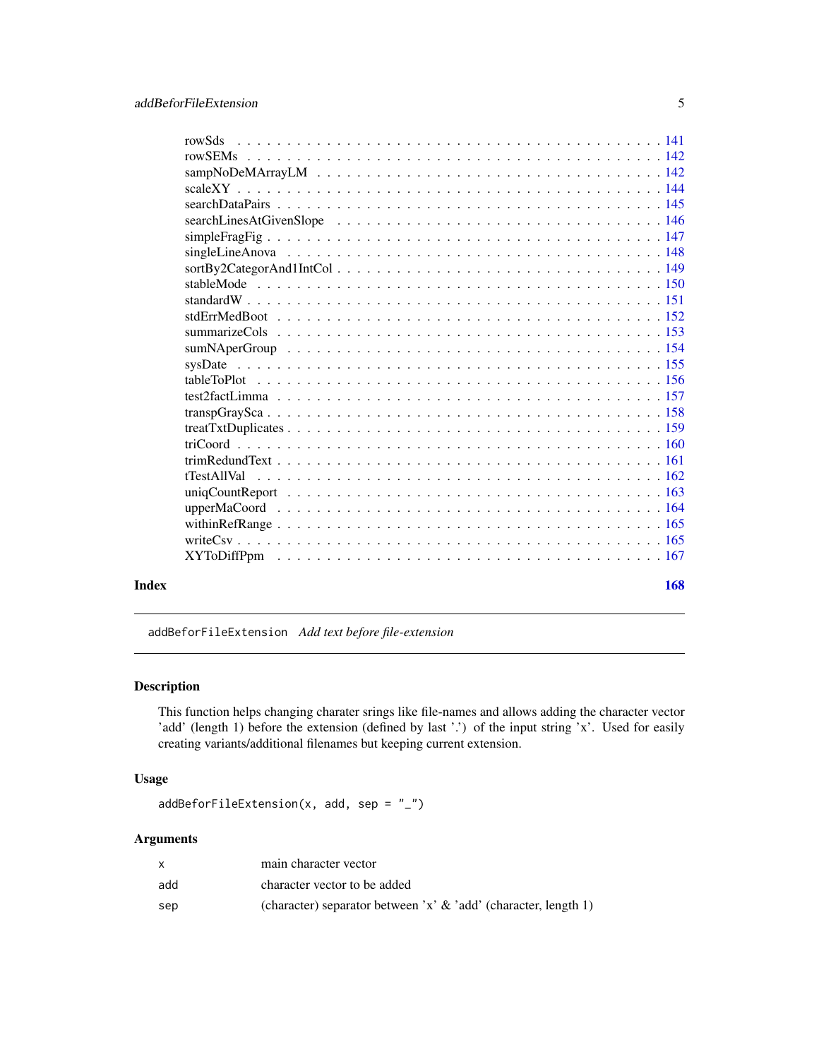rowSds . . . . . . . . . . . . . . . . . . . . . . . . . . . . . . . . . . . . . . . . 141
rowSEMs . . . . . . . . . . . . . . . . . . . . . . . . . . . . . . . . . . . . . . . 142
sampNoDeMArrayLM . . . . . . . . . . . . . . . . . . . . . . . . . . . . . . . . . . 142
scaleXY . . . . . . . . . . . . . . . . . . . . . . . . . . . . . . . . . . . . . . . 144
searchDataPairs . . . . . . . . . . . . . . . . . . . . . . . . . . . . . . . . . . . 145
searchLinesAtGivenSlope . . . . . . . . . . . . . . . . . . . . . . . . . . . . . . 146
simpleFragFig . . . . . . . . . . . . . . . . . . . . . . . . . . . . . . . . . . . . 147
singleLineAnova . . . . . . . . . . . . . . . . . . . . . . . . . . . . . . . . . . . 148
sortBy2CategorAnd1IntCol . . . . . . . . . . . . . . . . . . . . . . . . . . . . . . 149
stableMode . . . . . . . . . . . . . . . . . . . . . . . . . . . . . . . . . . . . . . 150
standardW . . . . . . . . . . . . . . . . . . . . . . . . . . . . . . . . . . . . . . 151
stdErrMedBoot . . . . . . . . . . . . . . . . . . . . . . . . . . . . . . . . . . . . 152
summarizeCols . . . . . . . . . . . . . . . . . . . . . . . . . . . . . . . . . . . . 153
sumNAperGroup . . . . . . . . . . . . . . . . . . . . . . . . . . . . . . . . . . . . 154
sysDate . . . . . . . . . . . . . . . . . . . . . . . . . . . . . . . . . . . . . . . 155
tableToPlot . . . . . . . . . . . . . . . . . . . . . . . . . . . . . . . . . . . . . 156
test2factLimma . . . . . . . . . . . . . . . . . . . . . . . . . . . . . . . . . . . . 157
transpGraySca . . . . . . . . . . . . . . . . . . . . . . . . . . . . . . . . . . . . 158
treatTxtDuplicates . . . . . . . . . . . . . . . . . . . . . . . . . . . . . . . . . 159
triCoord . . . . . . . . . . . . . . . . . . . . . . . . . . . . . . . . . . . . . . . 160
trimRedundText . . . . . . . . . . . . . . . . . . . . . . . . . . . . . . . . . . . . 161
tTestAllVal . . . . . . . . . . . . . . . . . . . . . . . . . . . . . . . . . . . . . 162
uniqCountReport . . . . . . . . . . . . . . . . . . . . . . . . . . . . . . . . . . . 163
upperMaCoord . . . . . . . . . . . . . . . . . . . . . . . . . . . . . . . . . . . . . 164
withinRefRange . . . . . . . . . . . . . . . . . . . . . . . . . . . . . . . . . . . . 165
writeCsv . . . . . . . . . . . . . . . . . . . . . . . . . . . . . . . . . . . . . . . 165
XYToDiffPpm . . . . . . . . . . . . . . . . . . . . . . . . . . . . . . . . . . . . . 167

**Index** **168**

---

`addBeforFileExtension` *Add text before file-extension*

---

## Description

This function helps changing charater srings like file-names and allows adding the character vector 'add' (length 1) before the extension (defined by last '.') of the input string 'x'. Used for easily creating variants/additional filenames but keeping current extension.

## Usage

```
addBeforFileExtension(x, add, sep = "_")
```

## Arguments

| | |
|---|---|
| `x` | main character vector |
| `add` | character vector to be added |
| `sep` | (character) separator between 'x' & 'add' (character, length 1) |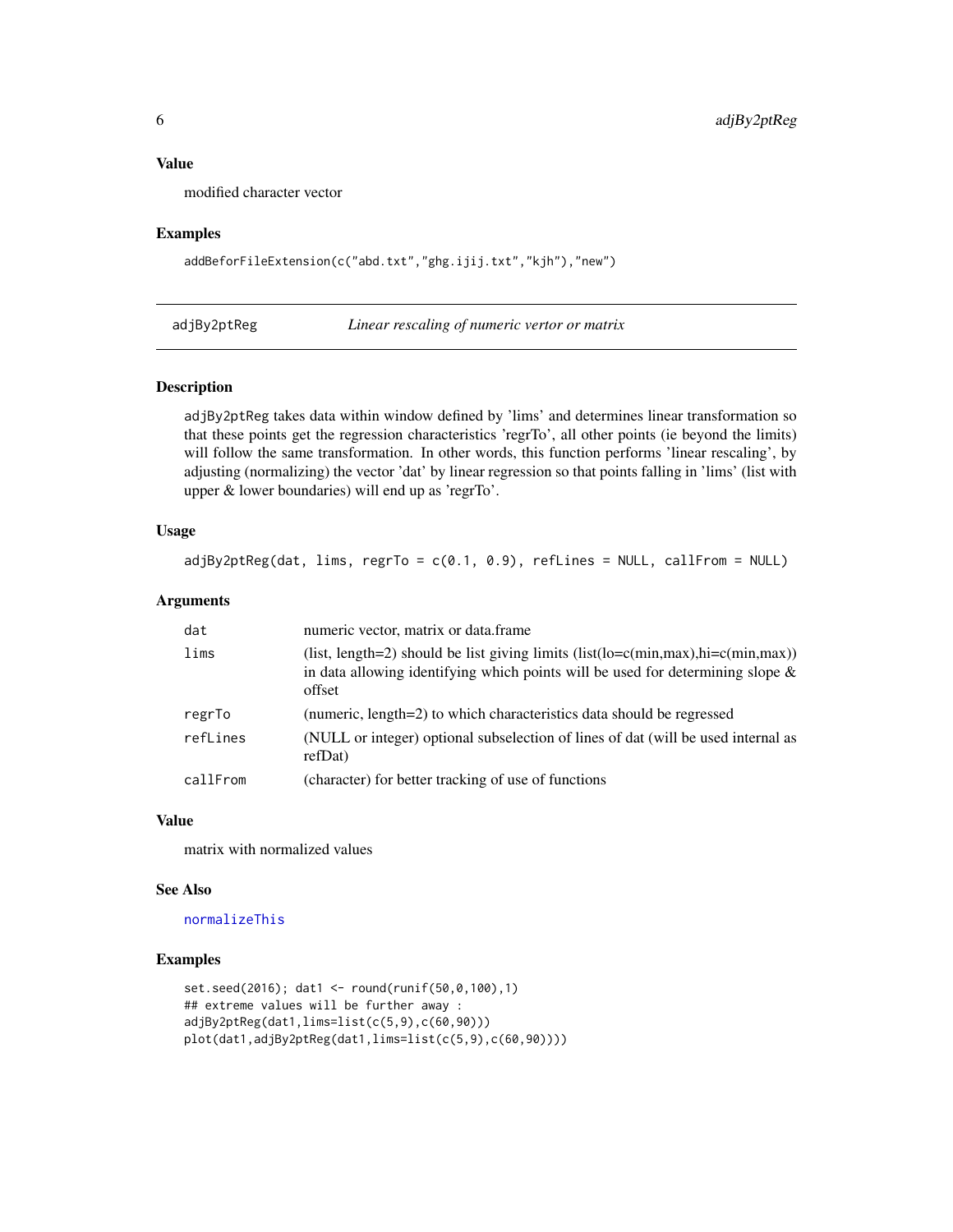### Value

modified character vector

### Examples

```
addBeforFileExtension(c("abd.txt","ghg.ijij.txt","kjh"),"new")
```

---

## adjBy2ptReg — *Linear rescaling of numeric vertor or matrix*

---

### Description

adjBy2ptReg takes data within window defined by 'lims' and determines linear transformation so that these points get the regression characteristics 'regrTo', all other points (ie beyond the limits) will follow the same transformation. In other words, this function performs 'linear rescaling', by adjusting (normalizing) the vector 'dat' by linear regression so that points falling in 'lims' (list with upper & lower boundaries) will end up as 'regrTo'.

### Usage

```
adjBy2ptReg(dat, lims, regrTo = c(0.1, 0.9), refLines = NULL, callFrom = NULL)
```

### Arguments

| | |
|---|---|
| `dat` | numeric vector, matrix or data.frame |
| `lims` | (list, length=2) should be list giving limits (list(lo=c(min,max),hi=c(min,max)) in data allowing identifying which points will be used for determining slope & offset |
| `regrTo` | (numeric, length=2) to which characteristics data should be regressed |
| `refLines` | (NULL or integer) optional subselection of lines of dat (will be used internal as refDat) |
| `callFrom` | (character) for better tracking of use of functions |

### Value

matrix with normalized values

### See Also

normalizeThis

### Examples

```
set.seed(2016); dat1 <- round(runif(50,0,100),1)
## extreme values will be further away :
adjBy2ptReg(dat1,lims=list(c(5,9),c(60,90)))
plot(dat1,adjBy2ptReg(dat1,lims=list(c(5,9),c(60,90))))
```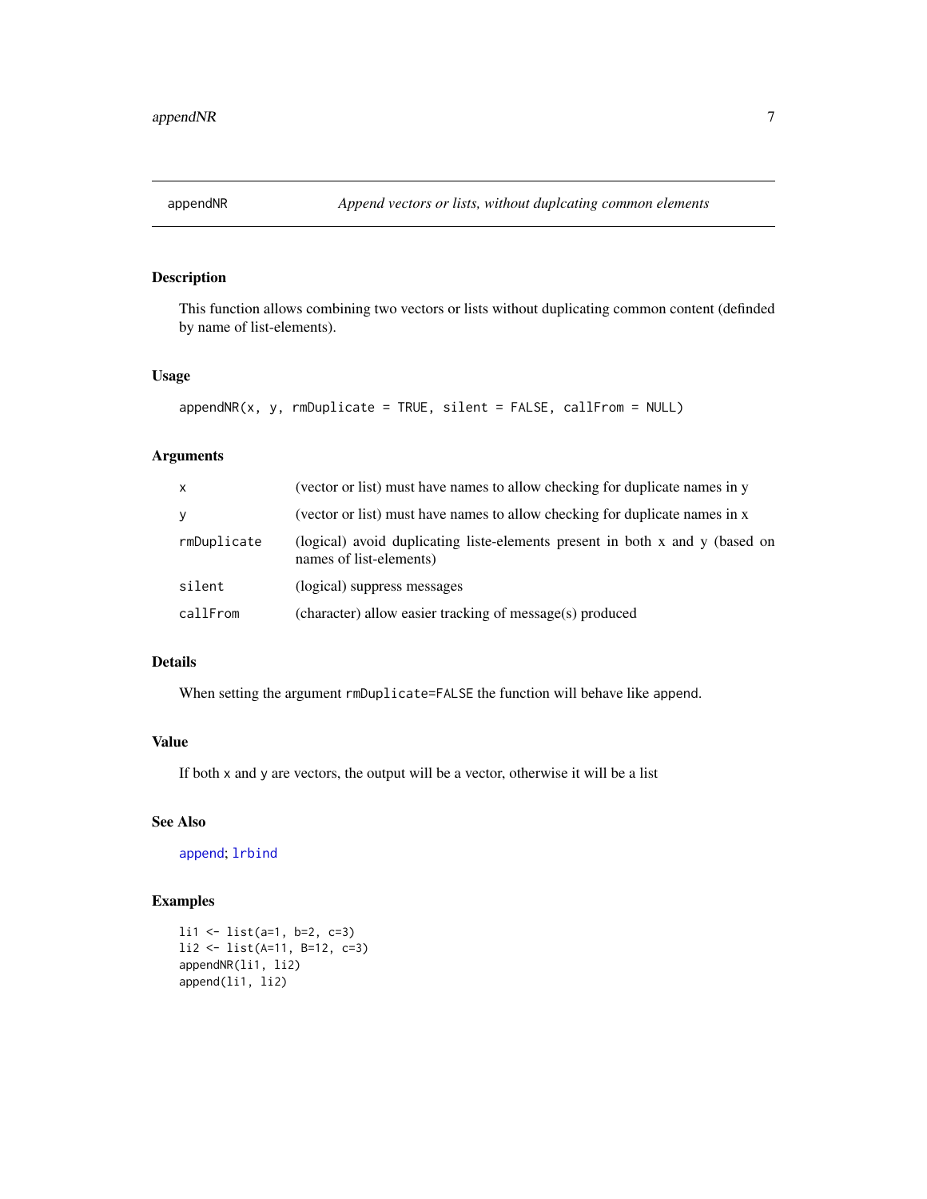## appendNR — *Append vectors or lists, without duplcating common elements*

### Description

This function allows combining two vectors or lists without duplicating common content (definded by name of list-elements).

### Usage

```
appendNR(x, y, rmDuplicate = TRUE, silent = FALSE, callFrom = NULL)
```

### Arguments

| | |
|---|---|
| x | (vector or list) must have names to allow checking for duplicate names in y |
| y | (vector or list) must have names to allow checking for duplicate names in x |
| rmDuplicate | (logical) avoid duplicating liste-elements present in both x and y (based on names of list-elements) |
| silent | (logical) suppress messages |
| callFrom | (character) allow easier tracking of message(s) produced |

### Details

When setting the argument `rmDuplicate=FALSE` the function will behave like `append`.

### Value

If both x and y are vectors, the output will be a vector, otherwise it will be a list

### See Also

`append`; `lrbind`

### Examples

```
li1 <- list(a=1, b=2, c=3)
li2 <- list(A=11, B=12, c=3)
appendNR(li1, li2)
append(li1, li2)
```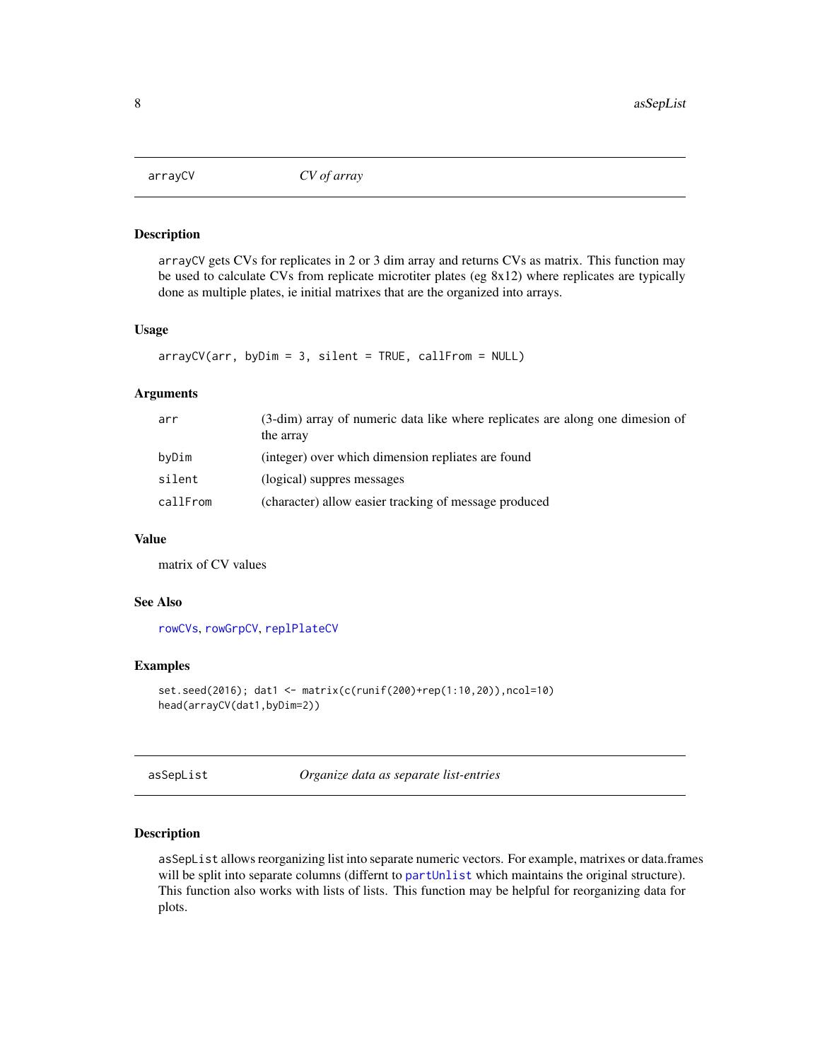## arrayCV &nbsp;&nbsp;&nbsp; *CV of array*

### Description

arrayCV gets CVs for replicates in 2 or 3 dim array and returns CVs as matrix. This function may be used to calculate CVs from replicate microtiter plates (eg 8x12) where replicates are typically done as multiple plates, ie initial matrixes that are the organized into arrays.

### Usage

```
arrayCV(arr, byDim = 3, silent = TRUE, callFrom = NULL)
```

### Arguments

| | |
|---|---|
| arr | (3-dim) array of numeric data like where replicates are along one dimesion of the array |
| byDim | (integer) over which dimension repliates are found |
| silent | (logical) suppres messages |
| callFrom | (character) allow easier tracking of message produced |

### Value

matrix of CV values

### See Also

rowCVs, rowGrpCV, replPlateCV

### Examples

```
set.seed(2016); dat1 <- matrix(c(runif(200)+rep(1:10,20)),ncol=10)
head(arrayCV(dat1,byDim=2))
```

## asSepList &nbsp;&nbsp;&nbsp; *Organize data as separate list-entries*

### Description

asSepList allows reorganizing list into separate numeric vectors. For example, matrixes or data.frames will be split into separate columns (differnt to partUnlist which maintains the original structure). This function also works with lists of lists. This function may be helpful for reorganizing data for plots.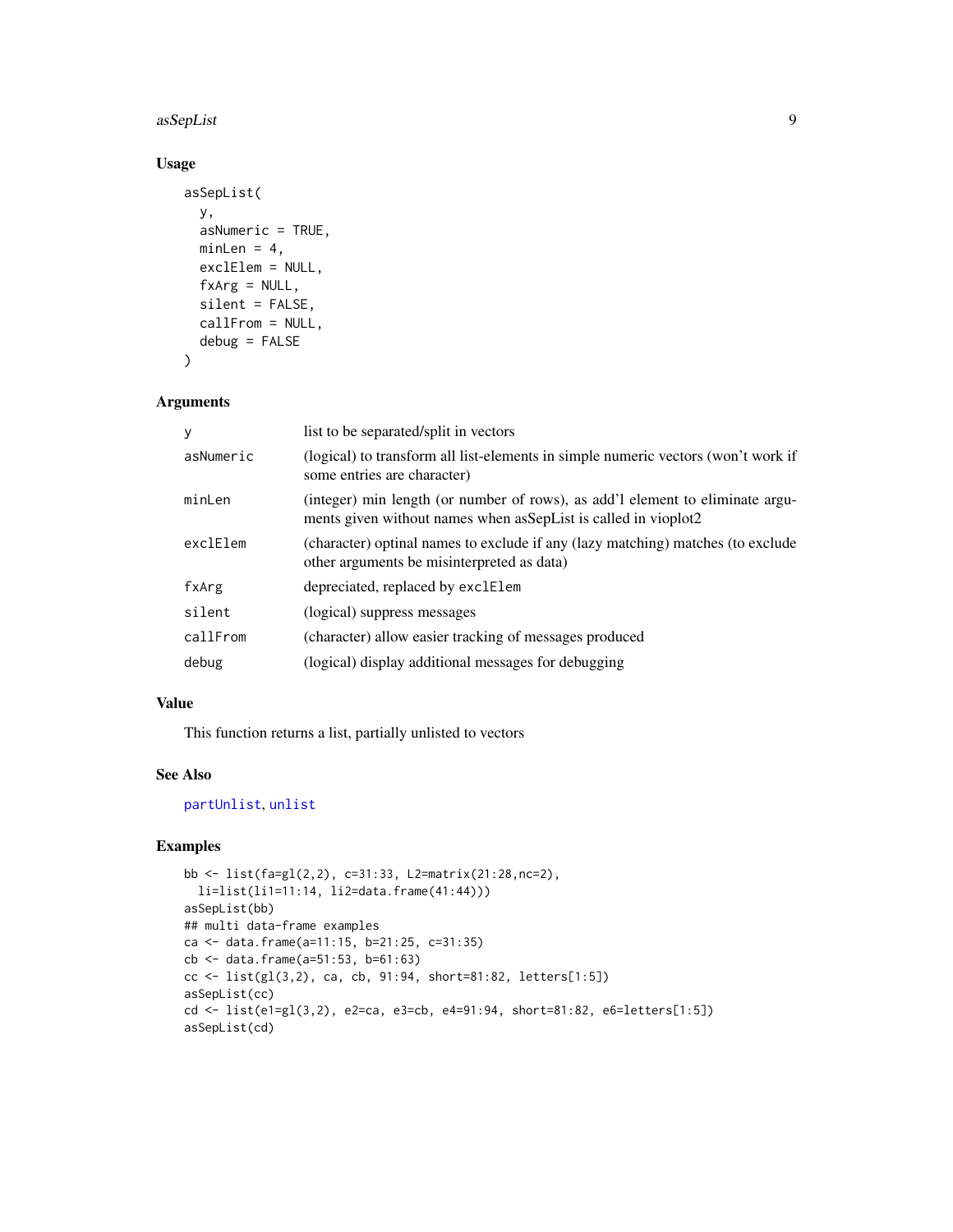## Usage

```
asSepList(
  y,
  asNumeric = TRUE,
  minLen = 4,
  exclElem = NULL,
  fxArg = NULL,
  silent = FALSE,
  callFrom = NULL,
  debug = FALSE
)
```

## Arguments

| | |
|---|---|
| `y` | list to be separated/split in vectors |
| `asNumeric` | (logical) to transform all list-elements in simple numeric vectors (won't work if some entries are character) |
| `minLen` | (integer) min length (or number of rows), as add'l element to eliminate arguments given without names when asSepList is called in vioplot2 |
| `exclElem` | (character) optinal names to exclude if any (lazy matching) matches (to exclude other arguments be misinterpreted as data) |
| `fxArg` | depreciated, replaced by `exclElem` |
| `silent` | (logical) suppress messages |
| `callFrom` | (character) allow easier tracking of messages produced |
| `debug` | (logical) display additional messages for debugging |

## Value

This function returns a list, partially unlisted to vectors

## See Also

`partUnlist`, `unlist`

## Examples

```
bb <- list(fa=gl(2,2), c=31:33, L2=matrix(21:28,nc=2),
  li=list(li1=11:14, li2=data.frame(41:44)))
asSepList(bb)
## multi data-frame examples
ca <- data.frame(a=11:15, b=21:25, c=31:35)
cb <- data.frame(a=51:53, b=61:63)
cc <- list(gl(3,2), ca, cb, 91:94, short=81:82, letters[1:5])
asSepList(cc)
cd <- list(e1=gl(3,2), e2=ca, e3=cb, e4=91:94, short=81:82, e6=letters[1:5])
asSepList(cd)
```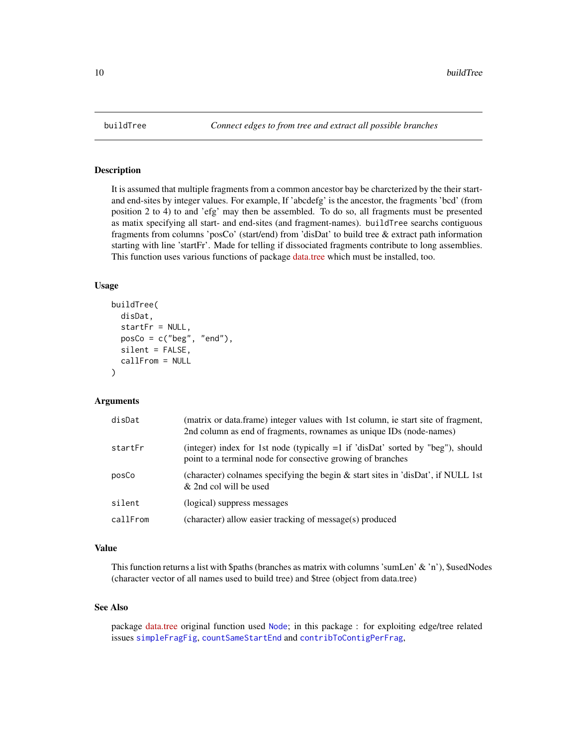# buildTree — *Connect edges to from tree and extract all possible branches*

## Description

It is assumed that multiple fragments from a common ancestor bay be charcterized by the their start- and end-sites by integer values. For example, If 'abcdefg' is the ancestor, the fragments 'bcd' (from position 2 to 4) to and 'efg' may then be assembled. To do so, all fragments must be presented as matix specifying all start- and end-sites (and fragment-names). `buildTree` searchs contiguous fragments from columns 'posCo' (start/end) from 'disDat' to build tree & extract path information starting with line 'startFr'. Made for telling if dissociated fragments contribute to long assemblies. This function uses various functions of package data.tree which must be installed, too.

## Usage

```
buildTree(
  disDat,
  startFr = NULL,
  posCo = c("beg", "end"),
  silent = FALSE,
  callFrom = NULL
)
```

## Arguments

| | |
|---|---|
| `disDat` | (matrix or data.frame) integer values with 1st column, ie start site of fragment, 2nd column as end of fragments, rownames as unique IDs (node-names) |
| `startFr` | (integer) index for 1st node (typically =1 if 'disDat' sorted by "beg"), should point to a terminal node for consective growing of branches |
| `posCo` | (character) colnames specifying the begin & start sites in 'disDat', if NULL 1st & 2nd col will be used |
| `silent` | (logical) suppress messages |
| `callFrom` | (character) allow easier tracking of message(s) produced |

## Value

This function returns a list with $paths (branches as matrix with columns 'sumLen' & 'n'), $usedNodes (character vector of all names used to build tree) and $tree (object from data.tree)

## See Also

package data.tree original function used `Node`; in this package : for exploiting edge/tree related issues `simpleFragFig`, `countSameStartEnd` and `contribToContigPerFrag`,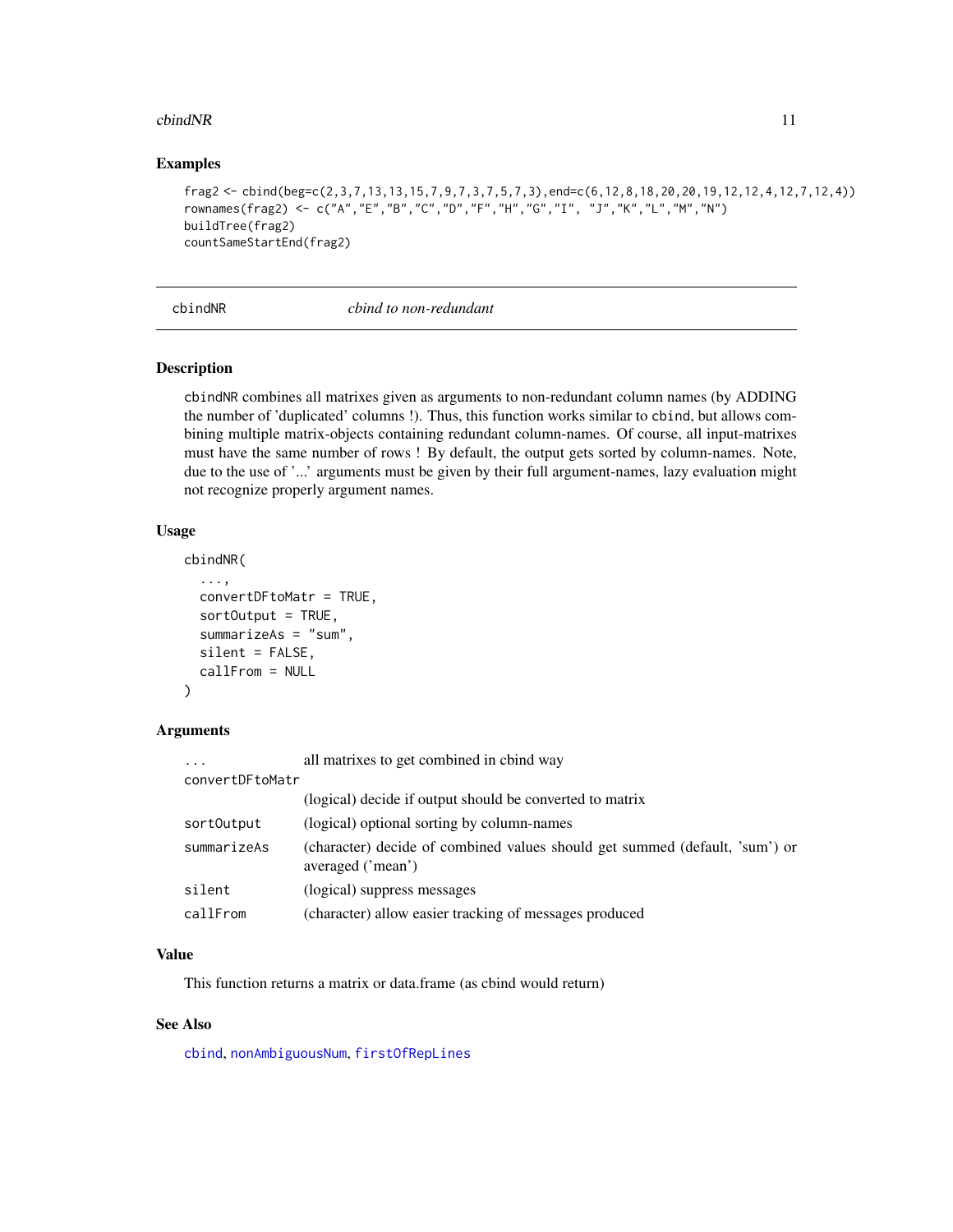## Examples

```
frag2 <- cbind(beg=c(2,3,7,13,13,15,7,9,7,3,7,5,7,3),end=c(6,12,8,18,20,20,19,12,12,4,12,7,12,4))
rownames(frag2) <- c("A","E","B","C","D","F","H","G","I", "J","K","L","M","N")
buildTree(frag2)
countSameStartEnd(frag2)
```

---

# cbindNR *cbind to non-redundant*

---

## Description

cbindNR combines all matrixes given as arguments to non-redundant column names (by ADDING the number of 'duplicated' columns !). Thus, this function works similar to cbind, but allows combining multiple matrix-objects containing redundant column-names. Of course, all input-matrixes must have the same number of rows ! By default, the output gets sorted by column-names. Note, due to the use of '...' arguments must be given by their full argument-names, lazy evaluation might not recognize properly argument names.

## Usage

```
cbindNR(
  ...,
  convertDFtoMatr = TRUE,
  sortOutput = TRUE,
  summarizeAs = "sum",
  silent = FALSE,
  callFrom = NULL
)
```

## Arguments

| | |
|---|---|
| ... | all matrixes to get combined in cbind way |
| convertDFtoMatr | (logical) decide if output should be converted to matrix |
| sortOutput | (logical) optional sorting by column-names |
| summarizeAs | (character) decide of combined values should get summed (default, 'sum') or averaged ('mean') |
| silent | (logical) suppress messages |
| callFrom | (character) allow easier tracking of messages produced |

## Value

This function returns a matrix or data.frame (as cbind would return)

## See Also

cbind, nonAmbiguousNum, firstOfRepLines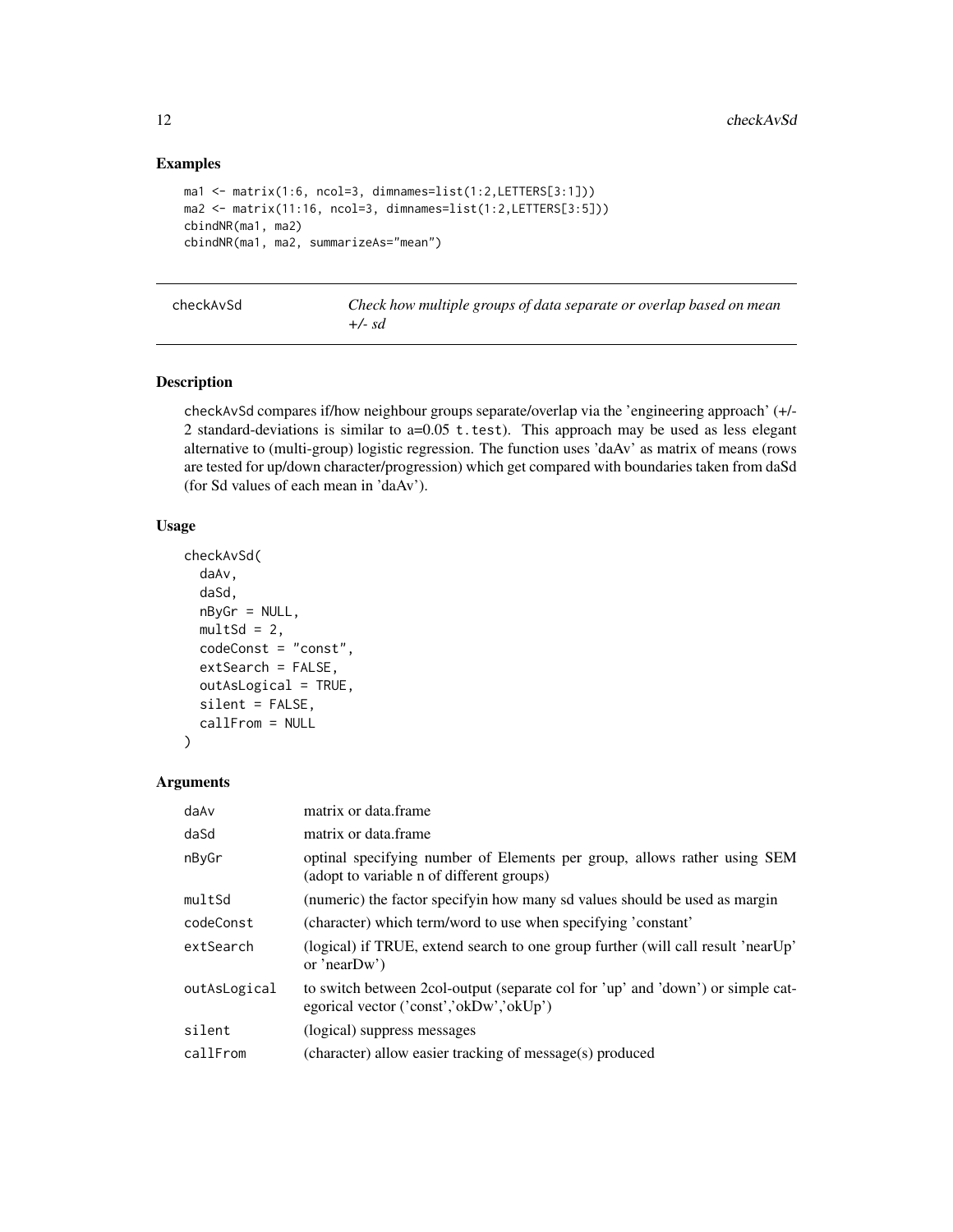## Examples

```
ma1 <- matrix(1:6, ncol=3, dimnames=list(1:2,LETTERS[3:1]))
ma2 <- matrix(11:16, ncol=3, dimnames=list(1:2,LETTERS[3:5]))
cbindNR(ma1, ma2)
cbindNR(ma1, ma2, summarizeAs="mean")
```

---

# checkAvSd

*Check how multiple groups of data separate or overlap based on mean +/- sd*

---

## Description

checkAvSd compares if/how neighbour groups separate/overlap via the 'engineering approach' (+/- 2 standard-deviations is similar to a=0.05 t.test). This approach may be used as less elegant alternative to (multi-group) logistic regression. The function uses 'daAv' as matrix of means (rows are tested for up/down character/progression) which get compared with boundaries taken from daSd (for Sd values of each mean in 'daAv').

## Usage

```
checkAvSd(
  daAv,
  daSd,
  nByGr = NULL,
  multSd = 2,
  codeConst = "const",
  extSearch = FALSE,
  outAsLogical = TRUE,
  silent = FALSE,
  callFrom = NULL
)
```

## Arguments

| | |
|---|---|
| daAv | matrix or data.frame |
| daSd | matrix or data.frame |
| nByGr | optinal specifying number of Elements per group, allows rather using SEM (adopt to variable n of different groups) |
| multSd | (numeric) the factor specifyin how many sd values should be used as margin |
| codeConst | (character) which term/word to use when specifying 'constant' |
| extSearch | (logical) if TRUE, extend search to one group further (will call result 'nearUp' or 'nearDw') |
| outAsLogical | to switch between 2col-output (separate col for 'up' and 'down') or simple categorical vector ('const','okDw','okUp') |
| silent | (logical) suppress messages |
| callFrom | (character) allow easier tracking of message(s) produced |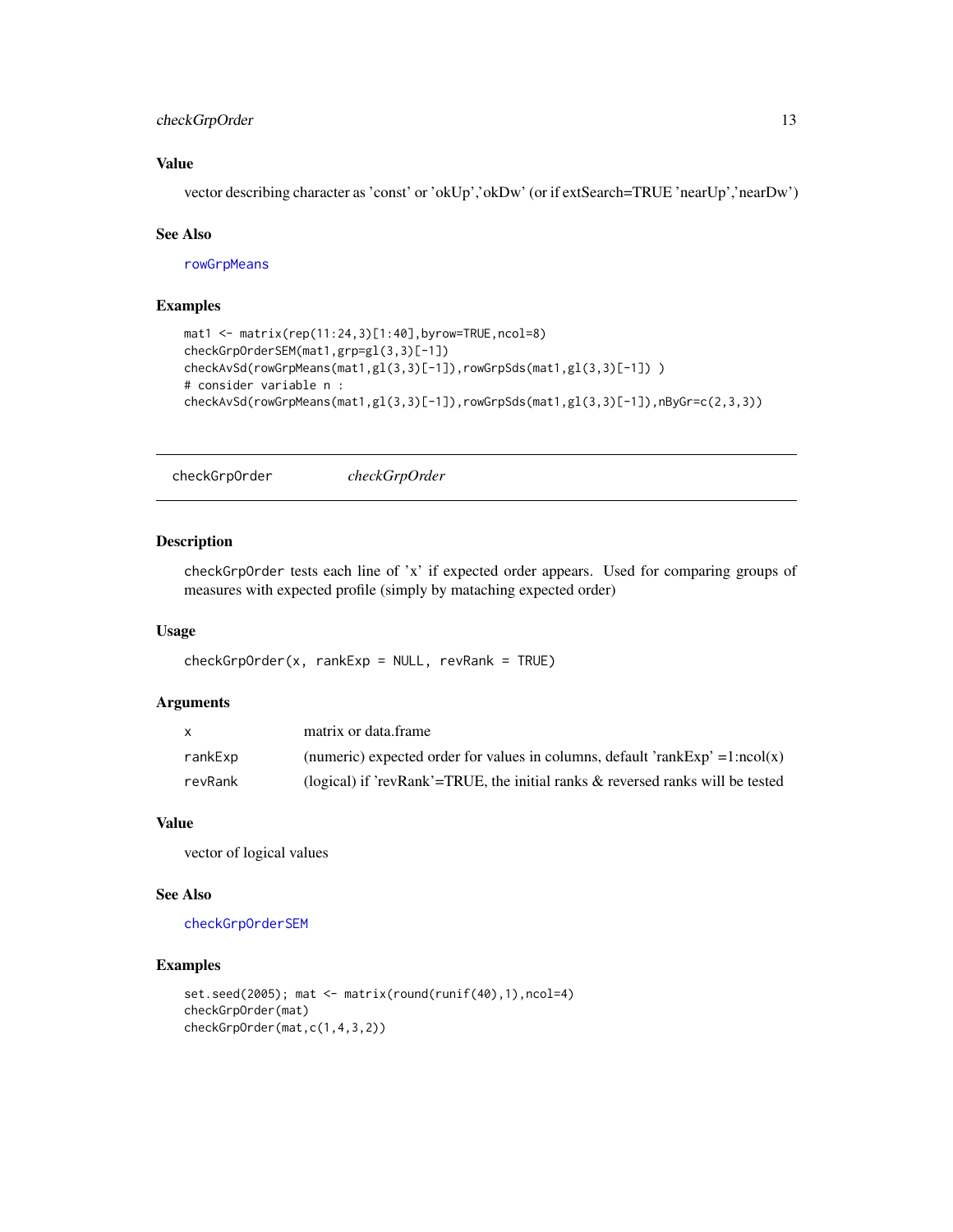### Value

vector describing character as 'const' or 'okUp','okDw' (or if extSearch=TRUE 'nearUp','nearDw')

### See Also

rowGrpMeans

### Examples

```
mat1 <- matrix(rep(11:24,3)[1:40],byrow=TRUE,ncol=8)
checkGrpOrderSEM(mat1,grp=gl(3,3)[-1])
checkAvSd(rowGrpMeans(mat1,gl(3,3)[-1]),rowGrpSds(mat1,gl(3,3)[-1]) )
# consider variable n :
checkAvSd(rowGrpMeans(mat1,gl(3,3)[-1]),rowGrpSds(mat1,gl(3,3)[-1]),nByGr=c(2,3,3))
```

---

## checkGrpOrder *checkGrpOrder*

### Description

checkGrpOrder tests each line of 'x' if expected order appears. Used for comparing groups of measures with expected profile (simply by mataching expected order)

### Usage

```
checkGrpOrder(x, rankExp = NULL, revRank = TRUE)
```

### Arguments

| | |
|---|---|
| x | matrix or data.frame |
| rankExp | (numeric) expected order for values in columns, default 'rankExp' =1:ncol(x) |
| revRank | (logical) if 'revRank'=TRUE, the initial ranks & reversed ranks will be tested |

### Value

vector of logical values

### See Also

checkGrpOrderSEM

### Examples

```
set.seed(2005); mat <- matrix(round(runif(40),1),ncol=4)
checkGrpOrder(mat)
checkGrpOrder(mat,c(1,4,3,2))
```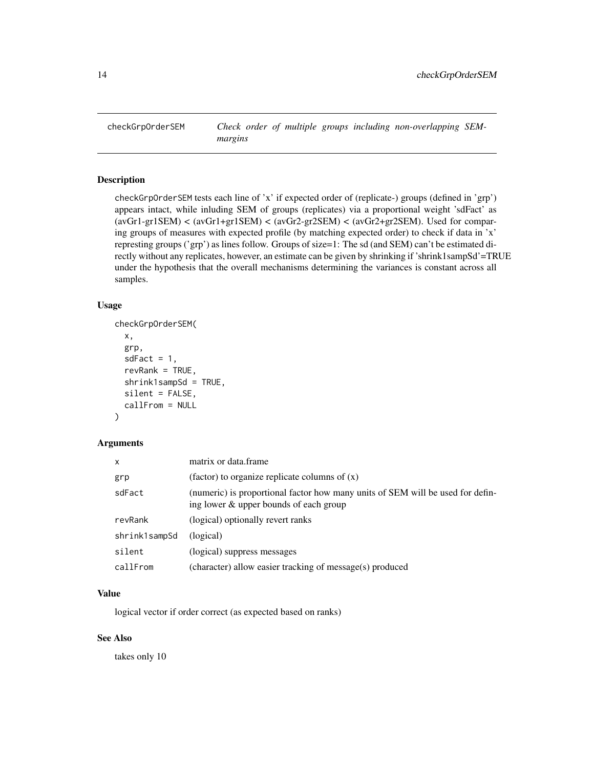## checkGrpOrderSEM — *Check order of multiple groups including non-overlapping SEM-margins*

### Description

checkGrpOrderSEM tests each line of 'x' if expected order of (replicate-) groups (defined in 'grp') appears intact, while inluding SEM of groups (replicates) via a proportional weight 'sdFact' as (avGr1-gr1SEM) < (avGr1+gr1SEM) < (avGr2-gr2SEM) < (avGr2+gr2SEM). Used for comparing groups of measures with expected profile (by matching expected order) to check if data in 'x' represting groups ('grp') as lines follow. Groups of size=1: The sd (and SEM) can't be estimated directly without any replicates, however, an estimate can be given by shrinking if 'shrink1sampSd'=TRUE under the hypothesis that the overall mechanisms determining the variances is constant across all samples.

### Usage

```
checkGrpOrderSEM(
  x,
  grp,
  sdFact = 1,
  revRank = TRUE,
  shrink1sampSd = TRUE,
  silent = FALSE,
  callFrom = NULL
)
```

### Arguments

| | |
|---|---|
| x | matrix or data.frame |
| grp | (factor) to organize replicate columns of (x) |
| sdFact | (numeric) is proportional factor how many units of SEM will be used for defining lower & upper bounds of each group |
| revRank | (logical) optionally revert ranks |
| shrink1sampSd | (logical) |
| silent | (logical) suppress messages |
| callFrom | (character) allow easier tracking of message(s) produced |

### Value

logical vector if order correct (as expected based on ranks)

### See Also

takes only 10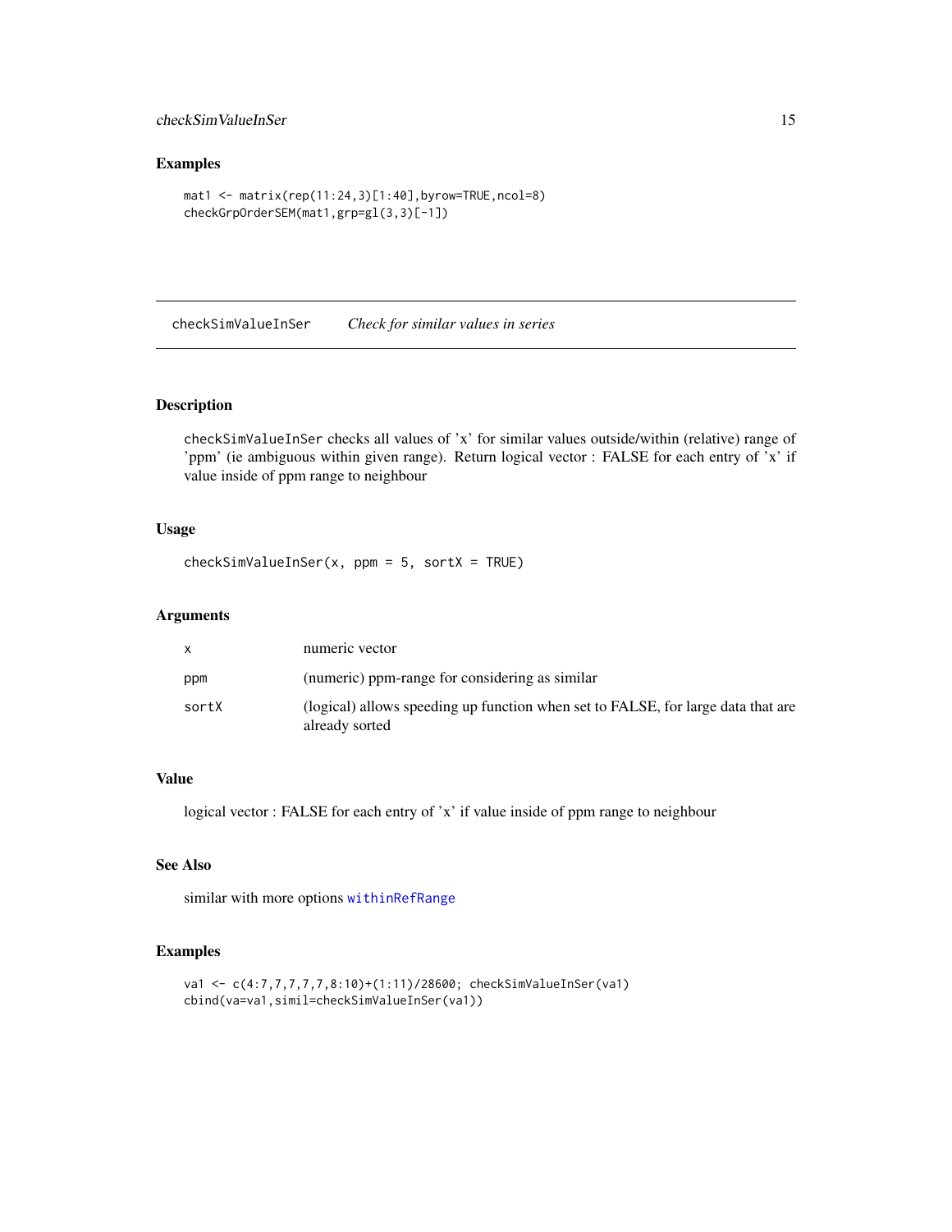### Examples

```
mat1 <- matrix(rep(11:24,3)[1:40],byrow=TRUE,ncol=8)
checkGrpOrderSEM(mat1,grp=gl(3,3)[-1])
```

---

## checkSimValueInSer — *Check for similar values in series*

### Description

checkSimValueInSer checks all values of 'x' for similar values outside/within (relative) range of 'ppm' (ie ambiguous within given range). Return logical vector : FALSE for each entry of 'x' if value inside of ppm range to neighbour

### Usage

```
checkSimValueInSer(x, ppm = 5, sortX = TRUE)
```

### Arguments

| | |
|---|---|
| x | numeric vector |
| ppm | (numeric) ppm-range for considering as similar |
| sortX | (logical) allows speeding up function when set to FALSE, for large data that are already sorted |

### Value

logical vector : FALSE for each entry of 'x' if value inside of ppm range to neighbour

### See Also

similar with more options withinRefRange

### Examples

```
va1 <- c(4:7,7,7,7,7,8:10)+(1:11)/28600; checkSimValueInSer(va1)
cbind(va=va1,simil=checkSimValueInSer(va1))
```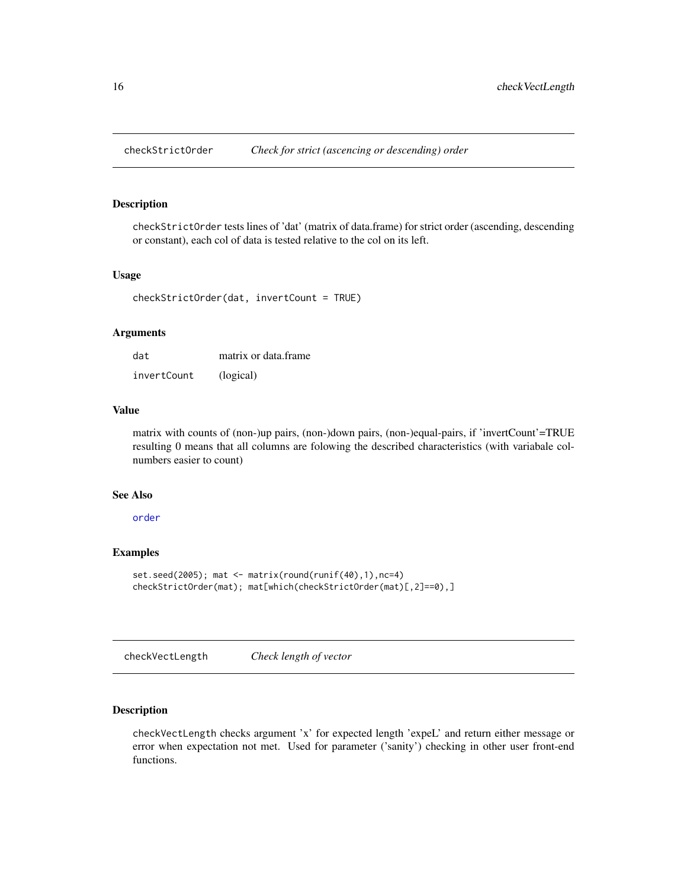## checkStrictOrder    *Check for strict (ascencing or descending) order*

### Description

checkStrictOrder tests lines of 'dat' (matrix of data.frame) for strict order (ascending, descending or constant), each col of data is tested relative to the col on its left.

### Usage

```
checkStrictOrder(dat, invertCount = TRUE)
```

### Arguments

| | |
|---|---|
| dat | matrix or data.frame |
| invertCount | (logical) |

### Value

matrix with counts of (non-)up pairs, (non-)down pairs, (non-)equal-pairs, if 'invertCount'=TRUE resulting 0 means that all columns are folowing the described characteristics (with variabale colnumbers easier to count)

### See Also

order

### Examples

```
set.seed(2005); mat <- matrix(round(runif(40),1),nc=4)
checkStrictOrder(mat); mat[which(checkStrictOrder(mat)[,2]==0),]
```

## checkVectLength    *Check length of vector*

### Description

checkVectLength checks argument 'x' for expected length 'expeL' and return either message or error when expectation not met. Used for parameter ('sanity') checking in other user front-end functions.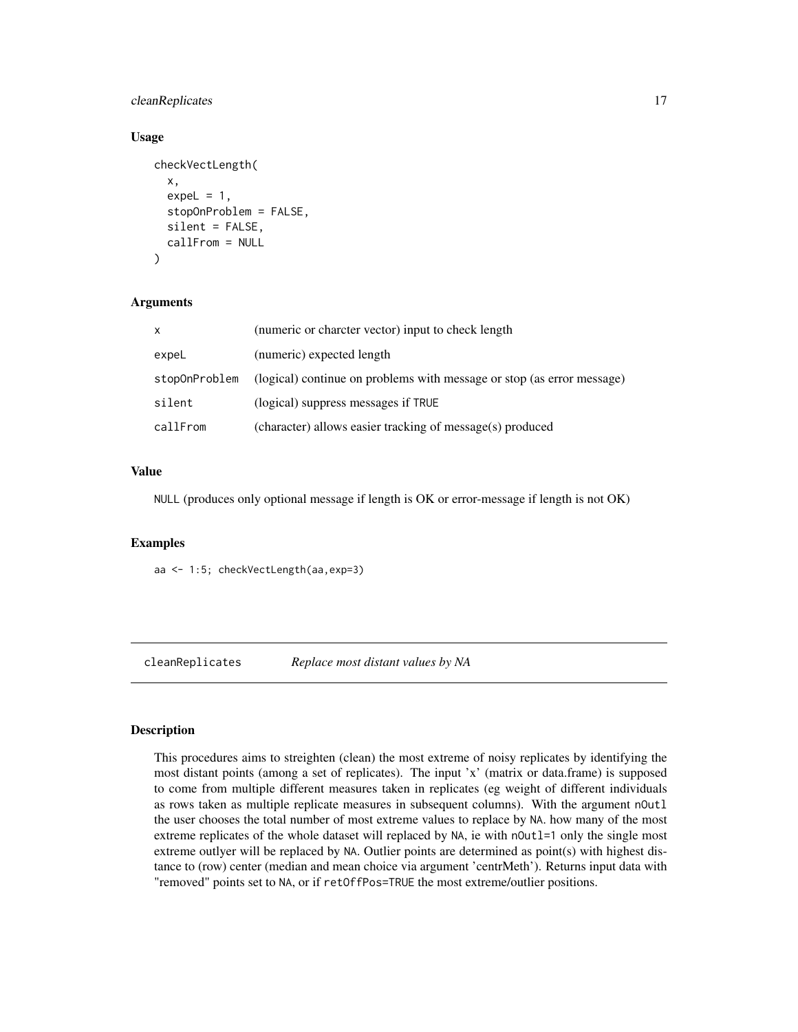### Usage

```
checkVectLength(
  x,
  expeL = 1,
  stopOnProblem = FALSE,
  silent = FALSE,
  callFrom = NULL
)
```

### Arguments

| | |
|---|---|
| x | (numeric or charcter vector) input to check length |
| expeL | (numeric) expected length |
| stopOnProblem | (logical) continue on problems with message or stop (as error message) |
| silent | (logical) suppress messages if TRUE |
| callFrom | (character) allows easier tracking of message(s) produced |

### Value

NULL (produces only optional message if length is OK or error-message if length is not OK)

### Examples

```
aa <- 1:5; checkVectLength(aa,exp=3)
```

---

## cleanReplicates *Replace most distant values by NA*

---

### Description

This procedures aims to streighten (clean) the most extreme of noisy replicates by identifying the most distant points (among a set of replicates). The input 'x' (matrix or data.frame) is supposed to come from multiple different measures taken in replicates (eg weight of different individuals as rows taken as multiple replicate measures in subsequent columns). With the argument nOutl the user chooses the total number of most extreme values to replace by NA. how many of the most extreme replicates of the whole dataset will replaced by NA, ie with nOutl=1 only the single most extreme outlyer will be replaced by NA. Outlier points are determined as point(s) with highest distance to (row) center (median and mean choice via argument 'centrMeth'). Returns input data with "removed" points set to NA, or if retOffPos=TRUE the most extreme/outlier positions.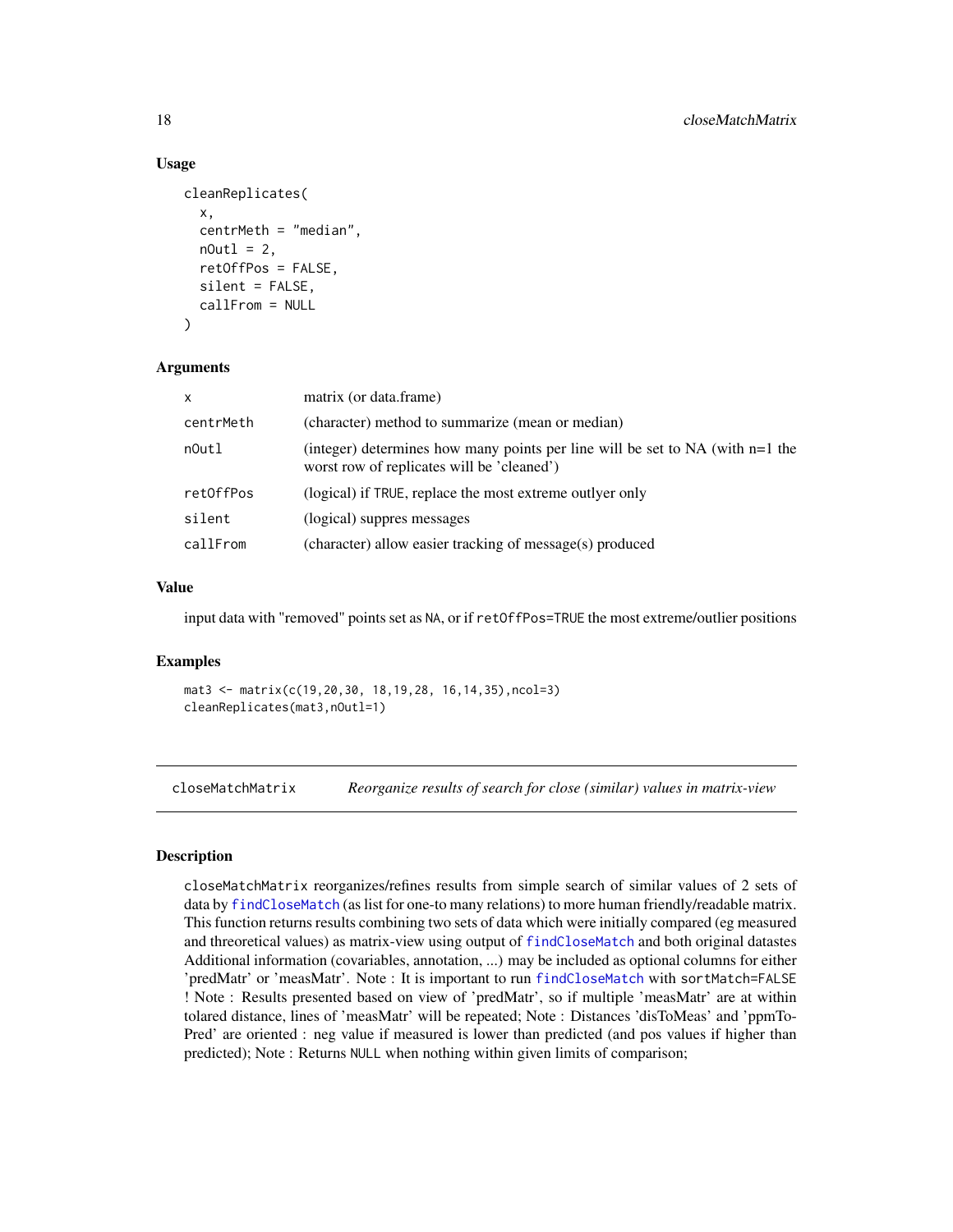### Usage

```
cleanReplicates(
  x,
  centrMeth = "median",
  nOutl = 2,
  retOffPos = FALSE,
  silent = FALSE,
  callFrom = NULL
)
```

### Arguments

| | |
|---|---|
| x | matrix (or data.frame) |
| centrMeth | (character) method to summarize (mean or median) |
| nOutl | (integer) determines how many points per line will be set to NA (with n=1 the worst row of replicates will be 'cleaned') |
| retOffPos | (logical) if TRUE, replace the most extreme outlyer only |
| silent | (logical) suppres messages |
| callFrom | (character) allow easier tracking of message(s) produced |

### Value

input data with "removed" points set as NA, or if retOffPos=TRUE the most extreme/outlier positions

### Examples

```
mat3 <- matrix(c(19,20,30, 18,19,28, 16,14,35),ncol=3)
cleanReplicates(mat3,nOutl=1)
```

---

## closeMatchMatrix *Reorganize results of search for close (similar) values in matrix-view*

### Description

closeMatchMatrix reorganizes/refines results from simple search of similar values of 2 sets of data by findCloseMatch (as list for one-to many relations) to more human friendly/readable matrix. This function returns results combining two sets of data which were initially compared (eg measured and threoretical values) as matrix-view using output of findCloseMatch and both original datastes Additional information (covariables, annotation, ...) may be included as optional columns for either 'predMatr' or 'measMatr'. Note : It is important to run findCloseMatch with sortMatch=FALSE ! Note : Results presented based on view of 'predMatr', so if multiple 'measMatr' are at within tolared distance, lines of 'measMatr' will be repeated; Note : Distances 'disToMeas' and 'ppmToPred' are oriented : neg value if measured is lower than predicted (and pos values if higher than predicted); Note : Returns NULL when nothing within given limits of comparison;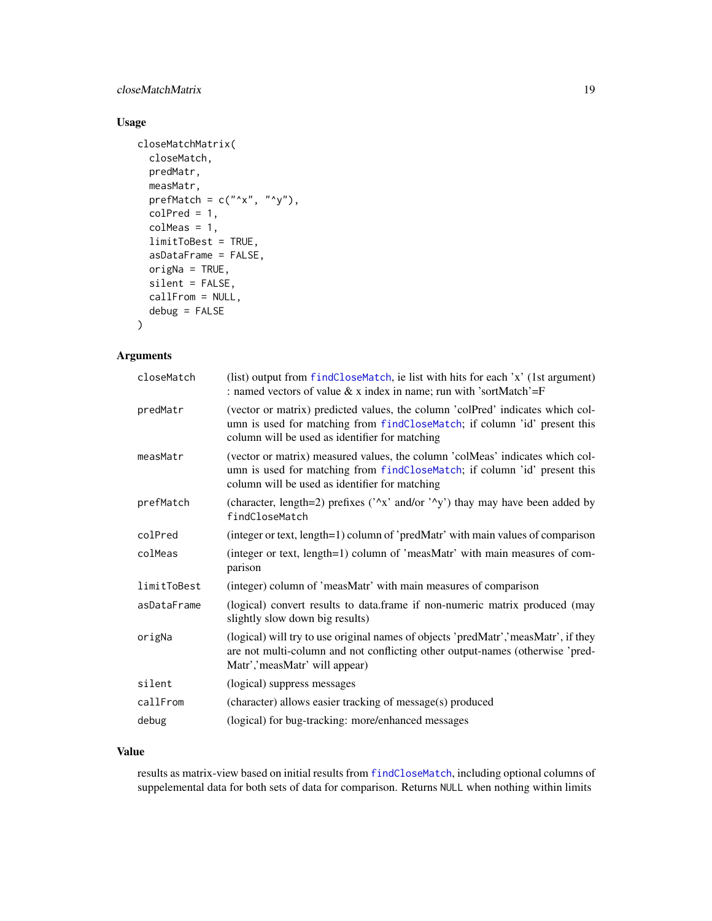## Usage

```
closeMatchMatrix(
  closeMatch,
  predMatr,
  measMatr,
  prefMatch = c("^x", "^y"),
  colPred = 1,
  colMeas = 1,
  limitToBest = TRUE,
  asDataFrame = FALSE,
  origNa = TRUE,
  silent = FALSE,
  callFrom = NULL,
  debug = FALSE
)
```

## Arguments

| | |
|---|---|
| `closeMatch` | (list) output from `findCloseMatch`, ie list with hits for each 'x' (1st argument) : named vectors of value & x index in name; run with 'sortMatch'=F |
| `predMatr` | (vector or matrix) predicted values, the column 'colPred' indicates which column is used for matching from `findCloseMatch`; if column 'id' present this column will be used as identifier for matching |
| `measMatr` | (vector or matrix) measured values, the column 'colMeas' indicates which column is used for matching from `findCloseMatch`; if column 'id' present this column will be used as identifier for matching |
| `prefMatch` | (character, length=2) prefixes ('^x' and/or '^y') thay may have been added by `findCloseMatch` |
| `colPred` | (integer or text, length=1) column of 'predMatr' with main values of comparison |
| `colMeas` | (integer or text, length=1) column of 'measMatr' with main measures of comparison |
| `limitToBest` | (integer) column of 'measMatr' with main measures of comparison |
| `asDataFrame` | (logical) convert results to data.frame if non-numeric matrix produced (may slightly slow down big results) |
| `origNa` | (logical) will try to use original names of objects 'predMatr','measMatr', if they are not multi-column and not conflicting other output-names (otherwise 'predMatr','measMatr' will appear) |
| `silent` | (logical) suppress messages |
| `callFrom` | (character) allows easier tracking of message(s) produced |
| `debug` | (logical) for bug-tracking: more/enhanced messages |

## Value

results as matrix-view based on initial results from `findCloseMatch`, including optional columns of suppelemental data for both sets of data for comparison. Returns `NULL` when nothing within limits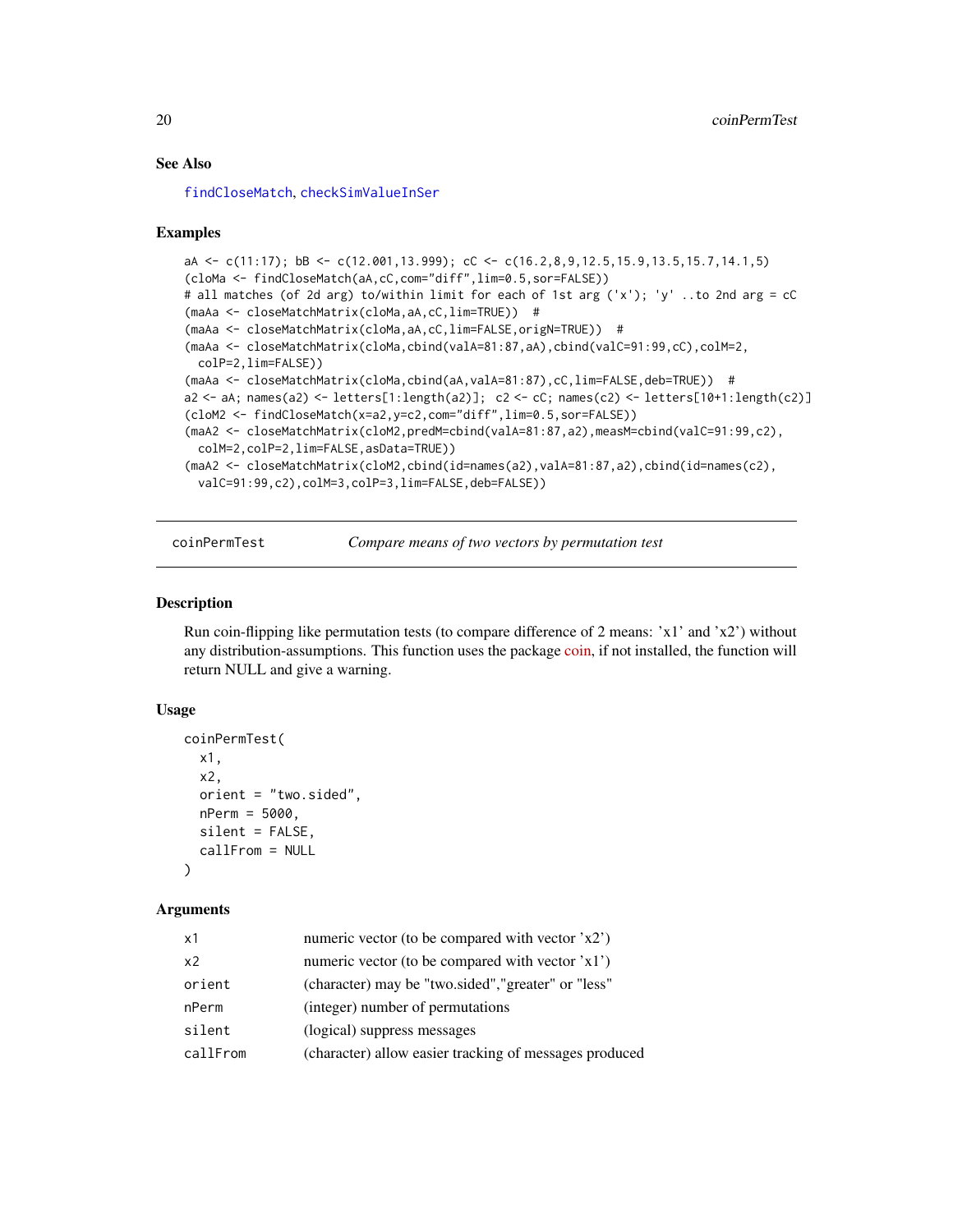### See Also

findCloseMatch, checkSimValueInSer

### Examples

```
aA <- c(11:17); bB <- c(12.001,13.999); cC <- c(16.2,8,9,12.5,15.9,13.5,15.7,14.1,5)
(cloMa <- findCloseMatch(aA,cC,com="diff",lim=0.5,sor=FALSE))
# all matches (of 2d arg) to/within limit for each of 1st arg ('x'); 'y' ..to 2nd arg = cC
(maAa <- closeMatchMatrix(cloMa,aA,cC,lim=TRUE))  #
(maAa <- closeMatchMatrix(cloMa,aA,cC,lim=FALSE,origN=TRUE))  #
(maAa <- closeMatchMatrix(cloMa,cbind(valA=81:87,aA),cbind(valC=91:99,cC),colM=2,
  colP=2,lim=FALSE))
(maAa <- closeMatchMatrix(cloMa,cbind(aA,valA=81:87),cC,lim=FALSE,deb=TRUE))  #
a2 <- aA; names(a2) <- letters[1:length(a2)];  c2 <- cC; names(c2) <- letters[10+1:length(c2)]
(cloM2 <- findCloseMatch(x=a2,y=c2,com="diff",lim=0.5,sor=FALSE))
(maA2 <- closeMatchMatrix(cloM2,predM=cbind(valA=81:87,a2),measM=cbind(valC=91:99,c2),
  colM=2,colP=2,lim=FALSE,asData=TRUE))
(maA2 <- closeMatchMatrix(cloM2,cbind(id=names(a2),valA=81:87,a2),cbind(id=names(c2),
  valC=91:99,c2),colM=3,colP=3,lim=FALSE,deb=FALSE))
```

---

## coinPermTest — *Compare means of two vectors by permutation test*

### Description

Run coin-flipping like permutation tests (to compare difference of 2 means: 'x1' and 'x2') without any distribution-assumptions. This function uses the package coin, if not installed, the function will return NULL and give a warning.

### Usage

```
coinPermTest(
  x1,
  x2,
  orient = "two.sided",
  nPerm = 5000,
  silent = FALSE,
  callFrom = NULL
)
```

### Arguments

| | |
|---|---|
| x1 | numeric vector (to be compared with vector 'x2') |
| x2 | numeric vector (to be compared with vector 'x1') |
| orient | (character) may be "two.sided","greater" or "less" |
| nPerm | (integer) number of permutations |
| silent | (logical) suppress messages |
| callFrom | (character) allow easier tracking of messages produced |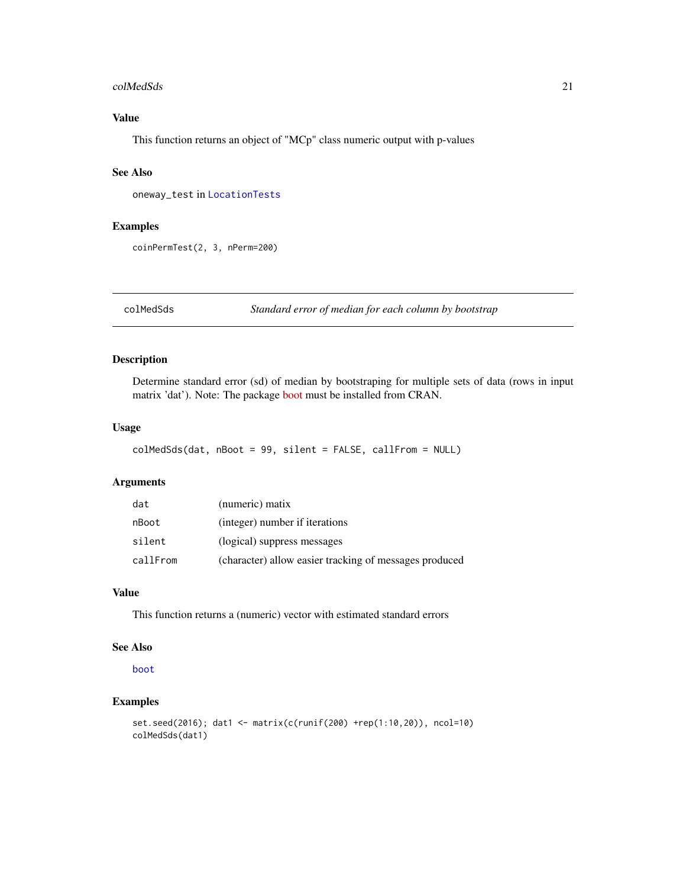## Value

This function returns an object of "MCp" class numeric output with p-values

## See Also

oneway_test in LocationTests

## Examples

```
coinPermTest(2, 3, nPerm=200)
```

---

# colMedSds — *Standard error of median for each column by bootstrap*

---

## Description

Determine standard error (sd) of median by bootstraping for multiple sets of data (rows in input matrix 'dat'). Note: The package boot must be installed from CRAN.

## Usage

```
colMedSds(dat, nBoot = 99, silent = FALSE, callFrom = NULL)
```

## Arguments

| | |
|---|---|
| dat | (numeric) matix |
| nBoot | (integer) number if iterations |
| silent | (logical) suppress messages |
| callFrom | (character) allow easier tracking of messages produced |

## Value

This function returns a (numeric) vector with estimated standard errors

## See Also

boot

## Examples

```
set.seed(2016); dat1 <- matrix(c(runif(200) +rep(1:10,20)), ncol=10)
colMedSds(dat1)
```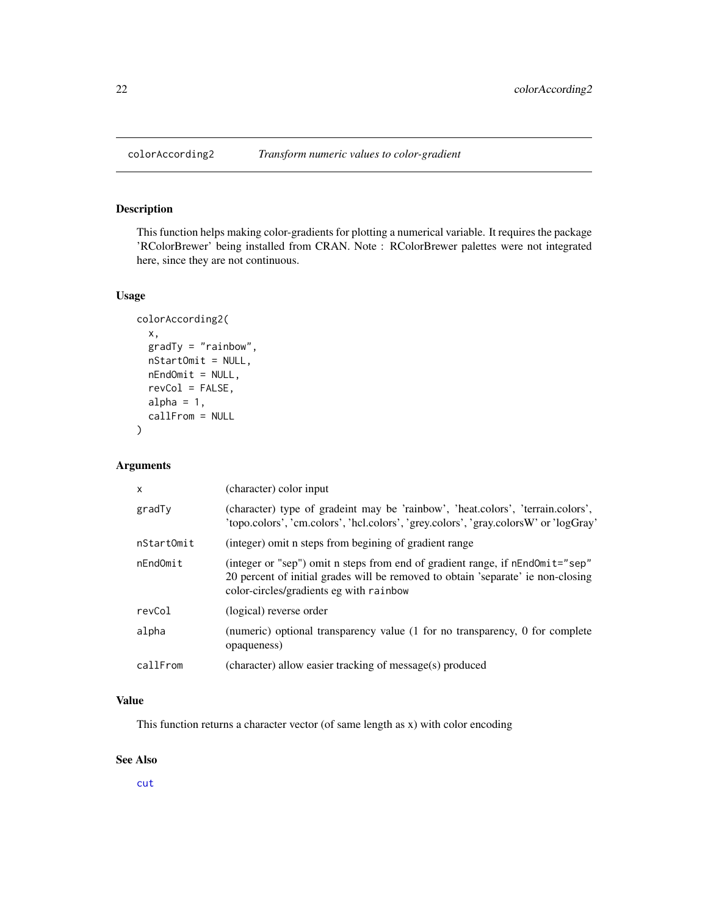# colorAccording2 — *Transform numeric values to color-gradient*

## Description

This function helps making color-gradients for plotting a numerical variable. It requires the package 'RColorBrewer' being installed from CRAN. Note : RColorBrewer palettes were not integrated here, since they are not continuous.

## Usage

```
colorAccording2(
  x,
  gradTy = "rainbow",
  nStartOmit = NULL,
  nEndOmit = NULL,
  revCol = FALSE,
  alpha = 1,
  callFrom = NULL
)
```

## Arguments

| | |
|---|---|
| `x` | (character) color input |
| `gradTy` | (character) type of gradeint may be 'rainbow', 'heat.colors', 'terrain.colors', 'topo.colors', 'cm.colors', 'hcl.colors', 'grey.colors', 'gray.colorsW' or 'logGray' |
| `nStartOmit` | (integer) omit n steps from begining of gradient range |
| `nEndOmit` | (integer or "sep") omit n steps from end of gradient range, if `nEndOmit="sep"` 20 percent of initial grades will be removed to obtain 'separate' ie non-closing color-circles/gradients eg with `rainbow` |
| `revCol` | (logical) reverse order |
| `alpha` | (numeric) optional transparency value (1 for no transparency, 0 for complete opaqueness) |
| `callFrom` | (character) allow easier tracking of message(s) produced |

## Value

This function returns a character vector (of same length as x) with color encoding

## See Also

`cut`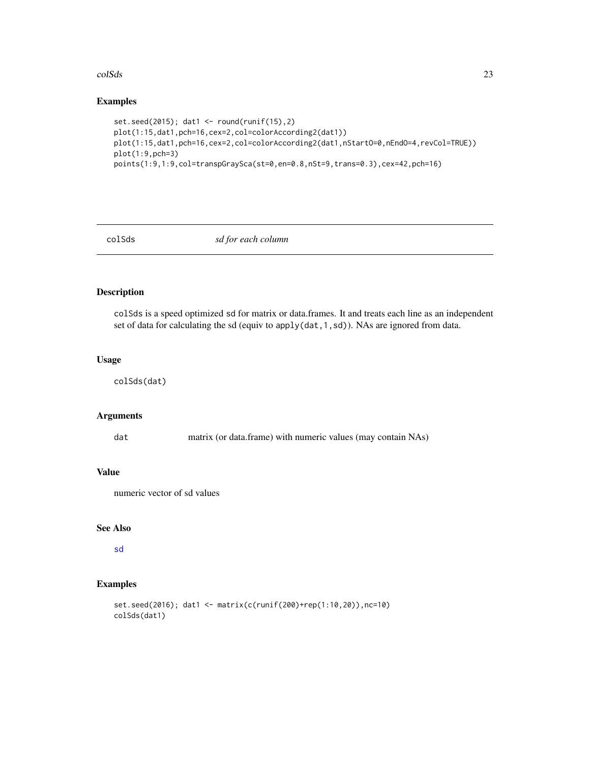## Examples

```
set.seed(2015); dat1 <- round(runif(15),2)
plot(1:15,dat1,pch=16,cex=2,col=colorAccording2(dat1))
plot(1:15,dat1,pch=16,cex=2,col=colorAccording2(dat1,nStartO=0,nEndO=4,revCol=TRUE))
plot(1:9,pch=3)
points(1:9,1:9,col=transpGraySca(st=0,en=0.8,nSt=9,trans=0.3),cex=42,pch=16)
```

---

# colSds &nbsp;&nbsp;&nbsp;&nbsp; *sd for each column*

---

## Description

colSds is a speed optimized sd for matrix or data.frames. It and treats each line as an independent set of data for calculating the sd (equiv to apply(dat,1,sd)). NAs are ignored from data.

## Usage

```
colSds(dat)
```

## Arguments

| | |
|---|---|
| dat | matrix (or data.frame) with numeric values (may contain NAs) |

## Value

numeric vector of sd values

## See Also

sd

## Examples

```
set.seed(2016); dat1 <- matrix(c(runif(200)+rep(1:10,20)),nc=10)
colSds(dat1)
```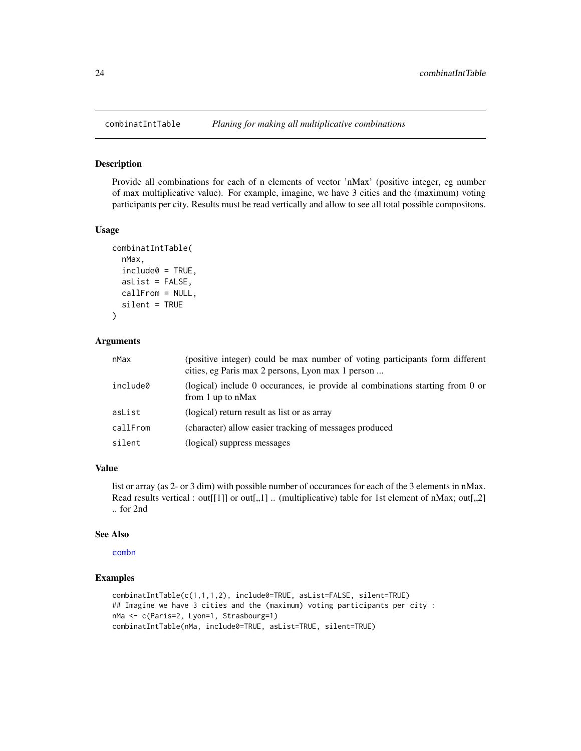## combinatIntTable    *Planing for making all multiplicative combinations*

### Description

Provide all combinations for each of n elements of vector 'nMax' (positive integer, eg number of max multiplicative value). For example, imagine, we have 3 cities and the (maximum) voting participants per city. Results must be read vertically and allow to see all total possible compositons.

### Usage

```
combinatIntTable(
  nMax,
  include0 = TRUE,
  asList = FALSE,
  callFrom = NULL,
  silent = TRUE
)
```

### Arguments

| | |
|---|---|
| nMax | (positive integer) could be max number of voting participants form different cities, eg Paris max 2 persons, Lyon max 1 person ... |
| include0 | (logical) include 0 occurances, ie provide al combinations starting from 0 or from 1 up to nMax |
| asList | (logical) return result as list or as array |
| callFrom | (character) allow easier tracking of messages produced |
| silent | (logical) suppress messages |

### Value

list or array (as 2- or 3 dim) with possible number of occurances for each of the 3 elements in nMax. Read results vertical : out[[1]] or out[,,1] .. (multiplicative) table for 1st element of nMax; out[,,2] .. for 2nd

### See Also

combn

### Examples

```
combinatIntTable(c(1,1,1,2), include0=TRUE, asList=FALSE, silent=TRUE)
## Imagine we have 3 cities and the (maximum) voting participants per city :
nMa <- c(Paris=2, Lyon=1, Strasbourg=1)
combinatIntTable(nMa, include0=TRUE, asList=TRUE, silent=TRUE)
```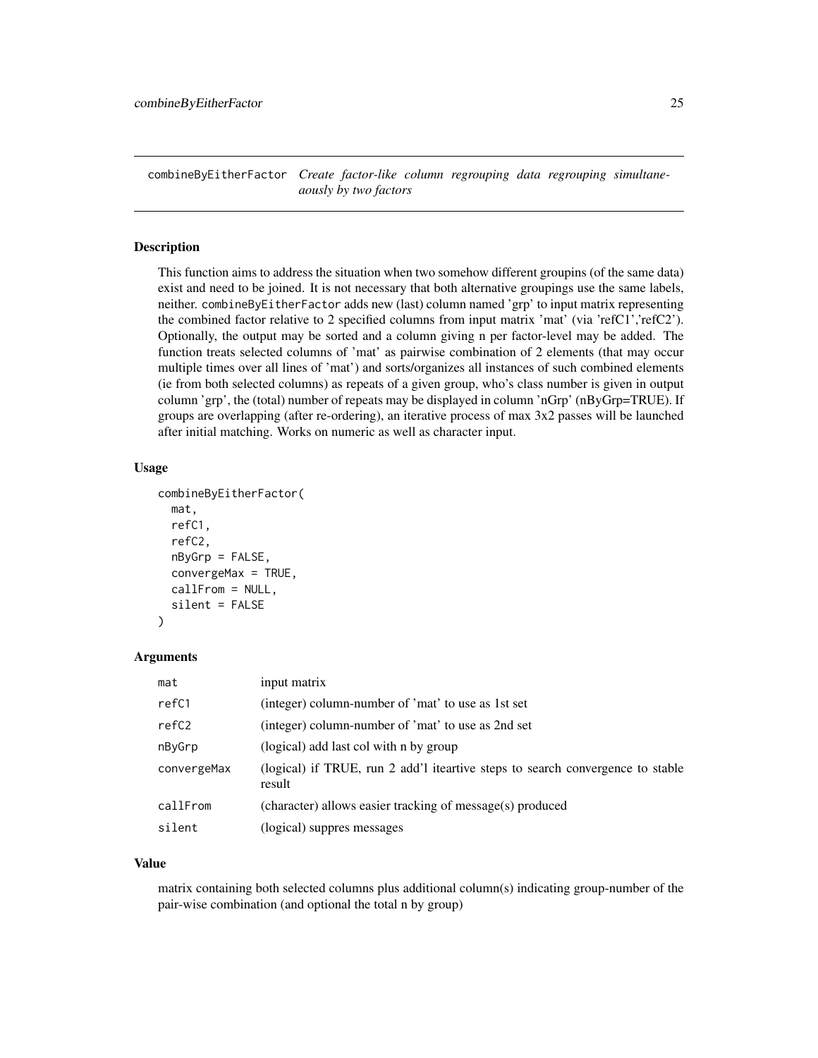# combineByEitherFactor *Create factor-like column regrouping data regrouping simultaneaously by two factors*

## Description

This function aims to address the situation when two somehow different groupins (of the same data) exist and need to be joined. It is not necessary that both alternative groupings use the same labels, neither. `combineByEitherFactor` adds new (last) column named 'grp' to input matrix representing the combined factor relative to 2 specified columns from input matrix 'mat' (via 'refC1','refC2'). Optionally, the output may be sorted and a column giving n per factor-level may be added. The function treats selected columns of 'mat' as pairwise combination of 2 elements (that may occur multiple times over all lines of 'mat') and sorts/organizes all instances of such combined elements (ie from both selected columns) as repeats of a given group, who's class number is given in output column 'grp', the (total) number of repeats may be displayed in column 'nGrp' (nByGrp=TRUE). If groups are overlapping (after re-ordering), an iterative process of max 3x2 passes will be launched after initial matching. Works on numeric as well as character input.

## Usage

```
combineByEitherFactor(
  mat,
  refC1,
  refC2,
  nByGrp = FALSE,
  convergeMax = TRUE,
  callFrom = NULL,
  silent = FALSE
)
```

## Arguments

| | |
|---|---|
| `mat` | input matrix |
| `refC1` | (integer) column-number of 'mat' to use as 1st set |
| `refC2` | (integer) column-number of 'mat' to use as 2nd set |
| `nByGrp` | (logical) add last col with n by group |
| `convergeMax` | (logical) if TRUE, run 2 add'l iteartive steps to search convergence to stable result |
| `callFrom` | (character) allows easier tracking of message(s) produced |
| `silent` | (logical) suppres messages |

## Value

matrix containing both selected columns plus additional column(s) indicating group-number of the pair-wise combination (and optional the total n by group)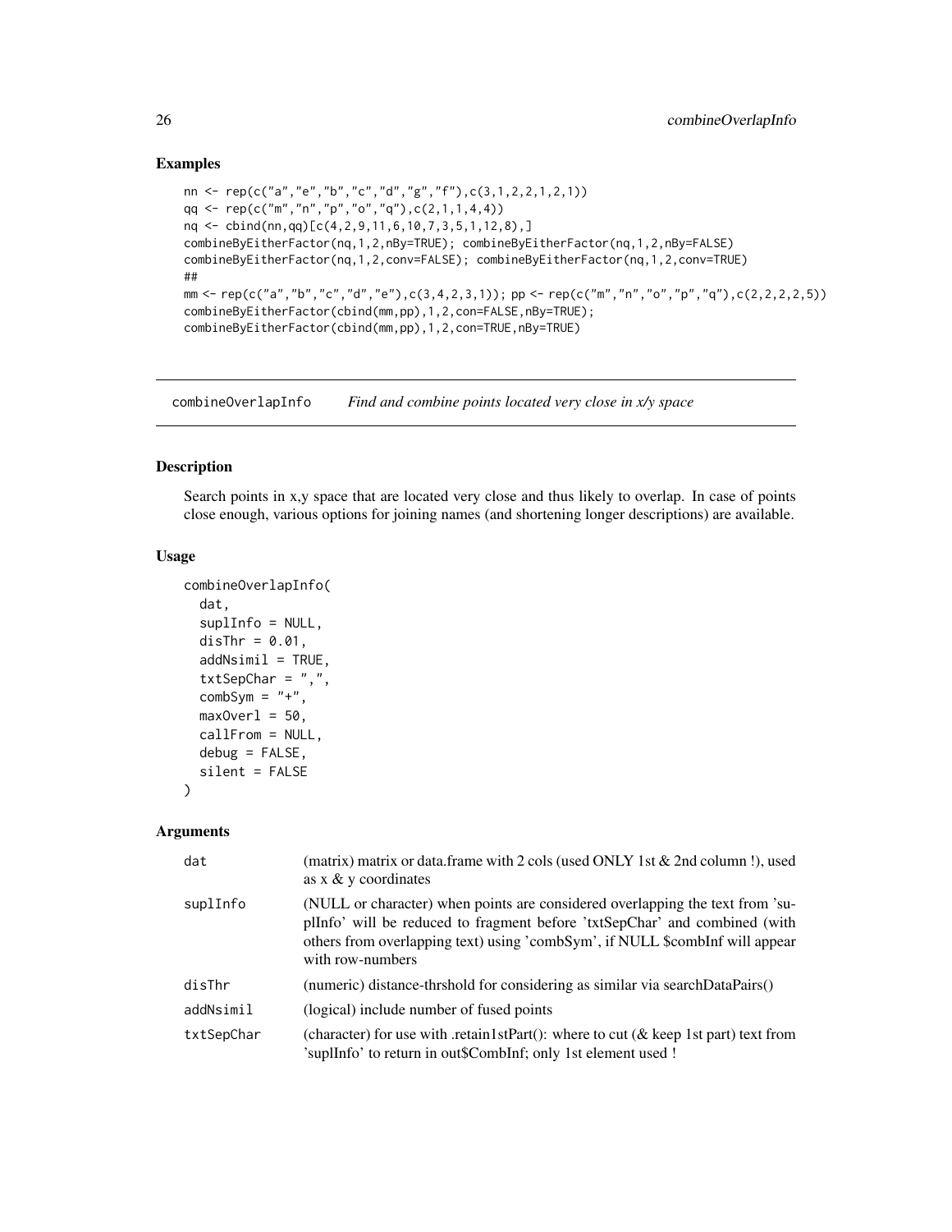### Examples

```
nn <- rep(c("a","e","b","c","d","g","f"),c(3,1,2,2,1,2,1))
qq <- rep(c("m","n","p","o","q"),c(2,1,1,4,4))
nq <- cbind(nn,qq)[c(4,2,9,11,6,10,7,3,5,1,12,8),]
combineByEitherFactor(nq,1,2,nBy=TRUE); combineByEitherFactor(nq,1,2,nBy=FALSE)
combineByEitherFactor(nq,1,2,conv=FALSE); combineByEitherFactor(nq,1,2,conv=TRUE)
##
mm <- rep(c("a","b","c","d","e"),c(3,4,2,3,1)); pp <- rep(c("m","n","o","p","q"),c(2,2,2,2,5))
combineByEitherFactor(cbind(mm,pp),1,2,con=FALSE,nBy=TRUE);
combineByEitherFactor(cbind(mm,pp),1,2,con=TRUE,nBy=TRUE)
```

---

## combineOverlapInfo — *Find and combine points located very close in x/y space*

### Description

Search points in x,y space that are located very close and thus likely to overlap. In case of points close enough, various options for joining names (and shortening longer descriptions) are available.

### Usage

```
combineOverlapInfo(
  dat,
  suplInfo = NULL,
  disThr = 0.01,
  addNsimil = TRUE,
  txtSepChar = ",",
  combSym = "+",
  maxOverl = 50,
  callFrom = NULL,
  debug = FALSE,
  silent = FALSE
)
```

### Arguments

| | |
|---|---|
| dat | (matrix) matrix or data.frame with 2 cols (used ONLY 1st & 2nd column !), used as x & y coordinates |
| suplInfo | (NULL or character) when points are considered overlapping the text from 'suplInfo' will be reduced to fragment before 'txtSepChar' and combined (with others from overlapping text) using 'combSym', if NULL $combInf will appear with row-numbers |
| disThr | (numeric) distance-thrshold for considering as similar via searchDataPairs() |
| addNsimil | (logical) include number of fused points |
| txtSepChar | (character) for use with .retain1stPart(): where to cut (& keep 1st part) text from 'suplInfo' to return in out$CombInf; only 1st element used ! |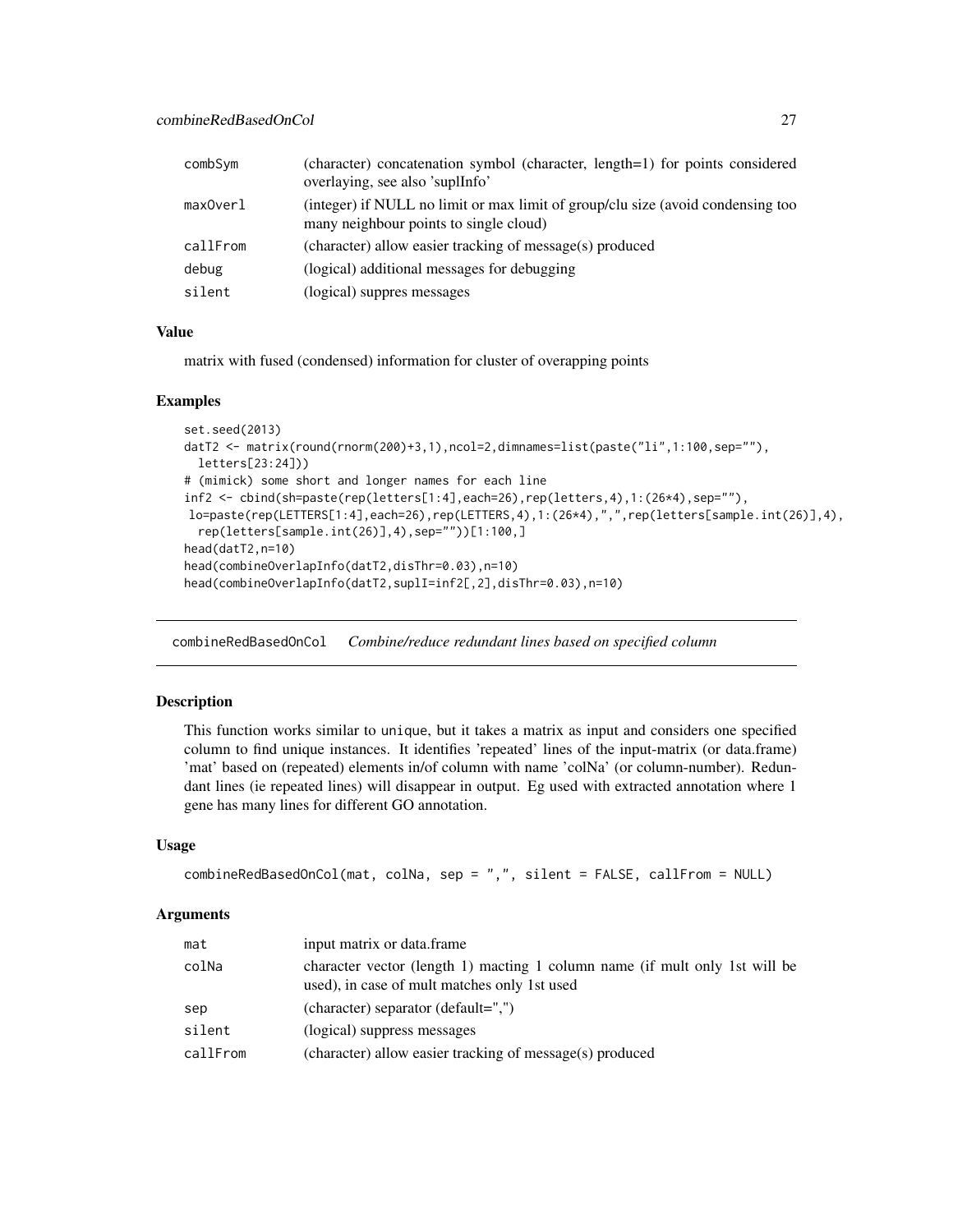| | |
|---|---|
| combSym | (character) concatenation symbol (character, length=1) for points considered overlaying, see also 'suplInfo' |
| maxOverl | (integer) if NULL no limit or max limit of group/clu size (avoid condensing too many neighbour points to single cloud) |
| callFrom | (character) allow easier tracking of message(s) produced |
| debug | (logical) additional messages for debugging |
| silent | (logical) suppres messages |

### Value

matrix with fused (condensed) information for cluster of overapping points

### Examples

```
set.seed(2013)
datT2 <- matrix(round(rnorm(200)+3,1),ncol=2,dimnames=list(paste("li",1:100,sep=""),
  letters[23:24]))
# (mimick) some short and longer names for each line
inf2 <- cbind(sh=paste(rep(letters[1:4],each=26),rep(letters,4),1:(26*4),sep=""),
 lo=paste(rep(LETTERS[1:4],each=26),rep(LETTERS,4),1:(26*4),",",rep(letters[sample.int(26)],4),
  rep(letters[sample.int(26)],4),sep=""))[1:100,]
head(datT2,n=10)
head(combineOverlapInfo(datT2,disThr=0.03),n=10)
head(combineOverlapInfo(datT2,suplI=inf2[,2],disThr=0.03),n=10)
```

---

## combineRedBasedOnCol *Combine/reduce redundant lines based on specified column*

### Description

This function works similar to unique, but it takes a matrix as input and considers one specified column to find unique instances. It identifies 'repeated' lines of the input-matrix (or data.frame) 'mat' based on (repeated) elements in/of column with name 'colNa' (or column-number). Redundant lines (ie repeated lines) will disappear in output. Eg used with extracted annotation where 1 gene has many lines for different GO annotation.

### Usage

```
combineRedBasedOnCol(mat, colNa, sep = ",", silent = FALSE, callFrom = NULL)
```

### Arguments

| | |
|---|---|
| mat | input matrix or data.frame |
| colNa | character vector (length 1) macting 1 column name (if mult only 1st will be used), in case of mult matches only 1st used |
| sep | (character) separator (default=",") |
| silent | (logical) suppress messages |
| callFrom | (character) allow easier tracking of message(s) produced |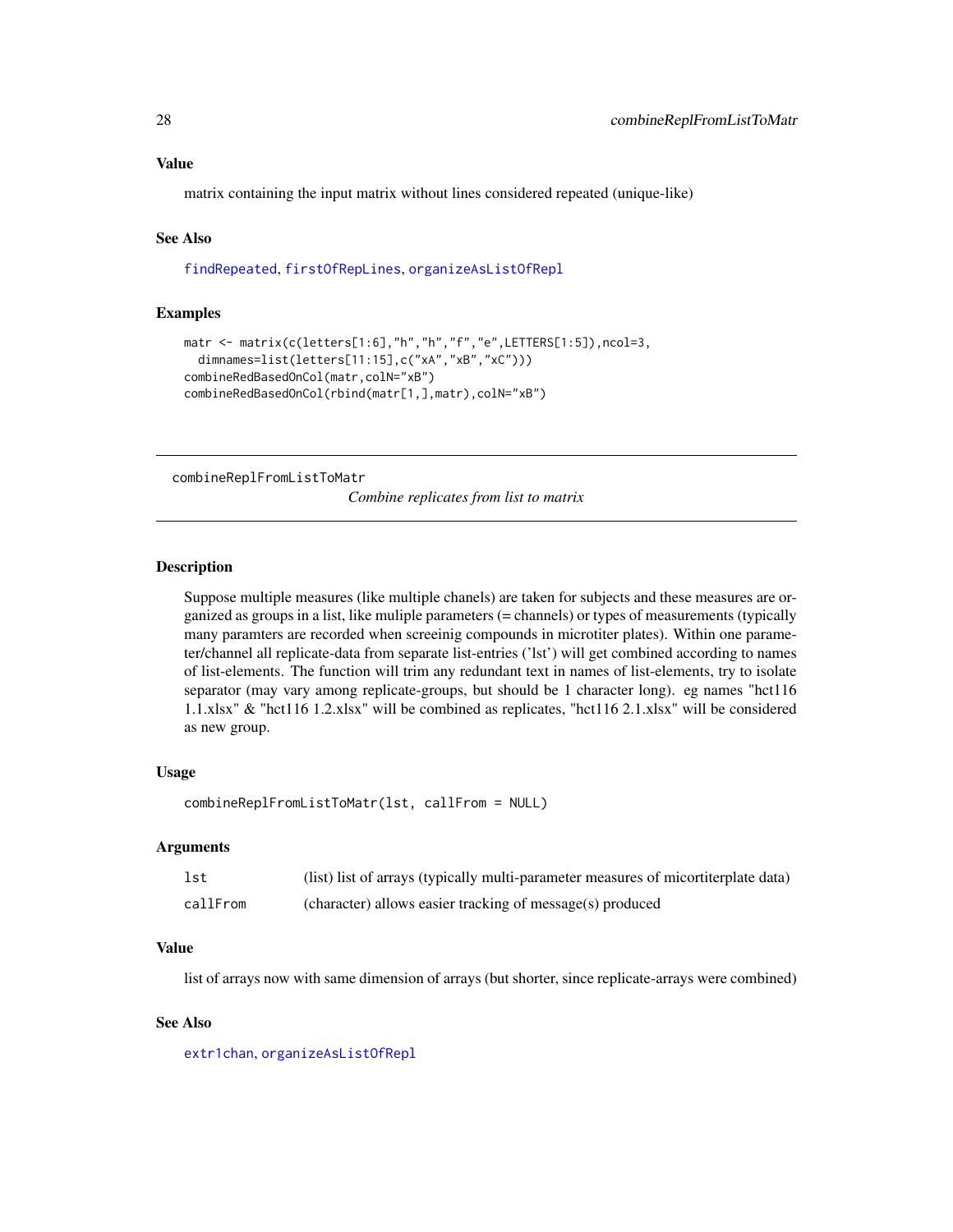### Value

matrix containing the input matrix without lines considered repeated (unique-like)

### See Also

findRepeated, firstOfRepLines, organizeAsListOfRepl

### Examples

```
matr <- matrix(c(letters[1:6],"h","h","f","e",LETTERS[1:5]),ncol=3,
  dimnames=list(letters[11:15],c("xA","xB","xC")))
combineRedBasedOnCol(matr,colN="xB")
combineRedBasedOnCol(rbind(matr[1,],matr),colN="xB")
```

---

## combineReplFromListToMatr

*Combine replicates from list to matrix*

---

### Description

Suppose multiple measures (like multiple chanels) are taken for subjects and these measures are organized as groups in a list, like muliple parameters (= channels) or types of measurements (typically many paramters are recorded when screeinig compounds in microtiter plates). Within one parameter/channel all replicate-data from separate list-entries ('lst') will get combined according to names of list-elements. The function will trim any redundant text in names of list-elements, try to isolate separator (may vary among replicate-groups, but should be 1 character long). eg names "hct116 1.1.xlsx" & "hct116 1.2.xlsx" will be combined as replicates, "hct116 2.1.xlsx" will be considered as new group.

### Usage

```
combineReplFromListToMatr(lst, callFrom = NULL)
```

### Arguments

| | |
|---|---|
| lst | (list) list of arrays (typically multi-parameter measures of micortiterplate data) |
| callFrom | (character) allows easier tracking of message(s) produced |

### Value

list of arrays now with same dimension of arrays (but shorter, since replicate-arrays were combined)

### See Also

extr1chan, organizeAsListOfRepl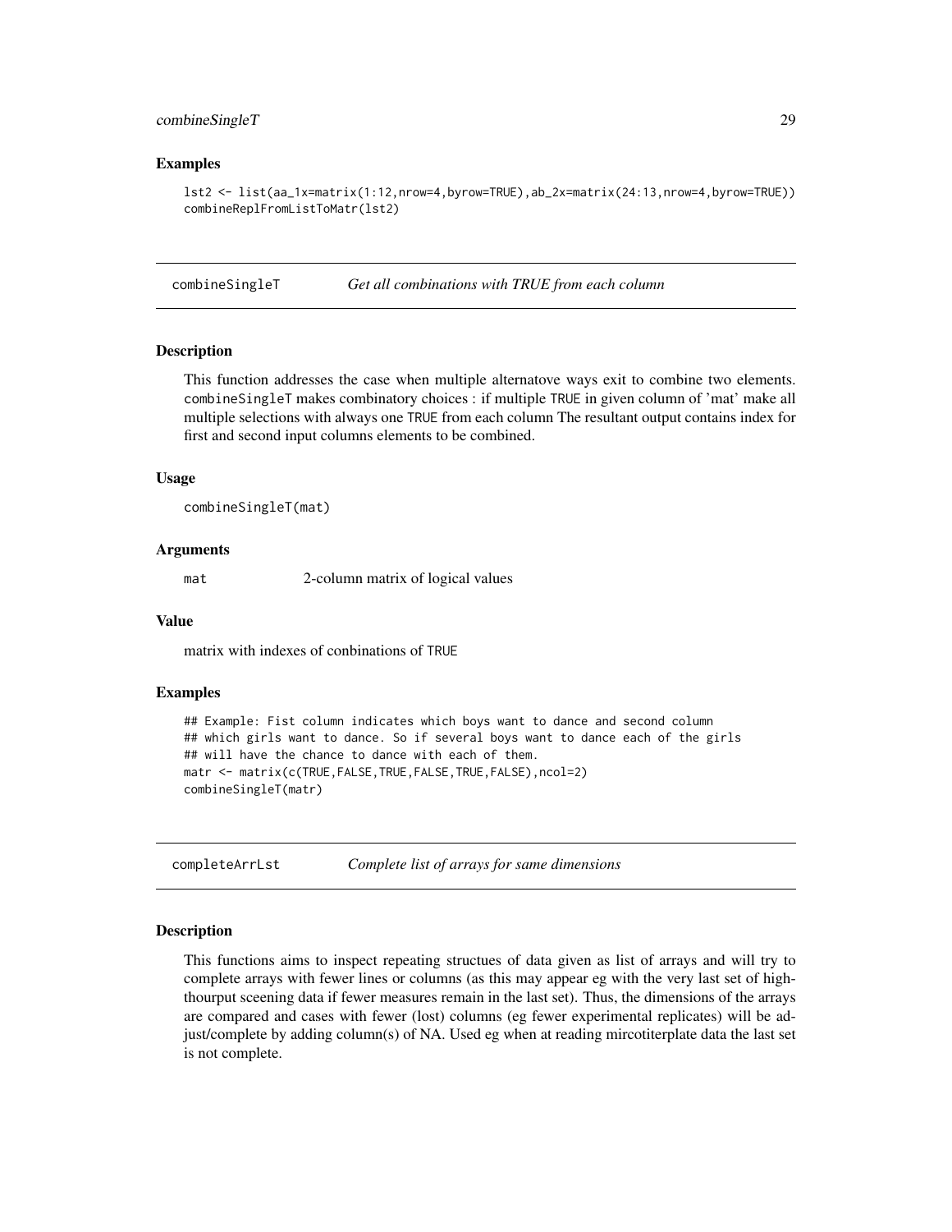### Examples

```
lst2 <- list(aa_1x=matrix(1:12,nrow=4,byrow=TRUE),ab_2x=matrix(24:13,nrow=4,byrow=TRUE))
combineReplFromListToMatr(lst2)
```

---

## combineSingleT &nbsp;&nbsp;&nbsp; *Get all combinations with TRUE from each column*

### Description

This function addresses the case when multiple alternatove ways exit to combine two elements. `combineSingleT` makes combinatory choices : if multiple `TRUE` in given column of 'mat' make all multiple selections with always one `TRUE` from each column The resultant output contains index for first and second input columns elements to be combined.

### Usage

```
combineSingleT(mat)
```

### Arguments

| | |
|---|---|
| `mat` | 2-column matrix of logical values |

### Value

matrix with indexes of conbinations of `TRUE`

### Examples

```
## Example: Fist column indicates which boys want to dance and second column
## which girls want to dance. So if several boys want to dance each of the girls
## will have the chance to dance with each of them.
matr <- matrix(c(TRUE,FALSE,TRUE,FALSE,TRUE,FALSE),ncol=2)
combineSingleT(matr)
```

---

## completeArrLst &nbsp;&nbsp;&nbsp; *Complete list of arrays for same dimensions*

### Description

This functions aims to inspect repeating structues of data given as list of arrays and will try to complete arrays with fewer lines or columns (as this may appear eg with the very last set of high-thourput sceening data if fewer measures remain in the last set). Thus, the dimensions of the arrays are compared and cases with fewer (lost) columns (eg fewer experimental replicates) will be adjust/complete by adding column(s) of NA. Used eg when at reading mircotiterplate data the last set is not complete.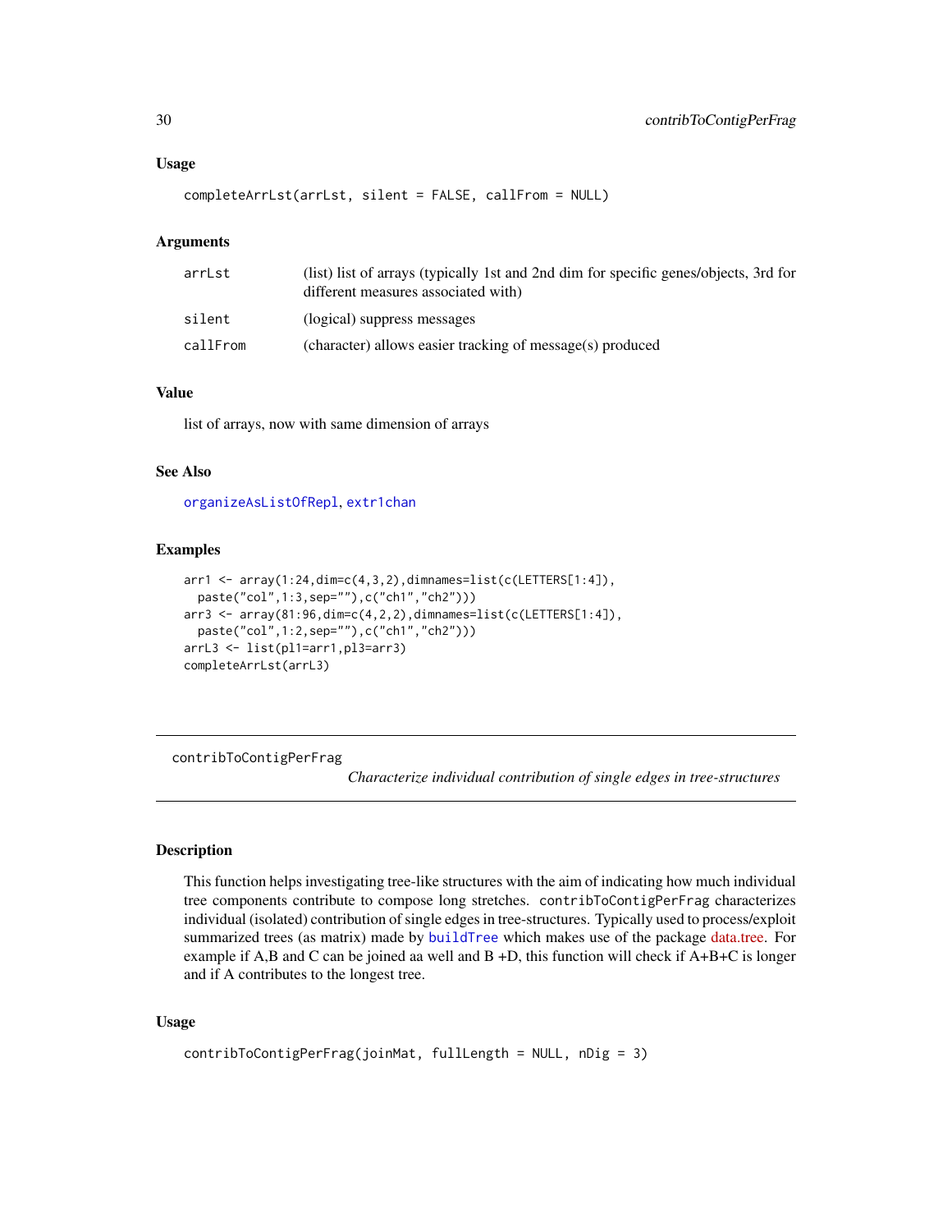### Usage

```
completeArrLst(arrLst, silent = FALSE, callFrom = NULL)
```

### Arguments

| | |
|---|---|
| arrLst | (list) list of arrays (typically 1st and 2nd dim for specific genes/objects, 3rd for different measures associated with) |
| silent | (logical) suppress messages |
| callFrom | (character) allows easier tracking of message(s) produced |

### Value

list of arrays, now with same dimension of arrays

### See Also

organizeAsListOfRepl, extr1chan

### Examples

```
arr1 <- array(1:24,dim=c(4,3,2),dimnames=list(c(LETTERS[1:4]),
  paste("col",1:3,sep=""),c("ch1","ch2")))
arr3 <- array(81:96,dim=c(4,2,2),dimnames=list(c(LETTERS[1:4]),
  paste("col",1:2,sep=""),c("ch1","ch2")))
arrL3 <- list(pl1=arr1,pl3=arr3)
completeArrLst(arrL3)
```

---

## contribToContigPerFrag

*Characterize individual contribution of single edges in tree-structures*

### Description

This function helps investigating tree-like structures with the aim of indicating how much individual tree components contribute to compose long stretches. contribToContigPerFrag characterizes individual (isolated) contribution of single edges in tree-structures. Typically used to process/exploit summarized trees (as matrix) made by buildTree which makes use of the package data.tree. For example if A,B and C can be joined aa well and B +D, this function will check if A+B+C is longer and if A contributes to the longest tree.

### Usage

```
contribToContigPerFrag(joinMat, fullLength = NULL, nDig = 3)
```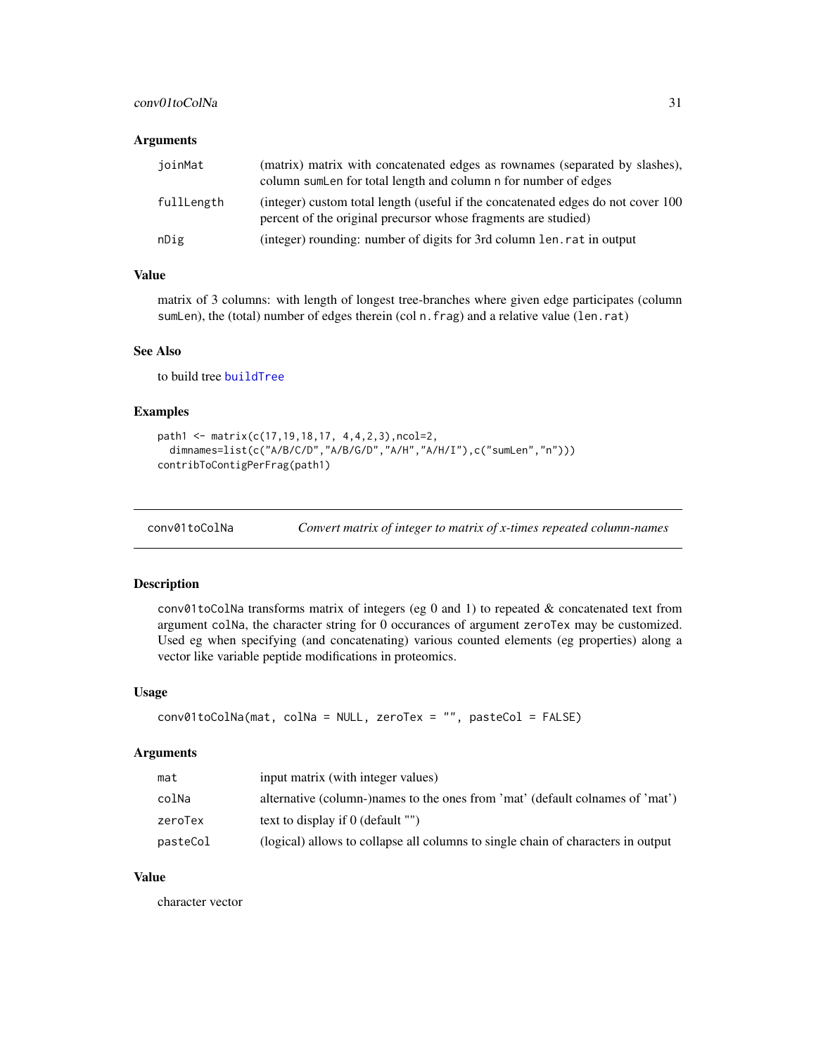### Arguments

| | |
|---|---|
| joinMat | (matrix) matrix with concatenated edges as rownames (separated by slashes), column sumLen for total length and column n for number of edges |
| fullLength | (integer) custom total length (useful if the concatenated edges do not cover 100 percent of the original precursor whose fragments are studied) |
| nDig | (integer) rounding: number of digits for 3rd column len.rat in output |

### Value

matrix of 3 columns: with length of longest tree-branches where given edge participates (column sumLen), the (total) number of edges therein (col n.frag) and a relative value (len.rat)

### See Also

to build tree buildTree

### Examples

```
path1 <- matrix(c(17,19,18,17, 4,4,2,3),ncol=2,
  dimnames=list(c("A/B/C/D","A/B/G/D","A/H","A/H/I"),c("sumLen","n")))
contribToContigPerFrag(path1)
```

---

## conv01toColNa — *Convert matrix of integer to matrix of x-times repeated column-names*

### Description

conv01toColNa transforms matrix of integers (eg 0 and 1) to repeated & concatenated text from argument colNa, the character string for 0 occurances of argument zeroTex may be customized. Used eg when specifying (and concatenating) various counted elements (eg properties) along a vector like variable peptide modifications in proteomics.

### Usage

```
conv01toColNa(mat, colNa = NULL, zeroTex = "", pasteCol = FALSE)
```

### Arguments

| | |
|---|---|
| mat | input matrix (with integer values) |
| colNa | alternative (column-)names to the ones from 'mat' (default colnames of 'mat') |
| zeroTex | text to display if 0 (default "") |
| pasteCol | (logical) allows to collapse all columns to single chain of characters in output |

### Value

character vector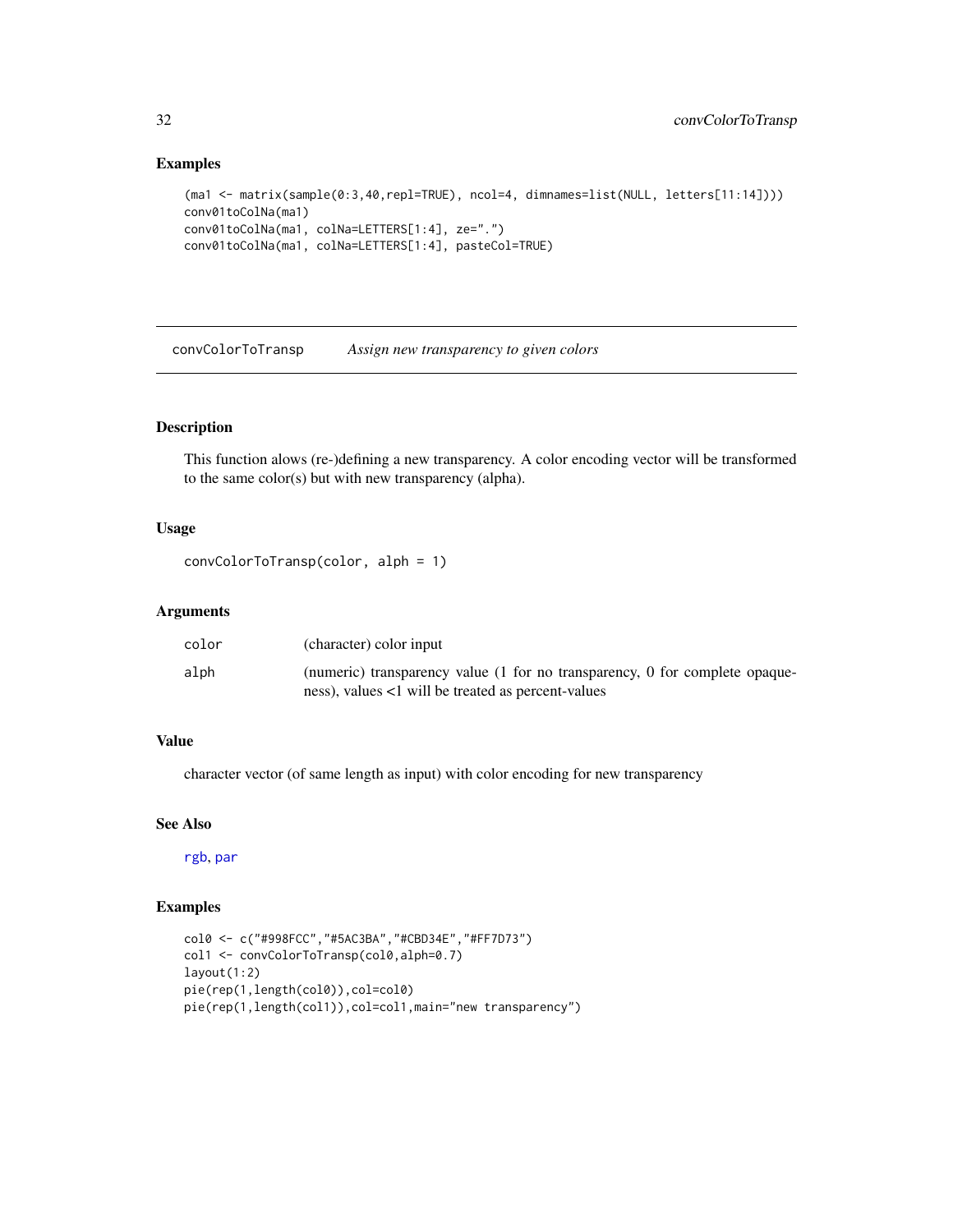## Examples

```
(ma1 <- matrix(sample(0:3,40,repl=TRUE), ncol=4, dimnames=list(NULL, letters[11:14])))
conv01toColNa(ma1)
conv01toColNa(ma1, colNa=LETTERS[1:4], ze=".")
conv01toColNa(ma1, colNa=LETTERS[1:4], pasteCol=TRUE)
```

---

# convColorToTransp *Assign new transparency to given colors*

---

## Description

This function alows (re-)defining a new transparency. A color encoding vector will be transformed to the same color(s) but with new transparency (alpha).

## Usage

```
convColorToTransp(color, alph = 1)
```

## Arguments

| | |
|---|---|
| color | (character) color input |
| alph | (numeric) transparency value (1 for no transparency, 0 for complete opaqueness), values <1 will be treated as percent-values |

## Value

character vector (of same length as input) with color encoding for new transparency

## See Also

rgb, par

## Examples

```
col0 <- c("#998FCC","#5AC3BA","#CBD34E","#FF7D73")
col1 <- convColorToTransp(col0,alph=0.7)
layout(1:2)
pie(rep(1,length(col0)),col=col0)
pie(rep(1,length(col1)),col=col1,main="new transparency")
```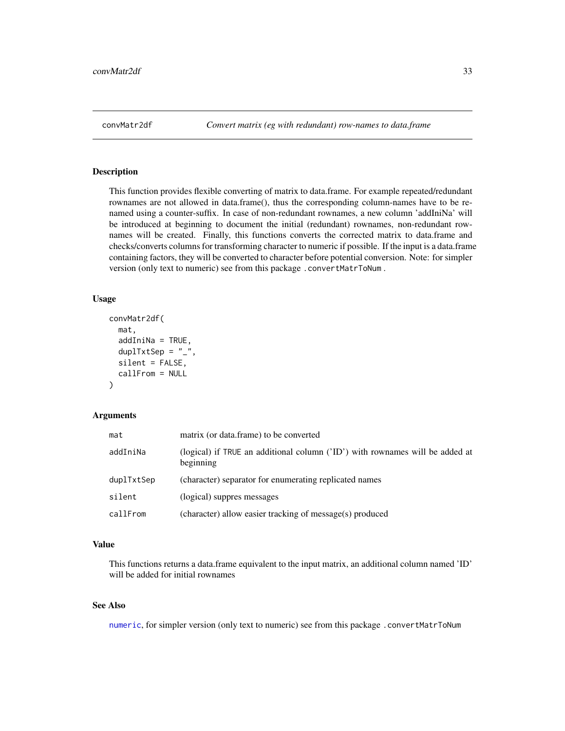## convMatr2df    *Convert matrix (eg with redundant) row-names to data.frame*

### Description

This function provides flexible converting of matrix to data.frame. For example repeated/redundant rownames are not allowed in data.frame(), thus the corresponding column-names have to be renamed using a counter-suffix. In case of non-redundant rownames, a new column 'addIniNa' will be introduced at beginning to document the initial (redundant) rownames, non-redundant rownames will be created. Finally, this functions converts the corrected matrix to data.frame and checks/converts columns for transforming character to numeric if possible. If the input is a data.frame containing factors, they will be converted to character before potential conversion. Note: for simpler version (only text to numeric) see from this package `.convertMatrToNum`.

### Usage

```
convMatr2df(
  mat,
  addIniNa = TRUE,
  duplTxtSep = "_",
  silent = FALSE,
  callFrom = NULL
)
```

### Arguments

| | |
|---|---|
| mat | matrix (or data.frame) to be converted |
| addIniNa | (logical) if TRUE an additional column ('ID') with rownames will be added at beginning |
| duplTxtSep | (character) separator for enumerating replicated names |
| silent | (logical) suppres messages |
| callFrom | (character) allow easier tracking of message(s) produced |

### Value

This functions returns a data.frame equivalent to the input matrix, an additional column named 'ID' will be added for initial rownames

### See Also

numeric, for simpler version (only text to numeric) see from this package `.convertMatrToNum`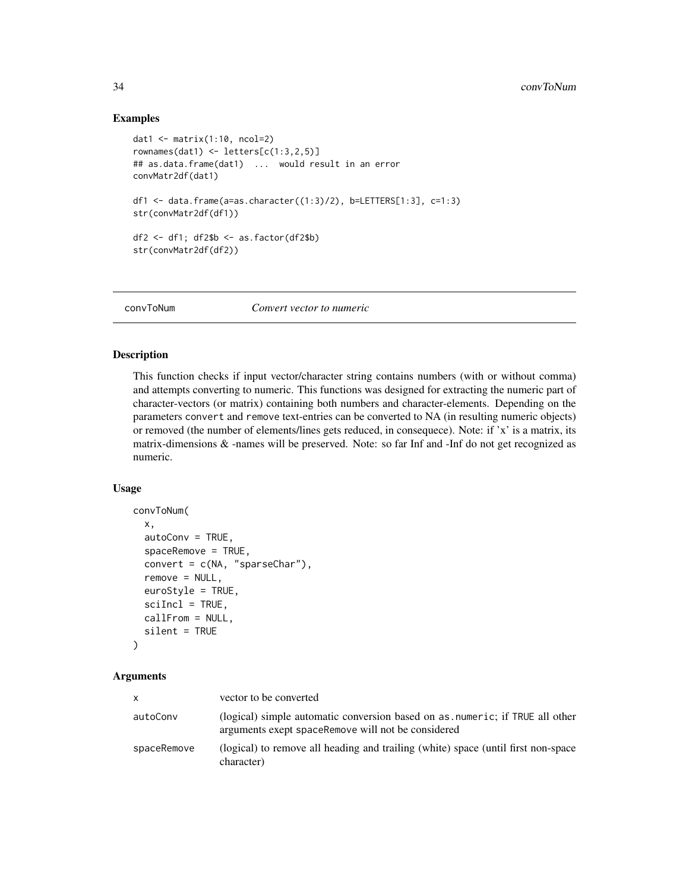## Examples

```
dat1 <- matrix(1:10, ncol=2)
rownames(dat1) <- letters[c(1:3,2,5)]
## as.data.frame(dat1)  ...  would result in an error
convMatr2df(dat1)

df1 <- data.frame(a=as.character((1:3)/2), b=LETTERS[1:3], c=1:3)
str(convMatr2df(df1))

df2 <- df1; df2$b <- as.factor(df2$b)
str(convMatr2df(df2))
```

---

# convToNum    *Convert vector to numeric*

---

## Description

This function checks if input vector/character string contains numbers (with or without comma) and attempts converting to numeric. This functions was designed for extracting the numeric part of character-vectors (or matrix) containing both numbers and character-elements. Depending on the parameters `convert` and `remove` text-entries can be converted to NA (in resulting numeric objects) or removed (the number of elements/lines gets reduced, in consequece). Note: if 'x' is a matrix, its matrix-dimensions & -names will be preserved. Note: so far Inf and -Inf do not get recognized as numeric.

## Usage

```
convToNum(
  x,
  autoConv = TRUE,
  spaceRemove = TRUE,
  convert = c(NA, "sparseChar"),
  remove = NULL,
  euroStyle = TRUE,
  sciIncl = TRUE,
  callFrom = NULL,
  silent = TRUE
)
```

## Arguments

| | |
|---|---|
| x | vector to be converted |
| autoConv | (logical) simple automatic conversion based on `as.numeric`; if `TRUE` all other arguments exept `spaceRemove` will not be considered |
| spaceRemove | (logical) to remove all heading and trailing (white) space (until first non-space character) |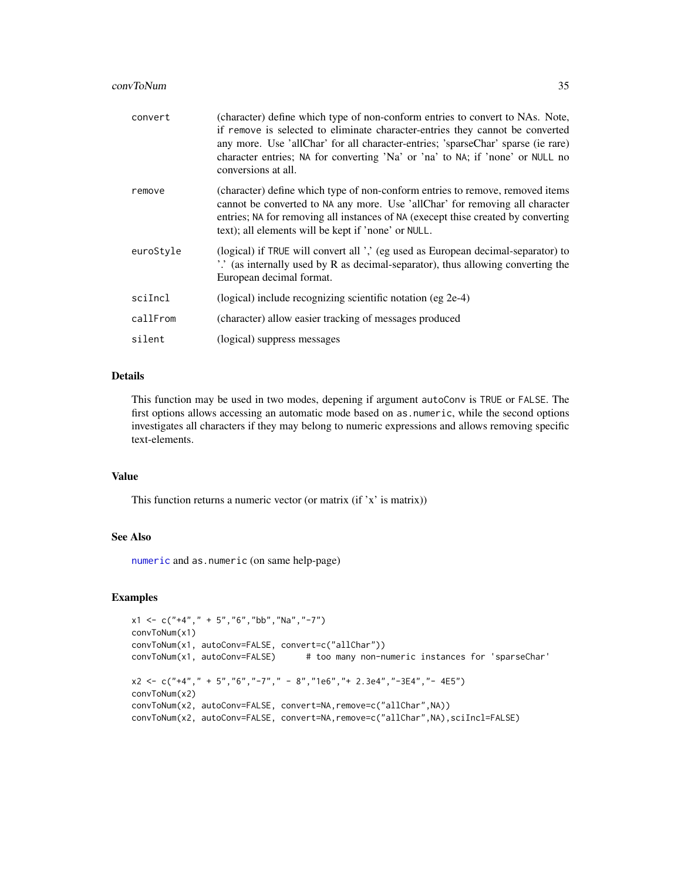| | |
|---|---|
| convert | (character) define which type of non-conform entries to convert to NAs. Note, if remove is selected to eliminate character-entries they cannot be converted any more. Use 'allChar' for all character-entries; 'sparseChar' sparse (ie rare) character entries; NA for converting 'Na' or 'na' to NA; if 'none' or NULL no conversions at all. |
| remove | (character) define which type of non-conform entries to remove, removed items cannot be converted to NA any more. Use 'allChar' for removing all character entries; NA for removing all instances of NA (execept thise created by converting text); all elements will be kept if 'none' or NULL. |
| euroStyle | (logical) if TRUE will convert all ',' (eg used as European decimal-separator) to '.' (as internally used by R as decimal-separator), thus allowing converting the European decimal format. |
| sciIncl | (logical) include recognizing scientific notation (eg 2e-4) |
| callFrom | (character) allow easier tracking of messages produced |
| silent | (logical) suppress messages |

### Details

This function may be used in two modes, depening if argument autoConv is TRUE or FALSE. The first options allows accessing an automatic mode based on as.numeric, while the second options investigates all characters if they may belong to numeric expressions and allows removing specific text-elements.

### Value

This function returns a numeric vector (or matrix (if 'x' is matrix))

### See Also

numeric and as.numeric (on same help-page)

### Examples

```
x1 <- c("+4"," + 5","6","bb","Na","-7")
convToNum(x1)
convToNum(x1, autoConv=FALSE, convert=c("allChar"))
convToNum(x1, autoConv=FALSE)      # too many non-numeric instances for 'sparseChar'

x2 <- c("+4"," + 5","6","-7"," - 8","1e6","+ 2.3e4","-3E4","- 4E5")
convToNum(x2)
convToNum(x2, autoConv=FALSE, convert=NA,remove=c("allChar",NA))
convToNum(x2, autoConv=FALSE, convert=NA,remove=c("allChar",NA),sciIncl=FALSE)
```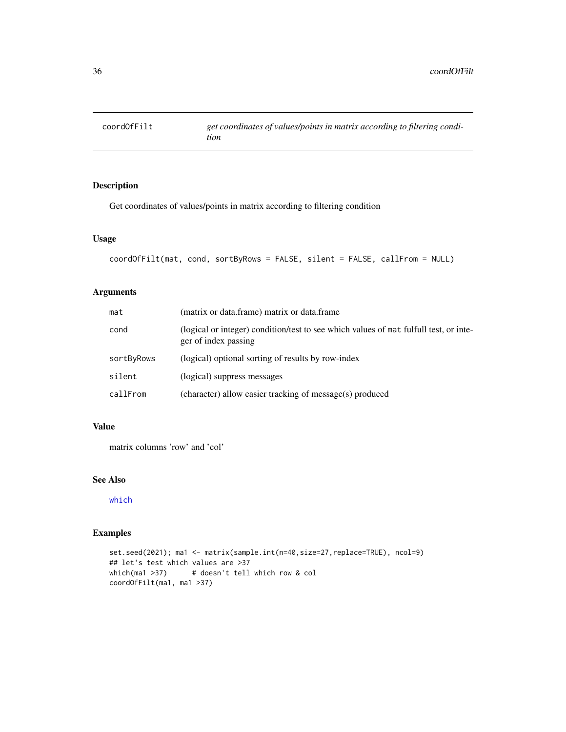# coordOfFilt — *get coordinates of values/points in matrix according to filtering condition*

## Description

Get coordinates of values/points in matrix according to filtering condition

## Usage

```
coordOfFilt(mat, cond, sortByRows = FALSE, silent = FALSE, callFrom = NULL)
```

## Arguments

| | |
|---|---|
| mat | (matrix or data.frame) matrix or data.frame |
| cond | (logical or integer) condition/test to see which values of mat fulfull test, or integer of index passing |
| sortByRows | (logical) optional sorting of results by row-index |
| silent | (logical) suppress messages |
| callFrom | (character) allow easier tracking of message(s) produced |

## Value

matrix columns 'row' and 'col'

## See Also

which

## Examples

```
set.seed(2021); ma1 <- matrix(sample.int(n=40,size=27,replace=TRUE), ncol=9)
## let's test which values are >37
which(ma1 >37)      # doesn't tell which row & col
coordOfFilt(ma1, ma1 >37)
```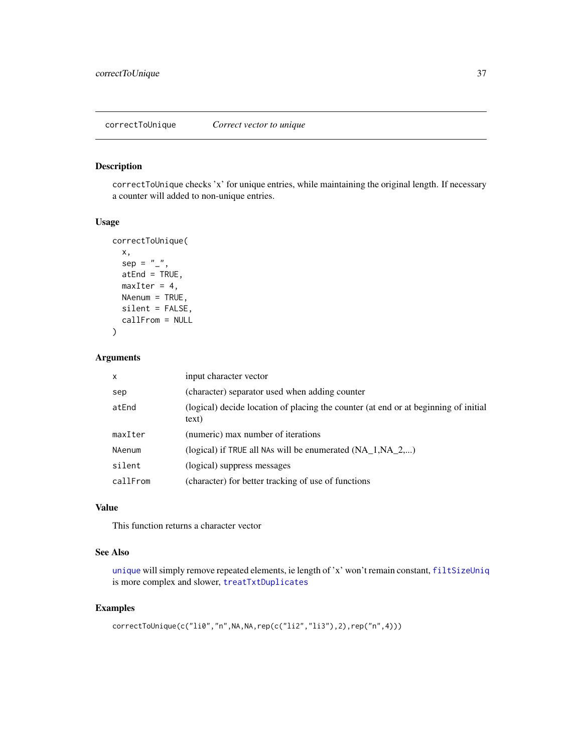## correctToUnique — *Correct vector to unique*

### Description

correctToUnique checks 'x' for unique entries, while maintaining the original length. If necessary a counter will added to non-unique entries.

### Usage

```
correctToUnique(
  x,
  sep = "_",
  atEnd = TRUE,
  maxIter = 4,
  NAenum = TRUE,
  silent = FALSE,
  callFrom = NULL
)
```

### Arguments

| | |
|---|---|
| x | input character vector |
| sep | (character) separator used when adding counter |
| atEnd | (logical) decide location of placing the counter (at end or at beginning of initial text) |
| maxIter | (numeric) max number of iterations |
| NAenum | (logical) if TRUE all NAs will be enumerated (NA_1,NA_2,...) |
| silent | (logical) suppress messages |
| callFrom | (character) for better tracking of use of functions |

### Value

This function returns a character vector

### See Also

unique will simply remove repeated elements, ie length of 'x' won't remain constant, filtSizeUniq is more complex and slower, treatTxtDuplicates

### Examples

```
correctToUnique(c("li0","n",NA,NA,rep(c("li2","li3"),2),rep("n",4)))
```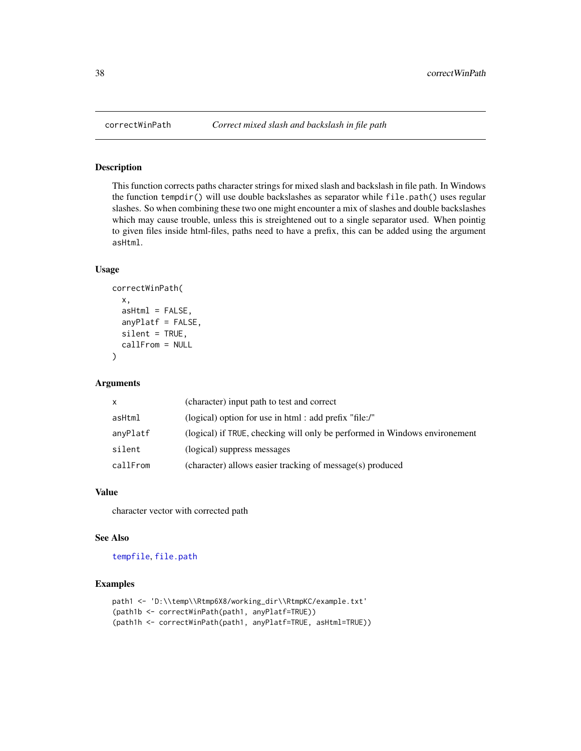# correctWinPath — *Correct mixed slash and backslash in file path*

## Description

This function corrects paths character strings for mixed slash and backslash in file path. In Windows the function `tempdir()` will use double backslashes as separator while `file.path()` uses regular slashes. So when combining these two one might encounter a mix of slashes and double backslashes which may cause trouble, unless this is streightened out to a single separator used. When pointig to given files inside html-files, paths need to have a prefix, this can be added using the argument `asHtml`.

## Usage

```
correctWinPath(
  x,
  asHtml = FALSE,
  anyPlatf = FALSE,
  silent = TRUE,
  callFrom = NULL
)
```

## Arguments

| | |
|---|---|
| `x` | (character) input path to test and correct |
| `asHtml` | (logical) option for use in html : add prefix "file:/" |
| `anyPlatf` | (logical) if `TRUE`, checking will only be performed in Windows environement |
| `silent` | (logical) suppress messages |
| `callFrom` | (character) allows easier tracking of message(s) produced |

## Value

character vector with corrected path

## See Also

`tempfile`, `file.path`

## Examples

```
path1 <- 'D:\\temp\\Rtmp6X8/working_dir\\RtmpKC/example.txt'
(path1b <- correctWinPath(path1, anyPlatf=TRUE))
(path1h <- correctWinPath(path1, anyPlatf=TRUE, asHtml=TRUE))
```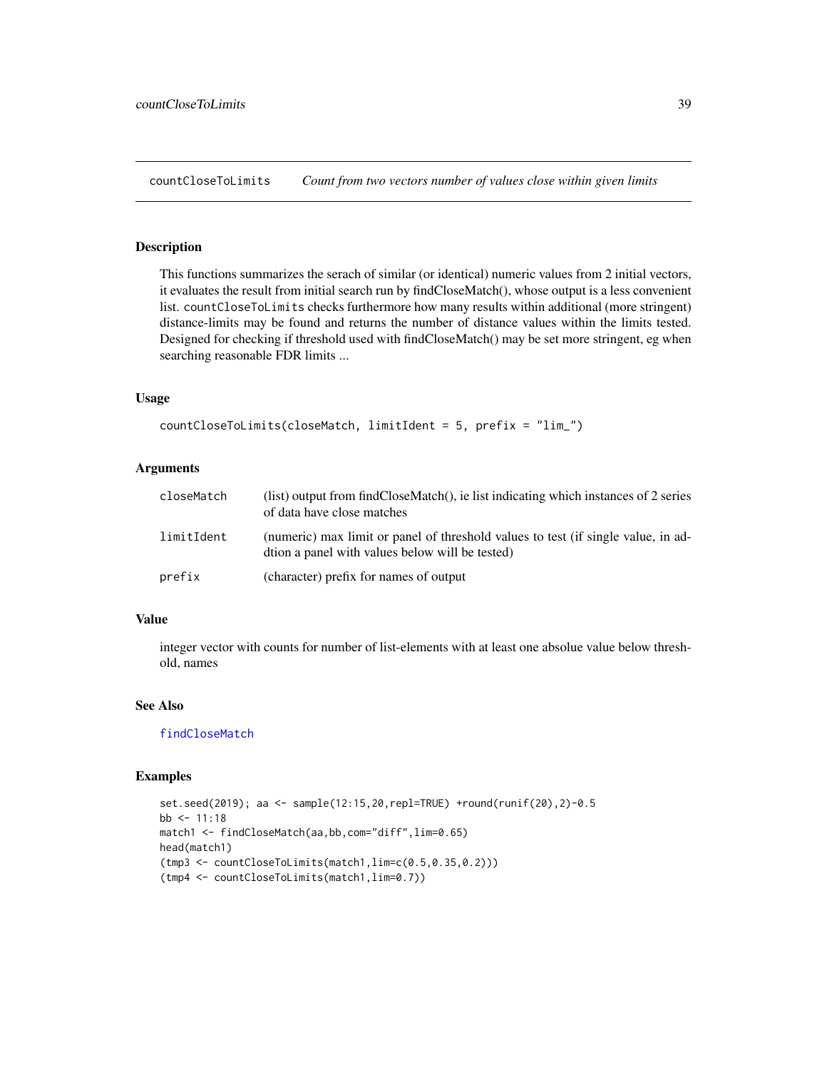countCloseToLimits — *Count from two vectors number of values close within given limits*

## Description

This functions summarizes the serach of similar (or identical) numeric values from 2 initial vectors, it evaluates the result from initial search run by findCloseMatch(), whose output is a less convenient list. `countCloseToLimits` checks furthermore how many results within additional (more stringent) distance-limits may be found and returns the number of distance values within the limits tested. Designed for checking if threshold used with findCloseMatch() may be set more stringent, eg when searching reasonable FDR limits ...

## Usage

```
countCloseToLimits(closeMatch, limitIdent = 5, prefix = "lim_")
```

## Arguments

| | |
|---|---|
| `closeMatch` | (list) output from findCloseMatch(), ie list indicating which instances of 2 series of data have close matches |
| `limitIdent` | (numeric) max limit or panel of threshold values to test (if single value, in addtion a panel with values below will be tested) |
| `prefix` | (character) prefix for names of output |

## Value

integer vector with counts for number of list-elements with at least one absolue value below threshold, names

## See Also

findCloseMatch

## Examples

```
set.seed(2019); aa <- sample(12:15,20,repl=TRUE) +round(runif(20),2)-0.5
bb <- 11:18
match1 <- findCloseMatch(aa,bb,com="diff",lim=0.65)
head(match1)
(tmp3 <- countCloseToLimits(match1,lim=c(0.5,0.35,0.2)))
(tmp4 <- countCloseToLimits(match1,lim=0.7))
```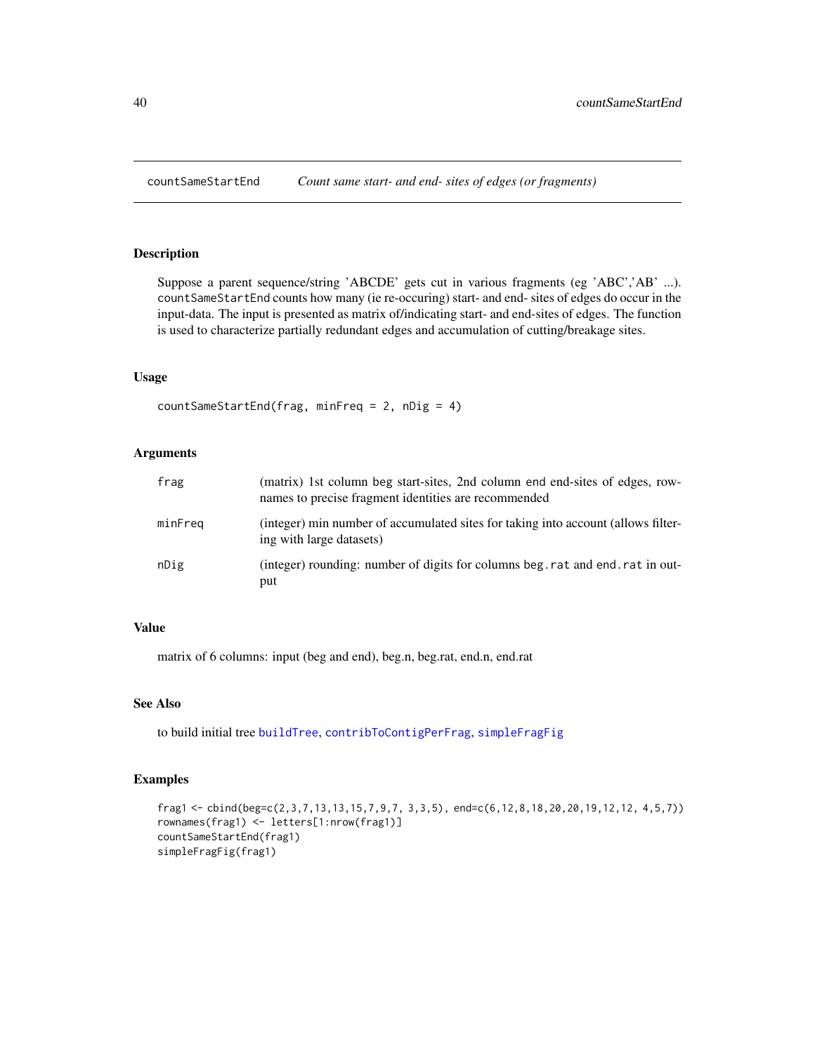# countSameStartEnd — *Count same start- and end- sites of edges (or fragments)*

## Description

Suppose a parent sequence/string 'ABCDE' gets cut in various fragments (eg 'ABC','AB' ...). `countSameStartEnd` counts how many (ie re-occuring) start- and end- sites of edges do occur in the input-data. The input is presented as matrix of/indicating start- and end-sites of edges. The function is used to characterize partially redundant edges and accumulation of cutting/breakage sites.

## Usage

```
countSameStartEnd(frag, minFreq = 2, nDig = 4)
```

## Arguments

| | |
|---|---|
| `frag` | (matrix) 1st column beg start-sites, 2nd column end end-sites of edges, rownames to precise fragment identities are recommended |
| `minFreq` | (integer) min number of accumulated sites for taking into account (allows filtering with large datasets) |
| `nDig` | (integer) rounding: number of digits for columns `beg.rat` and `end.rat` in output |

## Value

matrix of 6 columns: input (beg and end), beg.n, beg.rat, end.n, end.rat

## See Also

to build initial tree `buildTree`, `contribToContigPerFrag`, `simpleFragFig`

## Examples

```
frag1 <- cbind(beg=c(2,3,7,13,13,15,7,9,7, 3,3,5), end=c(6,12,8,18,20,20,19,12,12, 4,5,7))
rownames(frag1) <- letters[1:nrow(frag1)]
countSameStartEnd(frag1)
simpleFragFig(frag1)
```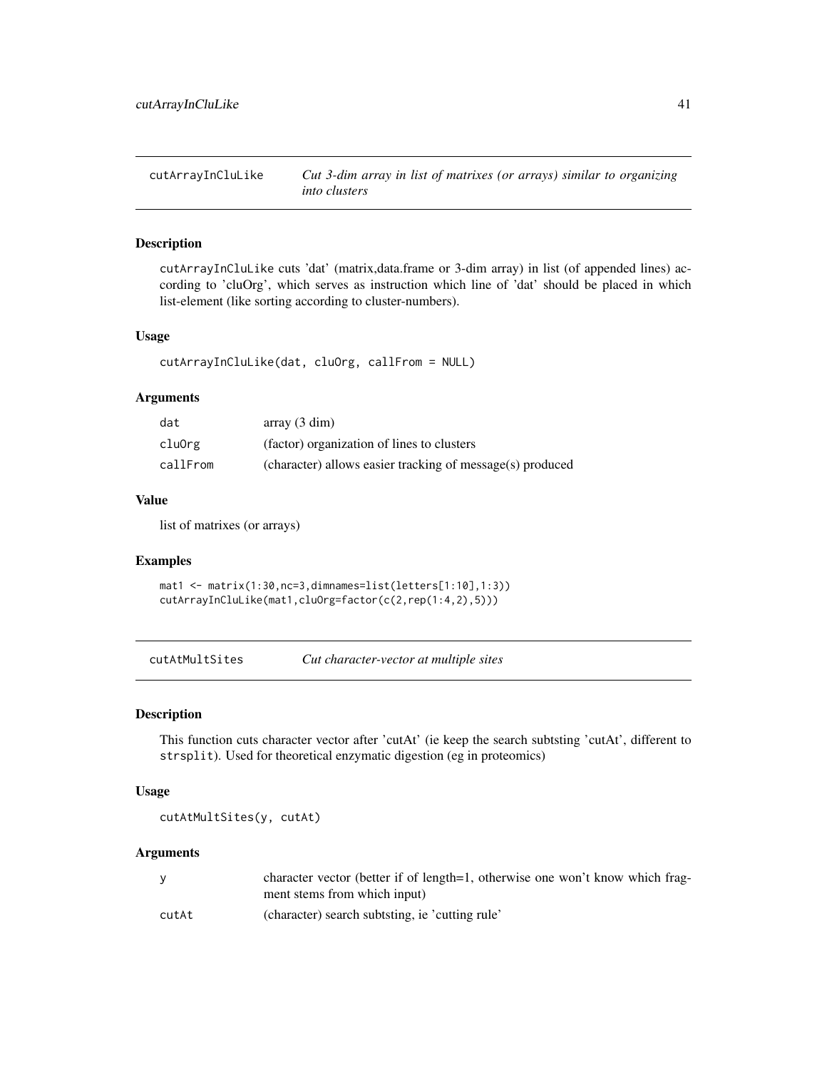## cutArrayInCluLike — *Cut 3-dim array in list of matrixes (or arrays) similar to organizing into clusters*

### Description

cutArrayInCluLike cuts 'dat' (matrix,data.frame or 3-dim array) in list (of appended lines) according to 'cluOrg', which serves as instruction which line of 'dat' should be placed in which list-element (like sorting according to cluster-numbers).

### Usage

```
cutArrayInCluLike(dat, cluOrg, callFrom = NULL)
```

### Arguments

| | |
|---|---|
| dat | array (3 dim) |
| cluOrg | (factor) organization of lines to clusters |
| callFrom | (character) allows easier tracking of message(s) produced |

### Value

list of matrixes (or arrays)

### Examples

```
mat1 <- matrix(1:30,nc=3,dimnames=list(letters[1:10],1:3))
cutArrayInCluLike(mat1,cluOrg=factor(c(2,rep(1:4,2),5)))
```

## cutAtMultSites — *Cut character-vector at multiple sites*

### Description

This function cuts character vector after 'cutAt' (ie keep the search subtsting 'cutAt', different to strsplit). Used for theoretical enzymatic digestion (eg in proteomics)

### Usage

```
cutAtMultSites(y, cutAt)
```

### Arguments

| | |
|---|---|
| y | character vector (better if of length=1, otherwise one won't know which fragment stems from which input) |
| cutAt | (character) search subtsting, ie 'cutting rule' |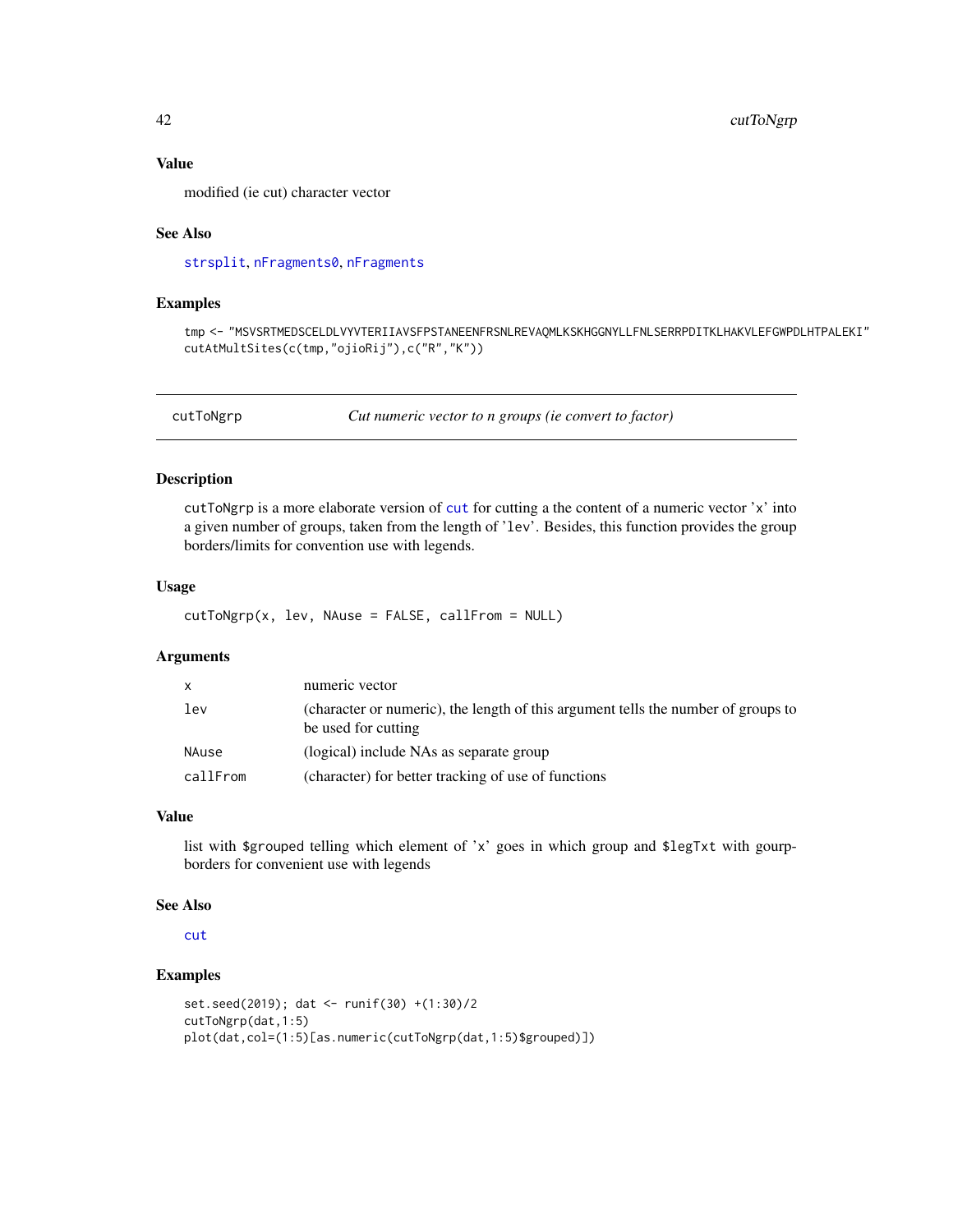### Value

modified (ie cut) character vector

### See Also

strsplit, nFragments0, nFragments

### Examples

```
tmp <- "MSVSRTMEDSCELDLVYVTERIIAVSFPSTANEENFRSNLREVAQMLKSKHGGNYLLFNLSERRPDITKLHAKVLEFGWPDLHTPALEKI"
cutAtMultSites(c(tmp,"ojioRij"),c("R","K"))
```

---

## cutToNgrp — *Cut numeric vector to n groups (ie convert to factor)*

### Description

cutToNgrp is a more elaborate version of cut for cutting a the content of a numeric vector 'x' into a given number of groups, taken from the length of 'lev'. Besides, this function provides the group borders/limits for convention use with legends.

### Usage

```
cutToNgrp(x, lev, NAuse = FALSE, callFrom = NULL)
```

### Arguments

| | |
|---|---|
| x | numeric vector |
| lev | (character or numeric), the length of this argument tells the number of groups to be used for cutting |
| NAuse | (logical) include NAs as separate group |
| callFrom | (character) for better tracking of use of functions |

### Value

list with $grouped telling which element of 'x' goes in which group and $legTxt with gourp-borders for convenient use with legends

### See Also

cut

### Examples

```
set.seed(2019); dat <- runif(30) +(1:30)/2
cutToNgrp(dat,1:5)
plot(dat,col=(1:5)[as.numeric(cutToNgrp(dat,1:5)$grouped)])
```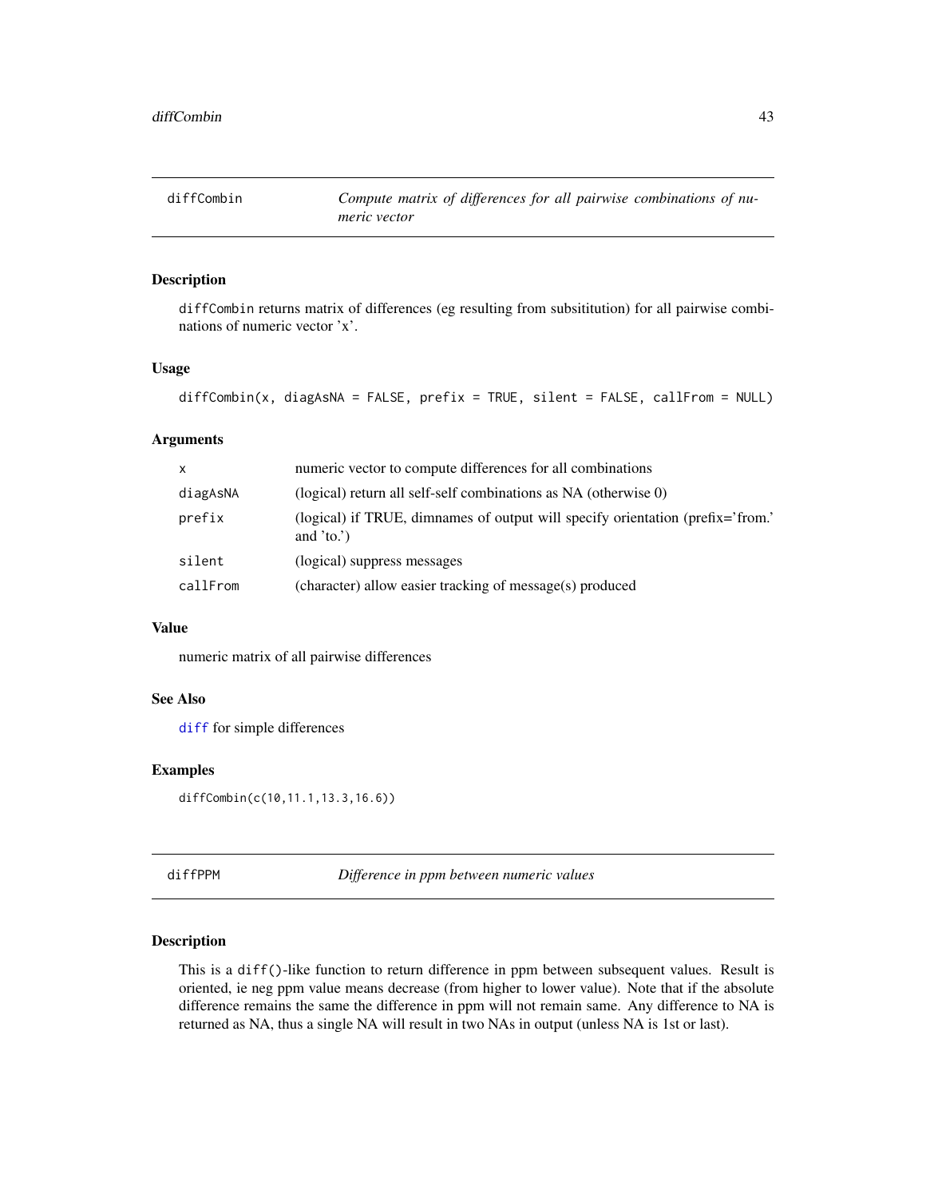# diffCombin — *Compute matrix of differences for all pairwise combinations of numeric vector*

## Description

diffCombin returns matrix of differences (eg resulting from subsititution) for all pairwise combinations of numeric vector 'x'.

## Usage

```
diffCombin(x, diagAsNA = FALSE, prefix = TRUE, silent = FALSE, callFrom = NULL)
```

## Arguments

| | |
|---|---|
| x | numeric vector to compute differences for all combinations |
| diagAsNA | (logical) return all self-self combinations as NA (otherwise 0) |
| prefix | (logical) if TRUE, dimnames of output will specify orientation (prefix='from.' and 'to.') |
| silent | (logical) suppress messages |
| callFrom | (character) allow easier tracking of message(s) produced |

## Value

numeric matrix of all pairwise differences

## See Also

diff for simple differences

## Examples

```
diffCombin(c(10,11.1,13.3,16.6))
```

# diffPPM — *Difference in ppm between numeric values*

## Description

This is a diff()-like function to return difference in ppm between subsequent values. Result is oriented, ie neg ppm value means decrease (from higher to lower value). Note that if the absolute difference remains the same the difference in ppm will not remain same. Any difference to NA is returned as NA, thus a single NA will result in two NAs in output (unless NA is 1st or last).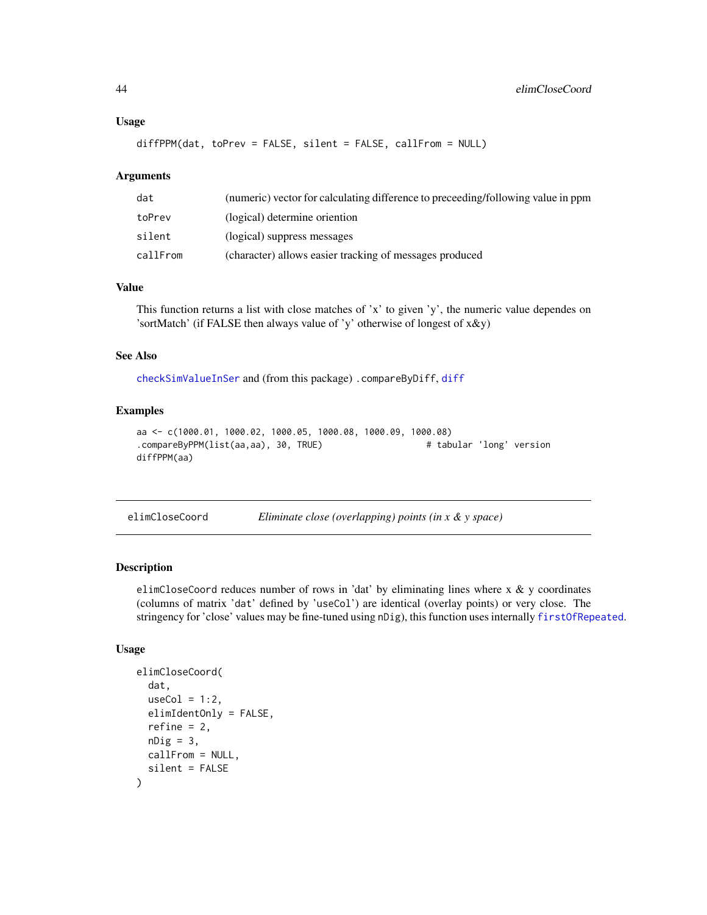### Usage

```
diffPPM(dat, toPrev = FALSE, silent = FALSE, callFrom = NULL)
```

### Arguments

| | |
|---|---|
| dat | (numeric) vector for calculating difference to preceeding/following value in ppm |
| toPrev | (logical) determine oriention |
| silent | (logical) suppress messages |
| callFrom | (character) allows easier tracking of messages produced |

### Value

This function returns a list with close matches of 'x' to given 'y', the numeric value dependes on 'sortMatch' (if FALSE then always value of 'y' otherwise of longest of x&y)

### See Also

checkSimValueInSer and (from this package) .compareByDiff, diff

### Examples

```
aa <- c(1000.01, 1000.02, 1000.05, 1000.08, 1000.09, 1000.08)
.compareByPPM(list(aa,aa), 30, TRUE)                    # tabular 'long' version
diffPPM(aa)
```

---

## elimCloseCoord — *Eliminate close (overlapping) points (in x & y space)*

---

### Description

elimCloseCoord reduces number of rows in 'dat' by eliminating lines where x & y coordinates (columns of matrix 'dat' defined by 'useCol') are identical (overlay points) or very close. The stringency for 'close' values may be fine-tuned using nDig), this function uses internally firstOfRepeated.

### Usage

```
elimCloseCoord(
  dat,
  useCol = 1:2,
  elimIdentOnly = FALSE,
  refine = 2,
  nDig = 3,
  callFrom = NULL,
  silent = FALSE
)
```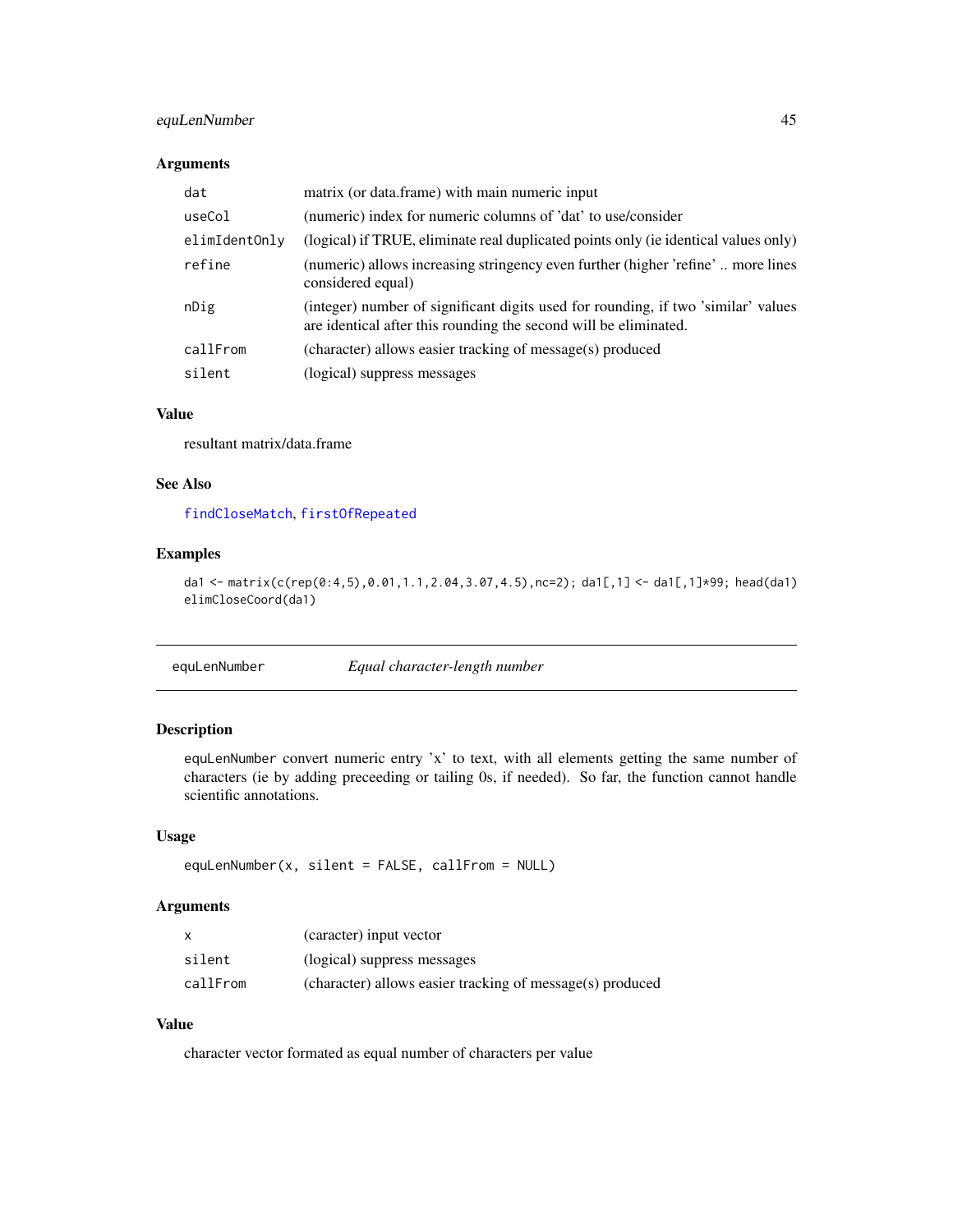### Arguments

| | |
|---|---|
| `dat` | matrix (or data.frame) with main numeric input |
| `useCol` | (numeric) index for numeric columns of 'dat' to use/consider |
| `elimIdentOnly` | (logical) if TRUE, eliminate real duplicated points only (ie identical values only) |
| `refine` | (numeric) allows increasing stringency even further (higher 'refine' .. more lines considered equal) |
| `nDig` | (integer) number of significant digits used for rounding, if two 'similar' values are identical after this rounding the second will be eliminated. |
| `callFrom` | (character) allows easier tracking of message(s) produced |
| `silent` | (logical) suppress messages |

### Value

resultant matrix/data.frame

### See Also

`findCloseMatch`, `firstOfRepeated`

### Examples

```
da1 <- matrix(c(rep(0:4,5),0.01,1.1,2.04,3.07,4.5),nc=2); da1[,1] <- da1[,1]*99; head(da1)
elimCloseCoord(da1)
```

---

## equLenNumber    *Equal character-length number*

---

### Description

`equLenNumber` convert numeric entry 'x' to text, with all elements getting the same number of characters (ie by adding preceeding or tailing 0s, if needed). So far, the function cannot handle scientific annotations.

### Usage

```
equLenNumber(x, silent = FALSE, callFrom = NULL)
```

### Arguments

| | |
|---|---|
| `x` | (caracter) input vector |
| `silent` | (logical) suppress messages |
| `callFrom` | (character) allows easier tracking of message(s) produced |

### Value

character vector formated as equal number of characters per value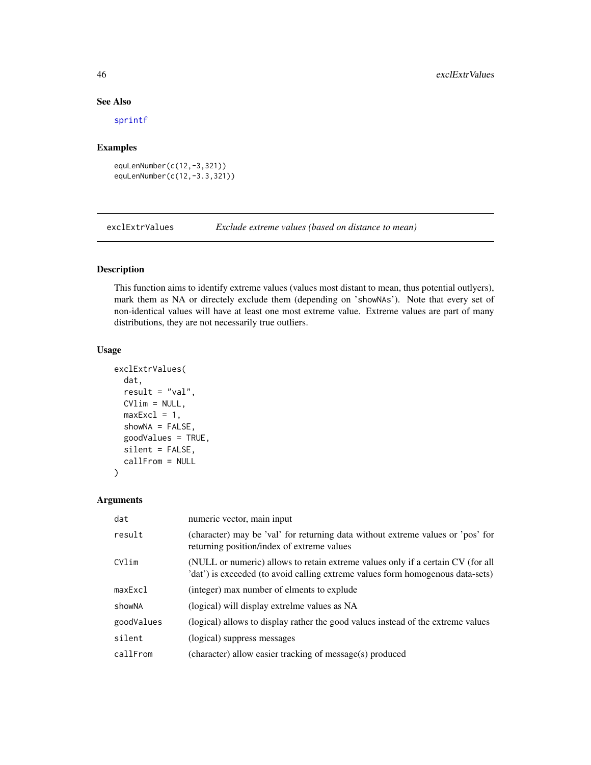## See Also

sprintf

## Examples

```
equLenNumber(c(12,-3,321))
equLenNumber(c(12,-3.3,321))
```

---

## exclExtrValues — *Exclude extreme values (based on distance to mean)*

---

### Description

This function aims to identify extreme values (values most distant to mean, thus potential outlyers), mark them as NA or directely exclude them (depending on 'showNAs'). Note that every set of non-identical values will have at least one most extreme value. Extreme values are part of many distributions, they are not necessarily true outliers.

### Usage

```
exclExtrValues(
  dat,
  result = "val",
  CVlim = NULL,
  maxExcl = 1,
  showNA = FALSE,
  goodValues = TRUE,
  silent = FALSE,
  callFrom = NULL
)
```

### Arguments

| | |
|---|---|
| dat | numeric vector, main input |
| result | (character) may be 'val' for returning data without extreme values or 'pos' for returning position/index of extreme values |
| CVlim | (NULL or numeric) allows to retain extreme values only if a certain CV (for all 'dat') is exceeded (to avoid calling extreme values form homogenous data-sets) |
| maxExcl | (integer) max number of elments to explude |
| showNA | (logical) will display extrelme values as NA |
| goodValues | (logical) allows to display rather the good values instead of the extreme values |
| silent | (logical) suppress messages |
| callFrom | (character) allow easier tracking of message(s) produced |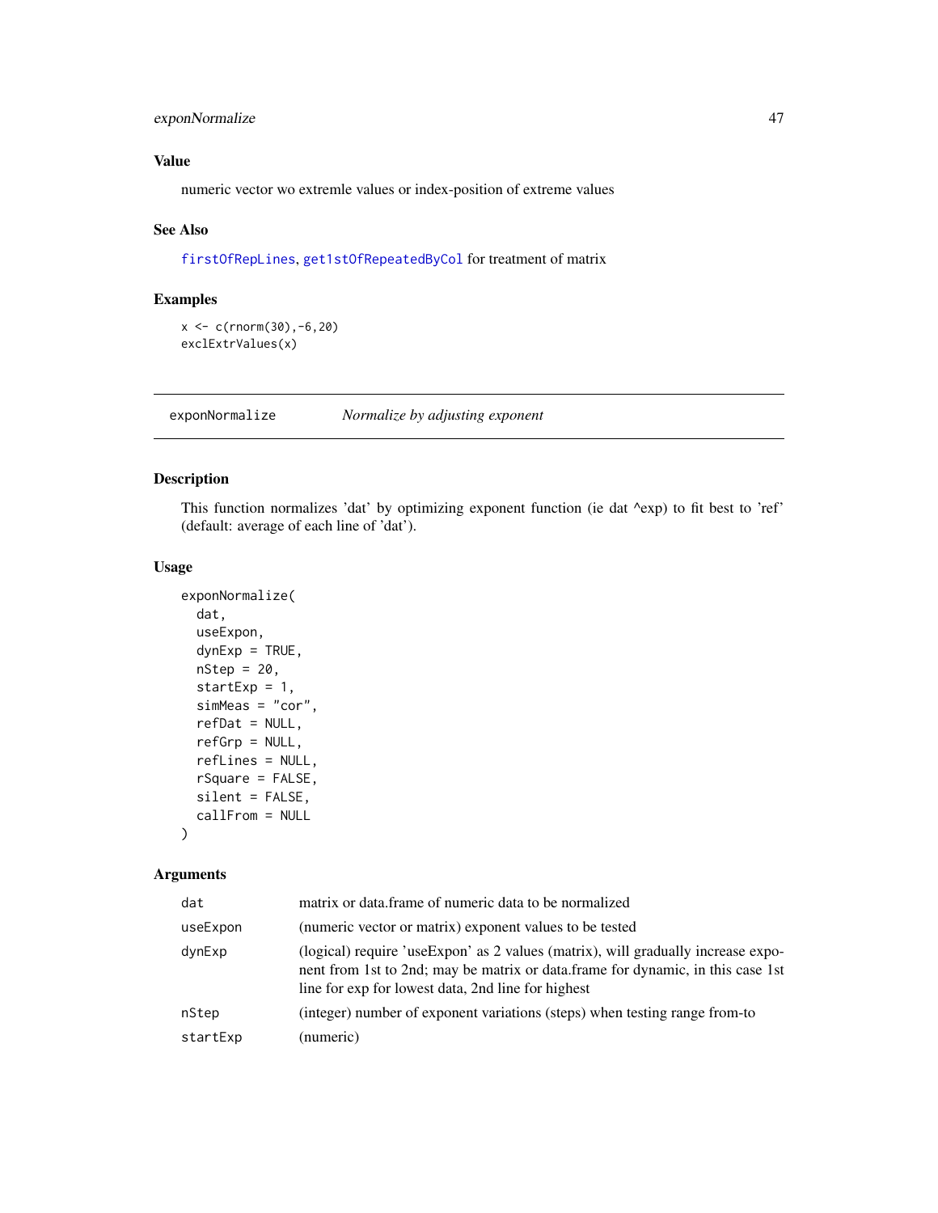### Value

numeric vector wo extremle values or index-position of extreme values

### See Also

firstOfRepLines, get1stOfRepeatedByCol for treatment of matrix

### Examples

```
x <- c(rnorm(30),-6,20)
exclExtrValues(x)
```

---

## exponNormalize — *Normalize by adjusting exponent*

### Description

This function normalizes 'dat' by optimizing exponent function (ie dat ^exp) to fit best to 'ref' (default: average of each line of 'dat').

### Usage

```
exponNormalize(
  dat,
  useExpon,
  dynExp = TRUE,
  nStep = 20,
  startExp = 1,
  simMeas = "cor",
  refDat = NULL,
  refGrp = NULL,
  refLines = NULL,
  rSquare = FALSE,
  silent = FALSE,
  callFrom = NULL
)
```

### Arguments

| | |
|---|---|
| dat | matrix or data.frame of numeric data to be normalized |
| useExpon | (numeric vector or matrix) exponent values to be tested |
| dynExp | (logical) require 'useExpon' as 2 values (matrix), will gradually increase exponent from 1st to 2nd; may be matrix or data.frame for dynamic, in this case 1st line for exp for lowest data, 2nd line for highest |
| nStep | (integer) number of exponent variations (steps) when testing range from-to |
| startExp | (numeric) |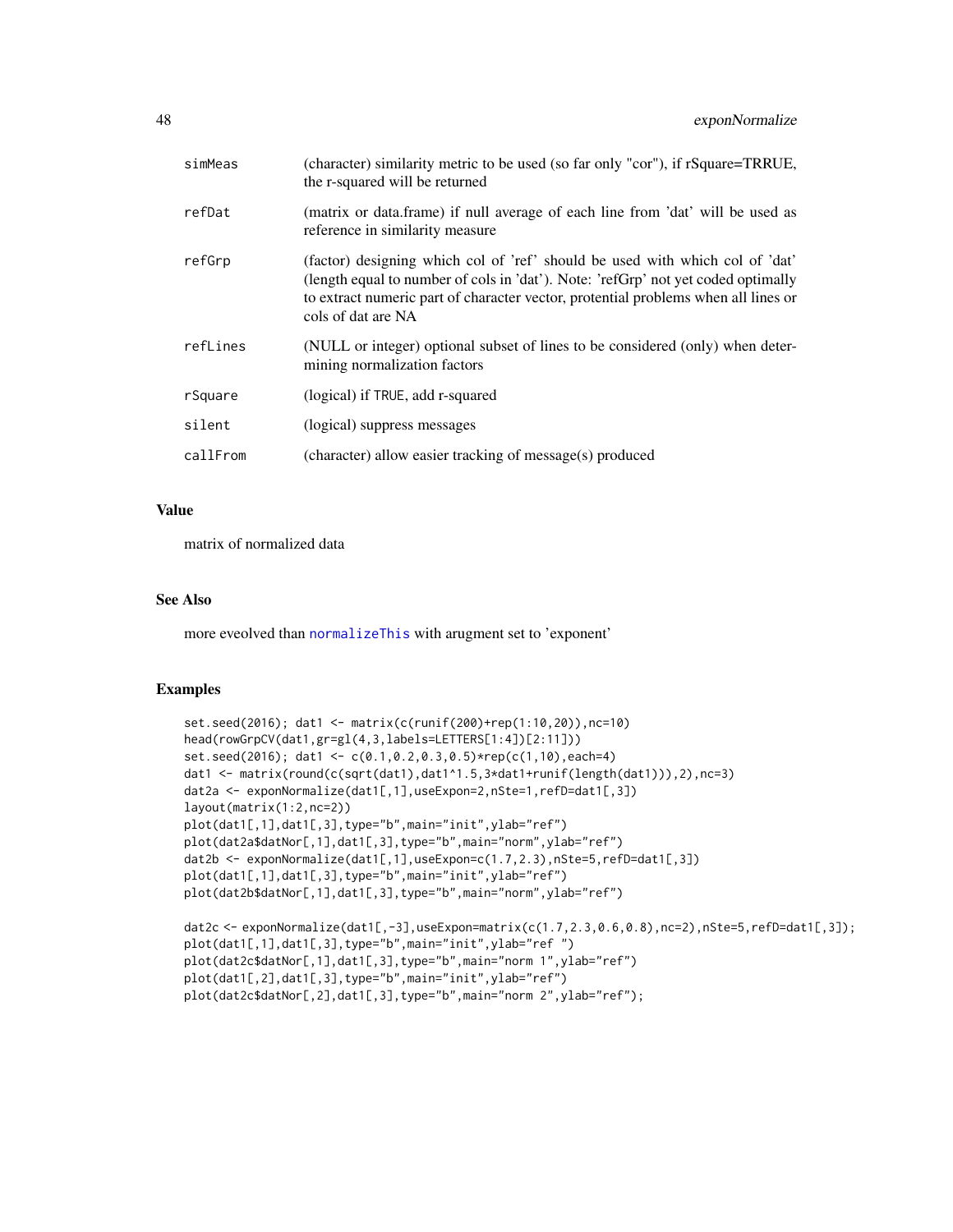| | |
|---|---|
| simMeas | (character) similarity metric to be used (so far only "cor"), if rSquare=TRRUE, the r-squared will be returned |
| refDat | (matrix or data.frame) if null average of each line from 'dat' will be used as reference in similarity measure |
| refGrp | (factor) designing which col of 'ref' should be used with which col of 'dat' (length equal to number of cols in 'dat'). Note: 'refGrp' not yet coded optimally to extract numeric part of character vector, protential problems when all lines or cols of dat are NA |
| refLines | (NULL or integer) optional subset of lines to be considered (only) when determining normalization factors |
| rSquare | (logical) if TRUE, add r-squared |
| silent | (logical) suppress messages |
| callFrom | (character) allow easier tracking of message(s) produced |

## Value

matrix of normalized data

## See Also

more eveolved than normalizeThis with arugment set to 'exponent'

## Examples

```
set.seed(2016); dat1 <- matrix(c(runif(200)+rep(1:10,20)),nc=10)
head(rowGrpCV(dat1,gr=gl(4,3,labels=LETTERS[1:4])[2:11]))
set.seed(2016); dat1 <- c(0.1,0.2,0.3,0.5)*rep(c(1,10),each=4)
dat1 <- matrix(round(c(sqrt(dat1),dat1^1.5,3*dat1+runif(length(dat1))),2),nc=3)
dat2a <- exponNormalize(dat1[,1],useExpon=2,nSte=1,refD=dat1[,3])
layout(matrix(1:2,nc=2))
plot(dat1[,1],dat1[,3],type="b",main="init",ylab="ref")
plot(dat2a$datNor[,1],dat1[,3],type="b",main="norm",ylab="ref")
dat2b <- exponNormalize(dat1[,1],useExpon=c(1.7,2.3),nSte=5,refD=dat1[,3])
plot(dat1[,1],dat1[,3],type="b",main="init",ylab="ref")
plot(dat2b$datNor[,1],dat1[,3],type="b",main="norm",ylab="ref")

dat2c <- exponNormalize(dat1[,-3],useExpon=matrix(c(1.7,2.3,0.6,0.8),nc=2),nSte=5,refD=dat1[,3]);
plot(dat1[,1],dat1[,3],type="b",main="init",ylab="ref ")
plot(dat2c$datNor[,1],dat1[,3],type="b",main="norm 1",ylab="ref")
plot(dat1[,2],dat1[,3],type="b",main="init",ylab="ref")
plot(dat2c$datNor[,2],dat1[,3],type="b",main="norm 2",ylab="ref");
```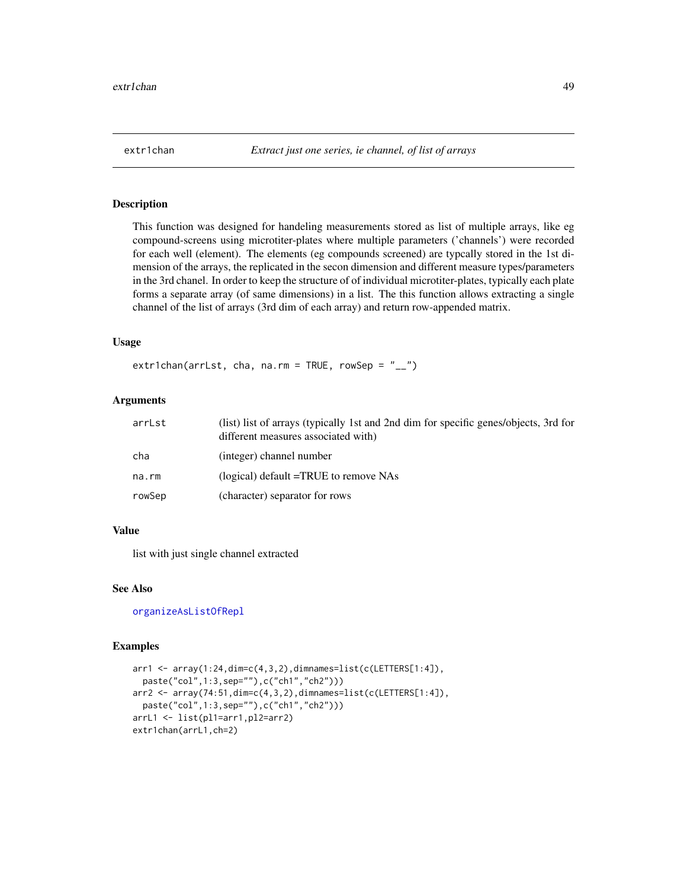## extr1chan *Extract just one series, ie channel, of list of arrays*

### Description

This function was designed for handeling measurements stored as list of multiple arrays, like eg compound-screens using microtiter-plates where multiple parameters ('channels') were recorded for each well (element). The elements (eg compounds screened) are typcally stored in the 1st dimension of the arrays, the replicated in the secon dimension and different measure types/parameters in the 3rd chanel. In order to keep the structure of of individual microtiter-plates, typically each plate forms a separate array (of same dimensions) in a list. The this function allows extracting a single channel of the list of arrays (3rd dim of each array) and return row-appended matrix.

### Usage

```
extr1chan(arrLst, cha, na.rm = TRUE, rowSep = "__")
```

### Arguments

| | |
|---|---|
| arrLst | (list) list of arrays (typically 1st and 2nd dim for specific genes/objects, 3rd for different measures associated with) |
| cha | (integer) channel number |
| na.rm | (logical) default =TRUE to remove NAs |
| rowSep | (character) separator for rows |

### Value

list with just single channel extracted

### See Also

organizeAsListOfRepl

### Examples

```
arr1 <- array(1:24,dim=c(4,3,2),dimnames=list(c(LETTERS[1:4]),
  paste("col",1:3,sep=""),c("ch1","ch2")))
arr2 <- array(74:51,dim=c(4,3,2),dimnames=list(c(LETTERS[1:4]),
  paste("col",1:3,sep=""),c("ch1","ch2")))
arrL1 <- list(pl1=arr1,pl2=arr2)
extr1chan(arrL1,ch=2)
```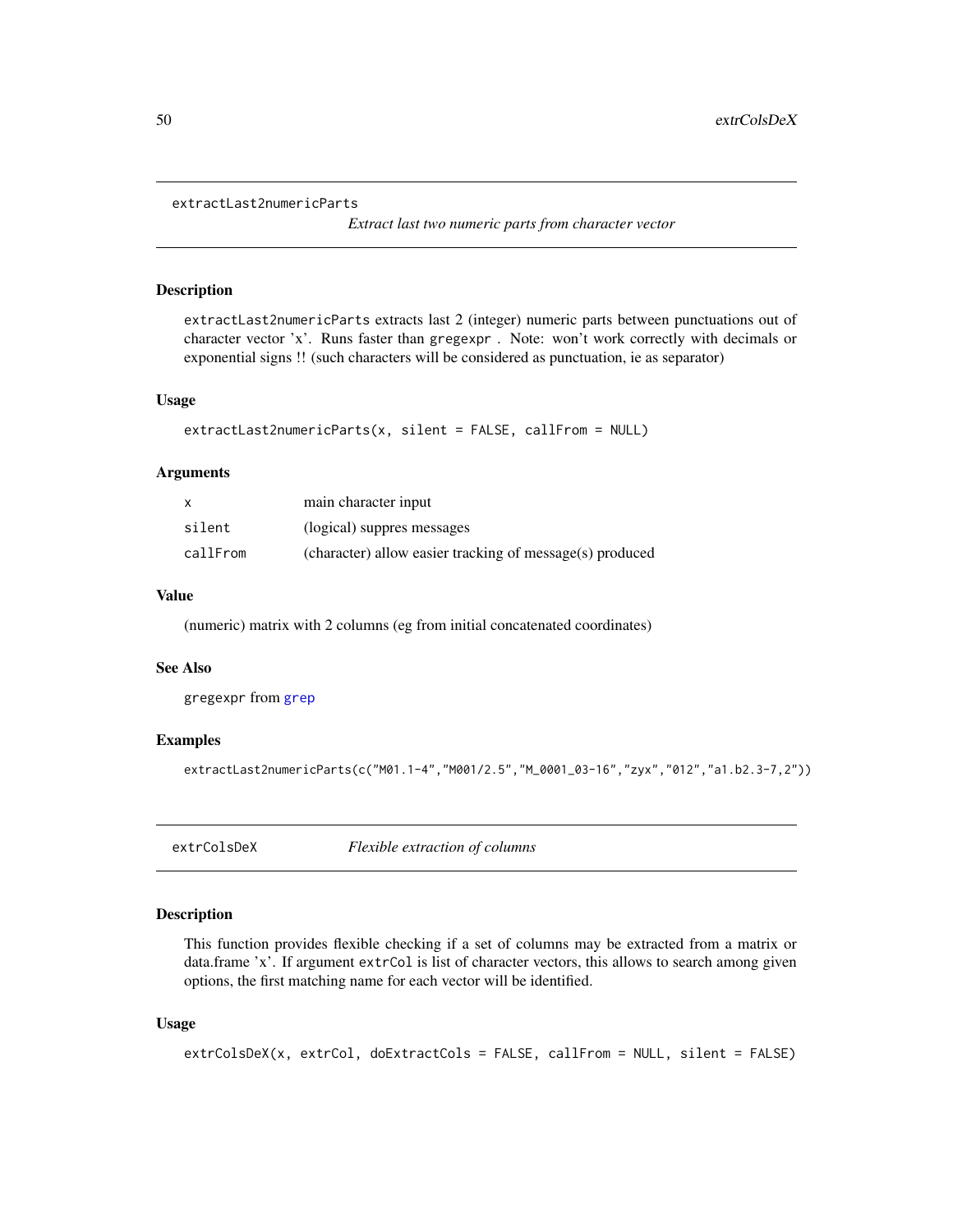## extractLast2numericParts — *Extract last two numeric parts from character vector*

### Description

`extractLast2numericParts` extracts last 2 (integer) numeric parts between punctuations out of character vector 'x'. Runs faster than `gregexpr` . Note: won't work correctly with decimals or exponential signs !! (such characters will be considered as punctuation, ie as separator)

### Usage

```
extractLast2numericParts(x, silent = FALSE, callFrom = NULL)
```

### Arguments

| | |
|---|---|
| `x` | main character input |
| `silent` | (logical) suppres messages |
| `callFrom` | (character) allow easier tracking of message(s) produced |

### Value

(numeric) matrix with 2 columns (eg from initial concatenated coordinates)

### See Also

`gregexpr` from `grep`

### Examples

```
extractLast2numericParts(c("M01.1-4","M001/2.5","M_0001_03-16","zyx","012","a1.b2.3-7,2"))
```

## extrColsDeX — *Flexible extraction of columns*

### Description

This function provides flexible checking if a set of columns may be extracted from a matrix or data.frame 'x'. If argument `extrCol` is list of character vectors, this allows to search among given options, the first matching name for each vector will be identified.

### Usage

```
extrColsDeX(x, extrCol, doExtractCols = FALSE, callFrom = NULL, silent = FALSE)
```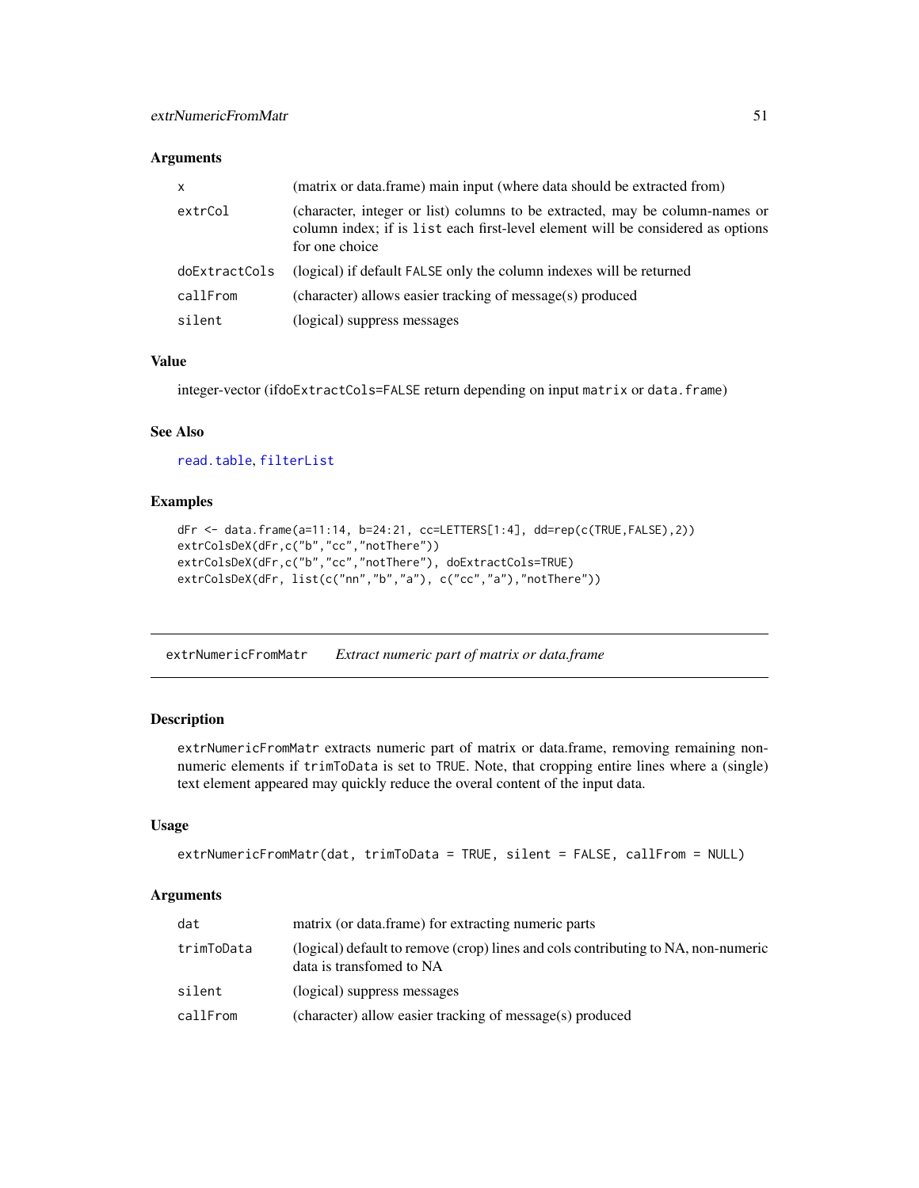### Arguments

| | |
|---|---|
| `x` | (matrix or data.frame) main input (where data should be extracted from) |
| `extrCol` | (character, integer or list) columns to be extracted, may be column-names or column index; if is `list` each first-level element will be considered as options for one choice |
| `doExtractCols` | (logical) if default `FALSE` only the column indexes will be returned |
| `callFrom` | (character) allows easier tracking of message(s) produced |
| `silent` | (logical) suppress messages |

### Value

integer-vector (if`doExtractCols=FALSE` return depending on input `matrix` or `data.frame`)

### See Also

`read.table`, `filterList`

### Examples

```
dFr <- data.frame(a=11:14, b=24:21, cc=LETTERS[1:4], dd=rep(c(TRUE,FALSE),2))
extrColsDeX(dFr,c("b","cc","notThere"))
extrColsDeX(dFr,c("b","cc","notThere"), doExtractCols=TRUE)
extrColsDeX(dFr, list(c("nn","b","a"), c("cc","a"),"notThere"))
```

---

## extrNumericFromMatr — *Extract numeric part of matrix or data.frame*

### Description

`extrNumericFromMatr` extracts numeric part of matrix or data.frame, removing remaining non-numeric elements if `trimToData` is set to `TRUE`. Note, that cropping entire lines where a (single) text element appeared may quickly reduce the overal content of the input data.

### Usage

```
extrNumericFromMatr(dat, trimToData = TRUE, silent = FALSE, callFrom = NULL)
```

### Arguments

| | |
|---|---|
| `dat` | matrix (or data.frame) for extracting numeric parts |
| `trimToData` | (logical) default to remove (crop) lines and cols contributing to NA, non-numeric data is transfomed to NA |
| `silent` | (logical) suppress messages |
| `callFrom` | (character) allow easier tracking of message(s) produced |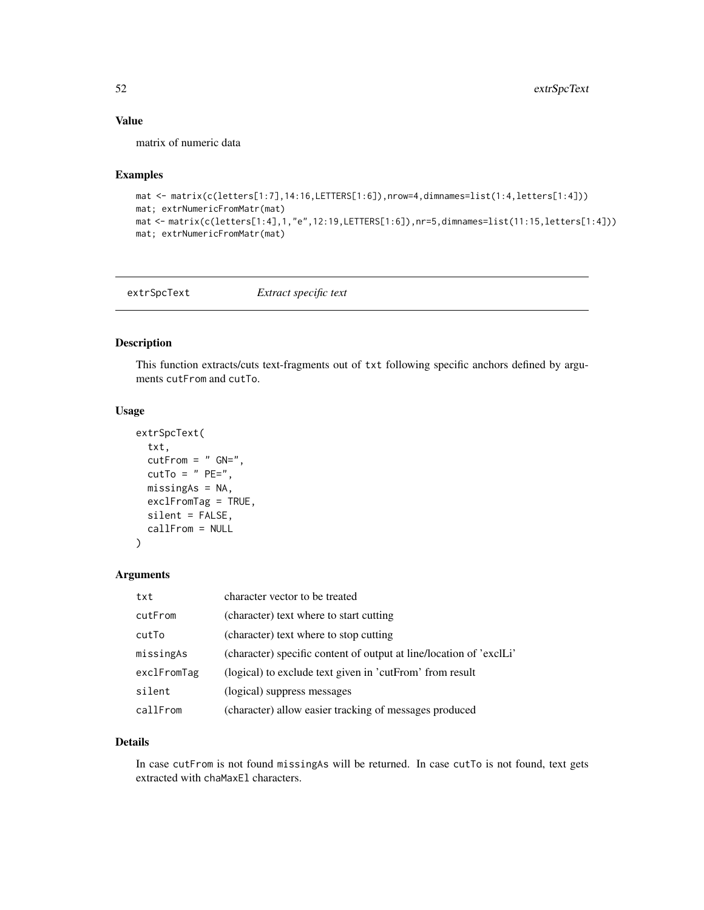## Value

matrix of numeric data

## Examples

```
mat <- matrix(c(letters[1:7],14:16,LETTERS[1:6]),nrow=4,dimnames=list(1:4,letters[1:4]))
mat; extrNumericFromMatr(mat)
mat <- matrix(c(letters[1:4],1,"e",12:19,LETTERS[1:6]),nr=5,dimnames=list(11:15,letters[1:4]))
mat; extrNumericFromMatr(mat)
```

---

# extrSpcText *Extract specific text*

## Description

This function extracts/cuts text-fragments out of `txt` following specific anchors defined by arguments `cutFrom` and `cutTo`.

## Usage

```
extrSpcText(
  txt,
  cutFrom = " GN=",
  cutTo = " PE=",
  missingAs = NA,
  exclFromTag = TRUE,
  silent = FALSE,
  callFrom = NULL
)
```

## Arguments

| | |
|---|---|
| txt | character vector to be treated |
| cutFrom | (character) text where to start cutting |
| cutTo | (character) text where to stop cutting |
| missingAs | (character) specific content of output at line/location of 'exclLi' |
| exclFromTag | (logical) to exclude text given in 'cutFrom' from result |
| silent | (logical) suppress messages |
| callFrom | (character) allow easier tracking of messages produced |

## Details

In case `cutFrom` is not found `missingAs` will be returned. In case `cutTo` is not found, text gets extracted with `chaMaxEl` characters.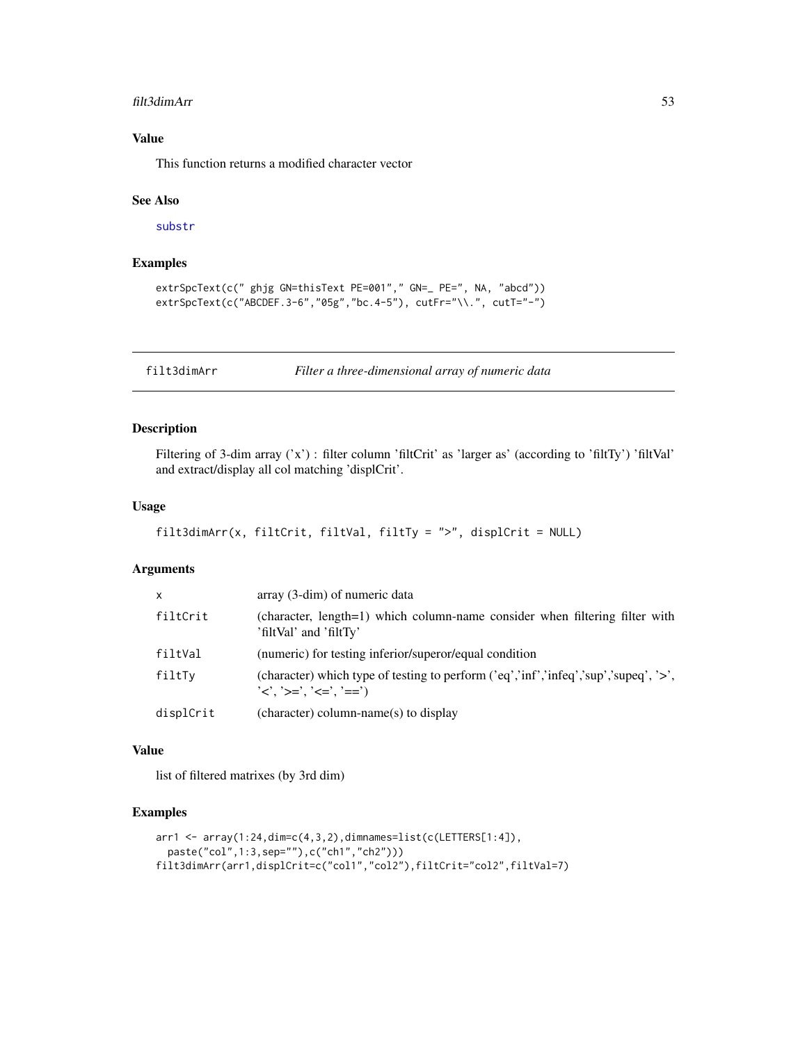## Value

This function returns a modified character vector

## See Also

substr

## Examples

```
extrSpcText(c(" ghjg GN=thisText PE=001"," GN=_ PE=", NA, "abcd"))
extrSpcText(c("ABCDEF.3-6","05g","bc.4-5"), cutFr="\\.", cutT="-")
```

---

# filt3dimArr — *Filter a three-dimensional array of numeric data*

## Description

Filtering of 3-dim array ('x') : filter column 'filtCrit' as 'larger as' (according to 'filtTy') 'filtVal' and extract/display all col matching 'displCrit'.

## Usage

```
filt3dimArr(x, filtCrit, filtVal, filtTy = ">", displCrit = NULL)
```

## Arguments

| | |
|---|---|
| x | array (3-dim) of numeric data |
| filtCrit | (character, length=1) which column-name consider when filtering filter with 'filtVal' and 'filtTy' |
| filtVal | (numeric) for testing inferior/superor/equal condition |
| filtTy | (character) which type of testing to perform ('eq','inf','infeq','sup','supeq', '>', '<', '>=', '<=', '==') |
| displCrit | (character) column-name(s) to display |

## Value

list of filtered matrixes (by 3rd dim)

## Examples

```
arr1 <- array(1:24,dim=c(4,3,2),dimnames=list(c(LETTERS[1:4]),
  paste("col",1:3,sep=""),c("ch1","ch2")))
filt3dimArr(arr1,displCrit=c("col1","col2"),filtCrit="col2",filtVal=7)
```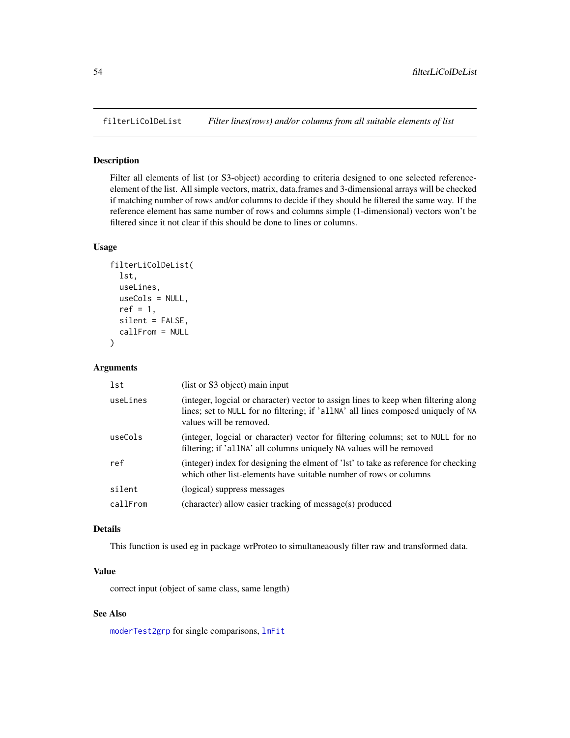# filterLiColDeList — *Filter lines(rows) and/or columns from all suitable elements of list*

## Description

Filter all elements of list (or S3-object) according to criteria designed to one selected reference-element of the list. All simple vectors, matrix, data.frames and 3-dimensional arrays will be checked if matching number of rows and/or columns to decide if they should be filtered the same way. If the reference element has same number of rows and columns simple (1-dimensional) vectors won't be filtered since it not clear if this should be done to lines or columns.

## Usage

```
filterLiColDeList(
  lst,
  useLines,
  useCols = NULL,
  ref = 1,
  silent = FALSE,
  callFrom = NULL
)
```

## Arguments

| Argument | Description |
|---|---|
| `lst` | (list or S3 object) main input |
| `useLines` | (integer, logcial or character) vector to assign lines to keep when filtering along lines; set to `NULL` for no filtering; if '`allNA`' all lines composed uniquely of `NA` values will be removed. |
| `useCols` | (integer, logcial or character) vector for filtering columns; set to `NULL` for no filtering; if '`allNA`' all columns uniquely `NA` values will be removed |
| `ref` | (integer) index for designing the elment of 'lst' to take as reference for checking which other list-elements have suitable number of rows or columns |
| `silent` | (logical) suppress messages |
| `callFrom` | (character) allow easier tracking of message(s) produced |

## Details

This function is used eg in package wrProteo to simultaneaously filter raw and transformed data.

## Value

correct input (object of same class, same length)

## See Also

`moderTest2grp` for single comparisons, `lmFit`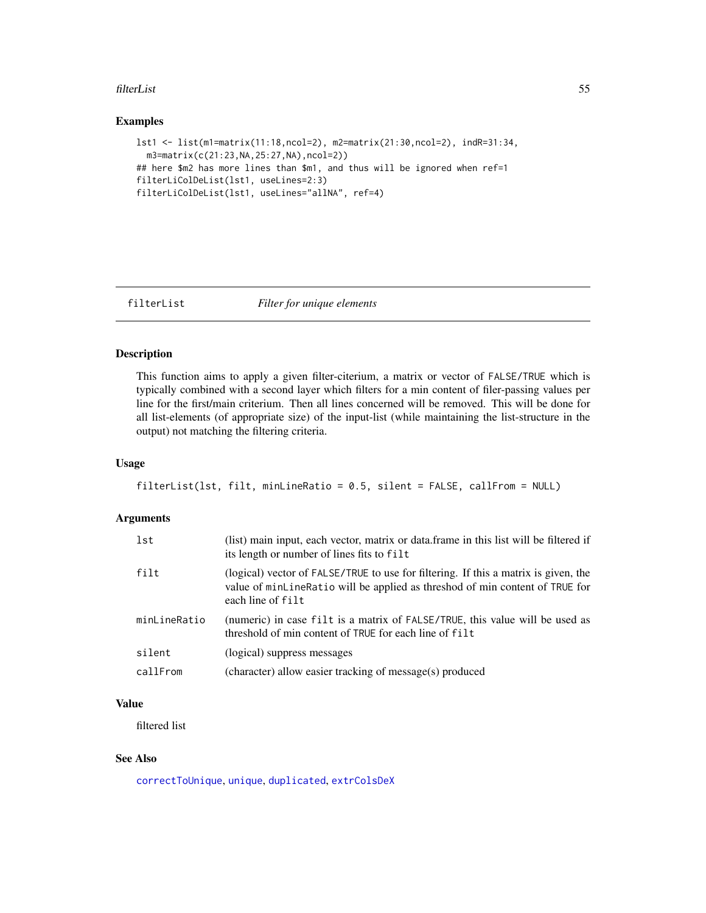## Examples

```
lst1 <- list(m1=matrix(11:18,ncol=2), m2=matrix(21:30,ncol=2), indR=31:34,
  m3=matrix(c(21:23,NA,25:27,NA),ncol=2))
## here $m2 has more lines than $m1, and thus will be ignored when ref=1
filterLiColDeList(lst1, useLines=2:3)
filterLiColDeList(lst1, useLines="allNA", ref=4)
```

---

# filterList — *Filter for unique elements*

## Description

This function aims to apply a given filter-citerium, a matrix or vector of FALSE/TRUE which is typically combined with a second layer which filters for a min content of filer-passing values per line for the first/main criterium. Then all lines concerned will be removed. This will be done for all list-elements (of appropriate size) of the input-list (while maintaining the list-structure in the output) not matching the filtering criteria.

## Usage

```
filterList(lst, filt, minLineRatio = 0.5, silent = FALSE, callFrom = NULL)
```

## Arguments

| | |
|---|---|
| lst | (list) main input, each vector, matrix or data.frame in this list will be filtered if its length or number of lines fits to filt |
| filt | (logical) vector of FALSE/TRUE to use for filtering. If this a matrix is given, the value of minLineRatio will be applied as threshod of min content of TRUE for each line of filt |
| minLineRatio | (numeric) in case filt is a matrix of FALSE/TRUE, this value will be used as threshold of min content of TRUE for each line of filt |
| silent | (logical) suppress messages |
| callFrom | (character) allow easier tracking of message(s) produced |

## Value

filtered list

## See Also

correctToUnique, unique, duplicated, extrColsDeX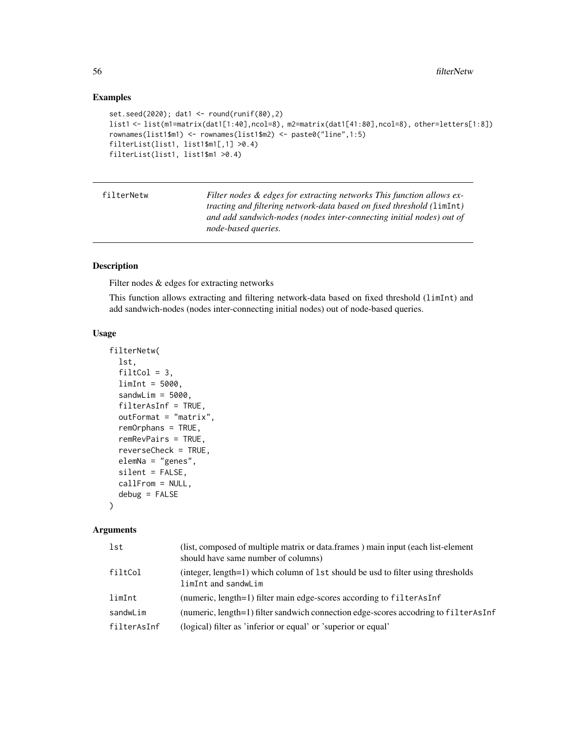## Examples

```
set.seed(2020); dat1 <- round(runif(80),2)
list1 <- list(m1=matrix(dat1[1:40],ncol=8), m2=matrix(dat1[41:80],ncol=8), other=letters[1:8])
rownames(list1$m1) <- rownames(list1$m2) <- paste0("line",1:5)
filterList(list1, list1$m1[,1] >0.4)
filterList(list1, list1$m1 >0.4)
```

---

| filterNetw | *Filter nodes & edges for extracting networks This function allows extracting and filtering network-data based on fixed threshold (*`limInt`*) and add sandwich-nodes (nodes inter-connecting initial nodes) out of node-based queries.* |
|---|---|

---

## Description

Filter nodes & edges for extracting networks

This function allows extracting and filtering network-data based on fixed threshold (`limInt`) and add sandwich-nodes (nodes inter-connecting initial nodes) out of node-based queries.

## Usage

```
filterNetw(
  lst,
  filtCol = 3,
  limInt = 5000,
  sandwLim = 5000,
  filterAsInf = TRUE,
  outFormat = "matrix",
  remOrphans = TRUE,
  remRevPairs = TRUE,
  reverseCheck = TRUE,
  elemNa = "genes",
  silent = FALSE,
  callFrom = NULL,
  debug = FALSE
)
```

## Arguments

| | |
|---|---|
| `lst` | (list, composed of multiple matrix or data.frames ) main input (each list-element should have same number of columns) |
| `filtCol` | (integer, length=1) which column of `lst` should be usd to filter using thresholds `limInt` and `sandwLim` |
| `limInt` | (numeric, length=1) filter main edge-scores according to `filterAsInf` |
| `sandwLim` | (numeric, length=1) filter sandwich connection edge-scores accodring to `filterAsInf` |
| `filterAsInf` | (logical) filter as 'inferior or equal' or 'superior or equal' |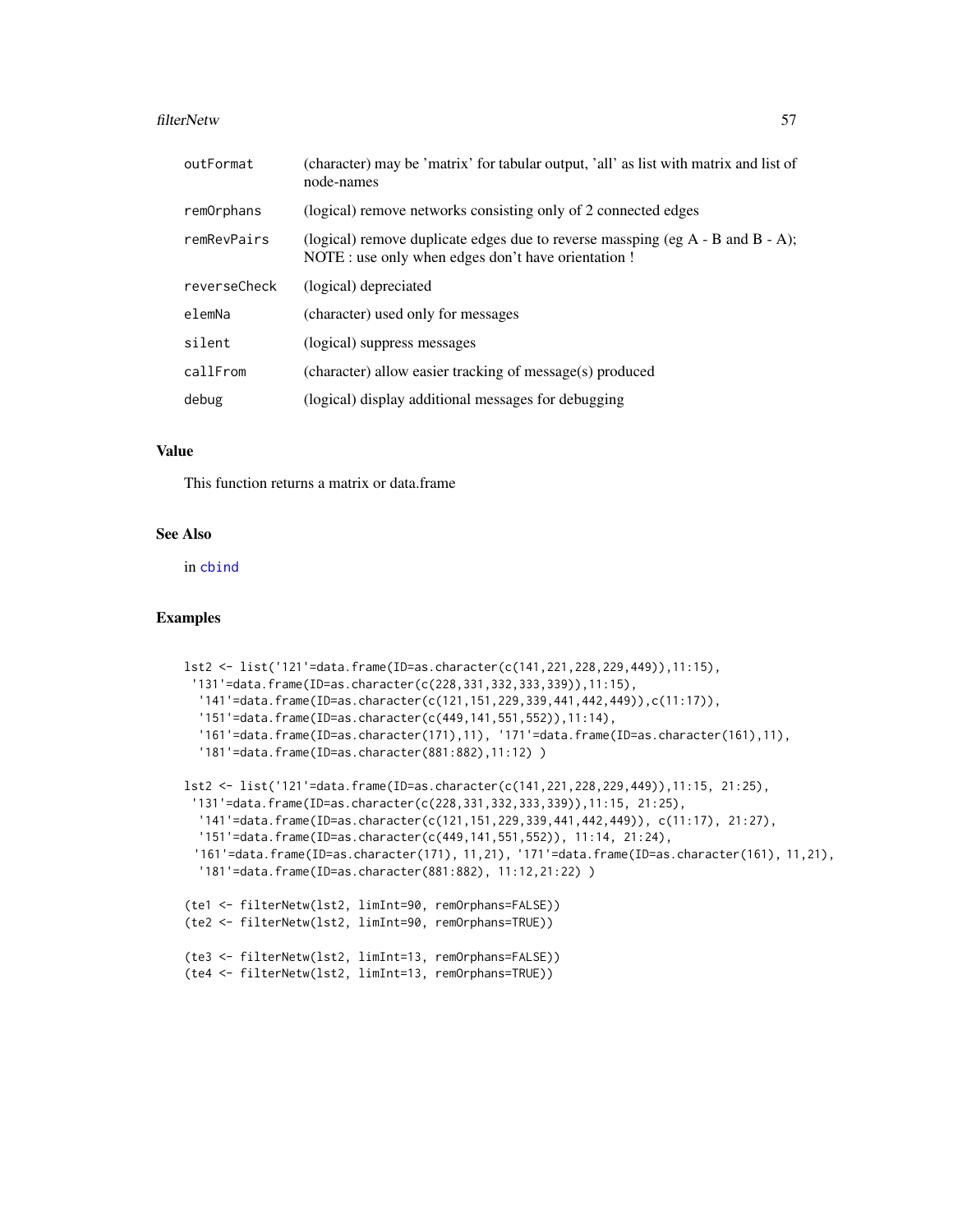| | |
|---|---|
| outFormat | (character) may be 'matrix' for tabular output, 'all' as list with matrix and list of node-names |
| remOrphans | (logical) remove networks consisting only of 2 connected edges |
| remRevPairs | (logical) remove duplicate edges due to reverse massping (eg A - B and B - A); NOTE : use only when edges don't have orientation ! |
| reverseCheck | (logical) depreciated |
| elemNa | (character) used only for messages |
| silent | (logical) suppress messages |
| callFrom | (character) allow easier tracking of message(s) produced |
| debug | (logical) display additional messages for debugging |

## Value

This function returns a matrix or data.frame

## See Also

in cbind

## Examples

```
lst2 <- list('121'=data.frame(ID=as.character(c(141,221,228,229,449)),11:15),
 '131'=data.frame(ID=as.character(c(228,331,332,333,339)),11:15),
  '141'=data.frame(ID=as.character(c(121,151,229,339,441,442,449)),c(11:17)),
  '151'=data.frame(ID=as.character(c(449,141,551,552)),11:14),
  '161'=data.frame(ID=as.character(171),11), '171'=data.frame(ID=as.character(161),11),
  '181'=data.frame(ID=as.character(881:882),11:12) )

lst2 <- list('121'=data.frame(ID=as.character(c(141,221,228,229,449)),11:15, 21:25),
 '131'=data.frame(ID=as.character(c(228,331,332,333,339)),11:15, 21:25),
  '141'=data.frame(ID=as.character(c(121,151,229,339,441,442,449)), c(11:17), 21:27),
  '151'=data.frame(ID=as.character(c(449,141,551,552)), 11:14, 21:24),
 '161'=data.frame(ID=as.character(171), 11,21), '171'=data.frame(ID=as.character(161), 11,21),
  '181'=data.frame(ID=as.character(881:882), 11:12,21:22) )

(te1 <- filterNetw(lst2, limInt=90, remOrphans=FALSE))
(te2 <- filterNetw(lst2, limInt=90, remOrphans=TRUE))

(te3 <- filterNetw(lst2, limInt=13, remOrphans=FALSE))
(te4 <- filterNetw(lst2, limInt=13, remOrphans=TRUE))
```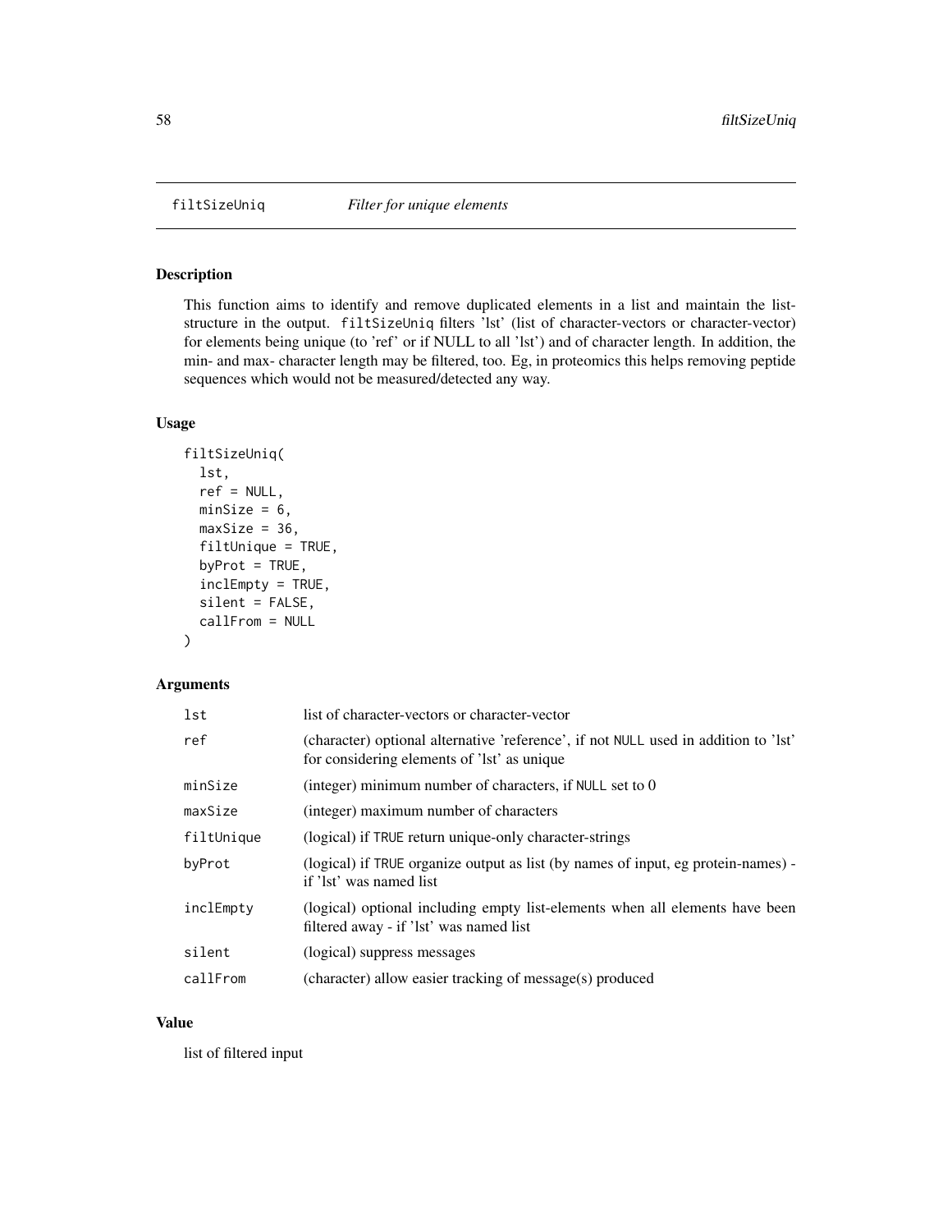# filtSizeUniq — *Filter for unique elements*

## Description

This function aims to identify and remove duplicated elements in a list and maintain the list-structure in the output. `filtSizeUniq` filters 'lst' (list of character-vectors or character-vector) for elements being unique (to 'ref' or if NULL to all 'lst') and of character length. In addition, the min- and max- character length may be filtered, too. Eg, in proteomics this helps removing peptide sequences which would not be measured/detected any way.

## Usage

```
filtSizeUniq(
  lst,
  ref = NULL,
  minSize = 6,
  maxSize = 36,
  filtUnique = TRUE,
  byProt = TRUE,
  inclEmpty = TRUE,
  silent = FALSE,
  callFrom = NULL
)
```

## Arguments

| | |
|---|---|
| `lst` | list of character-vectors or character-vector |
| `ref` | (character) optional alternative 'reference', if not `NULL` used in addition to 'lst' for considering elements of 'lst' as unique |
| `minSize` | (integer) minimum number of characters, if `NULL` set to 0 |
| `maxSize` | (integer) maximum number of characters |
| `filtUnique` | (logical) if `TRUE` return unique-only character-strings |
| `byProt` | (logical) if `TRUE` organize output as list (by names of input, eg protein-names) - if 'lst' was named list |
| `inclEmpty` | (logical) optional including empty list-elements when all elements have been filtered away - if 'lst' was named list |
| `silent` | (logical) suppress messages |
| `callFrom` | (character) allow easier tracking of message(s) produced |

## Value

list of filtered input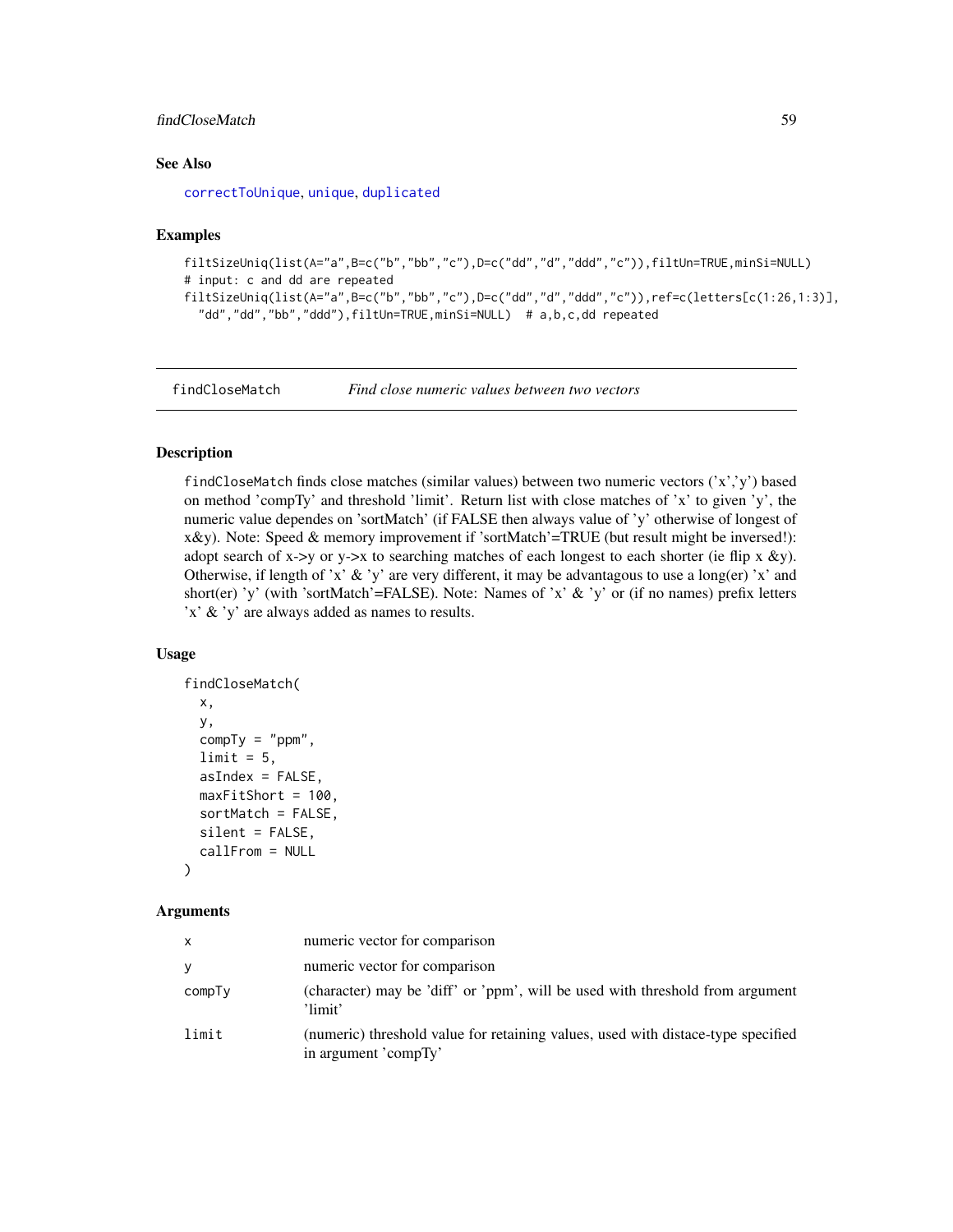## See Also

correctToUnique, unique, duplicated

## Examples

```
filtSizeUniq(list(A="a",B=c("b","bb","c"),D=c("dd","d","ddd","c")),filtUn=TRUE,minSi=NULL)
# input: c and dd are repeated
filtSizeUniq(list(A="a",B=c("b","bb","c"),D=c("dd","d","ddd","c")),ref=c(letters[c(1:26,1:3)],
  "dd","dd","bb","ddd"),filtUn=TRUE,minSi=NULL)  # a,b,c,dd repeated
```

---

# findCloseMatch    *Find close numeric values between two vectors*

## Description

findCloseMatch finds close matches (similar values) between two numeric vectors ('x','y') based on method 'compTy' and threshold 'limit'. Return list with close matches of 'x' to given 'y', the numeric value dependes on 'sortMatch' (if FALSE then always value of 'y' otherwise of longest of x&y). Note: Speed & memory improvement if 'sortMatch'=TRUE (but result might be inversed!): adopt search of x->y or y->x to searching matches of each longest to each shorter (ie flip x &y). Otherwise, if length of 'x' & 'y' are very different, it may be advantagous to use a long(er) 'x' and short(er) 'y' (with 'sortMatch'=FALSE). Note: Names of 'x' & 'y' or (if no names) prefix letters 'x' & 'y' are always added as names to results.

## Usage

```
findCloseMatch(
  x,
  y,
  compTy = "ppm",
  limit = 5,
  asIndex = FALSE,
  maxFitShort = 100,
  sortMatch = FALSE,
  silent = FALSE,
  callFrom = NULL
)
```

## Arguments

| | |
|---|---|
| x | numeric vector for comparison |
| y | numeric vector for comparison |
| compTy | (character) may be 'diff' or 'ppm', will be used with threshold from argument 'limit' |
| limit | (numeric) threshold value for retaining values, used with distace-type specified in argument 'compTy' |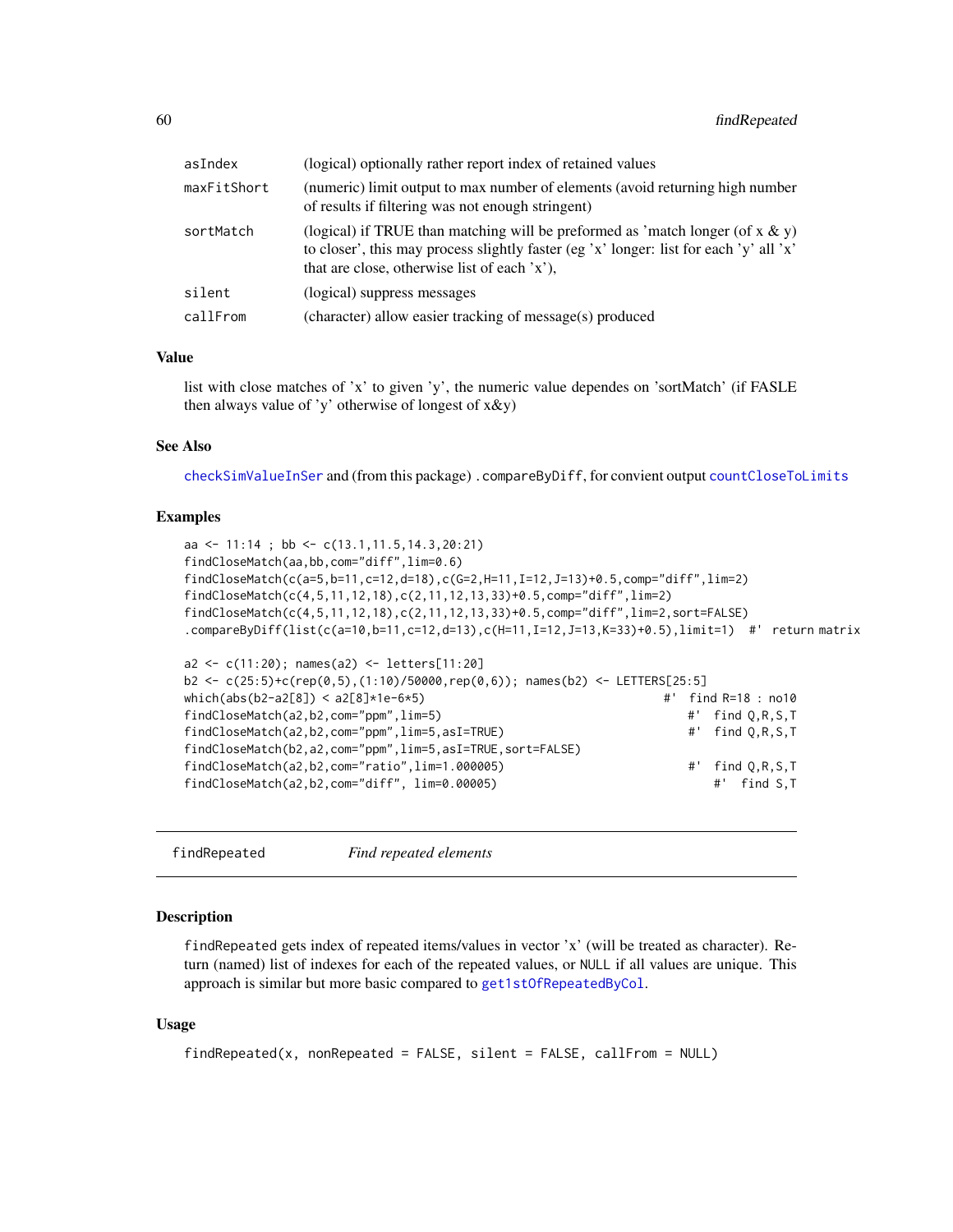| | |
|---|---|
| asIndex | (logical) optionally rather report index of retained values |
| maxFitShort | (numeric) limit output to max number of elements (avoid returning high number of results if filtering was not enough stringent) |
| sortMatch | (logical) if TRUE than matching will be preformed as 'match longer (of x & y) to closer', this may process slightly faster (eg 'x' longer: list for each 'y' all 'x' that are close, otherwise list of each 'x'), |
| silent | (logical) suppress messages |
| callFrom | (character) allow easier tracking of message(s) produced |

### Value

list with close matches of 'x' to given 'y', the numeric value dependes on 'sortMatch' (if FASLE then always value of 'y' otherwise of longest of x&y)

### See Also

checkSimValueInSer and (from this package) .compareByDiff, for convient output countCloseToLimits

### Examples

```
aa <- 11:14 ; bb <- c(13.1,11.5,14.3,20:21)
findCloseMatch(aa,bb,com="diff",lim=0.6)
findCloseMatch(c(a=5,b=11,c=12,d=18),c(G=2,H=11,I=12,J=13)+0.5,comp="diff",lim=2)
findCloseMatch(c(4,5,11,12,18),c(2,11,12,13,33)+0.5,comp="diff",lim=2)
findCloseMatch(c(4,5,11,12,18),c(2,11,12,13,33)+0.5,comp="diff",lim=2,sort=FALSE)
.compareByDiff(list(c(a=10,b=11,c=12,d=13),c(H=11,I=12,J=13,K=33)+0.5),limit=1)  #'  return matrix

a2 <- c(11:20); names(a2) <- letters[11:20]
b2 <- c(25:5)+c(rep(0,5),(1:10)/50000,rep(0,6)); names(b2) <- LETTERS[25:5]
which(abs(b2-a2[8]) < a2[8]*1e-6*5)                                #'  find R=18 : no10
findCloseMatch(a2,b2,com="ppm",lim=5)                                 #'  find Q,R,S,T
findCloseMatch(a2,b2,com="ppm",lim=5,asI=TRUE)                        #'  find Q,R,S,T
findCloseMatch(b2,a2,com="ppm",lim=5,asI=TRUE,sort=FALSE)
findCloseMatch(a2,b2,com="ratio",lim=1.000005)                        #'  find Q,R,S,T
findCloseMatch(a2,b2,com="diff", lim=0.00005)                              #'  find S,T
```

---

## findRepeated *Find repeated elements*

### Description

findRepeated gets index of repeated items/values in vector 'x' (will be treated as character). Return (named) list of indexes for each of the repeated values, or NULL if all values are unique. This approach is similar but more basic compared to get1stOfRepeatedByCol.

### Usage

```
findRepeated(x, nonRepeated = FALSE, silent = FALSE, callFrom = NULL)
```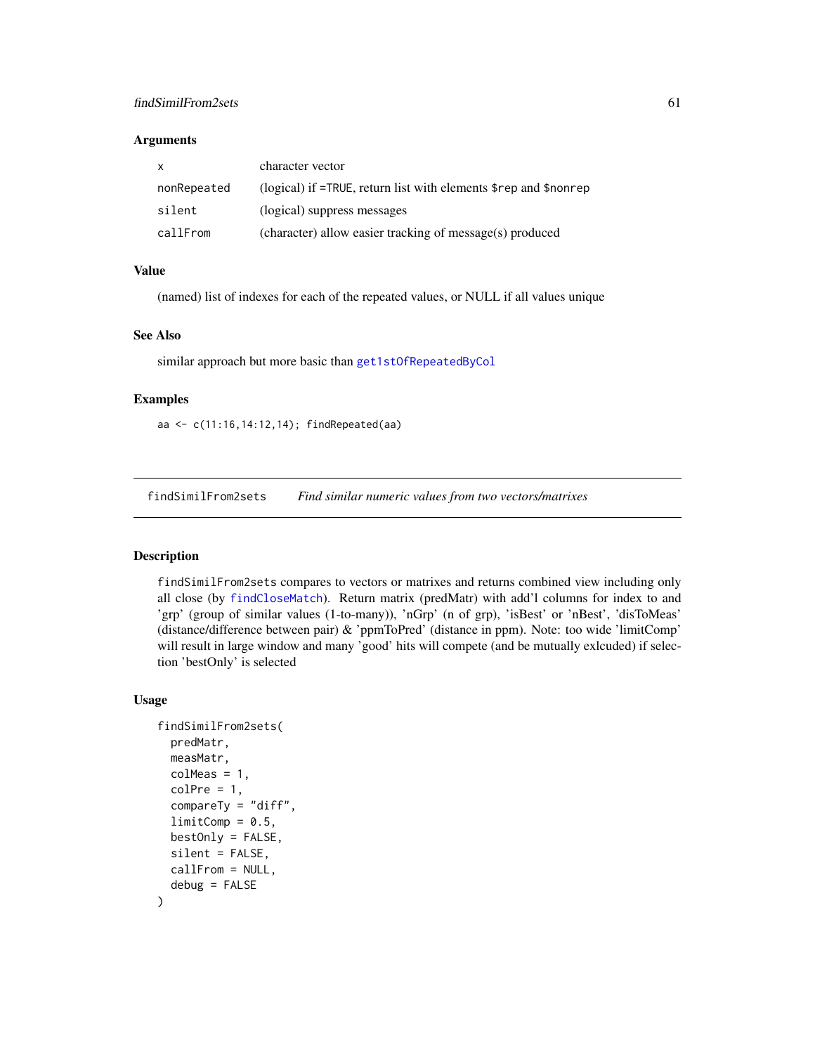### Arguments

| | |
|---|---|
| x | character vector |
| nonRepeated | (logical) if =TRUE, return list with elements $rep and $nonrep |
| silent | (logical) suppress messages |
| callFrom | (character) allow easier tracking of message(s) produced |

### Value

(named) list of indexes for each of the repeated values, or NULL if all values unique

### See Also

similar approach but more basic than get1stOfRepeatedByCol

### Examples

```
aa <- c(11:16,14:12,14); findRepeated(aa)
```

---

## findSimilFrom2sets — *Find similar numeric values from two vectors/matrixes*

### Description

findSimilFrom2sets compares to vectors or matrixes and returns combined view including only all close (by findCloseMatch). Return matrix (predMatr) with add'l columns for index to and 'grp' (group of similar values (1-to-many)), 'nGrp' (n of grp), 'isBest' or 'nBest', 'disToMeas' (distance/difference between pair) & 'ppmToPred' (distance in ppm). Note: too wide 'limitComp' will result in large window and many 'good' hits will compete (and be mutually exlcuded) if selection 'bestOnly' is selected

### Usage

```
findSimilFrom2sets(
  predMatr,
  measMatr,
  colMeas = 1,
  colPre = 1,
  compareTy = "diff",
  limitComp = 0.5,
  bestOnly = FALSE,
  silent = FALSE,
  callFrom = NULL,
  debug = FALSE
)
```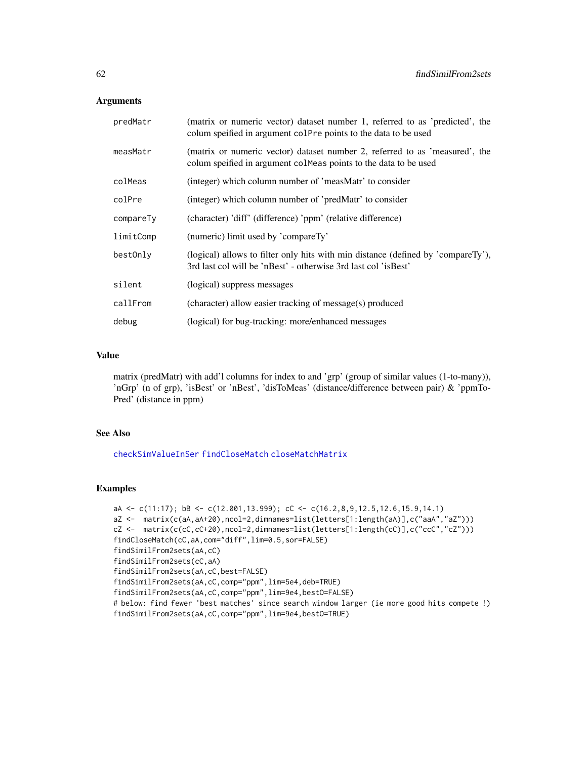## Arguments

| | |
|---|---|
| predMatr | (matrix or numeric vector) dataset number 1, referred to as 'predicted', the colum speified in argument colPre points to the data to be used |
| measMatr | (matrix or numeric vector) dataset number 2, referred to as 'measured', the colum speified in argument colMeas points to the data to be used |
| colMeas | (integer) which column number of 'measMatr' to consider |
| colPre | (integer) which column number of 'predMatr' to consider |
| compareTy | (character) 'diff' (difference) 'ppm' (relative difference) |
| limitComp | (numeric) limit used by 'compareTy' |
| bestOnly | (logical) allows to filter only hits with min distance (defined by 'compareTy'), 3rd last col will be 'nBest' - otherwise 3rd last col 'isBest' |
| silent | (logical) suppress messages |
| callFrom | (character) allow easier tracking of message(s) produced |
| debug | (logical) for bug-tracking: more/enhanced messages |

## Value

matrix (predMatr) with add'l columns for index to and 'grp' (group of similar values (1-to-many)), 'nGrp' (n of grp), 'isBest' or 'nBest', 'disToMeas' (distance/difference between pair) & 'ppmToPred' (distance in ppm)

## See Also

checkSimValueInSer findCloseMatch closeMatchMatrix

## Examples

```
aA <- c(11:17); bB <- c(12.001,13.999); cC <- c(16.2,8,9,12.5,12.6,15.9,14.1)
aZ <-  matrix(c(aA,aA+20),ncol=2,dimnames=list(letters[1:length(aA)],c("aaA","aZ")))
cZ <-  matrix(c(cC,cC+20),ncol=2,dimnames=list(letters[1:length(cC)],c("ccC","cZ")))
findCloseMatch(cC,aA,com="diff",lim=0.5,sor=FALSE)
findSimilFrom2sets(aA,cC)
findSimilFrom2sets(cC,aA)
findSimilFrom2sets(aA,cC,best=FALSE)
findSimilFrom2sets(aA,cC,comp="ppm",lim=5e4,deb=TRUE)
findSimilFrom2sets(aA,cC,comp="ppm",lim=9e4,bestO=FALSE)
# below: find fewer 'best matches' since search window larger (ie more good hits compete !)
findSimilFrom2sets(aA,cC,comp="ppm",lim=9e4,bestO=TRUE)
```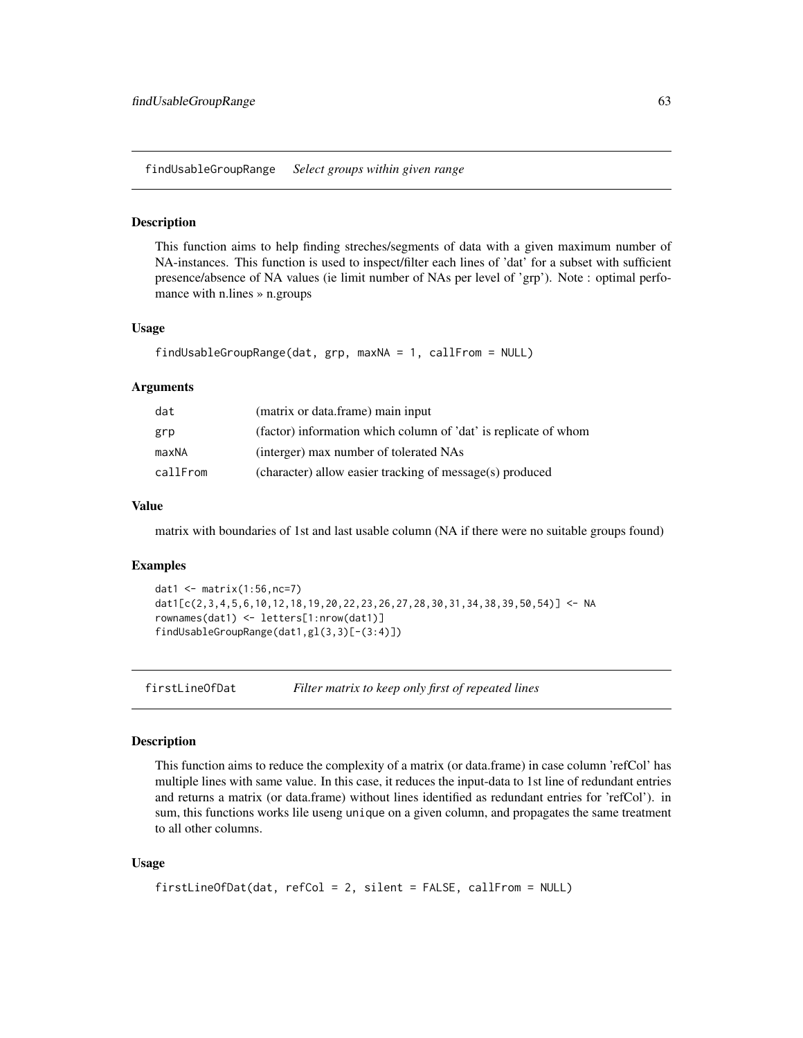## findUsableGroupRange    *Select groups within given range*

### Description

This function aims to help finding streches/segments of data with a given maximum number of NA-instances. This function is used to inspect/filter each lines of 'dat' for a subset with sufficient presence/absence of NA values (ie limit number of NAs per level of 'grp'). Note : optimal perfomance with n.lines » n.groups

### Usage

```
findUsableGroupRange(dat, grp, maxNA = 1, callFrom = NULL)
```

### Arguments

| | |
|---|---|
| dat | (matrix or data.frame) main input |
| grp | (factor) information which column of 'dat' is replicate of whom |
| maxNA | (interger) max number of tolerated NAs |
| callFrom | (character) allow easier tracking of message(s) produced |

### Value

matrix with boundaries of 1st and last usable column (NA if there were no suitable groups found)

### Examples

```
dat1 <- matrix(1:56,nc=7)
dat1[c(2,3,4,5,6,10,12,18,19,20,22,23,26,27,28,30,31,34,38,39,50,54)] <- NA
rownames(dat1) <- letters[1:nrow(dat1)]
findUsableGroupRange(dat1,gl(3,3)[-(3:4)])
```

## firstLineOfDat    *Filter matrix to keep only first of repeated lines*

### Description

This function aims to reduce the complexity of a matrix (or data.frame) in case column 'refCol' has multiple lines with same value. In this case, it reduces the input-data to 1st line of redundant entries and returns a matrix (or data.frame) without lines identified as redundant entries for 'refCol'). in sum, this functions works lile useng `unique` on a given column, and propagates the same treatment to all other columns.

### Usage

```
firstLineOfDat(dat, refCol = 2, silent = FALSE, callFrom = NULL)
```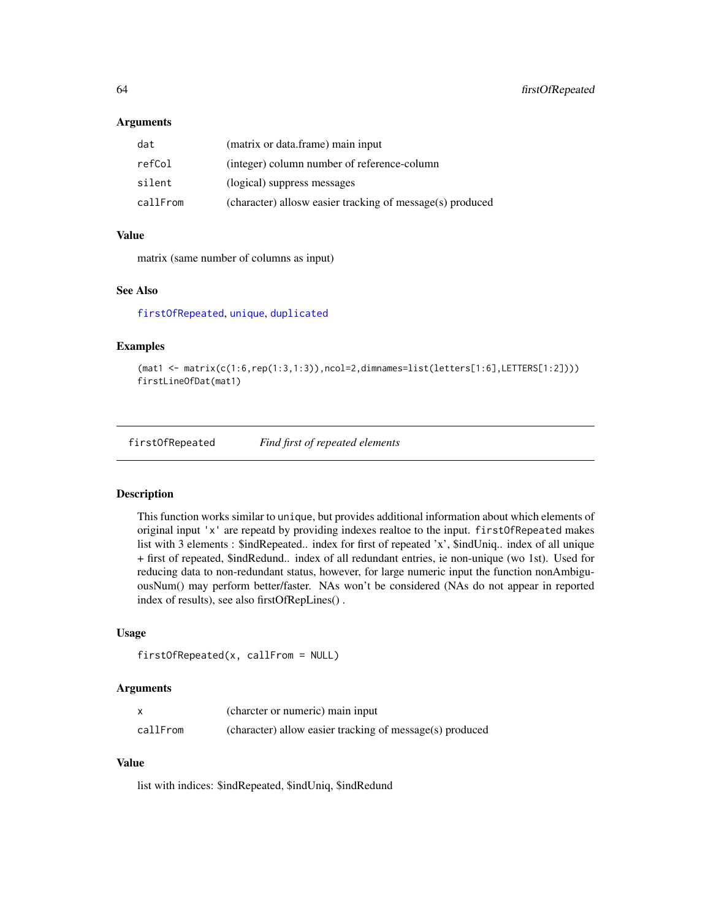### Arguments

| | |
|---|---|
| dat | (matrix or data.frame) main input |
| refCol | (integer) column number of reference-column |
| silent | (logical) suppress messages |
| callFrom | (character) allosw easier tracking of message(s) produced |

### Value

matrix (same number of columns as input)

### See Also

firstOfRepeated, unique, duplicated

### Examples

```
(mat1 <- matrix(c(1:6,rep(1:3,1:3)),ncol=2,dimnames=list(letters[1:6],LETTERS[1:2])))
firstLineOfDat(mat1)
```

---

## firstOfRepeated *Find first of repeated elements*

### Description

This function works similar to `unique`, but provides additional information about which elements of original input `'x'` are repeatd by providing indexes realtoe to the input. `firstOfRepeated` makes list with 3 elements : $indRepeated.. index for first of repeated 'x', $indUniq.. index of all unique + first of repeated, $indRedund.. index of all redundant entries, ie non-unique (wo 1st). Used for reducing data to non-redundant status, however, for large numeric input the function nonAmbiguousNum() may perform better/faster. NAs won't be considered (NAs do not appear in reported index of results), see also firstOfRepLines() .

### Usage

```
firstOfRepeated(x, callFrom = NULL)
```

### Arguments

| | |
|---|---|
| x | (charcter or numeric) main input |
| callFrom | (character) allow easier tracking of message(s) produced |

### Value

list with indices: $indRepeated, $indUniq, $indRedund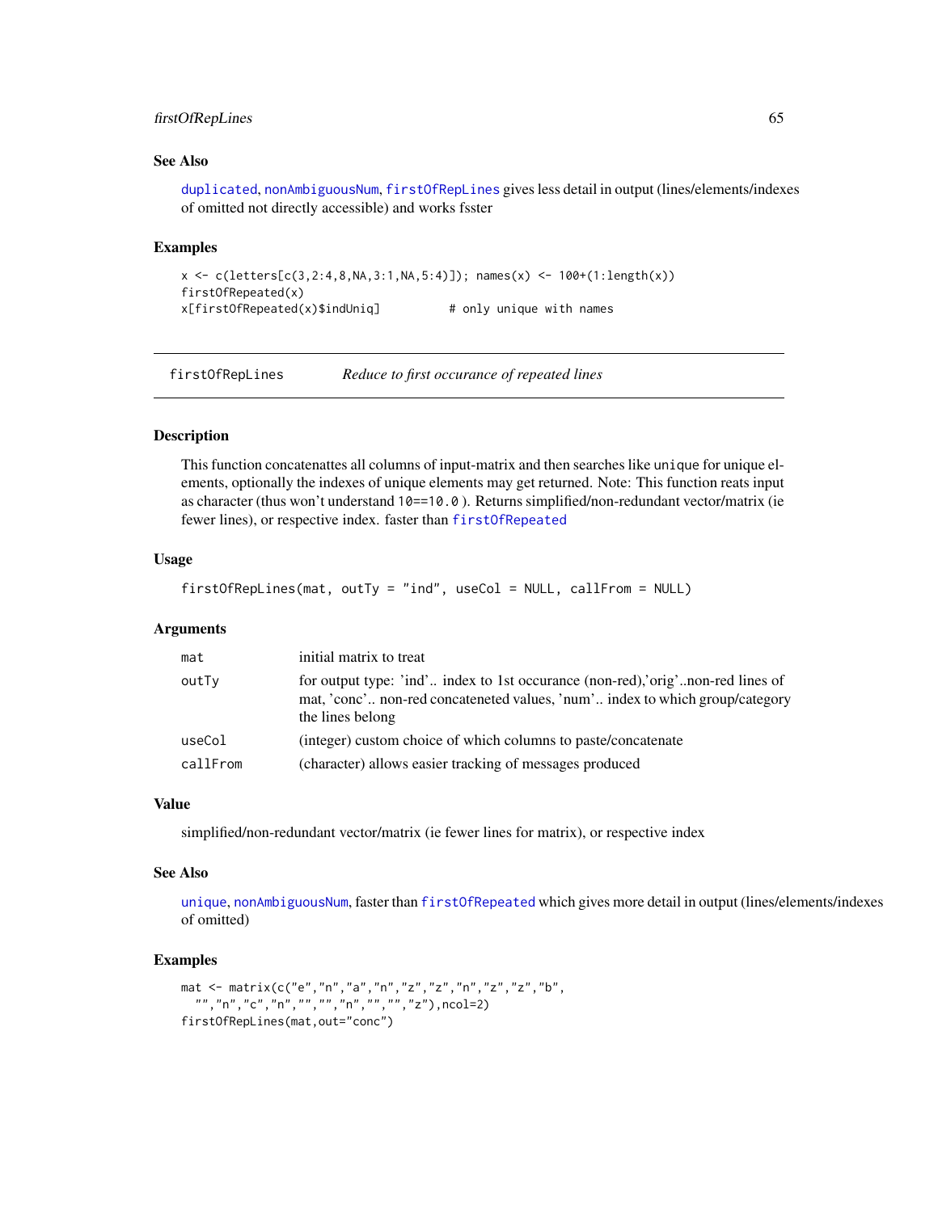### See Also

duplicated, nonAmbiguousNum, firstOfRepLines gives less detail in output (lines/elements/indexes of omitted not directly accessible) and works fsster

### Examples

```
x <- c(letters[c(3,2:4,8,NA,3:1,NA,5:4)]); names(x) <- 100+(1:length(x))
firstOfRepeated(x)
x[firstOfRepeated(x)$indUniq]          # only unique with names
```

---

## firstOfRepLines &nbsp;&nbsp;&nbsp; *Reduce to first occurance of repeated lines*

---

### Description

This function concatenattes all columns of input-matrix and then searches like `unique` for unique elements, optionally the indexes of unique elements may get returned. Note: This function reats input as character (thus won't understand `10==10.0`). Returns simplified/non-redundant vector/matrix (ie fewer lines), or respective index. faster than firstOfRepeated

### Usage

```
firstOfRepLines(mat, outTy = "ind", useCol = NULL, callFrom = NULL)
```

### Arguments

| | |
|---|---|
| `mat` | initial matrix to treat |
| `outTy` | for output type: 'ind'.. index to 1st occurance (non-red),'orig'..non-red lines of mat, 'conc'.. non-red conceneted values, 'num'.. index to which group/category the lines belong |
| `useCol` | (integer) custom choice of which columns to paste/concatenate |
| `callFrom` | (character) allows easier tracking of messages produced |

### Value

simplified/non-redundant vector/matrix (ie fewer lines for matrix), or respective index

### See Also

unique, nonAmbiguousNum, faster than firstOfRepeated which gives more detail in output (lines/elements/indexes of omitted)

### Examples

```
mat <- matrix(c("e","n","a","n","z","z","n","z","z","b",
  "","n","c","n","","","n","","","z"),ncol=2)
firstOfRepLines(mat,out="conc")
```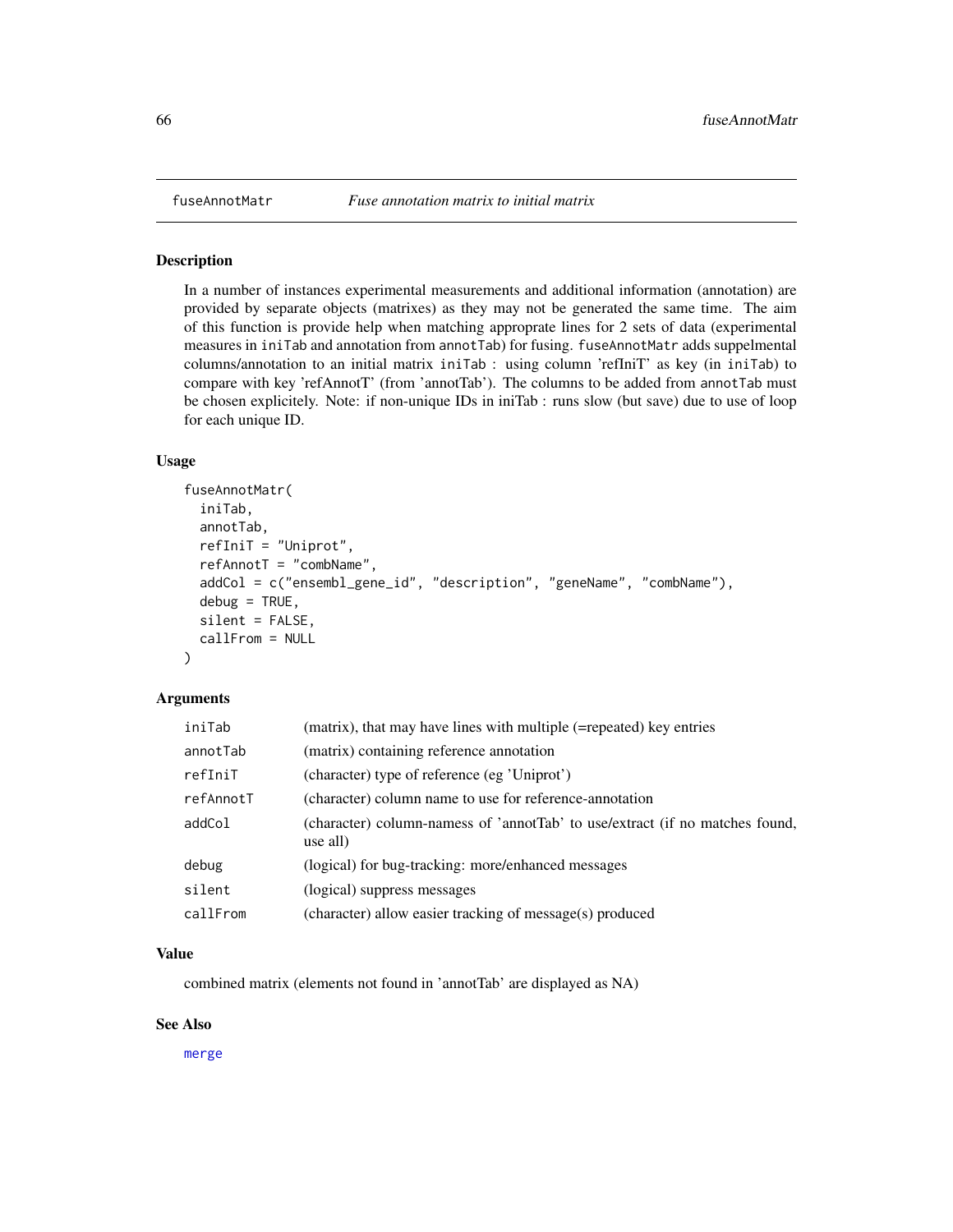# fuseAnnotMatr — *Fuse annotation matrix to initial matrix*

## Description

In a number of instances experimental measurements and additional information (annotation) are provided by separate objects (matrixes) as they may not be generated the same time. The aim of this function is provide help when matching approprate lines for 2 sets of data (experimental measures in `iniTab` and annotation from `annotTab`) for fusing. `fuseAnnotMatr` adds suppelmental columns/annotation to an initial matrix `iniTab` : using column 'refIniT' as key (in `iniTab`) to compare with key 'refAnnotT' (from 'annotTab'). The columns to be added from `annotTab` must be chosen explicitely. Note: if non-unique IDs in iniTab : runs slow (but save) due to use of loop for each unique ID.

## Usage

```
fuseAnnotMatr(
  iniTab,
  annotTab,
  refIniT = "Uniprot",
  refAnnotT = "combName",
  addCol = c("ensembl_gene_id", "description", "geneName", "combName"),
  debug = TRUE,
  silent = FALSE,
  callFrom = NULL
)
```

## Arguments

| | |
|---|---|
| `iniTab` | (matrix), that may have lines with multiple (=repeated) key entries |
| `annotTab` | (matrix) containing reference annotation |
| `refIniT` | (character) type of reference (eg 'Uniprot') |
| `refAnnotT` | (character) column name to use for reference-annotation |
| `addCol` | (character) column-namess of 'annotTab' to use/extract (if no matches found, use all) |
| `debug` | (logical) for bug-tracking: more/enhanced messages |
| `silent` | (logical) suppress messages |
| `callFrom` | (character) allow easier tracking of message(s) produced |

## Value

combined matrix (elements not found in 'annotTab' are displayed as NA)

## See Also

`merge`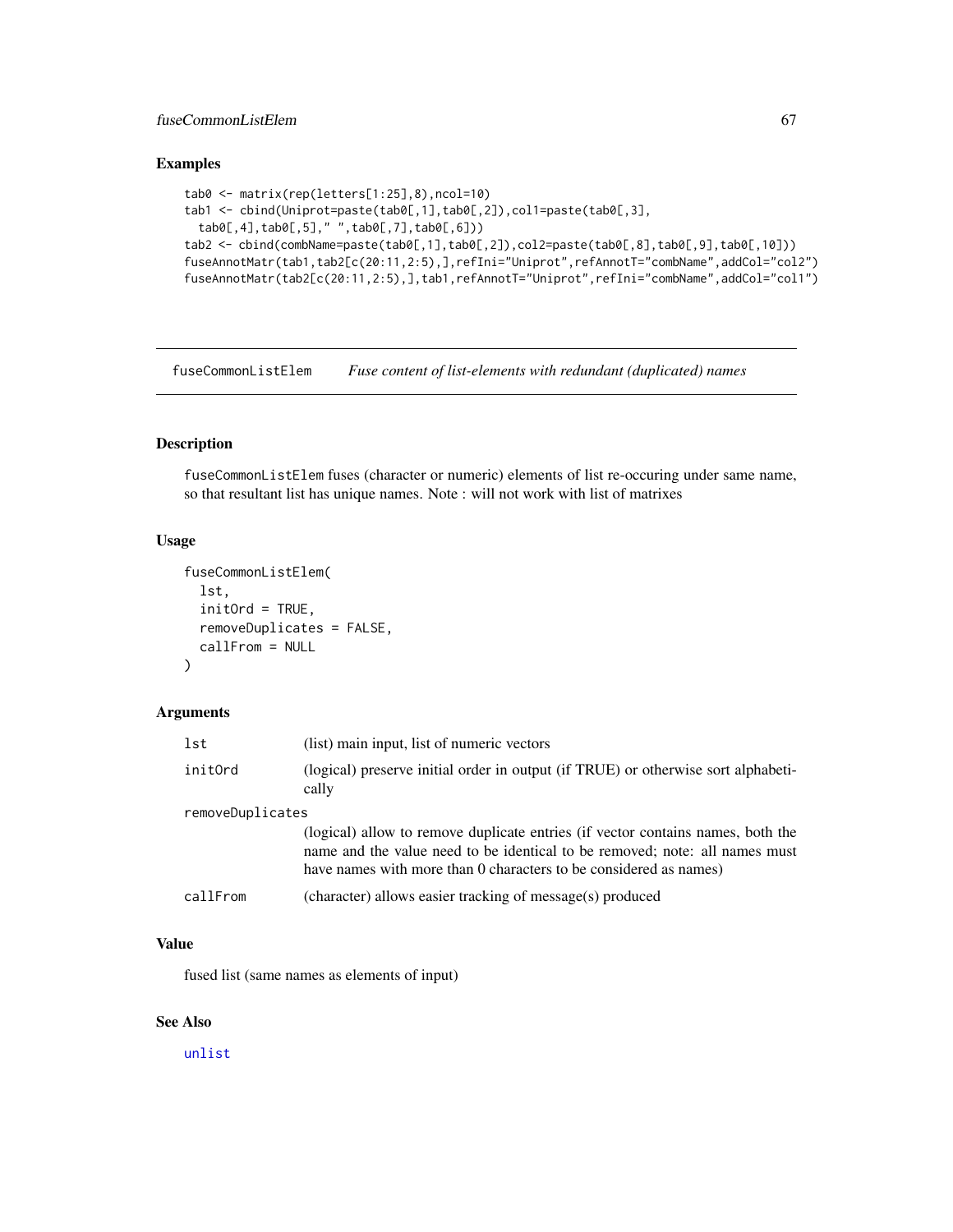## Examples

```
tab0 <- matrix(rep(letters[1:25],8),ncol=10)
tab1 <- cbind(Uniprot=paste(tab0[,1],tab0[,2]),col1=paste(tab0[,3],
  tab0[,4],tab0[,5]," ",tab0[,7],tab0[,6]))
tab2 <- cbind(combName=paste(tab0[,1],tab0[,2]),col2=paste(tab0[,8],tab0[,9],tab0[,10]))
fuseAnnotMatr(tab1,tab2[c(20:11,2:5),],refIni="Uniprot",refAnnotT="combName",addCol="col2")
fuseAnnotMatr(tab2[c(20:11,2:5),],tab1,refAnnotT="Uniprot",refIni="combName",addCol="col1")
```

---

# fuseCommonListElem *Fuse content of list-elements with redundant (duplicated) names*

## Description

fuseCommonListElem fuses (character or numeric) elements of list re-occuring under same name, so that resultant list has unique names. Note : will not work with list of matrixes

## Usage

```
fuseCommonListElem(
  lst,
  initOrd = TRUE,
  removeDuplicates = FALSE,
  callFrom = NULL
)
```

## Arguments

| | |
|---|---|
| lst | (list) main input, list of numeric vectors |
| initOrd | (logical) preserve initial order in output (if TRUE) or otherwise sort alphabetically |
| removeDuplicates | (logical) allow to remove duplicate entries (if vector contains names, both the name and the value need to be identical to be removed; note: all names must have names with more than 0 characters to be considered as names) |
| callFrom | (character) allows easier tracking of message(s) produced |

## Value

fused list (same names as elements of input)

## See Also

unlist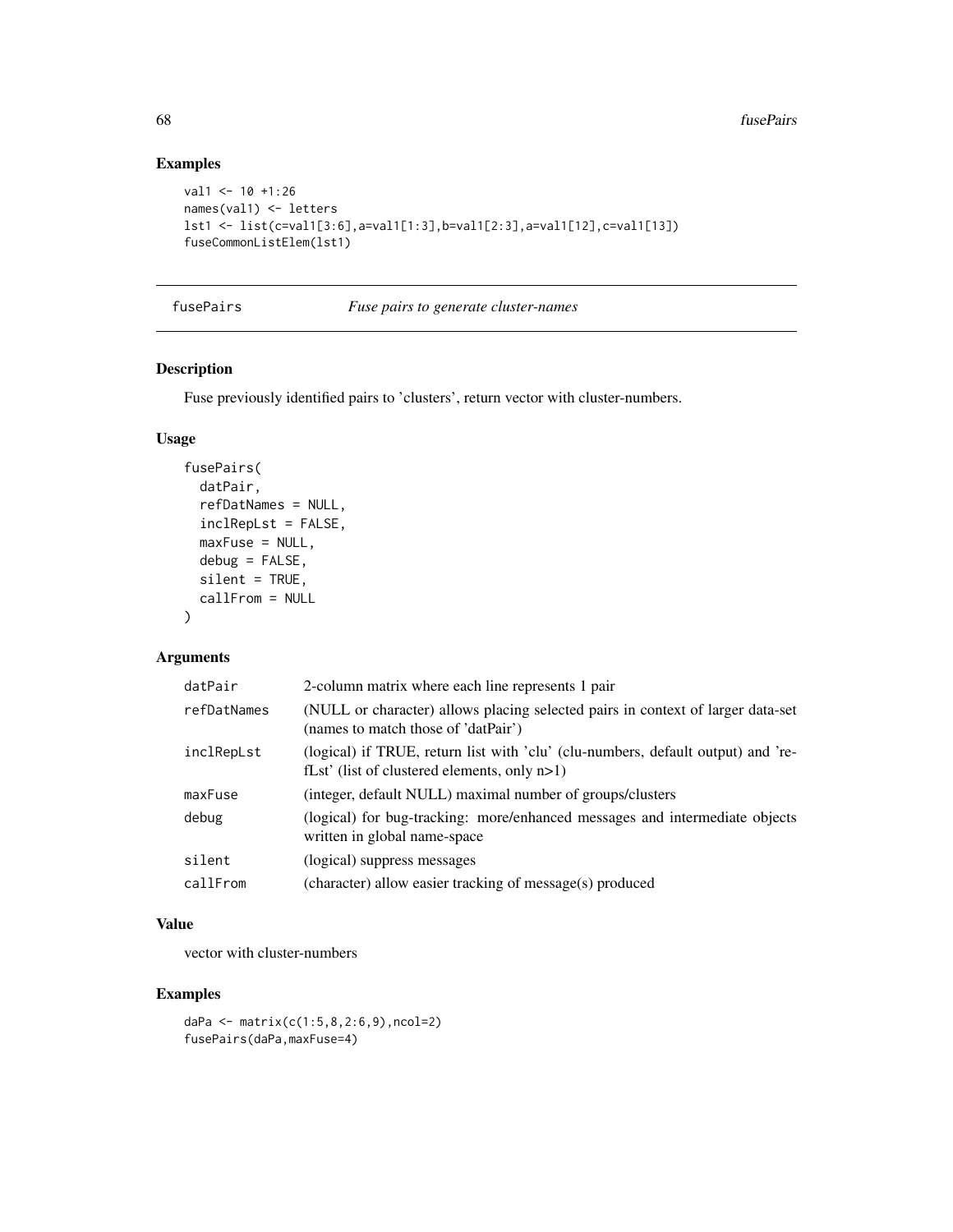## Examples

```
val1 <- 10 +1:26
names(val1) <- letters
lst1 <- list(c=val1[3:6],a=val1[1:3],b=val1[2:3],a=val1[12],c=val1[13])
fuseCommonListElem(lst1)
```

---

# fusePairs — *Fuse pairs to generate cluster-names*

## Description

Fuse previously identified pairs to 'clusters', return vector with cluster-numbers.

## Usage

```
fusePairs(
  datPair,
  refDatNames = NULL,
  inclRepLst = FALSE,
  maxFuse = NULL,
  debug = FALSE,
  silent = TRUE,
  callFrom = NULL
)
```

## Arguments

| | |
|---|---|
| datPair | 2-column matrix where each line represents 1 pair |
| refDatNames | (NULL or character) allows placing selected pairs in context of larger data-set (names to match those of 'datPair') |
| inclRepLst | (logical) if TRUE, return list with 'clu' (clu-numbers, default output) and 'refLst' (list of clustered elements, only n>1) |
| maxFuse | (integer, default NULL) maximal number of groups/clusters |
| debug | (logical) for bug-tracking: more/enhanced messages and intermediate objects written in global name-space |
| silent | (logical) suppress messages |
| callFrom | (character) allow easier tracking of message(s) produced |

## Value

vector with cluster-numbers

## Examples

```
daPa <- matrix(c(1:5,8,2:6,9),ncol=2)
fusePairs(daPa,maxFuse=4)
```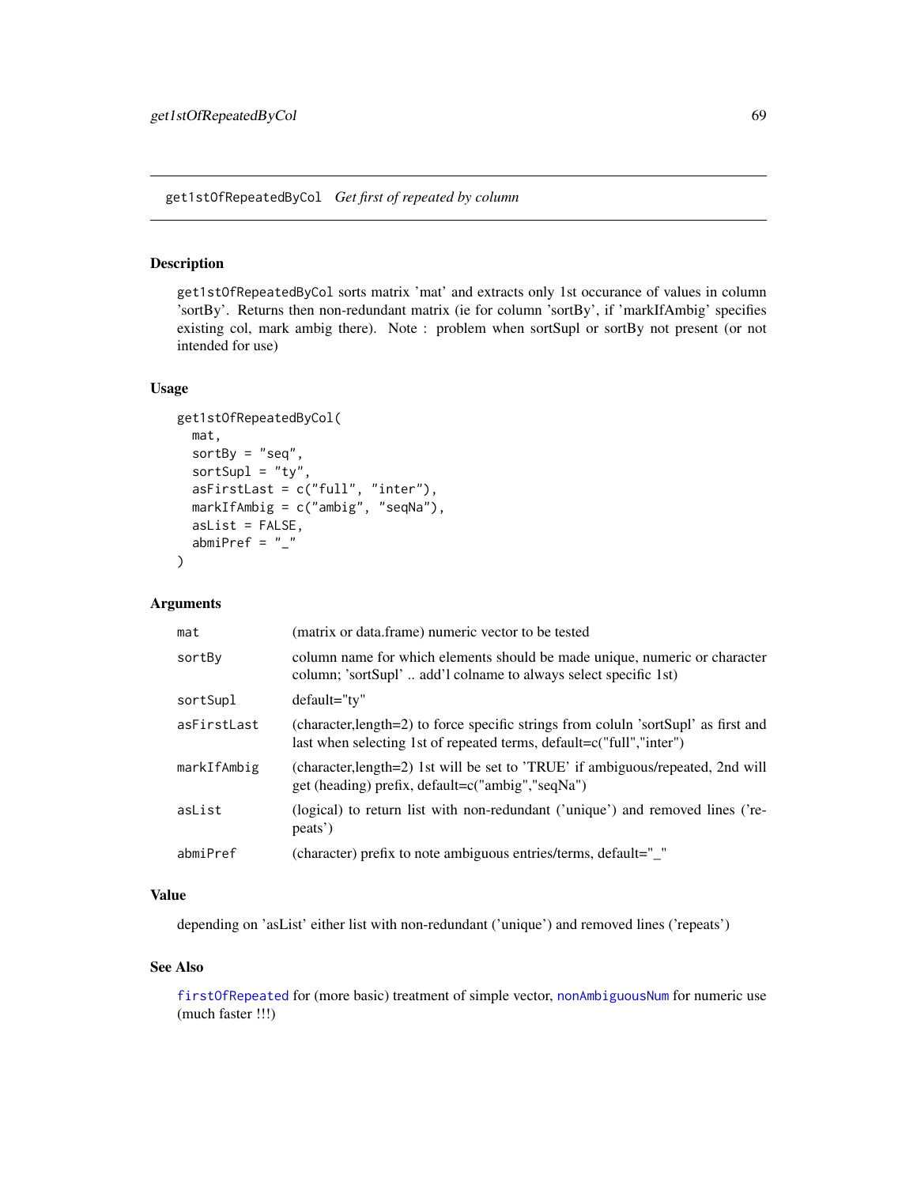## get1stOfRepeatedByCol *Get first of repeated by column*

### Description

get1stOfRepeatedByCol sorts matrix 'mat' and extracts only 1st occurance of values in column 'sortBy'. Returns then non-redundant matrix (ie for column 'sortBy', if 'markIfAmbig' specifies existing col, mark ambig there). Note : problem when sortSupl or sortBy not present (or not intended for use)

### Usage

```
get1stOfRepeatedByCol(
  mat,
  sortBy = "seq",
  sortSupl = "ty",
  asFirstLast = c("full", "inter"),
  markIfAmbig = c("ambig", "seqNa"),
  asList = FALSE,
  abmiPref = "_"
)
```

### Arguments

| | |
|---|---|
| mat | (matrix or data.frame) numeric vector to be tested |
| sortBy | column name for which elements should be made unique, numeric or character column; 'sortSupl' .. add'l colname to always select specific 1st) |
| sortSupl | default="ty" |
| asFirstLast | (character,length=2) to force specific strings from coluln 'sortSupl' as first and last when selecting 1st of repeated terms, default=c("full","inter") |
| markIfAmbig | (character,length=2) 1st will be set to 'TRUE' if ambiguous/repeated, 2nd will get (heading) prefix, default=c("ambig","seqNa") |
| asList | (logical) to return list with non-redundant ('unique') and removed lines ('repeats') |
| abmiPref | (character) prefix to note ambiguous entries/terms, default="_" |

### Value

depending on 'asList' either list with non-redundant ('unique') and removed lines ('repeats')

### See Also

firstOfRepeated for (more basic) treatment of simple vector, nonAmbiguousNum for numeric use (much faster !!!)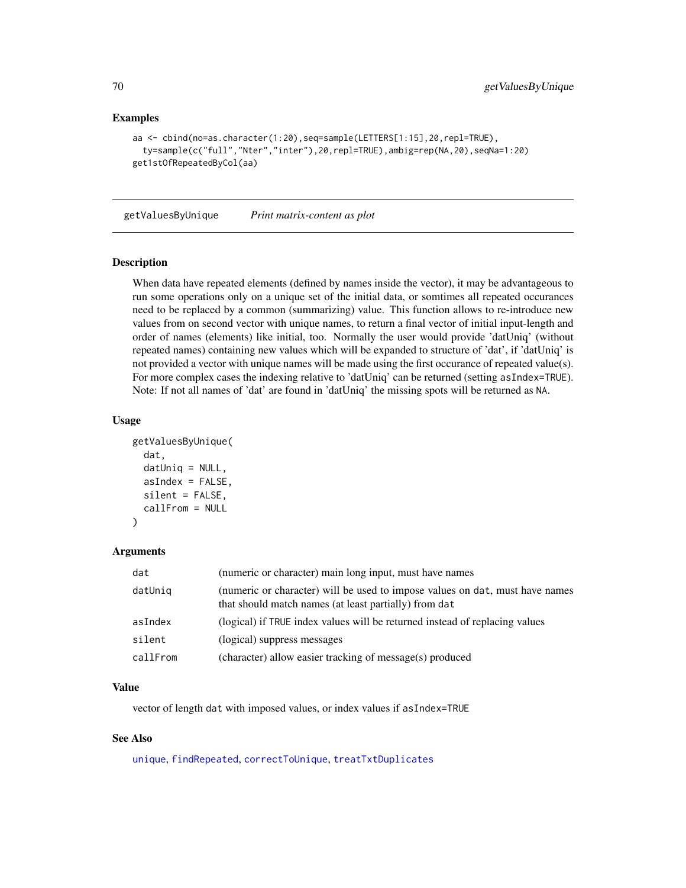### Examples

```
aa <- cbind(no=as.character(1:20),seq=sample(LETTERS[1:15],20,repl=TRUE),
  ty=sample(c("full","Nter","inter"),20,repl=TRUE),ambig=rep(NA,20),seqNa=1:20)
get1stOfRepeatedByCol(aa)
```

---

## getValuesByUnique *Print matrix-content as plot*

### Description

When data have repeated elements (defined by names inside the vector), it may be advantageous to run some operations only on a unique set of the initial data, or somtimes all repeated occurances need to be replaced by a common (summarizing) value. This function allows to re-introduce new values from on second vector with unique names, to return a final vector of initial input-length and order of names (elements) like initial, too. Normally the user would provide 'datUniq' (without repeated names) containing new values which will be expanded to structure of 'dat', if 'datUniq' is not provided a vector with unique names will be made using the first occurance of repeated value(s). For more complex cases the indexing relative to 'datUniq' can be returned (setting `asIndex=TRUE`). Note: If not all names of 'dat' are found in 'datUniq' the missing spots will be returned as `NA`.

### Usage

```
getValuesByUnique(
  dat,
  datUniq = NULL,
  asIndex = FALSE,
  silent = FALSE,
  callFrom = NULL
)
```

### Arguments

| | |
|---|---|
| `dat` | (numeric or character) main long input, must have names |
| `datUniq` | (numeric or character) will be used to impose values on `dat`, must have names that should match names (at least partially) from `dat` |
| `asIndex` | (logical) if `TRUE` index values will be returned instead of replacing values |
| `silent` | (logical) suppress messages |
| `callFrom` | (character) allow easier tracking of message(s) produced |

### Value

vector of length `dat` with imposed values, or index values if `asIndex=TRUE`

### See Also

`unique`, `findRepeated`, `correctToUnique`, `treatTxtDuplicates`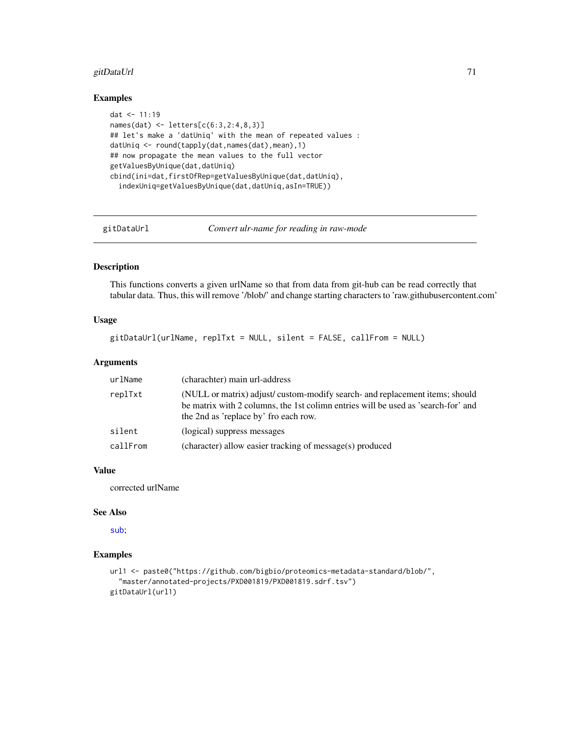### Examples

```
dat <- 11:19
names(dat) <- letters[c(6:3,2:4,8,3)]
## let's make a 'datUniq' with the mean of repeated values :
datUniq <- round(tapply(dat,names(dat),mean),1)
## now propagate the mean values to the full vector
getValuesByUnique(dat,datUniq)
cbind(ini=dat,firstOfRep=getValuesByUnique(dat,datUniq),
  indexUniq=getValuesByUnique(dat,datUniq,asIn=TRUE))
```

---

## gitDataUrl *Convert ulr-name for reading in raw-mode*

---

### Description

This functions converts a given urlName so that from data from git-hub can be read correctly that tabular data. Thus, this will remove '/blob/' and change starting characters to 'raw.githubusercontent.com'

### Usage

```
gitDataUrl(urlName, replTxt = NULL, silent = FALSE, callFrom = NULL)
```

### Arguments

| | |
|---|---|
| `urlName` | (charachter) main url-address |
| `replTxt` | (NULL or matrix) adjust/ custom-modify search- and replacement items; should be matrix with 2 columns, the 1st colimn entries will be used as 'search-for' and the 2nd as 'replace by' fro each row. |
| `silent` | (logical) suppress messages |
| `callFrom` | (character) allow easier tracking of message(s) produced |

### Value

corrected urlName

### See Also

sub;

### Examples

```
url1 <- paste0("https://github.com/bigbio/proteomics-metadata-standard/blob/",
  "master/annotated-projects/PXD001819/PXD001819.sdrf.tsv")
gitDataUrl(url1)
```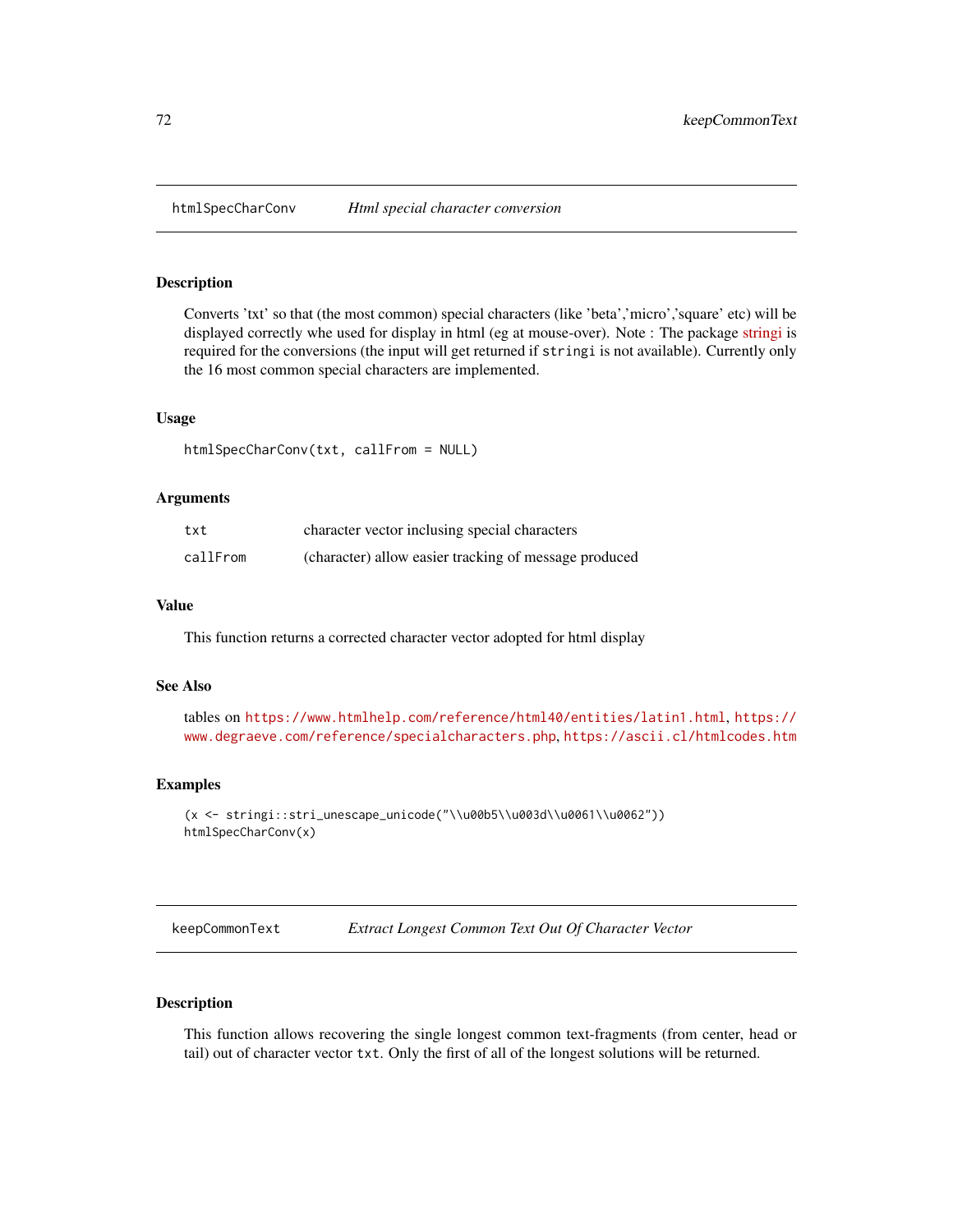## htmlSpecCharConv *Html special character conversion*

### Description

Converts 'txt' so that (the most common) special characters (like 'beta','micro','square' etc) will be displayed correctly whe used for display in html (eg at mouse-over). Note : The package stringi is required for the conversions (the input will get returned if `stringi` is not available). Currently only the 16 most common special characters are implemented.

### Usage

```
htmlSpecCharConv(txt, callFrom = NULL)
```

### Arguments

| | |
|---|---|
| `txt` | character vector inclusing special characters |
| `callFrom` | (character) allow easier tracking of message produced |

### Value

This function returns a corrected character vector adopted for html display

### See Also

tables on `https://www.htmlhelp.com/reference/html40/entities/latin1.html`, `https://www.degraeve.com/reference/specialcharacters.php`, `https://ascii.cl/htmlcodes.htm`

### Examples

```
(x <- stringi::stri_unescape_unicode("\\u00b5\\u003d\\u0061\\u0062"))
htmlSpecCharConv(x)
```

## keepCommonText *Extract Longest Common Text Out Of Character Vector*

### Description

This function allows recovering the single longest common text-fragments (from center, head or tail) out of character vector `txt`. Only the first of all of the longest solutions will be returned.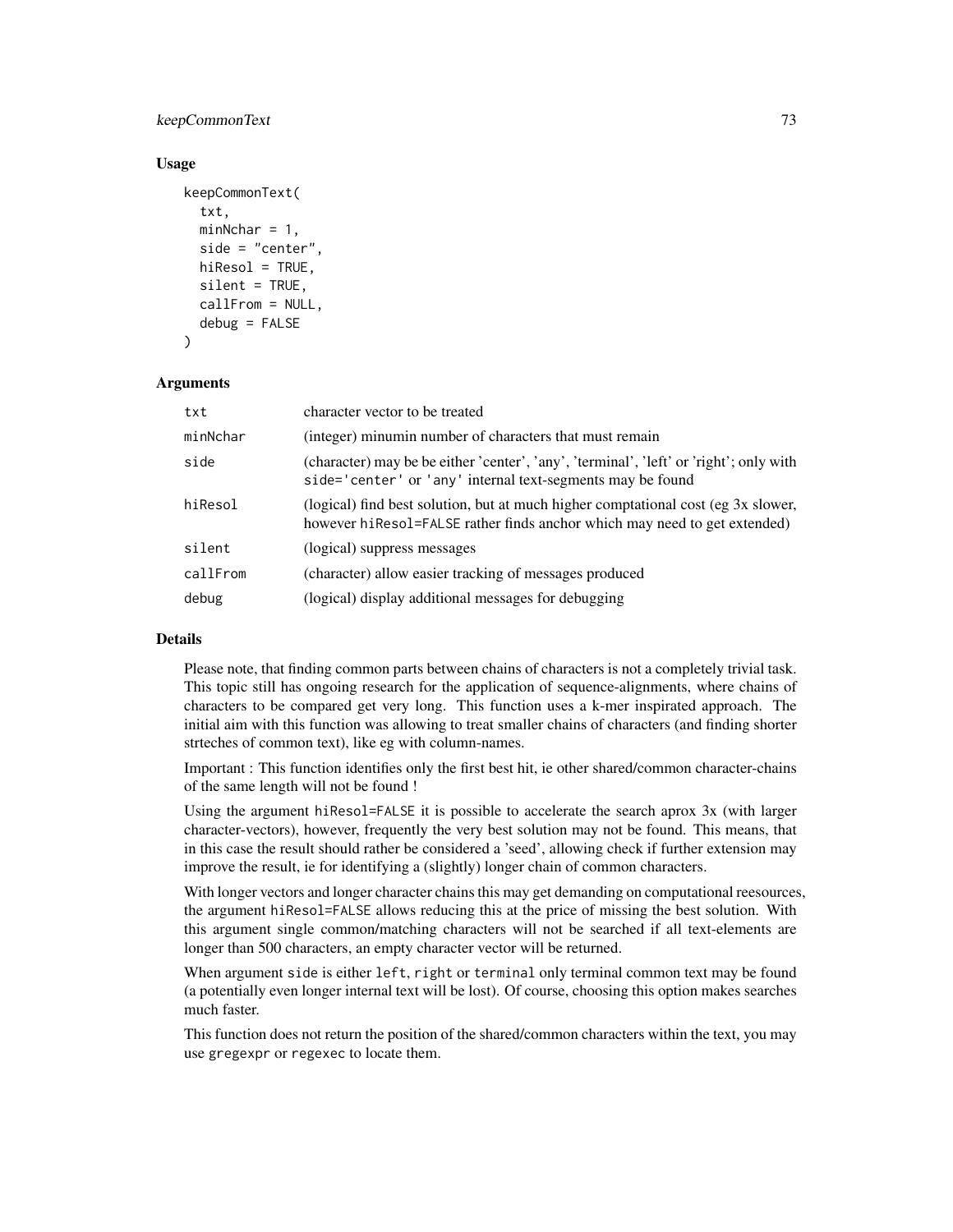## Usage

```
keepCommonText(
  txt,
  minNchar = 1,
  side = "center",
  hiResol = TRUE,
  silent = TRUE,
  callFrom = NULL,
  debug = FALSE
)
```

## Arguments

| | |
|---|---|
| txt | character vector to be treated |
| minNchar | (integer) minumin number of characters that must remain |
| side | (character) may be be either 'center', 'any', 'terminal', 'left' or 'right'; only with `side='center'` or `'any'` internal text-segments may be found |
| hiResol | (logical) find best solution, but at much higher comptational cost (eg 3x slower, however `hiResol=FALSE` rather finds anchor which may need to get extended) |
| silent | (logical) suppress messages |
| callFrom | (character) allow easier tracking of messages produced |
| debug | (logical) display additional messages for debugging |

## Details

Please note, that finding common parts between chains of characters is not a completely trivial task. This topic still has ongoing research for the application of sequence-alignments, where chains of characters to be compared get very long. This function uses a k-mer inspirated approach. The initial aim with this function was allowing to treat smaller chains of characters (and finding shorter strteches of common text), like eg with column-names.

Important : This function identifies only the first best hit, ie other shared/common character-chains of the same length will not be found !

Using the argument `hiResol=FALSE` it is possible to accelerate the search aprox 3x (with larger character-vectors), however, frequently the very best solution may not be found. This means, that in this case the result should rather be considered a 'seed', allowing check if further extension may improve the result, ie for identifying a (slightly) longer chain of common characters.

With longer vectors and longer character chains this may get demanding on computational reesources, the argument `hiResol=FALSE` allows reducing this at the price of missing the best solution. With this argument single common/matching characters will not be searched if all text-elements are longer than 500 characters, an empty character vector will be returned.

When argument `side` is either `left`, `right` or `terminal` only terminal common text may be found (a potentially even longer internal text will be lost). Of course, choosing this option makes searches much faster.

This function does not return the position of the shared/common characters within the text, you may use `gregexpr` or `regexec` to locate them.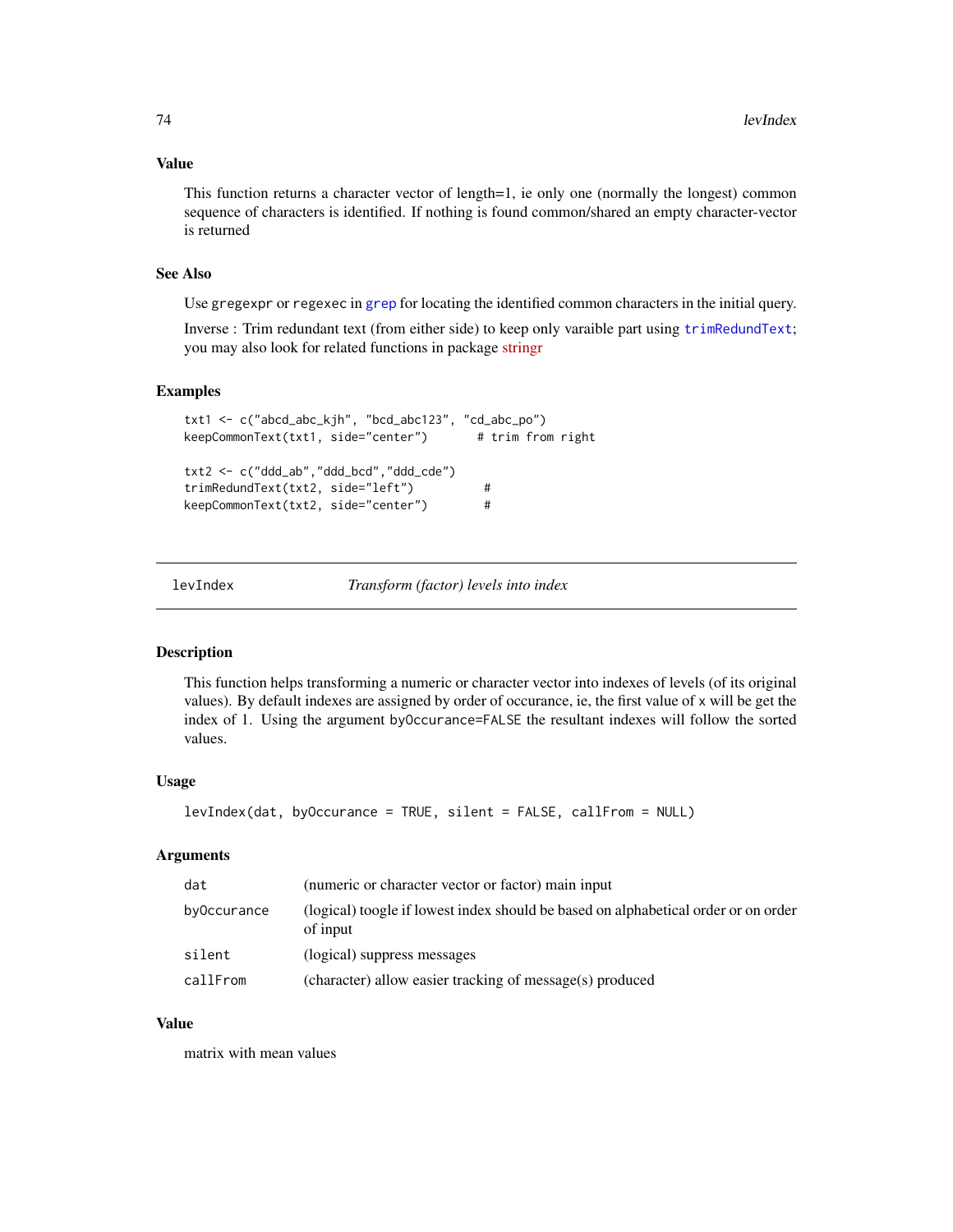### Value

This function returns a character vector of length=1, ie only one (normally the longest) common sequence of characters is identified. If nothing is found common/shared an empty character-vector is returned

### See Also

Use gregexpr or regexec in grep for locating the identified common characters in the initial query.

Inverse : Trim redundant text (from either side) to keep only varaible part using trimRedundText; you may also look for related functions in package stringr

### Examples

```
txt1 <- c("abcd_abc_kjh", "bcd_abc123", "cd_abc_po")
keepCommonText(txt1, side="center")       # trim from right

txt2 <- c("ddd_ab","ddd_bcd","ddd_cde")
trimRedundText(txt2, side="left")          #
keepCommonText(txt2, side="center")        #
```

---

## levIndex *Transform (factor) levels into index*

### Description

This function helps transforming a numeric or character vector into indexes of levels (of its original values). By default indexes are assigned by order of occurance, ie, the first value of x will be get the index of 1. Using the argument byOccurance=FALSE the resultant indexes will follow the sorted values.

### Usage

```
levIndex(dat, byOccurance = TRUE, silent = FALSE, callFrom = NULL)
```

### Arguments

| | |
|---|---|
| dat | (numeric or character vector or factor) main input |
| byOccurance | (logical) toogle if lowest index should be based on alphabetical order or on order of input |
| silent | (logical) suppress messages |
| callFrom | (character) allow easier tracking of message(s) produced |

### Value

matrix with mean values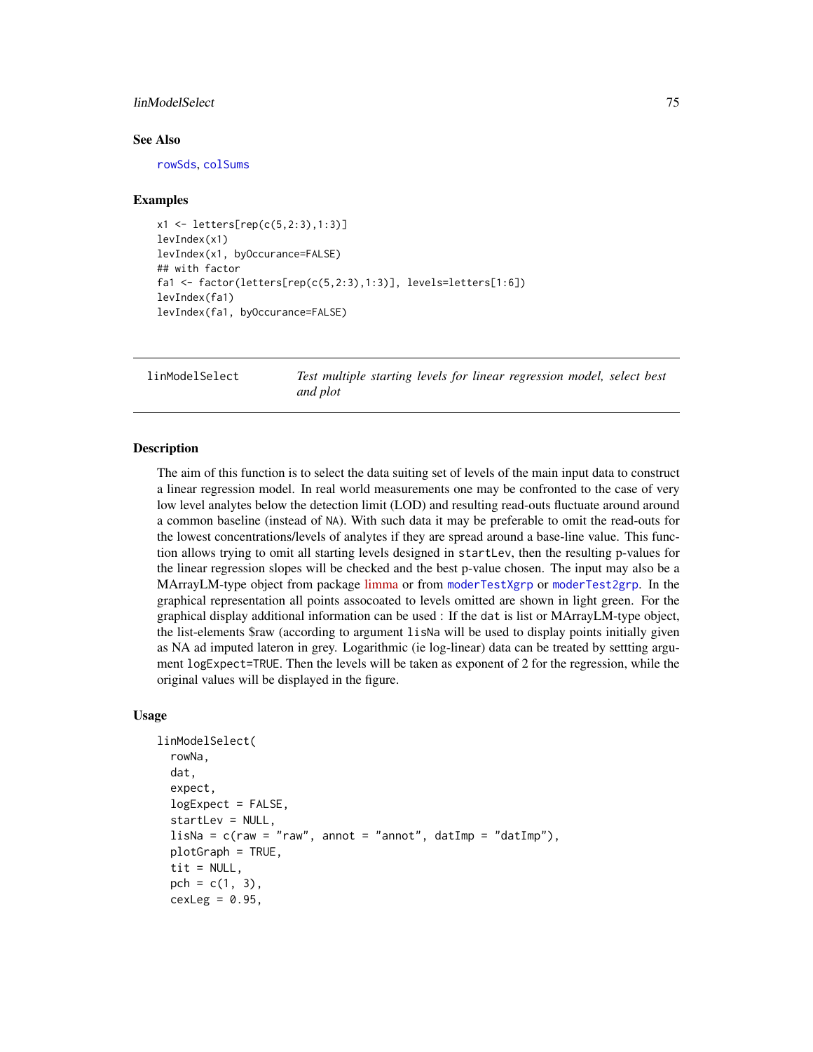## See Also

rowSds, colSums

## Examples

```
x1 <- letters[rep(c(5,2:3),1:3)]
levIndex(x1)
levIndex(x1, byOccurance=FALSE)
## with factor
fa1 <- factor(letters[rep(c(5,2:3),1:3)], levels=letters[1:6])
levIndex(fa1)
levIndex(fa1, byOccurance=FALSE)
```

---

# linModelSelect — *Test multiple starting levels for linear regression model, select best and plot*

---

## Description

The aim of this function is to select the data suiting set of levels of the main input data to construct a linear regression model. In real world measurements one may be confronted to the case of very low level analytes below the detection limit (LOD) and resulting read-outs fluctuate around around a common baseline (instead of NA). With such data it may be preferable to omit the read-outs for the lowest concentrations/levels of analytes if they are spread around a base-line value. This function allows trying to omit all starting levels designed in `startLev`, then the resulting p-values for the linear regression slopes will be checked and the best p-value chosen. The input may also be a MArrayLM-type object from package limma or from `moderTestXgrp` or `moderTest2grp`. In the graphical representation all points assocoated to levels omitted are shown in light green. For the graphical display additional information can be used : If the `dat` is list or MArrayLM-type object, the list-elements $raw (according to argument `lisNa` will be used to display points initially given as NA ad imputed lateron in grey. Logarithmic (ie log-linear) data can be treated by settting argument `logExpect=TRUE`. Then the levels will be taken as exponent of 2 for the regression, while the original values will be displayed in the figure.

## Usage

```
linModelSelect(
  rowNa,
  dat,
  expect,
  logExpect = FALSE,
  startLev = NULL,
  lisNa = c(raw = "raw", annot = "annot", datImp = "datImp"),
  plotGraph = TRUE,
  tit = NULL,
  pch = c(1, 3),
  cexLeg = 0.95,
```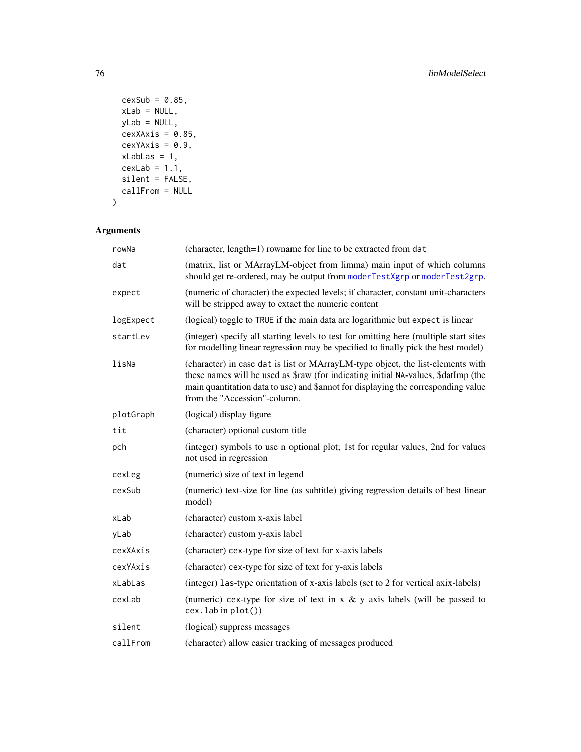```
  cexSub = 0.85,
  xLab = NULL,
  yLab = NULL,
  cexXAxis = 0.85,
  cexYAxis = 0.9,
  xLabLas = 1,
  cexLab = 1.1,
  silent = FALSE,
  callFrom = NULL
)
```

## Arguments

| | |
|---|---|
| rowNa | (character, length=1) rowname for line to be extracted from `dat` |
| dat | (matrix, list or MArrayLM-object from limma) main input of which columns should get re-ordered, may be output from `moderTestXgrp` or `moderTest2grp`. |
| expect | (numeric of character) the expected levels; if character, constant unit-characters will be stripped away to extact the numeric content |
| logExpect | (logical) toggle to `TRUE` if the main data are logarithmic but `expect` is linear |
| startLev | (integer) specify all starting levels to test for omitting here (multiple start sites for modelling linear regression may be specified to finally pick the best model) |
| lisNa | (character) in case `dat` is list or MArrayLM-type object, the list-elements with these names will be used as $raw (for indicating initial `NA`-values, $datImp (the main quantitation data to use) and $annot for displaying the corresponding value from the "Accession"-column. |
| plotGraph | (logical) display figure |
| tit | (character) optional custom title |
| pch | (integer) symbols to use n optional plot; 1st for regular values, 2nd for values not used in regression |
| cexLeg | (numeric) size of text in legend |
| cexSub | (numeric) text-size for line (as subtitle) giving regression details of best linear model) |
| xLab | (character) custom x-axis label |
| yLab | (character) custom y-axis label |
| cexXAxis | (character) `cex`-type for size of text for x-axis labels |
| cexYAxis | (character) `cex`-type for size of text for y-axis labels |
| xLabLas | (integer) `las`-type orientation of x-axis labels (set to 2 for vertical axix-labels) |
| cexLab | (numeric) `cex`-type for size of text in x & y axis labels (will be passed to `cex.lab` in `plot()`) |
| silent | (logical) suppress messages |
| callFrom | (character) allow easier tracking of messages produced |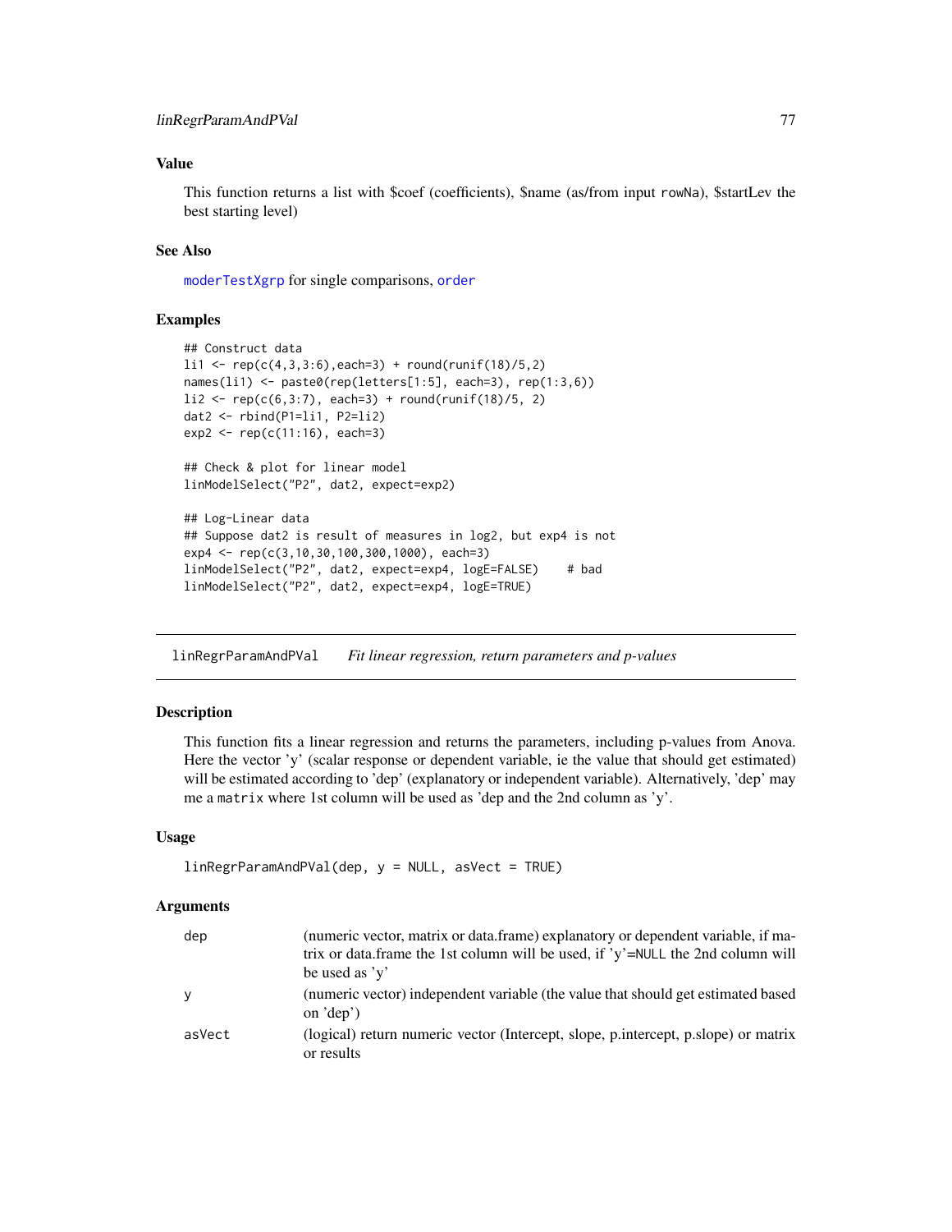## Value

This function returns a list with $coef (coefficients), $name (as/from input `rowNa`), $startLev the best starting level)

## See Also

`moderTestXgrp` for single comparisons, `order`

## Examples

```
## Construct data
li1 <- rep(c(4,3,3:6),each=3) + round(runif(18)/5,2)
names(li1) <- paste0(rep(letters[1:5], each=3), rep(1:3,6))
li2 <- rep(c(6,3:7), each=3) + round(runif(18)/5, 2)
dat2 <- rbind(P1=li1, P2=li2)
exp2 <- rep(c(11:16), each=3)

## Check & plot for linear model
linModelSelect("P2", dat2, expect=exp2)

## Log-Linear data
## Suppose dat2 is result of measures in log2, but exp4 is not
exp4 <- rep(c(3,10,30,100,300,1000), each=3)
linModelSelect("P2", dat2, expect=exp4, logE=FALSE)    # bad
linModelSelect("P2", dat2, expect=exp4, logE=TRUE)
```

---

# linRegrParamAndPVal — *Fit linear regression, return parameters and p-values*

## Description

This function fits a linear regression and returns the parameters, including p-values from Anova. Here the vector 'y' (scalar response or dependent variable, ie the value that should get estimated) will be estimated according to 'dep' (explanatory or independent variable). Alternatively, 'dep' may me a `matrix` where 1st column will be used as 'dep and the 2nd column as 'y'.

## Usage

```
linRegrParamAndPVal(dep, y = NULL, asVect = TRUE)
```

## Arguments

| | |
|---|---|
| `dep` | (numeric vector, matrix or data.frame) explanatory or dependent variable, if matrix or data.frame the 1st column will be used, if 'y'=`NULL` the 2nd column will be used as 'y' |
| `y` | (numeric vector) independent variable (the value that should get estimated based on 'dep') |
| `asVect` | (logical) return numeric vector (Intercept, slope, p.intercept, p.slope) or matrix or results |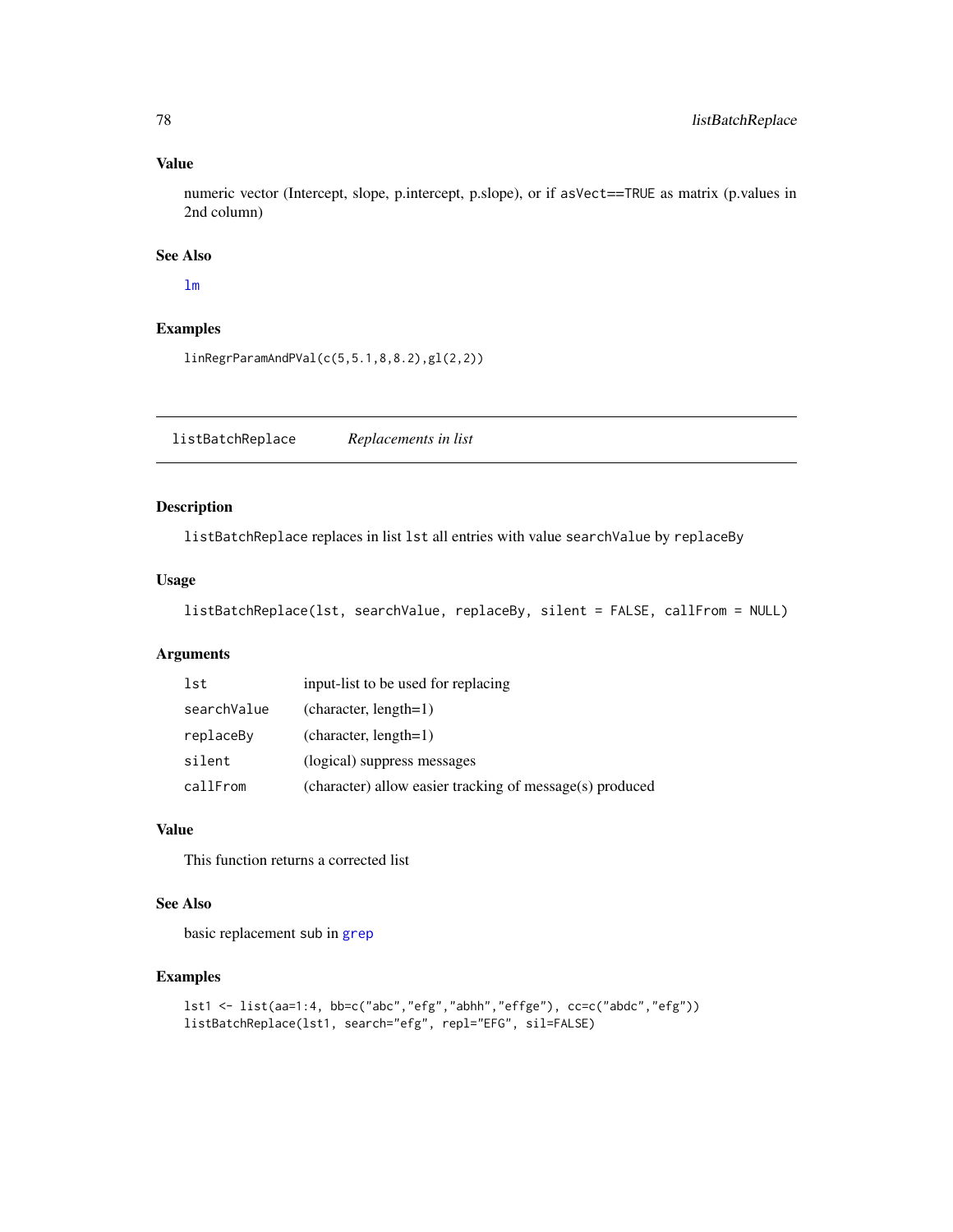### Value

numeric vector (Intercept, slope, p.intercept, p.slope), or if asVect==TRUE as matrix (p.values in 2nd column)

### See Also

lm

### Examples

```
linRegrParamAndPVal(c(5,5.1,8,8.2),gl(2,2))
```

## listBatchReplace *Replacements in list*

### Description

listBatchReplace replaces in list lst all entries with value searchValue by replaceBy

### Usage

```
listBatchReplace(lst, searchValue, replaceBy, silent = FALSE, callFrom = NULL)
```

### Arguments

| | |
|---|---|
| lst | input-list to be used for replacing |
| searchValue | (character, length=1) |
| replaceBy | (character, length=1) |
| silent | (logical) suppress messages |
| callFrom | (character) allow easier tracking of message(s) produced |

### Value

This function returns a corrected list

### See Also

basic replacement sub in grep

### Examples

```
lst1 <- list(aa=1:4, bb=c("abc","efg","abhh","effge"), cc=c("abdc","efg"))
listBatchReplace(lst1, search="efg", repl="EFG", sil=FALSE)
```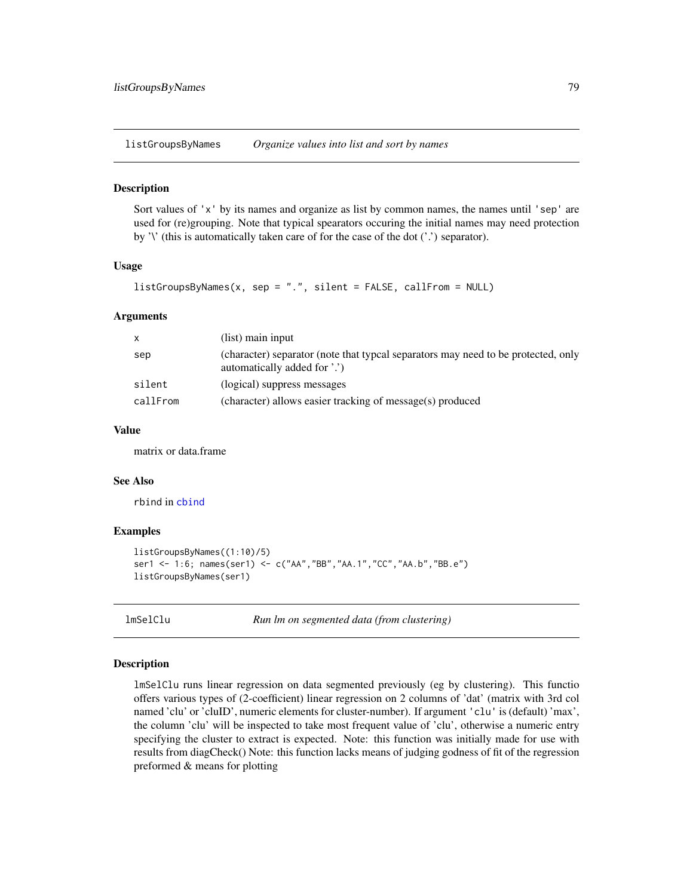## listGroupsByNames *Organize values into list and sort by names*

### Description

Sort values of 'x' by its names and organize as list by common names, the names until 'sep' are used for (re)grouping. Note that typical spearators occuring the initial names may need protection by '\' (this is automatically taken care of for the case of the dot ('.') separator).

### Usage

```
listGroupsByNames(x, sep = ".", silent = FALSE, callFrom = NULL)
```

### Arguments

| | |
|---|---|
| x | (list) main input |
| sep | (character) separator (note that typcal separators may need to be protected, only automatically added for '.') |
| silent | (logical) suppress messages |
| callFrom | (character) allows easier tracking of message(s) produced |

### Value

matrix or data.frame

### See Also

rbind in cbind

### Examples

```
listGroupsByNames((1:10)/5)
ser1 <- 1:6; names(ser1) <- c("AA","BB","AA.1","CC","AA.b","BB.e")
listGroupsByNames(ser1)
```

## lmSelClu *Run lm on segmented data (from clustering)*

### Description

lmSelClu runs linear regression on data segmented previously (eg by clustering). This functio offers various types of (2-coefficient) linear regression on 2 columns of 'dat' (matrix with 3rd col named 'clu' or 'cluID', numeric elements for cluster-number). If argument 'clu' is (default) 'max', the column 'clu' will be inspected to take most frequent value of 'clu', otherwise a numeric entry specifying the cluster to extract is expected. Note: this function was initially made for use with results from diagCheck() Note: this function lacks means of judging godness of fit of the regression preformed & means for plotting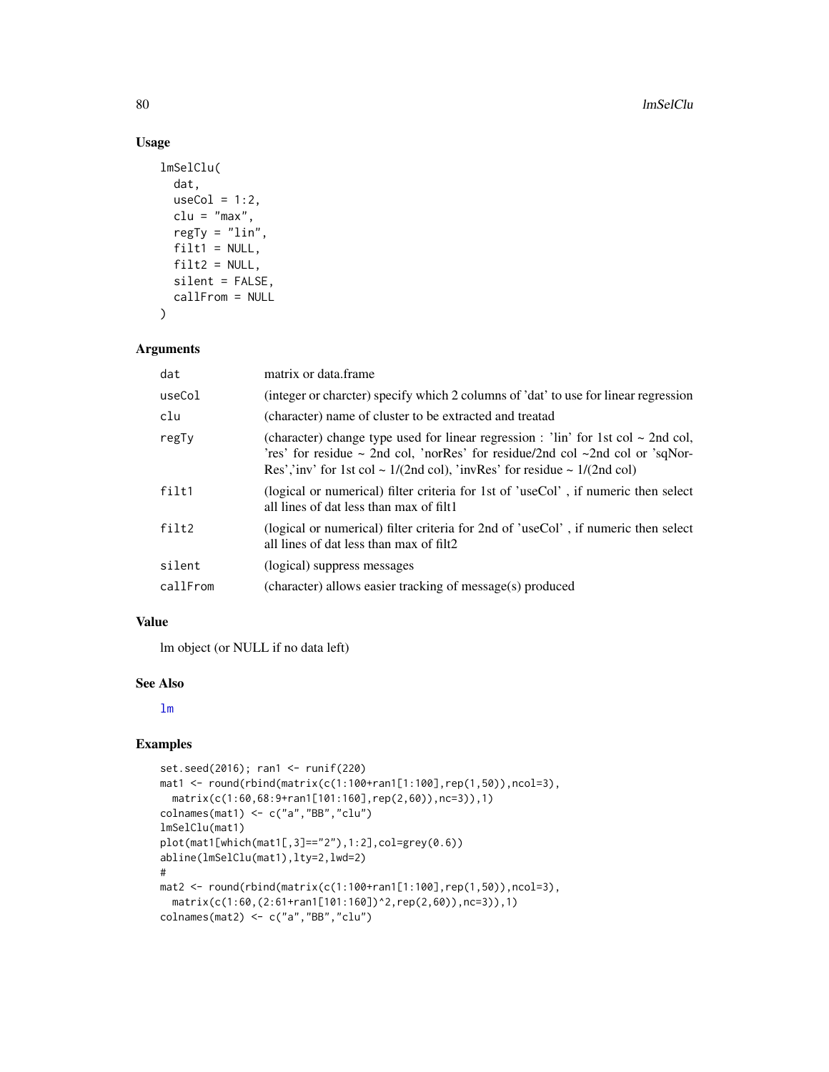## Usage

```
lmSelClu(
  dat,
  useCol = 1:2,
  clu = "max",
  regTy = "lin",
  filt1 = NULL,
  filt2 = NULL,
  silent = FALSE,
  callFrom = NULL
)
```

## Arguments

| | |
|---|---|
| dat | matrix or data.frame |
| useCol | (integer or charcter) specify which 2 columns of 'dat' to use for linear regression |
| clu | (character) name of cluster to be extracted and treatad |
| regTy | (character) change type used for linear regression : 'lin' for 1st col ~ 2nd col, 'res' for residue ~ 2nd col, 'norRes' for residue/2nd col ~2nd col or 'sqNorRes','inv' for 1st col ~ 1/(2nd col), 'invRes' for residue ~ 1/(2nd col) |
| filt1 | (logical or numerical) filter criteria for 1st of 'useCol' , if numeric then select all lines of dat less than max of filt1 |
| filt2 | (logical or numerical) filter criteria for 2nd of 'useCol' , if numeric then select all lines of dat less than max of filt2 |
| silent | (logical) suppress messages |
| callFrom | (character) allows easier tracking of message(s) produced |

## Value

lm object (or NULL if no data left)

## See Also

lm

## Examples

```
set.seed(2016); ran1 <- runif(220)
mat1 <- round(rbind(matrix(c(1:100+ran1[1:100],rep(1,50)),ncol=3),
  matrix(c(1:60,68:9+ran1[101:160],rep(2,60)),nc=3)),1)
colnames(mat1) <- c("a","BB","clu")
lmSelClu(mat1)
plot(mat1[which(mat1[,3]=="2"),1:2],col=grey(0.6))
abline(lmSelClu(mat1),lty=2,lwd=2)
#
mat2 <- round(rbind(matrix(c(1:100+ran1[1:100],rep(1,50)),ncol=3),
  matrix(c(1:60,(2:61+ran1[101:160])^2,rep(2,60)),nc=3)),1)
colnames(mat2) <- c("a","BB","clu")
```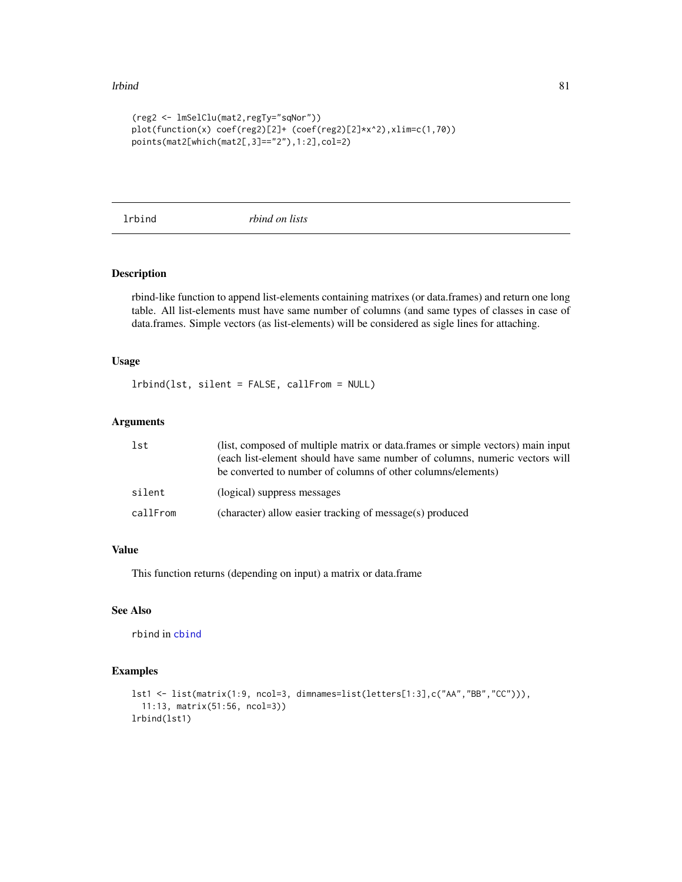```
(reg2 <- lmSelClu(mat2,regTy="sqNor"))
plot(function(x) coef(reg2)[2]+ (coef(reg2)[2]*x^2),xlim=c(1,70))
points(mat2[which(mat2[,3]=="2"),1:2],col=2)
```

## lrbind *rbind on lists*

### Description

rbind-like function to append list-elements containing matrixes (or data.frames) and return one long table. All list-elements must have same number of columns (and same types of classes in case of data.frames. Simple vectors (as list-elements) will be considered as sigle lines for attaching.

### Usage

```
lrbind(lst, silent = FALSE, callFrom = NULL)
```

### Arguments

| | |
|---|---|
| lst | (list, composed of multiple matrix or data.frames or simple vectors) main input (each list-element should have same number of columns, numeric vectors will be converted to number of columns of other columns/elements) |
| silent | (logical) suppress messages |
| callFrom | (character) allow easier tracking of message(s) produced |

### Value

This function returns (depending on input) a matrix or data.frame

### See Also

rbind in cbind

### Examples

```
lst1 <- list(matrix(1:9, ncol=3, dimnames=list(letters[1:3],c("AA","BB","CC"))),
  11:13, matrix(51:56, ncol=3))
lrbind(lst1)
```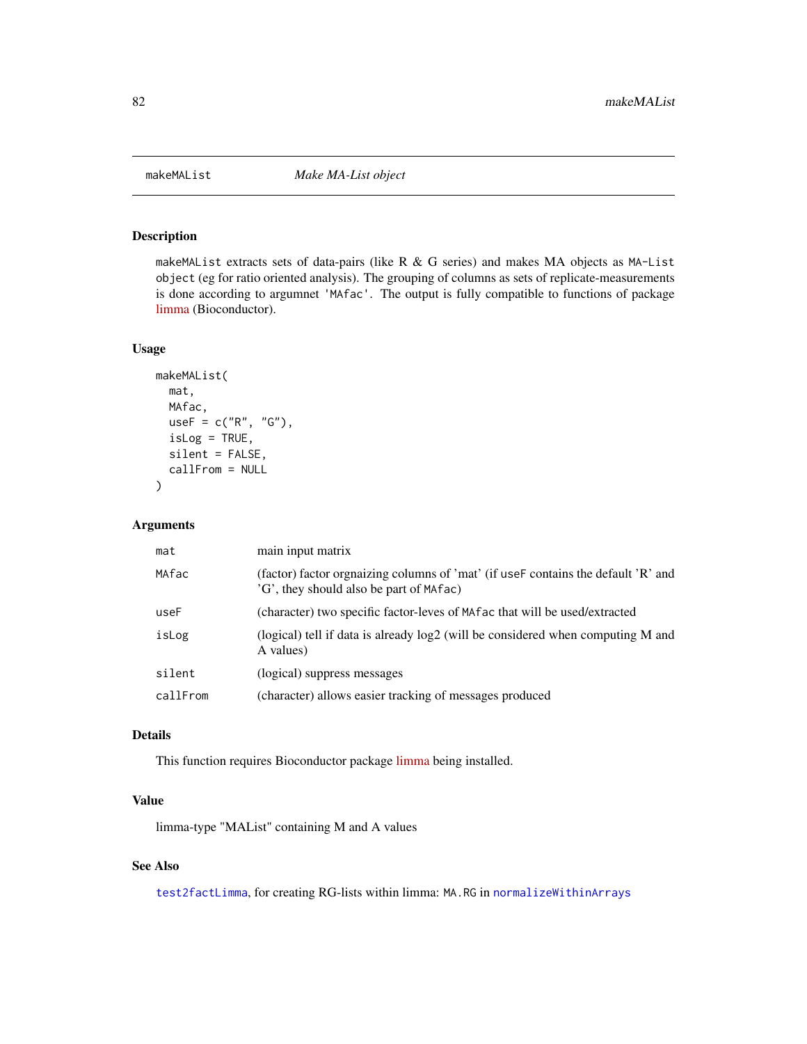# makeMAList *Make MA-List object*

## Description

makeMAList extracts sets of data-pairs (like R & G series) and makes MA objects as MA-List object (eg for ratio oriented analysis). The grouping of columns as sets of replicate-measurements is done according to argumnet 'MAfac'. The output is fully compatible to functions of package limma (Bioconductor).

## Usage

```
makeMAList(
  mat,
  MAfac,
  useF = c("R", "G"),
  isLog = TRUE,
  silent = FALSE,
  callFrom = NULL
)
```

## Arguments

| | |
|---|---|
| mat | main input matrix |
| MAfac | (factor) factor orgnaizing columns of 'mat' (if useF contains the default 'R' and 'G', they should also be part of MAfac) |
| useF | (character) two specific factor-leves of MAfac that will be used/extracted |
| isLog | (logical) tell if data is already log2 (will be considered when computing M and A values) |
| silent | (logical) suppress messages |
| callFrom | (character) allows easier tracking of messages produced |

## Details

This function requires Bioconductor package limma being installed.

## Value

limma-type "MAList" containing M and A values

## See Also

test2factLimma, for creating RG-lists within limma: MA.RG in normalizeWithinArrays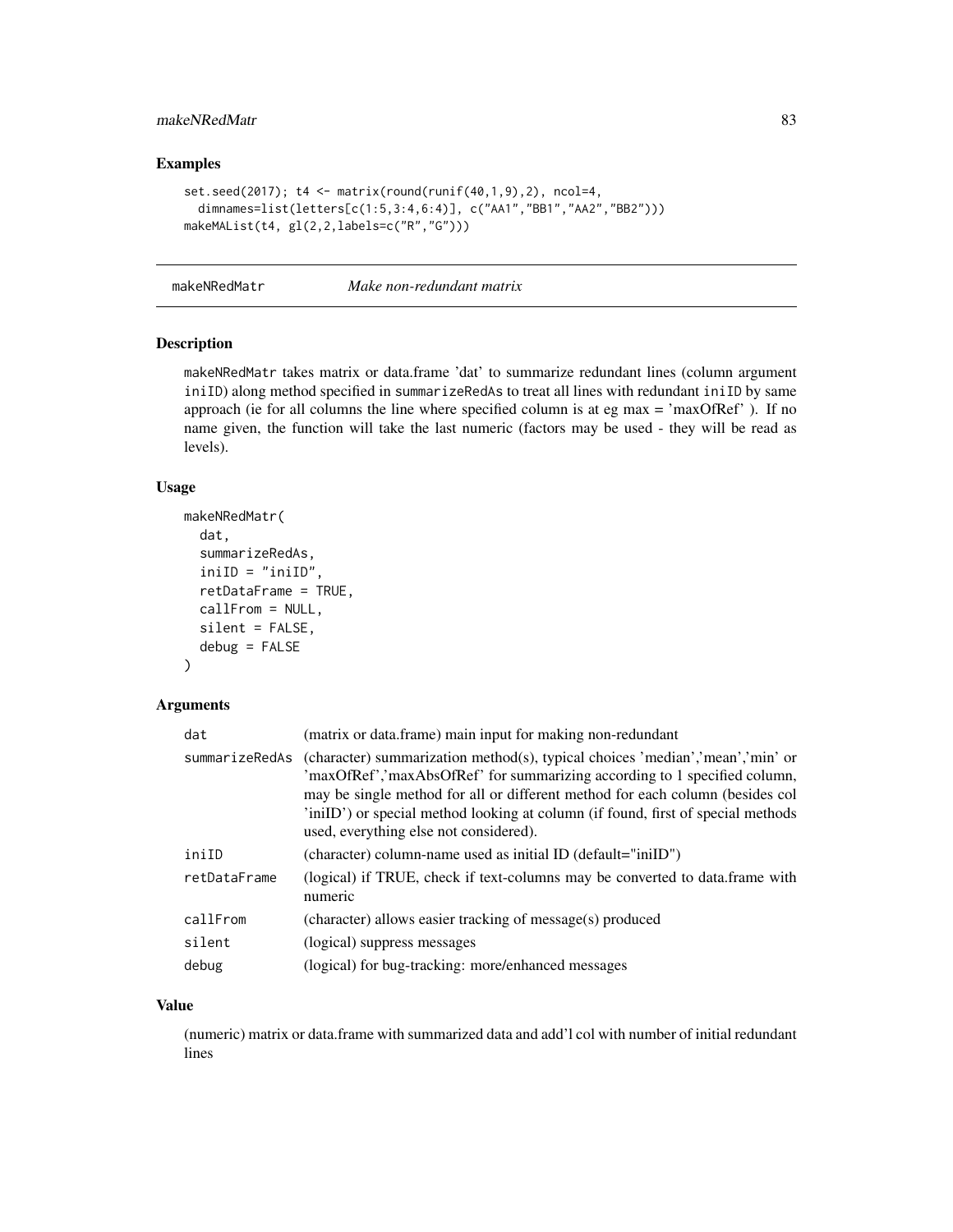## Examples

```
set.seed(2017); t4 <- matrix(round(runif(40,1,9),2), ncol=4,
  dimnames=list(letters[c(1:5,3:4,6:4)], c("AA1","BB1","AA2","BB2")))
makeMAList(t4, gl(2,2,labels=c("R","G")))
```

---

# makeNRedMatr *Make non-redundant matrix*

## Description

makeNRedMatr takes matrix or data.frame 'dat' to summarize redundant lines (column argument iniID) along method specified in summarizeRedAs to treat all lines with redundant iniID by same approach (ie for all columns the line where specified column is at eg max = 'maxOfRef' ). If no name given, the function will take the last numeric (factors may be used - they will be read as levels).

## Usage

```
makeNRedMatr(
  dat,
  summarizeRedAs,
  iniID = "iniID",
  retDataFrame = TRUE,
  callFrom = NULL,
  silent = FALSE,
  debug = FALSE
)
```

## Arguments

| | |
|---|---|
| dat | (matrix or data.frame) main input for making non-redundant |
| summarizeRedAs | (character) summarization method(s), typical choices 'median','mean','min' or 'maxOfRef','maxAbsOfRef' for summarizing according to 1 specified column, may be single method for all or different method for each column (besides col 'iniID') or special method looking at column (if found, first of special methods used, everything else not considered). |
| iniID | (character) column-name used as initial ID (default="iniID") |
| retDataFrame | (logical) if TRUE, check if text-columns may be converted to data.frame with numeric |
| callFrom | (character) allows easier tracking of message(s) produced |
| silent | (logical) suppress messages |
| debug | (logical) for bug-tracking: more/enhanced messages |

## Value

(numeric) matrix or data.frame with summarized data and add'l col with number of initial redundant lines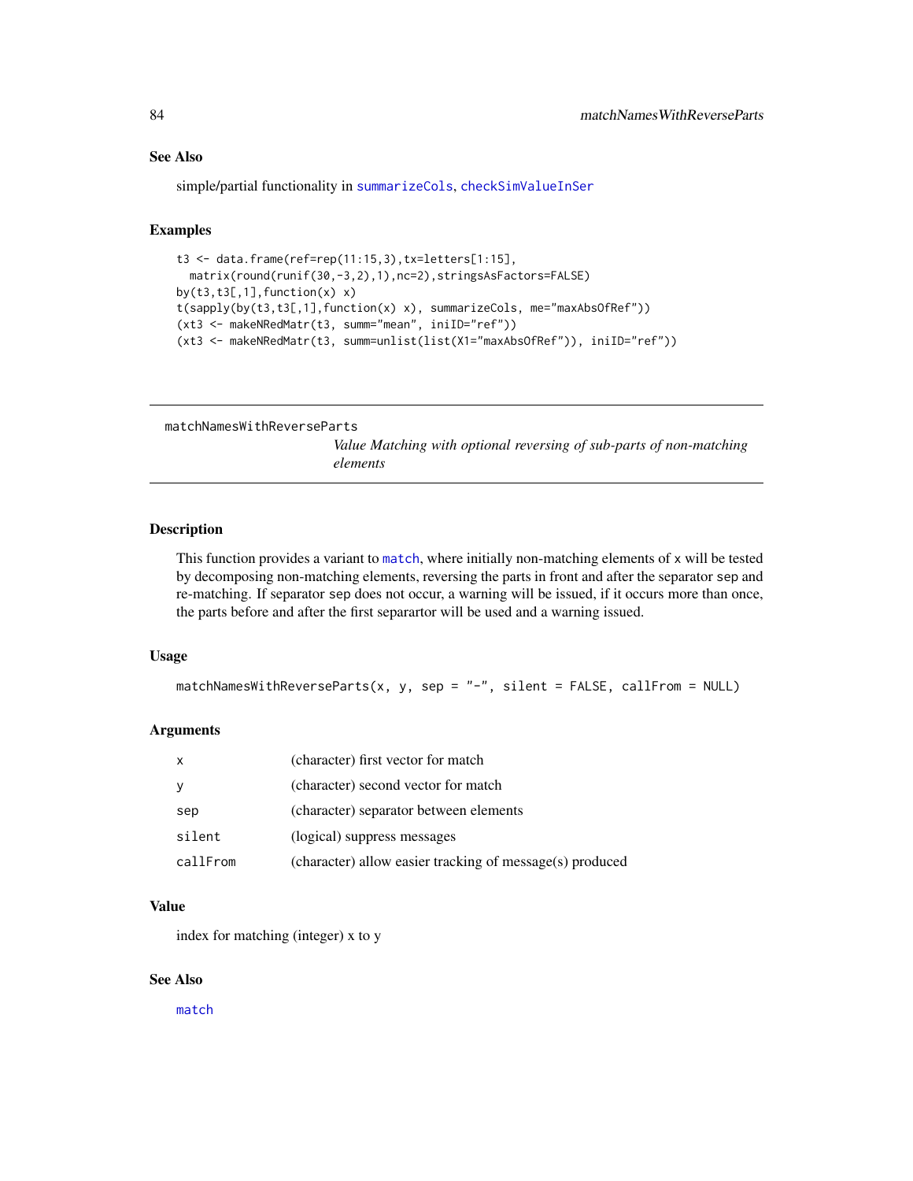## See Also

simple/partial functionality in summarizeCols, checkSimValueInSer

## Examples

```
t3 <- data.frame(ref=rep(11:15,3),tx=letters[1:15],
  matrix(round(runif(30,-3,2),1),nc=2),stringsAsFactors=FALSE)
by(t3,t3[,1],function(x) x)
t(sapply(by(t3,t3[,1],function(x) x), summarizeCols, me="maxAbsOfRef"))
(xt3 <- makeNRedMatr(t3, summ="mean", iniID="ref"))
(xt3 <- makeNRedMatr(t3, summ=unlist(list(X1="maxAbsOfRef")), iniID="ref"))
```

---

# matchNamesWithReverseParts

*Value Matching with optional reversing of sub-parts of non-matching elements*

## Description

This function provides a variant to match, where initially non-matching elements of x will be tested by decomposing non-matching elements, reversing the parts in front and after the separator sep and re-matching. If separator sep does not occur, a warning will be issued, if it occurs more than once, the parts before and after the first separartor will be used and a warning issued.

## Usage

```
matchNamesWithReverseParts(x, y, sep = "-", silent = FALSE, callFrom = NULL)
```

## Arguments

| | |
|---|---|
| x | (character) first vector for match |
| y | (character) second vector for match |
| sep | (character) separator between elements |
| silent | (logical) suppress messages |
| callFrom | (character) allow easier tracking of message(s) produced |

## Value

index for matching (integer) x to y

## See Also

match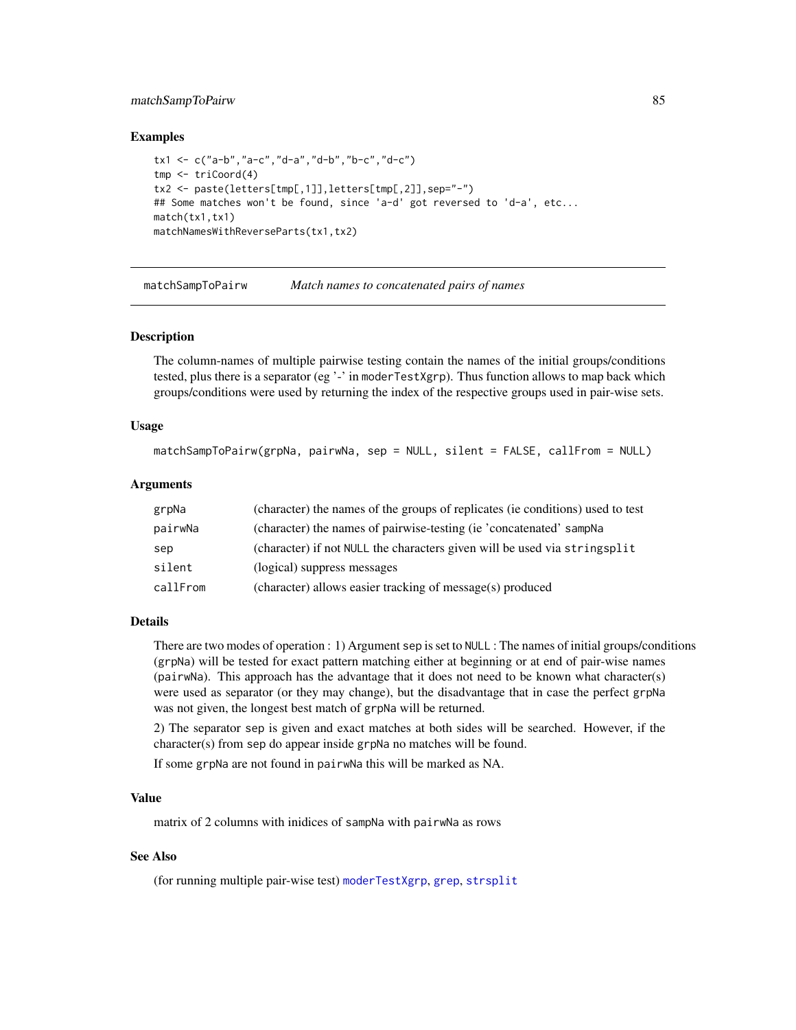### Examples

```
tx1 <- c("a-b","a-c","d-a","d-b","b-c","d-c")
tmp <- triCoord(4)
tx2 <- paste(letters[tmp[,1]],letters[tmp[,2]],sep="-")
## Some matches won't be found, since 'a-d' got reversed to 'd-a', etc...
match(tx1,tx1)
matchNamesWithReverseParts(tx1,tx2)
```

---

## matchSampToPairw — *Match names to concatenated pairs of names*

### Description

The column-names of multiple pairwise testing contain the names of the initial groups/conditions tested, plus there is a separator (eg '-' in `moderTestXgrp`). Thus function allows to map back which groups/conditions were used by returning the index of the respective groups used in pair-wise sets.

### Usage

```
matchSampToPairw(grpNa, pairwNa, sep = NULL, silent = FALSE, callFrom = NULL)
```

### Arguments

| | |
|---|---|
| `grpNa` | (character) the names of the groups of replicates (ie conditions) used to test |
| `pairwNa` | (character) the names of pairwise-testing (ie 'concatenated' `sampNa` |
| `sep` | (character) if not `NULL` the characters given will be used via `stringsplit` |
| `silent` | (logical) suppress messages |
| `callFrom` | (character) allows easier tracking of message(s) produced |

### Details

There are two modes of operation : 1) Argument `sep` is set to `NULL` : The names of initial groups/conditions (`grpNa`) will be tested for exact pattern matching either at beginning or at end of pair-wise names (`pairwNa`). This approach has the advantage that it does not need to be known what character(s) were used as separator (or they may change), but the disadvantage that in case the perfect `grpNa` was not given, the longest best match of `grpNa` will be returned.

2) The separator `sep` is given and exact matches at both sides will be searched. However, if the character(s) from `sep` do appear inside `grpNa` no matches will be found.

If some `grpNa` are not found in `pairwNa` this will be marked as NA.

### Value

matrix of 2 columns with inidices of `sampNa` with `pairwNa` as rows

### See Also

(for running multiple pair-wise test) `moderTestXgrp`, `grep`, `strsplit`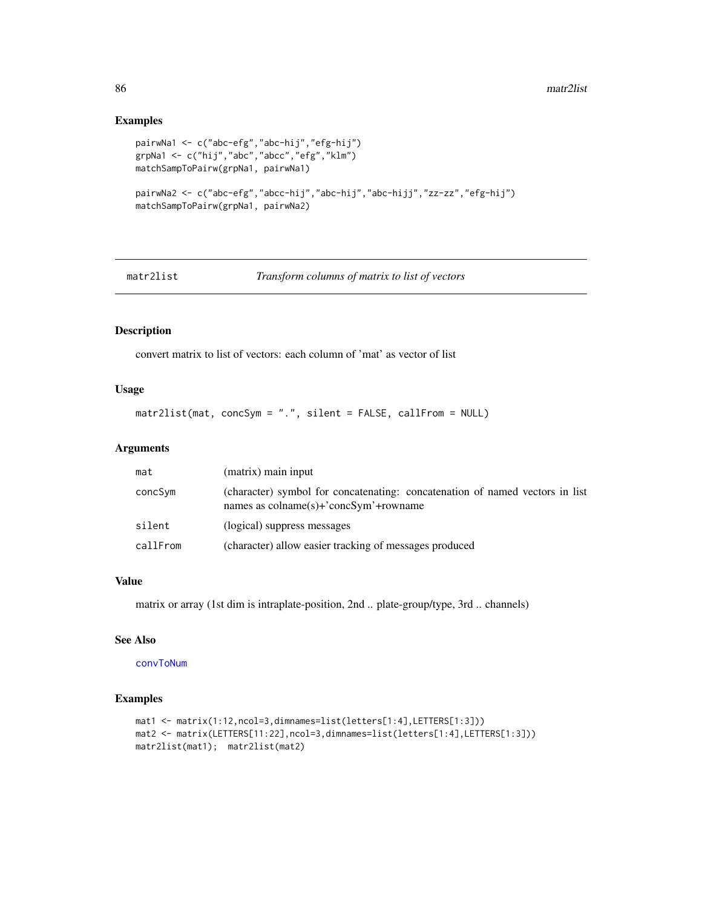## Examples

```
pairwNa1 <- c("abc-efg","abc-hij","efg-hij")
grpNa1 <- c("hij","abc","abcc","efg","klm")
matchSampToPairw(grpNa1, pairwNa1)

pairwNa2 <- c("abc-efg","abcc-hij","abc-hij","abc-hijj","zz-zz","efg-hij")
matchSampToPairw(grpNa1, pairwNa2)
```

---

# matr2list — *Transform columns of matrix to list of vectors*

---

## Description

convert matrix to list of vectors: each column of 'mat' as vector of list

## Usage

```
matr2list(mat, concSym = ".", silent = FALSE, callFrom = NULL)
```

## Arguments

| | |
|---|---|
| mat | (matrix) main input |
| concSym | (character) symbol for concatenating: concatenation of named vectors in list names as colname(s)+'concSym'+rowname |
| silent | (logical) suppress messages |
| callFrom | (character) allow easier tracking of messages produced |

## Value

matrix or array (1st dim is intraplate-position, 2nd .. plate-group/type, 3rd .. channels)

## See Also

convToNum

## Examples

```
mat1 <- matrix(1:12,ncol=3,dimnames=list(letters[1:4],LETTERS[1:3]))
mat2 <- matrix(LETTERS[11:22],ncol=3,dimnames=list(letters[1:4],LETTERS[1:3]))
matr2list(mat1);  matr2list(mat2)
```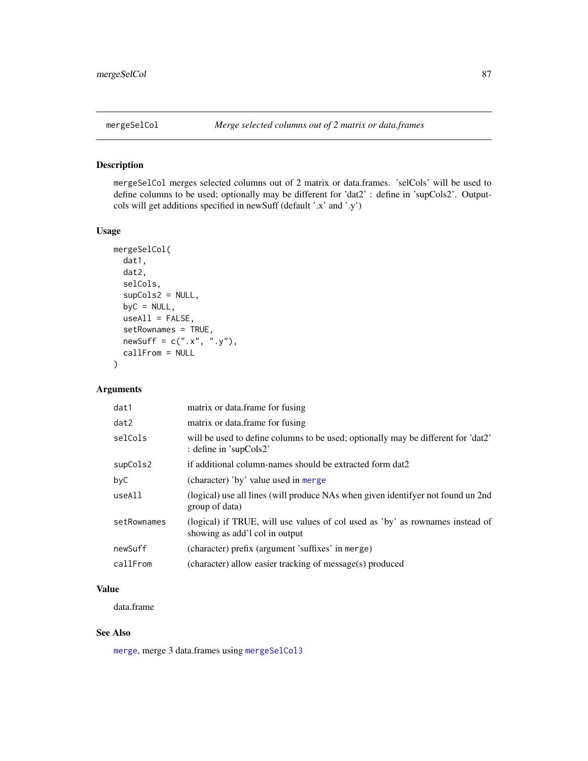## mergeSelCol — *Merge selected columns out of 2 matrix or data.frames*

### Description

`mergeSelCol` merges selected columns out of 2 matrix or data.frames. 'selCols' will be used to define columns to be used; optionally may be different for 'dat2' : define in 'supCols2'. Output-cols will get additions specified in newSuff (default '.x' and '.y')

### Usage

```
mergeSelCol(
  dat1,
  dat2,
  selCols,
  supCols2 = NULL,
  byC = NULL,
  useAll = FALSE,
  setRownames = TRUE,
  newSuff = c(".x", ".y"),
  callFrom = NULL
)
```

### Arguments

| | |
|---|---|
| `dat1` | matrix or data.frame for fusing |
| `dat2` | matrix or data.frame for fusing |
| `selCols` | will be used to define columns to be used; optionally may be different for 'dat2' : define in 'supCols2' |
| `supCols2` | if additional column-names should be extracted form dat2 |
| `byC` | (character) 'by' value used in `merge` |
| `useAll` | (logical) use all lines (will produce NAs when given identifyer not found un 2nd group of data) |
| `setRownames` | (logical) if TRUE, will use values of col used as 'by' as rownames instead of showing as add'l col in output |
| `newSuff` | (character) prefix (argument 'suffixes' in `merge`) |
| `callFrom` | (character) allow easier tracking of message(s) produced |

### Value

data.frame

### See Also

`merge`, merge 3 data.frames using `mergeSelCol3`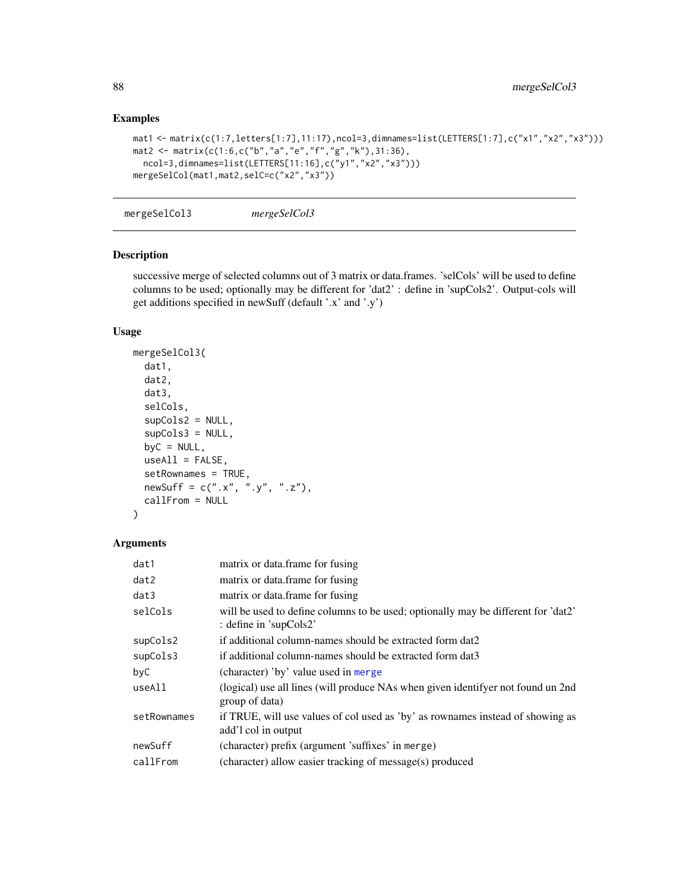## Examples

```
mat1 <- matrix(c(1:7,letters[1:7],11:17),ncol=3,dimnames=list(LETTERS[1:7],c("x1","x2","x3")))
mat2 <- matrix(c(1:6,c("b","a","e","f","g","k"),31:36),
  ncol=3,dimnames=list(LETTERS[11:16],c("y1","x2","x3")))
mergeSelCol(mat1,mat2,selC=c("x2","x3"))
```

---

# mergeSelCol3 — *mergeSelCol3*

## Description

successive merge of selected columns out of 3 matrix or data.frames. 'selCols' will be used to define columns to be used; optionally may be different for 'dat2' : define in 'supCols2'. Output-cols will get additions specified in newSuff (default '.x' and '.y')

## Usage

```
mergeSelCol3(
  dat1,
  dat2,
  dat3,
  selCols,
  supCols2 = NULL,
  supCols3 = NULL,
  byC = NULL,
  useAll = FALSE,
  setRownames = TRUE,
  newSuff = c(".x", ".y", ".z"),
  callFrom = NULL
)
```

## Arguments

| | |
|---|---|
| `dat1` | matrix or data.frame for fusing |
| `dat2` | matrix or data.frame for fusing |
| `dat3` | matrix or data.frame for fusing |
| `selCols` | will be used to define columns to be used; optionally may be different for 'dat2' : define in 'supCols2' |
| `supCols2` | if additional column-names should be extracted form dat2 |
| `supCols3` | if additional column-names should be extracted form dat3 |
| `byC` | (character) 'by' value used in `merge` |
| `useAll` | (logical) use all lines (will produce NAs when given identifyer not found un 2nd group of data) |
| `setRownames` | if TRUE, will use values of col used as 'by' as rownames instead of showing as add'l col in output |
| `newSuff` | (character) prefix (argument 'suffixes' in `merge`) |
| `callFrom` | (character) allow easier tracking of message(s) produced |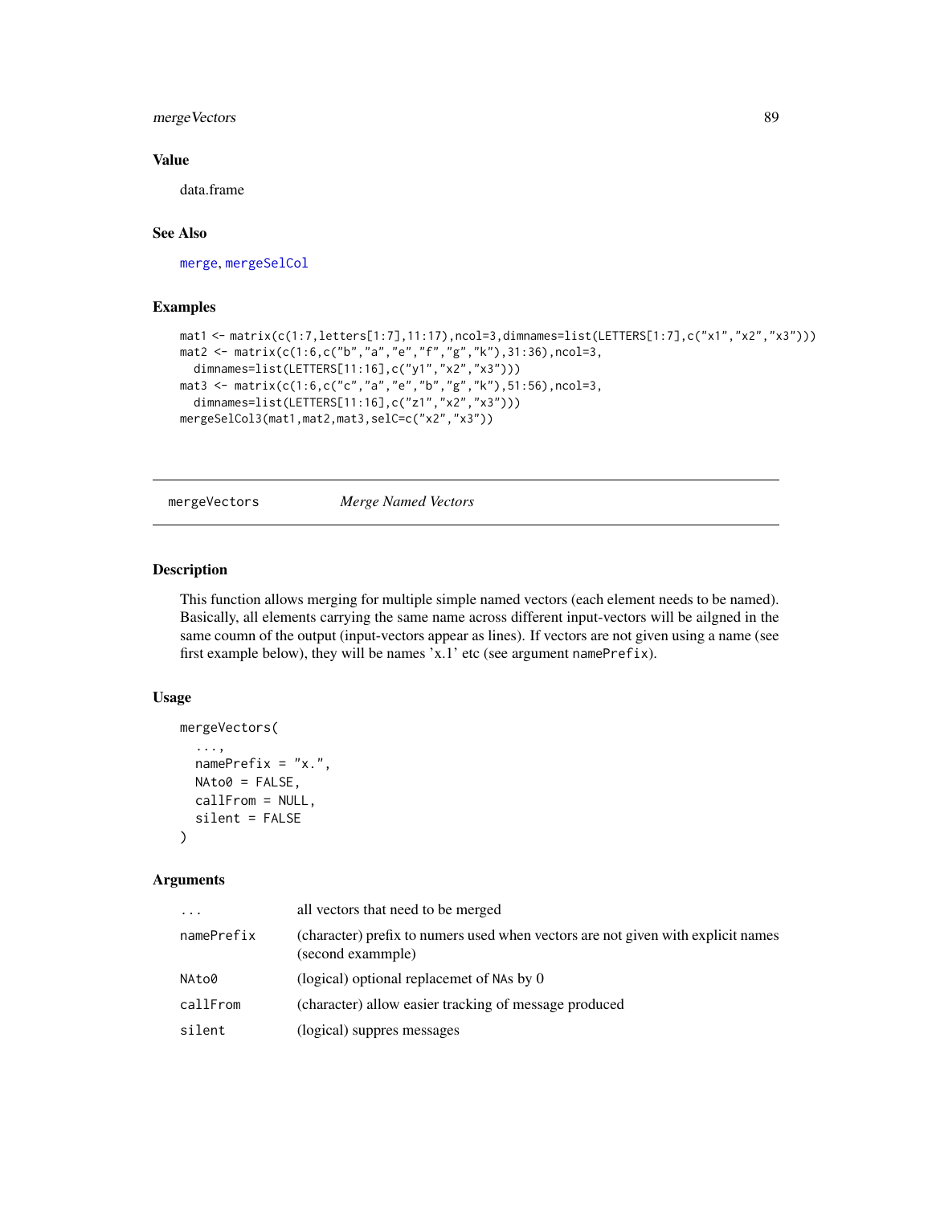## Value

data.frame

## See Also

merge, mergeSelCol

## Examples

```
mat1 <- matrix(c(1:7,letters[1:7],11:17),ncol=3,dimnames=list(LETTERS[1:7],c("x1","x2","x3")))
mat2 <- matrix(c(1:6,c("b","a","e","f","g","k"),31:36),ncol=3,
  dimnames=list(LETTERS[11:16],c("y1","x2","x3")))
mat3 <- matrix(c(1:6,c("c","a","e","b","g","k"),51:56),ncol=3,
  dimnames=list(LETTERS[11:16],c("z1","x2","x3")))
mergeSelCol3(mat1,mat2,mat3,selC=c("x2","x3"))
```

---

# mergeVectors *Merge Named Vectors*

---

## Description

This function allows merging for multiple simple named vectors (each element needs to be named). Basically, all elements carrying the same name across different input-vectors will be ailgned in the same coumn of the output (input-vectors appear as lines). If vectors are not given using a name (see first example below), they will be names 'x.1' etc (see argument namePrefix).

## Usage

```
mergeVectors(
  ...,
  namePrefix = "x.",
  NAto0 = FALSE,
  callFrom = NULL,
  silent = FALSE
)
```

## Arguments

| | |
|---|---|
| ... | all vectors that need to be merged |
| namePrefix | (character) prefix to numers used when vectors are not given with explicit names (second exammple) |
| NAto0 | (logical) optional replacemet of NAs by 0 |
| callFrom | (character) allow easier tracking of message produced |
| silent | (logical) suppres messages |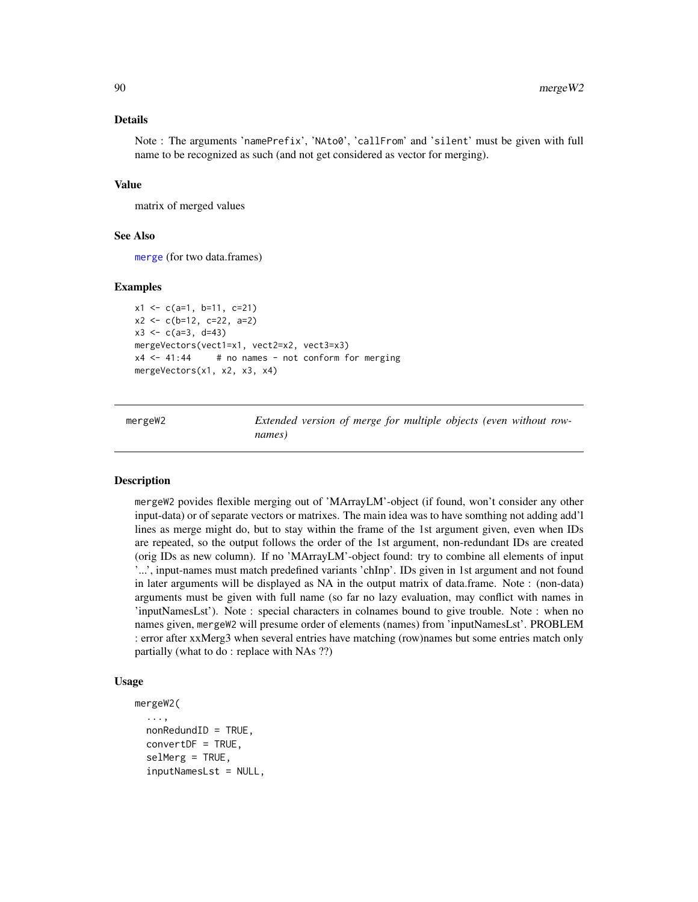## Details

Note : The arguments 'namePrefix', 'NAto0', 'callFrom' and 'silent' must be given with full name to be recognized as such (and not get considered as vector for merging).

## Value

matrix of merged values

## See Also

merge (for two data.frames)

## Examples

```
x1 <- c(a=1, b=11, c=21)
x2 <- c(b=12, c=22, a=2)
x3 <- c(a=3, d=43)
mergeVectors(vect1=x1, vect2=x2, vect3=x3)
x4 <- 41:44     # no names - not conform for merging
mergeVectors(x1, x2, x3, x4)
```

---

# mergeW2 — *Extended version of merge for multiple objects (even without rownames)*

## Description

mergeW2 povides flexible merging out of 'MArrayLM'-object (if found, won't consider any other input-data) or of separate vectors or matrixes. The main idea was to have somthing not adding add'l lines as merge might do, but to stay within the frame of the 1st argument given, even when IDs are repeated, so the output follows the order of the 1st argument, non-redundant IDs are created (orig IDs as new column). If no 'MArrayLM'-object found: try to combine all elements of input '...', input-names must match predefined variants 'chInp'. IDs given in 1st argument and not found in later arguments will be displayed as NA in the output matrix of data.frame. Note : (non-data) arguments must be given with full name (so far no lazy evaluation, may conflict with names in 'inputNamesLst'). Note : special characters in colnames bound to give trouble. Note : when no names given, mergeW2 will presume order of elements (names) from 'inputNamesLst'. PROBLEM : error after xxMerg3 when several entries have matching (row)names but some entries match only partially (what to do : replace with NAs ??)

## Usage

```
mergeW2(
  ...,
  nonRedundID = TRUE,
  convertDF = TRUE,
  selMerg = TRUE,
  inputNamesLst = NULL,
```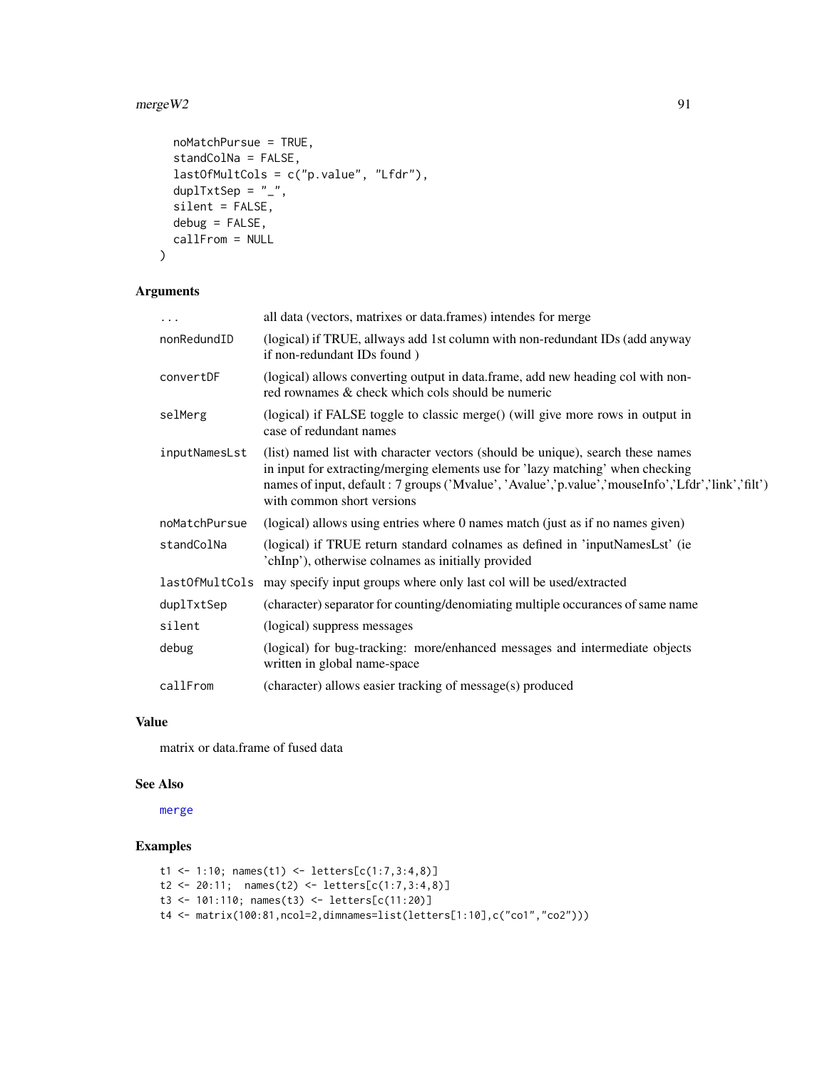```
  noMatchPursue = TRUE,
  standColNa = FALSE,
  lastOfMultCols = c("p.value", "Lfdr"),
  duplTxtSep = "_",
  silent = FALSE,
  debug = FALSE,
  callFrom = NULL
)
```

## Arguments

| | |
|---|---|
| ... | all data (vectors, matrixes or data.frames) intendes for merge |
| nonRedundID | (logical) if TRUE, allways add 1st column with non-redundant IDs (add anyway if non-redundant IDs found ) |
| convertDF | (logical) allows converting output in data.frame, add new heading col with non-red rownames & check which cols should be numeric |
| selMerg | (logical) if FALSE toggle to classic merge() (will give more rows in output in case of redundant names |
| inputNamesLst | (list) named list with character vectors (should be unique), search these names in input for extracting/merging elements use for 'lazy matching' when checking names of input, default : 7 groups ('Mvalue', 'Avalue','p.value','mouseInfo','Lfdr','link','filt') with common short versions |
| noMatchPursue | (logical) allows using entries where 0 names match (just as if no names given) |
| standColNa | (logical) if TRUE return standard colnames as defined in 'inputNamesLst' (ie 'chInp'), otherwise colnames as initially provided |
| lastOfMultCols | may specify input groups where only last col will be used/extracted |
| duplTxtSep | (character) separator for counting/denomiating multiple occurances of same name |
| silent | (logical) suppress messages |
| debug | (logical) for bug-tracking: more/enhanced messages and intermediate objects written in global name-space |
| callFrom | (character) allows easier tracking of message(s) produced |

## Value

matrix or data.frame of fused data

## See Also

merge

## Examples

```
t1 <- 1:10; names(t1) <- letters[c(1:7,3:4,8)]
t2 <- 20:11;  names(t2) <- letters[c(1:7,3:4,8)]
t3 <- 101:110; names(t3) <- letters[c(11:20)]
t4 <- matrix(100:81,ncol=2,dimnames=list(letters[1:10],c("co1","co2")))
```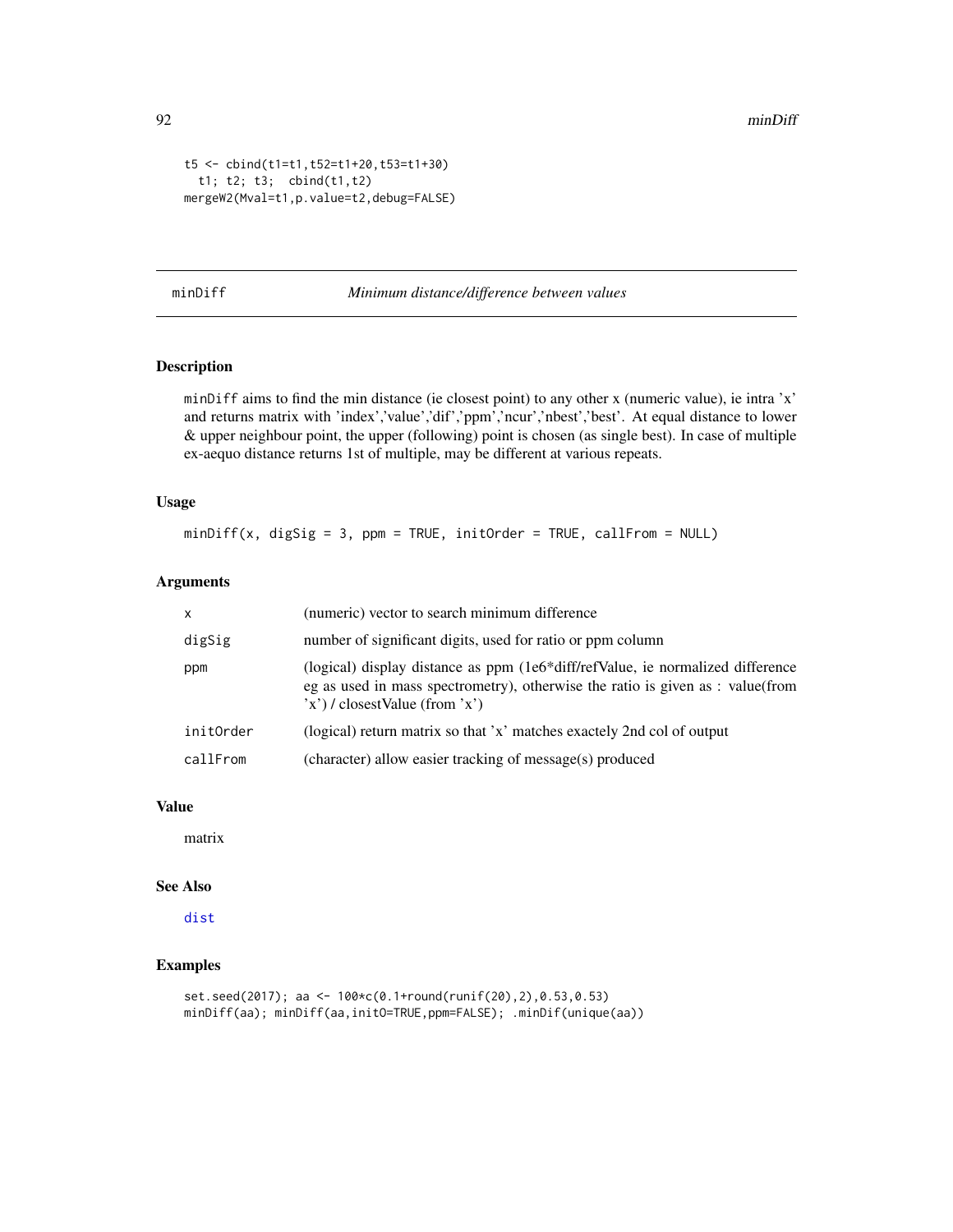```
t5 <- cbind(t1=t1,t52=t1+20,t53=t1+30)
  t1; t2; t3;  cbind(t1,t2)
mergeW2(Mval=t1,p.value=t2,debug=FALSE)
```

## minDiff — *Minimum distance/difference between values*

### Description

minDiff aims to find the min distance (ie closest point) to any other x (numeric value), ie intra 'x' and returns matrix with 'index','value','dif','ppm','ncur','nbest','best'. At equal distance to lower & upper neighbour point, the upper (following) point is chosen (as single best). In case of multiple ex-aequo distance returns 1st of multiple, may be different at various repeats.

### Usage

```
minDiff(x, digSig = 3, ppm = TRUE, initOrder = TRUE, callFrom = NULL)
```

### Arguments

| | |
|---|---|
| x | (numeric) vector to search minimum difference |
| digSig | number of significant digits, used for ratio or ppm column |
| ppm | (logical) display distance as ppm (1e6*diff/refValue, ie normalized difference eg as used in mass spectrometry), otherwise the ratio is given as : value(from 'x') / closestValue (from 'x') |
| initOrder | (logical) return matrix so that 'x' matches exactly 2nd col of output |
| callFrom | (character) allow easier tracking of message(s) produced |

### Value

matrix

### See Also

dist

### Examples

```
set.seed(2017); aa <- 100*c(0.1+round(runif(20),2),0.53,0.53)
minDiff(aa); minDiff(aa,initO=TRUE,ppm=FALSE); .minDif(unique(aa))
```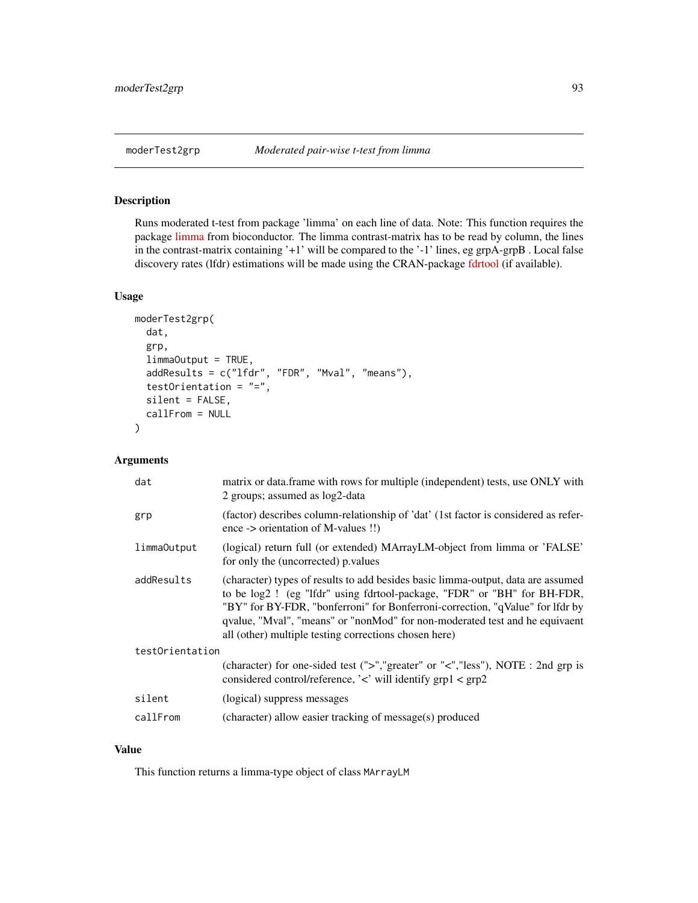## moderTest2grp *Moderated pair-wise t-test from limma*

### Description

Runs moderated t-test from package 'limma' on each line of data. Note: This function requires the package limma from bioconductor. The limma contrast-matrix has to be read by column, the lines in the contrast-matrix containing '+1' will be compared to the '-1' lines, eg grpA-grpB . Local false discovery rates (lfdr) estimations will be made using the CRAN-package fdrtool (if available).

### Usage

```
moderTest2grp(
  dat,
  grp,
  limmaOutput = TRUE,
  addResults = c("lfdr", "FDR", "Mval", "means"),
  testOrientation = "=",
  silent = FALSE,
  callFrom = NULL
)
```

### Arguments

| | |
|---|---|
| dat | matrix or data.frame with rows for multiple (independent) tests, use ONLY with 2 groups; assumed as log2-data |
| grp | (factor) describes column-relationship of 'dat' (1st factor is considered as reference -> orientation of M-values !!) |
| limmaOutput | (logical) return full (or extended) MArrayLM-object from limma or 'FALSE' for only the (uncorrected) p.values |
| addResults | (character) types of results to add besides basic limma-output, data are assumed to be log2 ! (eg "lfdr" using fdrtool-package, "FDR" or "BH" for BH-FDR, "BY" for BY-FDR, "bonferroni" for Bonferroni-correction, "qValue" for lfdr by qvalue, "Mval", "means" or "nonMod" for non-moderated test and he equivaent all (other) multiple testing corrections chosen here) |
| testOrientation | (character) for one-sided test (">","greater" or "<","less"), NOTE : 2nd grp is considered control/reference, '<' will identify grp1 < grp2 |
| silent | (logical) suppress messages |
| callFrom | (character) allow easier tracking of message(s) produced |

### Value

This function returns a limma-type object of class `MArrayLM`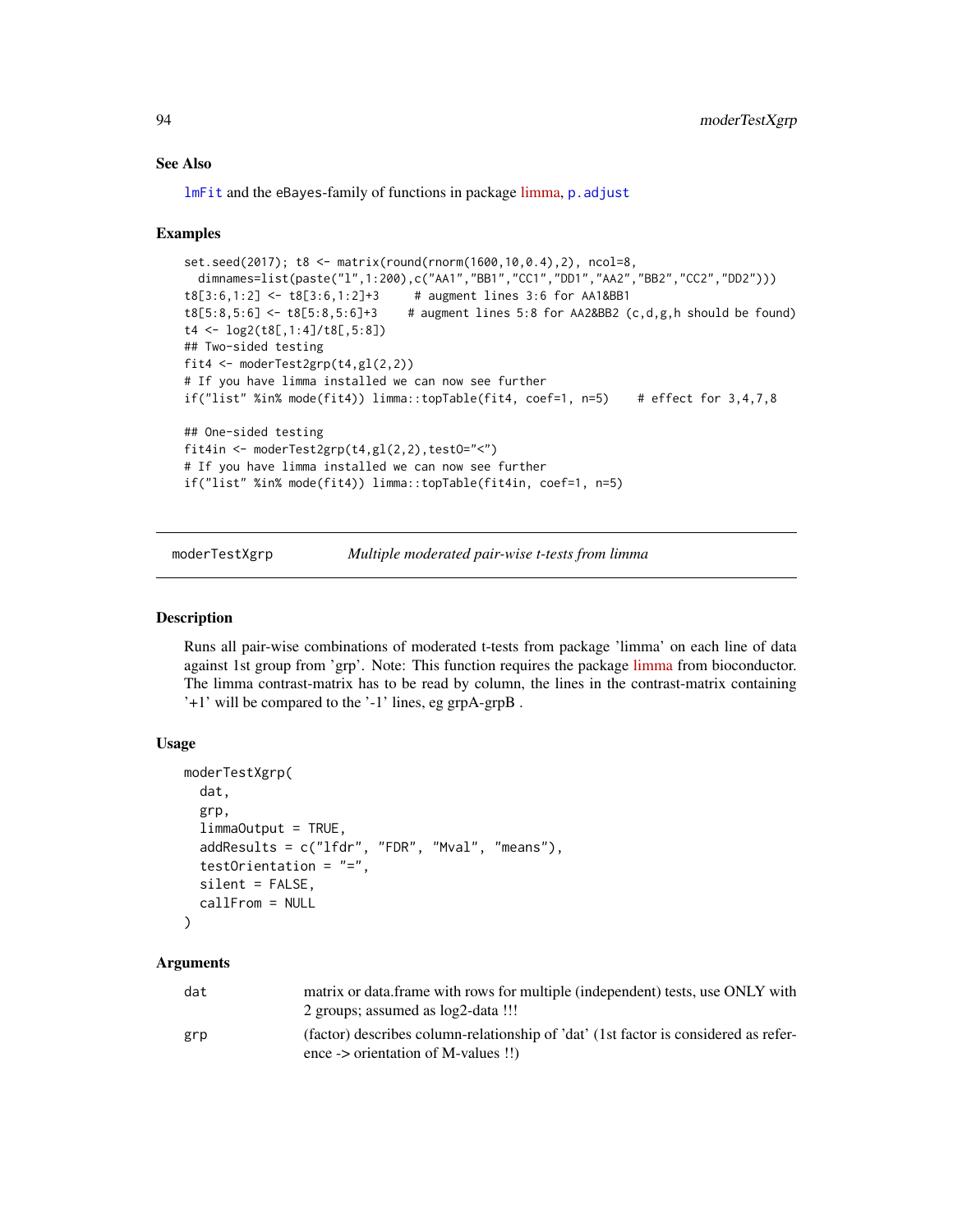### See Also

lmFit and the eBayes-family of functions in package limma, p.adjust

### Examples

```
set.seed(2017); t8 <- matrix(round(rnorm(1600,10,0.4),2), ncol=8,
  dimnames=list(paste("l",1:200),c("AA1","BB1","CC1","DD1","AA2","BB2","CC2","DD2")))
t8[3:6,1:2] <- t8[3:6,1:2]+3     # augment lines 3:6 for AA1&BB1
t8[5:8,5:6] <- t8[5:8,5:6]+3     # augment lines 5:8 for AA2&BB2 (c,d,g,h should be found)
t4 <- log2(t8[,1:4]/t8[,5:8])
## Two-sided testing
fit4 <- moderTest2grp(t4,gl(2,2))
# If you have limma installed we can now see further
if("list" %in% mode(fit4)) limma::topTable(fit4, coef=1, n=5)    # effect for 3,4,7,8

## One-sided testing
fit4in <- moderTest2grp(t4,gl(2,2),testO="<")
# If you have limma installed we can now see further
if("list" %in% mode(fit4)) limma::topTable(fit4in, coef=1, n=5)
```

---

## moderTestXgrp — *Multiple moderated pair-wise t-tests from limma*

---

### Description

Runs all pair-wise combinations of moderated t-tests from package 'limma' on each line of data against 1st group from 'grp'. Note: This function requires the package limma from bioconductor. The limma contrast-matrix has to be read by column, the lines in the contrast-matrix containing '+1' will be compared to the '-1' lines, eg grpA-grpB .

### Usage

```
moderTestXgrp(
  dat,
  grp,
  limmaOutput = TRUE,
  addResults = c("lfdr", "FDR", "Mval", "means"),
  testOrientation = "=",
  silent = FALSE,
  callFrom = NULL
)
```

### Arguments

| | |
|---|---|
| dat | matrix or data.frame with rows for multiple (independent) tests, use ONLY with 2 groups; assumed as log2-data !!! |
| grp | (factor) describes column-relationship of 'dat' (1st factor is considered as reference -> orientation of M-values !!) |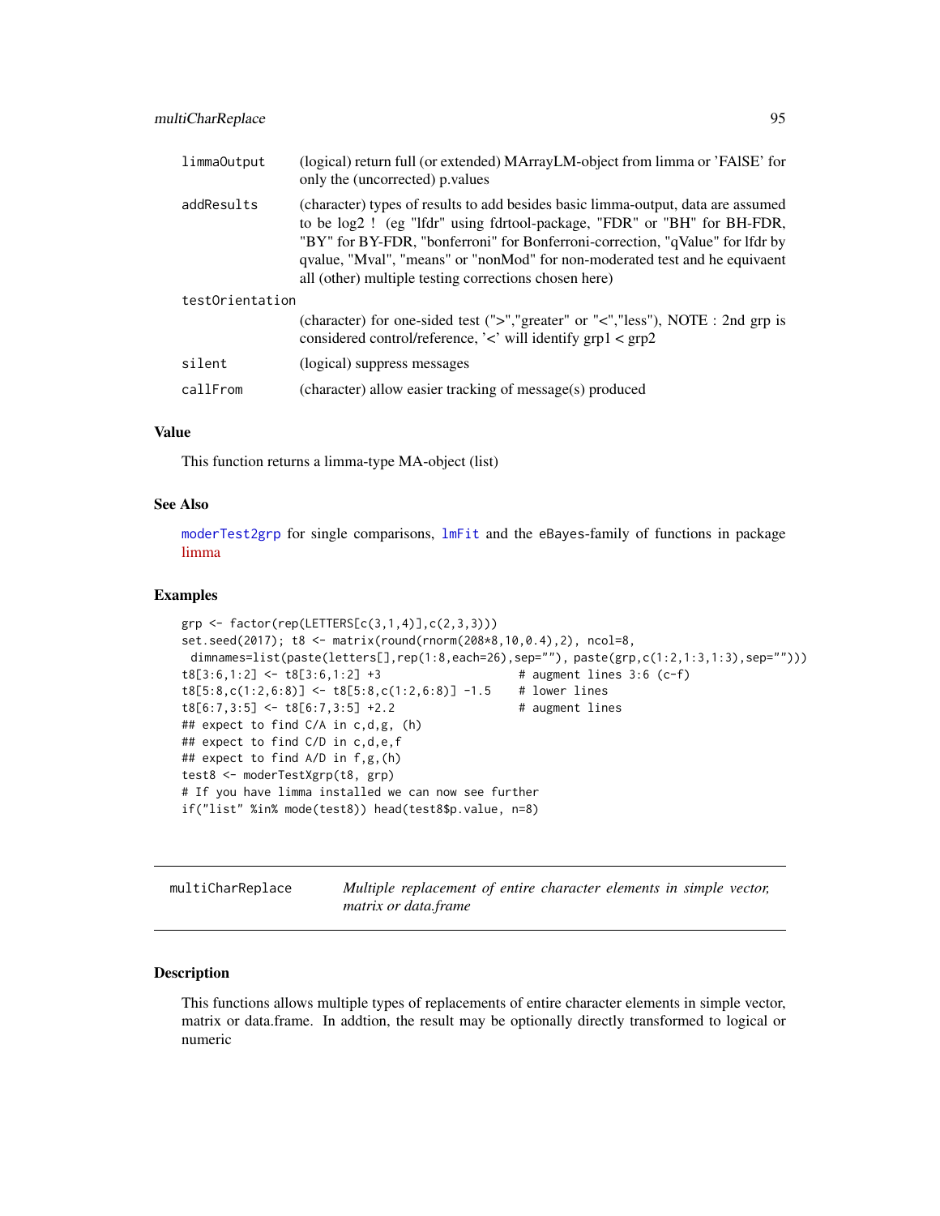| | |
|---|---|
| limmaOutput | (logical) return full (or extended) MArrayLM-object from limma or 'FAlSE' for only the (uncorrected) p.values |
| addResults | (character) types of results to add besides basic limma-output, data are assumed to be log2 ! (eg "lfdr" using fdrtool-package, "FDR" or "BH" for BH-FDR, "BY" for BY-FDR, "bonferroni" for Bonferroni-correction, "qValue" for lfdr by qvalue, "Mval", "means" or "nonMod" for non-moderated test and he equivaent all (other) multiple testing corrections chosen here) |
| testOrientation | (character) for one-sided test (">","greater" or "<","less"), NOTE : 2nd grp is considered control/reference, '<' will identify grp1 < grp2 |
| silent | (logical) suppress messages |
| callFrom | (character) allow easier tracking of message(s) produced |

## Value

This function returns a limma-type MA-object (list)

## See Also

moderTest2grp for single comparisons, lmFit and the eBayes-family of functions in package limma

## Examples

```
grp <- factor(rep(LETTERS[c(3,1,4)],c(2,3,3)))
set.seed(2017); t8 <- matrix(round(rnorm(208*8,10,0.4),2), ncol=8,
  dimnames=list(paste(letters[],rep(1:8,each=26),sep=""), paste(grp,c(1:2,1:3,1:3),sep="")))
t8[3:6,1:2] <- t8[3:6,1:2] +3                    # augment lines 3:6 (c-f)
t8[5:8,c(1:2,6:8)] <- t8[5:8,c(1:2,6:8)] -1.5    # lower lines
t8[6:7,3:5] <- t8[6:7,3:5] +2.2                  # augment lines
## expect to find C/A in c,d,g, (h)
## expect to find C/D in c,d,e,f
## expect to find A/D in f,g,(h)
test8 <- moderTestXgrp(t8, grp)
# If you have limma installed we can now see further
if("list" %in% mode(test8)) head(test8$p.value, n=8)
```

---

# multiCharReplace    *Multiple replacement of entire character elements in simple vector, matrix or data.frame*

## Description

This functions allows multiple types of replacements of entire character elements in simple vector, matrix or data.frame. In addtion, the result may be optionally directly transformed to logical or numeric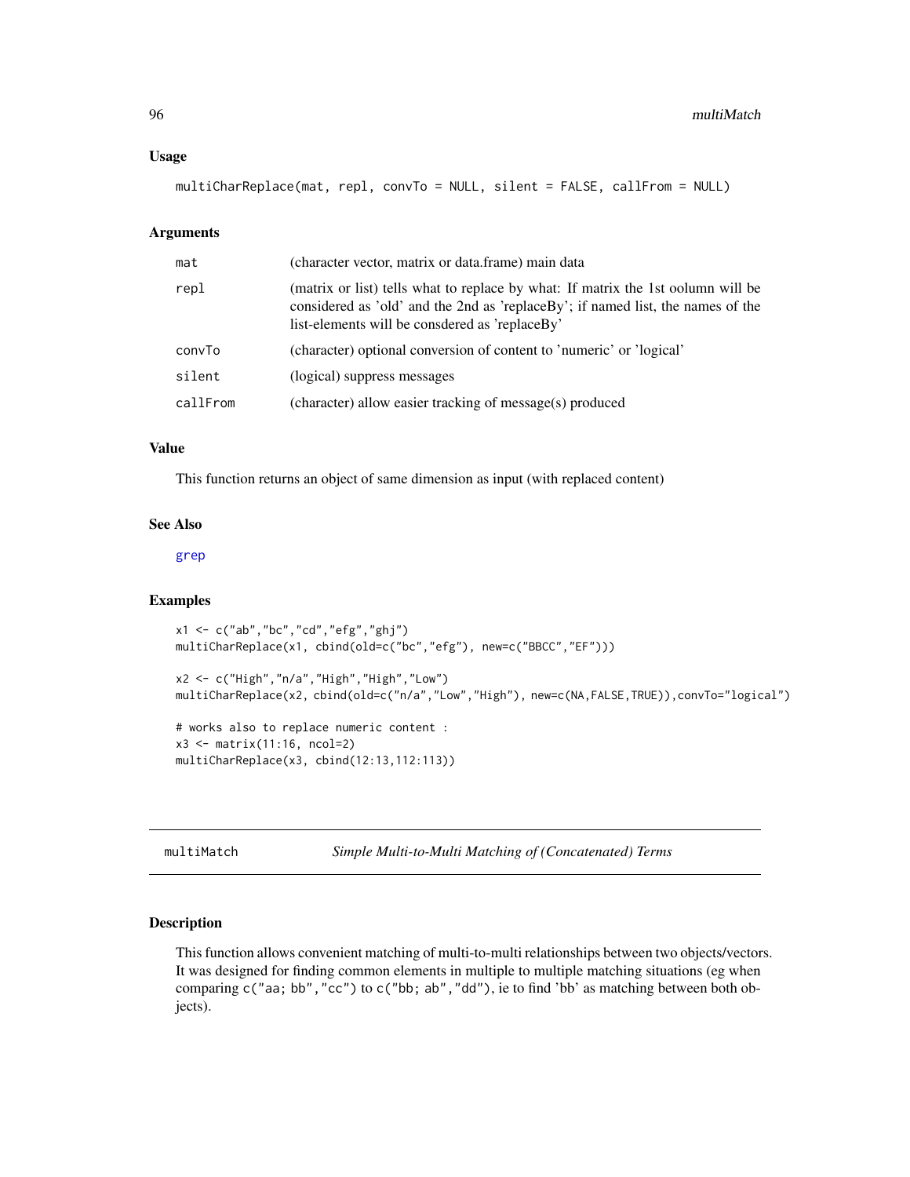### Usage

```
multiCharReplace(mat, repl, convTo = NULL, silent = FALSE, callFrom = NULL)
```

### Arguments

| | |
|---|---|
| mat | (character vector, matrix or data.frame) main data |
| repl | (matrix or list) tells what to replace by what: If matrix the 1st oolumn will be considered as 'old' and the 2nd as 'replaceBy'; if named list, the names of the list-elements will be consdered as 'replaceBy' |
| convTo | (character) optional conversion of content to 'numeric' or 'logical' |
| silent | (logical) suppress messages |
| callFrom | (character) allow easier tracking of message(s) produced |

### Value

This function returns an object of same dimension as input (with replaced content)

### See Also

grep

### Examples

```
x1 <- c("ab","bc","cd","efg","ghj")
multiCharReplace(x1, cbind(old=c("bc","efg"), new=c("BBCC","EF")))

x2 <- c("High","n/a","High","High","Low")
multiCharReplace(x2, cbind(old=c("n/a","Low","High"), new=c(NA,FALSE,TRUE)),convTo="logical")

# works also to replace numeric content :
x3 <- matrix(11:16, ncol=2)
multiCharReplace(x3, cbind(12:13,112:113))
```

---

## multiMatch — *Simple Multi-to-Multi Matching of (Concatenated) Terms*

### Description

This function allows convenient matching of multi-to-multi relationships between two objects/vectors. It was designed for finding common elements in multiple to multiple matching situations (eg when comparing `c("aa; bb","cc")` to `c("bb; ab","dd")`, ie to find 'bb' as matching between both objects).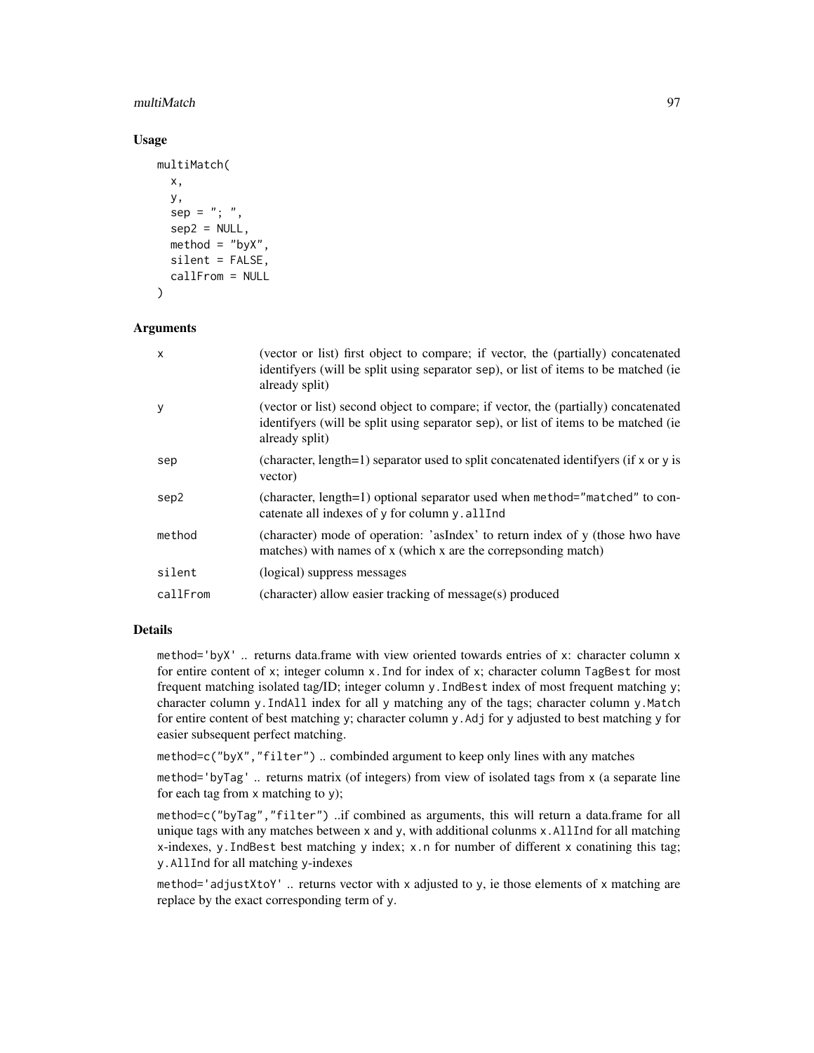### Usage

```
multiMatch(
  x,
  y,
  sep = "; ",
  sep2 = NULL,
  method = "byX",
  silent = FALSE,
  callFrom = NULL
)
```

### Arguments

| | |
|---|---|
| `x` | (vector or list) first object to compare; if vector, the (partially) concatenated identifyers (will be split using separator `sep`), or list of items to be matched (ie already split) |
| `y` | (vector or list) second object to compare; if vector, the (partially) concatenated identifyers (will be split using separator `sep`), or list of items to be matched (ie already split) |
| `sep` | (character, length=1) separator used to split concatenated identifyers (if `x` or `y` is vector) |
| `sep2` | (character, length=1) optional separator used when `method="matched"` to concatenate all indexes of `y` for column `y.allInd` |
| `method` | (character) mode of operation: 'asIndex' to return index of y (those hwo have matches) with names of x (which x are the correpsonding match) |
| `silent` | (logical) suppress messages |
| `callFrom` | (character) allow easier tracking of message(s) produced |

### Details

`method='byX'` .. returns data.frame with view oriented towards entries of `x`: character column `x` for entire content of `x`; integer column `x.Ind` for index of `x`; character column `TagBest` for most frequent matching isolated tag/ID; integer column `y.IndBest` index of most frequent matching `y`; character column `y.IndAll` index for all `y` matching any of the tags; character column `y.Match` for entire content of best matching `y`; character column `y.Adj` for `y` adjusted to best matching `y` for easier subsequent perfect matching.

`method=c("byX","filter")` .. combinded argument to keep only lines with any matches

`method='byTag'` .. returns matrix (of integers) from view of isolated tags from `x` (a separate line for each tag from `x` matching to `y`);

`method=c("byTag","filter")` ..if combined as arguments, this will return a data.frame for all unique tags with any matches between `x` and `y`, with additional colunms `x.AllInd` for all matching `x`-indexes, `y.IndBest` best matching `y` index; `x.n` for number of different `x` conatining this tag; `y.AllInd` for all matching `y`-indexes

`method='adjustXtoY'` .. returns vector with `x` adjusted to `y`, ie those elements of `x` matching are replace by the exact corresponding term of `y`.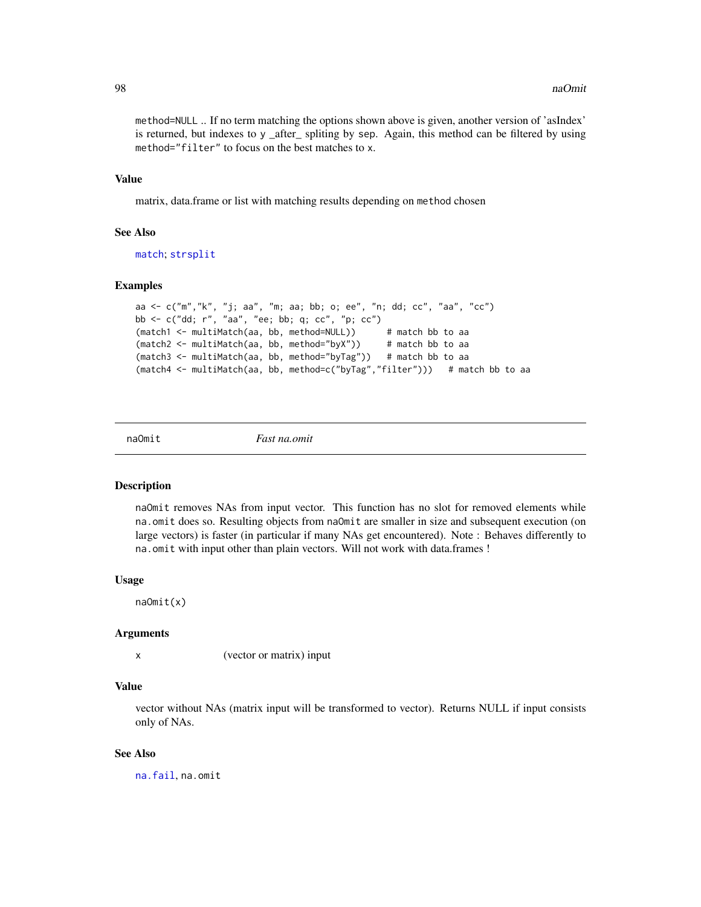method=NULL .. If no term matching the options shown above is given, another version of 'asIndex' is returned, but indexes to y _after_ spliting by sep. Again, this method can be filtered by using method="filter" to focus on the best matches to x.

### Value

matrix, data.frame or list with matching results depending on method chosen

### See Also

match; strsplit

### Examples

```
aa <- c("m","k", "j; aa", "m; aa; bb; o; ee", "n; dd; cc", "aa", "cc")
bb <- c("dd; r", "aa", "ee; bb; q; cc", "p; cc")
(match1 <- multiMatch(aa, bb, method=NULL))      # match bb to aa
(match2 <- multiMatch(aa, bb, method="byX"))     # match bb to aa
(match3 <- multiMatch(aa, bb, method="byTag"))   # match bb to aa
(match4 <- multiMatch(aa, bb, method=c("byTag","filter")))   # match bb to aa
```

---

## naOmit *Fast na.omit*

### Description

naOmit removes NAs from input vector. This function has no slot for removed elements while na.omit does so. Resulting objects from naOmit are smaller in size and subsequent execution (on large vectors) is faster (in particular if many NAs get encountered). Note : Behaves differently to na.omit with input other than plain vectors. Will not work with data.frames !

### Usage

```
naOmit(x)
```

### Arguments

x (vector or matrix) input

### Value

vector without NAs (matrix input will be transformed to vector). Returns NULL if input consists only of NAs.

### See Also

na.fail, na.omit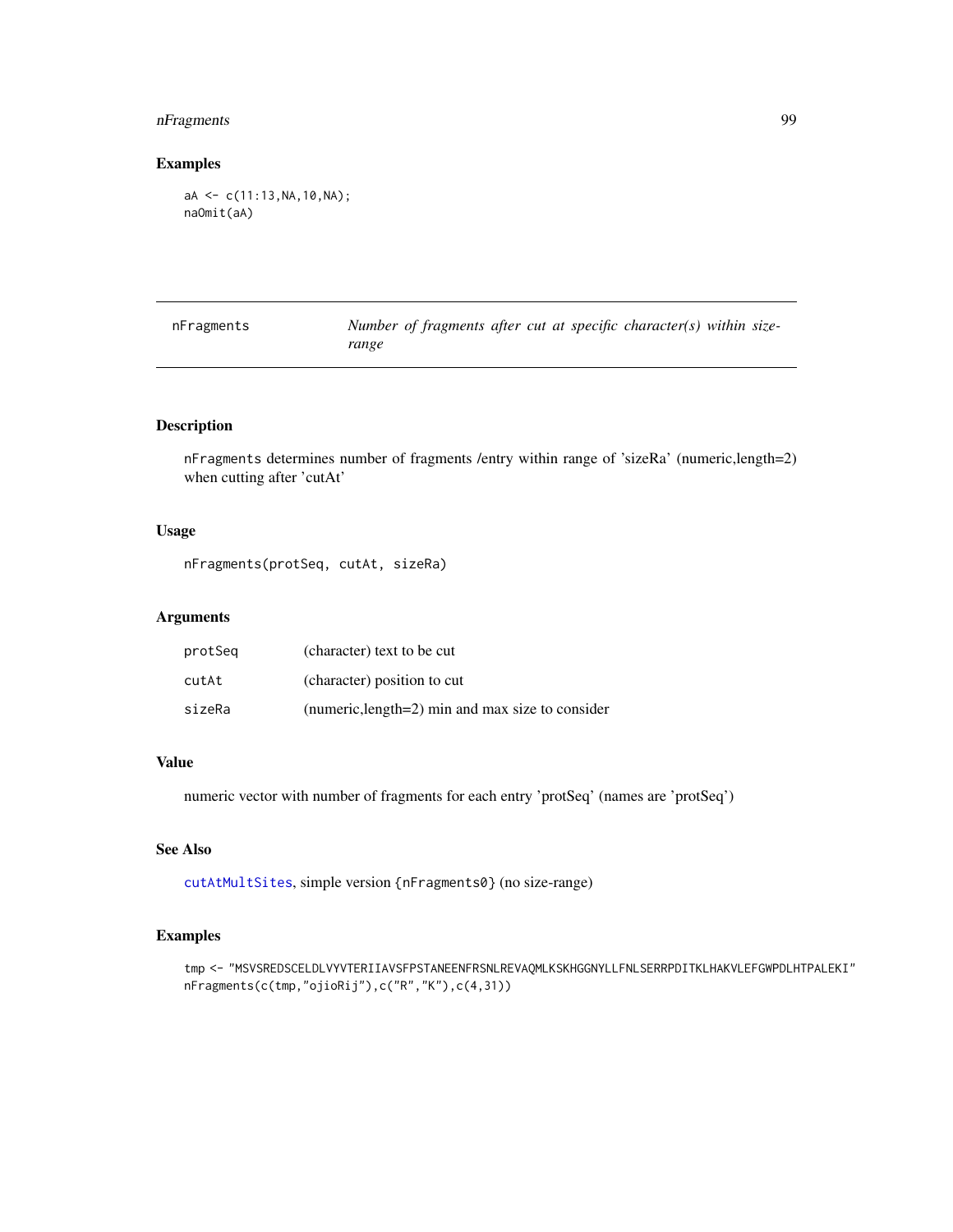## Examples

```
aA <- c(11:13,NA,10,NA);
naOmit(aA)
```

---

## nFragments — *Number of fragments after cut at specific character(s) within size-range*

### Description

nFragments determines number of fragments /entry within range of 'sizeRa' (numeric,length=2) when cutting after 'cutAt'

### Usage

```
nFragments(protSeq, cutAt, sizeRa)
```

### Arguments

| | |
|---|---|
| protSeq | (character) text to be cut |
| cutAt | (character) position to cut |
| sizeRa | (numeric,length=2) min and max size to consider |

### Value

numeric vector with number of fragments for each entry 'protSeq' (names are 'protSeq')

### See Also

cutAtMultSites, simple version {nFragments0} (no size-range)

### Examples

```
tmp <- "MSVSREDSCELDLVYVTERIIAVSFPSTANEENFRSNLREVAQMLKSKHGGNYLLFNLSERRPDITKLHAKVLEFGWPDLHTPALEKI"
nFragments(c(tmp,"ojioRij"),c("R","K"),c(4,31))
```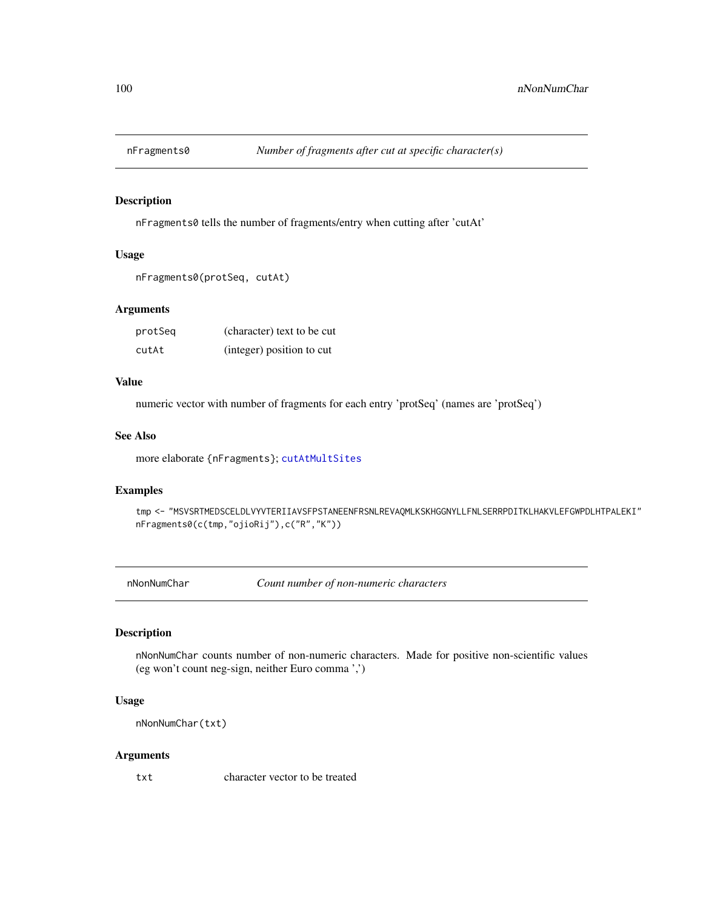## nFragments0 *Number of fragments after cut at specific character(s)*

### Description

nFragments0 tells the number of fragments/entry when cutting after 'cutAt'

### Usage

```
nFragments0(protSeq, cutAt)
```

### Arguments

| | |
|---|---|
| protSeq | (character) text to be cut |
| cutAt | (integer) position to cut |

### Value

numeric vector with number of fragments for each entry 'protSeq' (names are 'protSeq')

### See Also

more elaborate {nFragments}; cutAtMultSites

### Examples

```
tmp <- "MSVSRTMEDSCELDLVYVTERIIAVSFPSTANEENFRSNLREVAQMLKSKHGGNYLLFNLSERRPDITKLHAKVLEFGWPDLHTPALEKI"
nFragments0(c(tmp,"ojioRij"),c("R","K"))
```

## nNonNumChar *Count number of non-numeric characters*

### Description

nNonNumChar counts number of non-numeric characters. Made for positive non-scientific values (eg won't count neg-sign, neither Euro comma ',')

### Usage

```
nNonNumChar(txt)
```

### Arguments

| | |
|---|---|
| txt | character vector to be treated |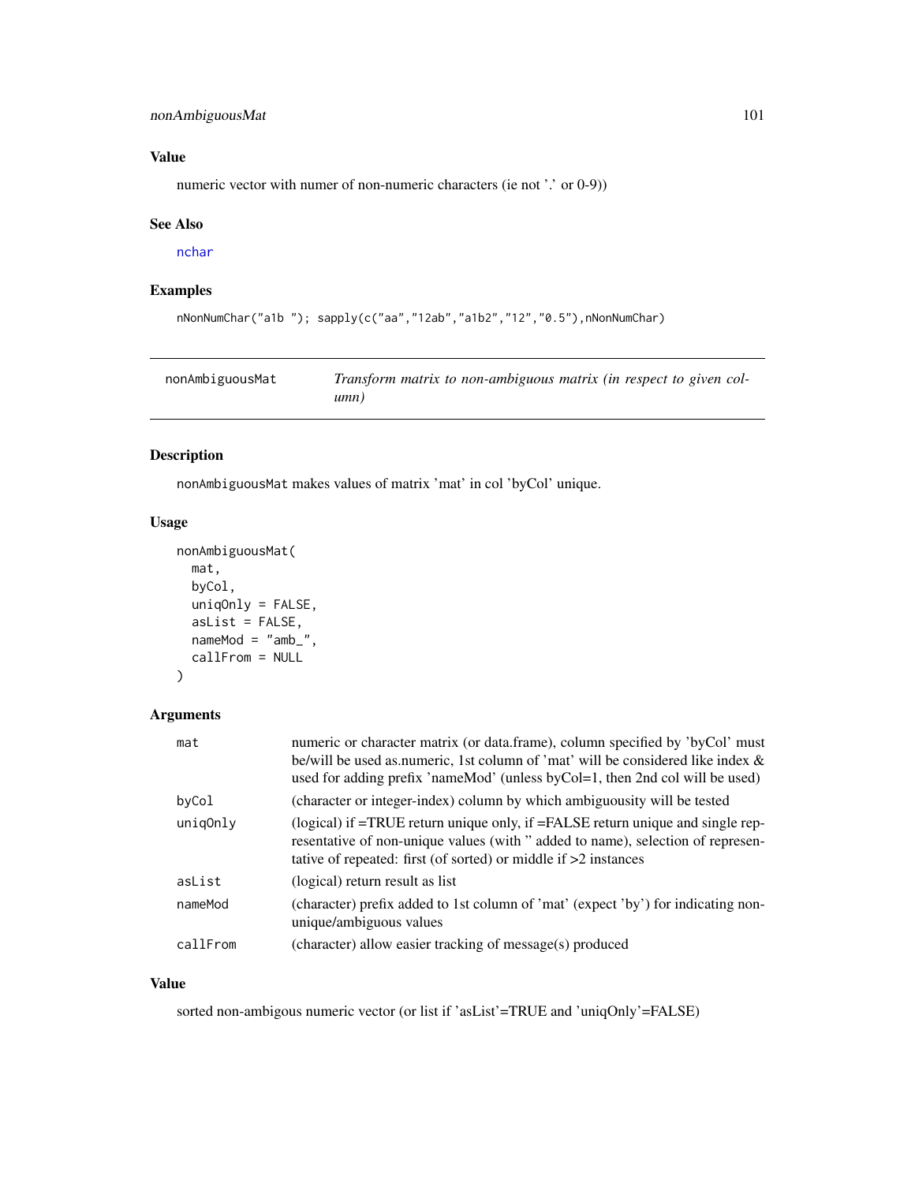## Value

numeric vector with numer of non-numeric characters (ie not '.' or 0-9))

## See Also

nchar

## Examples

```
nNonNumChar("a1b "); sapply(c("aa","12ab","a1b2","12","0.5"),nNonNumChar)
```

---

# nonAmbiguousMat — *Transform matrix to non-ambiguous matrix (in respect to given column)*

## Description

nonAmbiguousMat makes values of matrix 'mat' in col 'byCol' unique.

## Usage

```
nonAmbiguousMat(
  mat,
  byCol,
  uniqOnly = FALSE,
  asList = FALSE,
  nameMod = "amb_",
  callFrom = NULL
)
```

## Arguments

| | |
|---|---|
| mat | numeric or character matrix (or data.frame), column specified by 'byCol' must be/will be used as.numeric, 1st column of 'mat' will be considered like index & used for adding prefix 'nameMod' (unless byCol=1, then 2nd col will be used) |
| byCol | (character or integer-index) column by which ambiguousity will be tested |
| uniqOnly | (logical) if =TRUE return unique only, if =FALSE return unique and single representative of non-unique values (with " added to name), selection of representative of repeated: first (of sorted) or middle if >2 instances |
| asList | (logical) return result as list |
| nameMod | (character) prefix added to 1st column of 'mat' (expect 'by') for indicating non-unique/ambiguous values |
| callFrom | (character) allow easier tracking of message(s) produced |

## Value

sorted non-ambigous numeric vector (or list if 'asList'=TRUE and 'uniqOnly'=FALSE)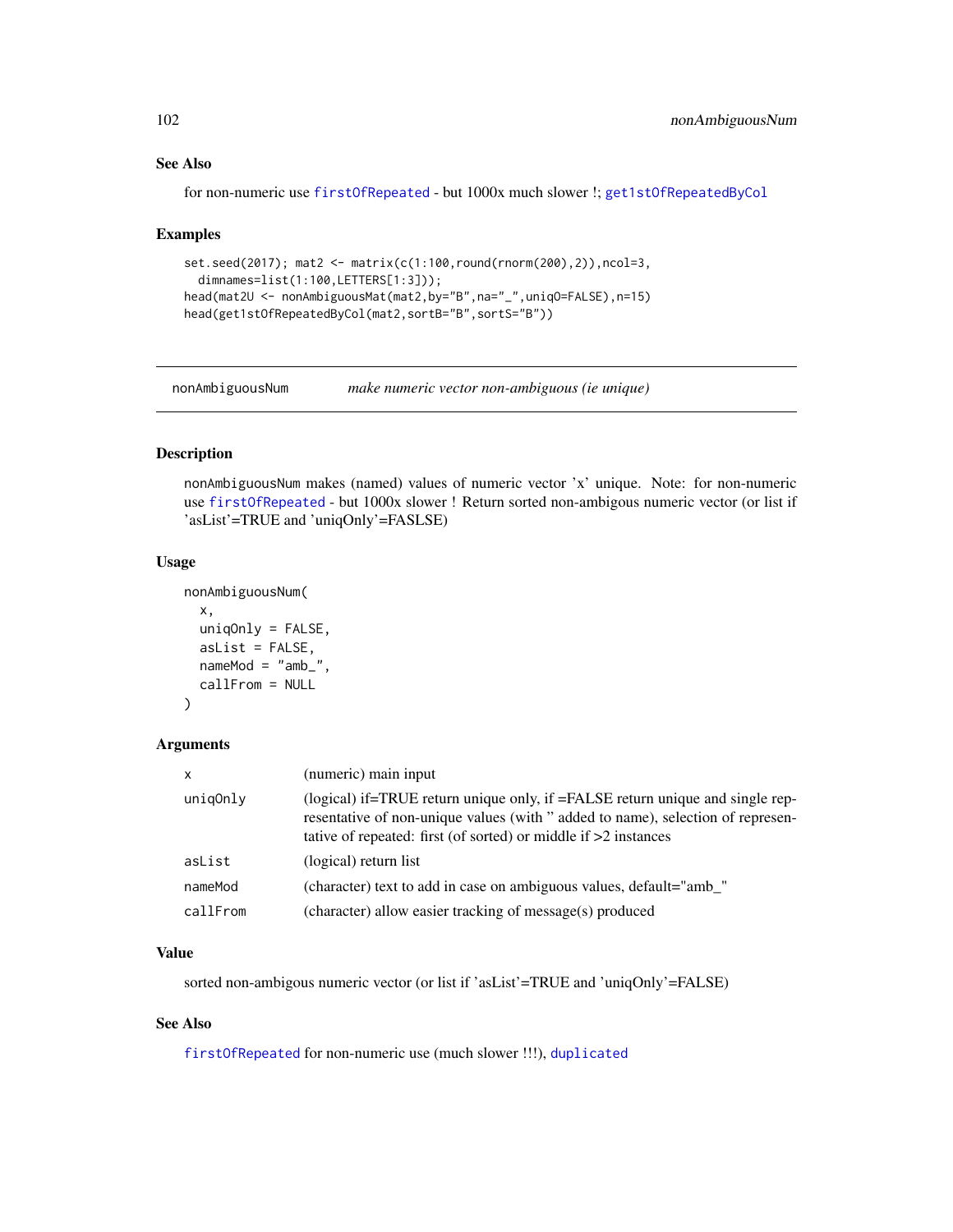## See Also

for non-numeric use firstOfRepeated - but 1000x much slower !; get1stOfRepeatedByCol

## Examples

```
set.seed(2017); mat2 <- matrix(c(1:100,round(rnorm(200),2)),ncol=3,
  dimnames=list(1:100,LETTERS[1:3]));
head(mat2U <- nonAmbiguousMat(mat2,by="B",na="_",uniqO=FALSE),n=15)
head(get1stOfRepeatedByCol(mat2,sortB="B",sortS="B"))
```

---

# nonAmbiguousNum *make numeric vector non-ambiguous (ie unique)*

## Description

nonAmbiguousNum makes (named) values of numeric vector 'x' unique. Note: for non-numeric use firstOfRepeated - but 1000x slower ! Return sorted non-ambigous numeric vector (or list if 'asList'=TRUE and 'uniqOnly'=FASLSE)

## Usage

```
nonAmbiguousNum(
  x,
  uniqOnly = FALSE,
  asList = FALSE,
  nameMod = "amb_",
  callFrom = NULL
)
```

## Arguments

| | |
|---|---|
| x | (numeric) main input |
| uniqOnly | (logical) if=TRUE return unique only, if =FALSE return unique and single representative of non-unique values (with " added to name), selection of representative of repeated: first (of sorted) or middle if >2 instances |
| asList | (logical) return list |
| nameMod | (character) text to add in case on ambiguous values, default="amb_" |
| callFrom | (character) allow easier tracking of message(s) produced |

## Value

sorted non-ambigous numeric vector (or list if 'asList'=TRUE and 'uniqOnly'=FALSE)

## See Also

firstOfRepeated for non-numeric use (much slower !!!), duplicated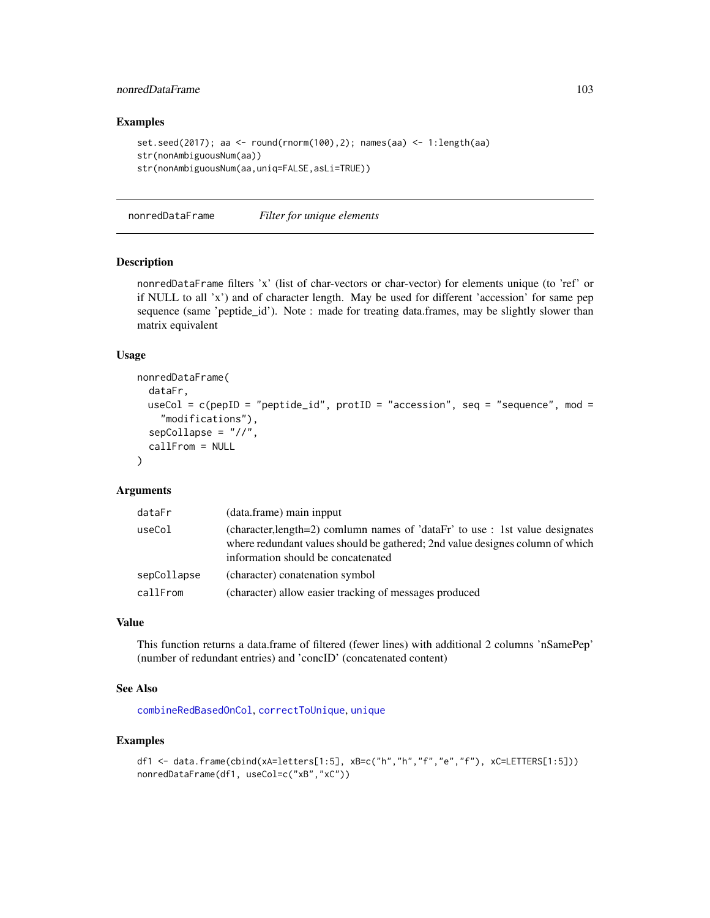## Examples

```
set.seed(2017); aa <- round(rnorm(100),2); names(aa) <- 1:length(aa)
str(nonAmbiguousNum(aa))
str(nonAmbiguousNum(aa,uniq=FALSE,asLi=TRUE))
```

---

# nonredDataFrame    *Filter for unique elements*

## Description

nonredDataFrame filters 'x' (list of char-vectors or char-vector) for elements unique (to 'ref' or if NULL to all 'x') and of character length. May be used for different 'accession' for same pep sequence (same 'peptide_id'). Note : made for treating data.frames, may be slightly slower than matrix equivalent

## Usage

```
nonredDataFrame(
  dataFr,
  useCol = c(pepID = "peptide_id", protID = "accession", seq = "sequence", mod =
    "modifications"),
  sepCollapse = "//",
  callFrom = NULL
)
```

## Arguments

| | |
|---|---|
| dataFr | (data.frame) main inpput |
| useCol | (character,length=2) comlumn names of 'dataFr' to use : 1st value designates where redundant values should be gathered; 2nd value designes column of which information should be concatenated |
| sepCollapse | (character) conatenation symbol |
| callFrom | (character) allow easier tracking of messages produced |

## Value

This function returns a data.frame of filtered (fewer lines) with additional 2 columns 'nSamePep' (number of redundant entries) and 'concID' (concatenated content)

## See Also

combineRedBasedOnCol, correctToUnique, unique

## Examples

```
df1 <- data.frame(cbind(xA=letters[1:5], xB=c("h","h","f","e","f"), xC=LETTERS[1:5]))
nonredDataFrame(df1, useCol=c("xB","xC"))
```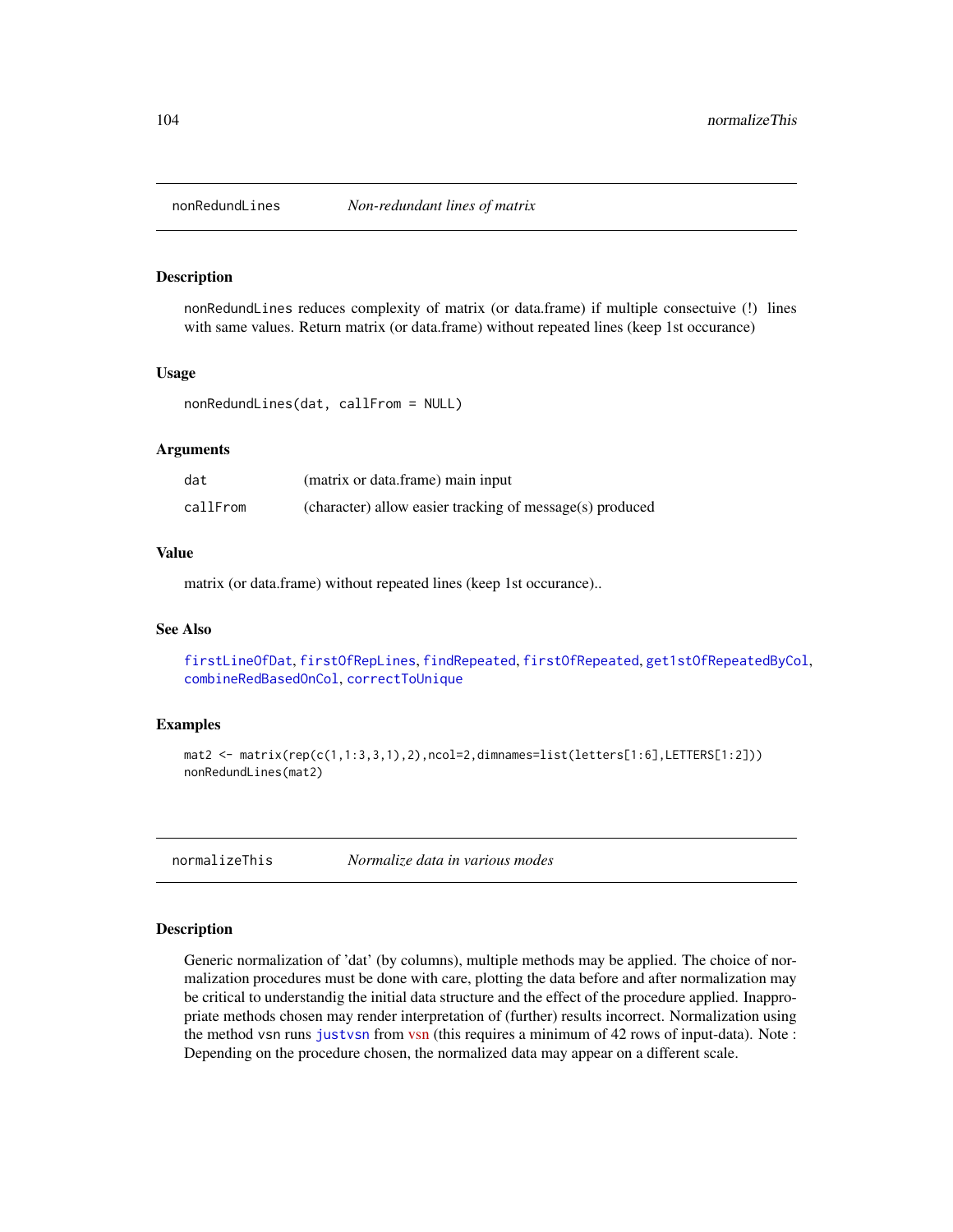## nonRedundLines *Non-redundant lines of matrix*

### Description

`nonRedundLines` reduces complexity of matrix (or data.frame) if multiple consectuive (!) lines with same values. Return matrix (or data.frame) without repeated lines (keep 1st occurance)

### Usage

```
nonRedundLines(dat, callFrom = NULL)
```

### Arguments

| | |
|---|---|
| dat | (matrix or data.frame) main input |
| callFrom | (character) allow easier tracking of message(s) produced |

### Value

matrix (or data.frame) without repeated lines (keep 1st occurance)..

### See Also

firstLineOfDat, firstOfRepLines, findRepeated, firstOfRepeated, get1stOfRepeatedByCol, combineRedBasedOnCol, correctToUnique

### Examples

```
mat2 <- matrix(rep(c(1,1:3,3,1),2),ncol=2,dimnames=list(letters[1:6],LETTERS[1:2]))
nonRedundLines(mat2)
```

## normalizeThis *Normalize data in various modes*

### Description

Generic normalization of 'dat' (by columns), multiple methods may be applied. The choice of normalization procedures must be done with care, plotting the data before and after normalization may be critical to understandig the initial data structure and the effect of the procedure applied. Inappropriate methods chosen may render interpretation of (further) results incorrect. Normalization using the method vsn runs justvsn from vsn (this requires a minimum of 42 rows of input-data). Note : Depending on the procedure chosen, the normalized data may appear on a different scale.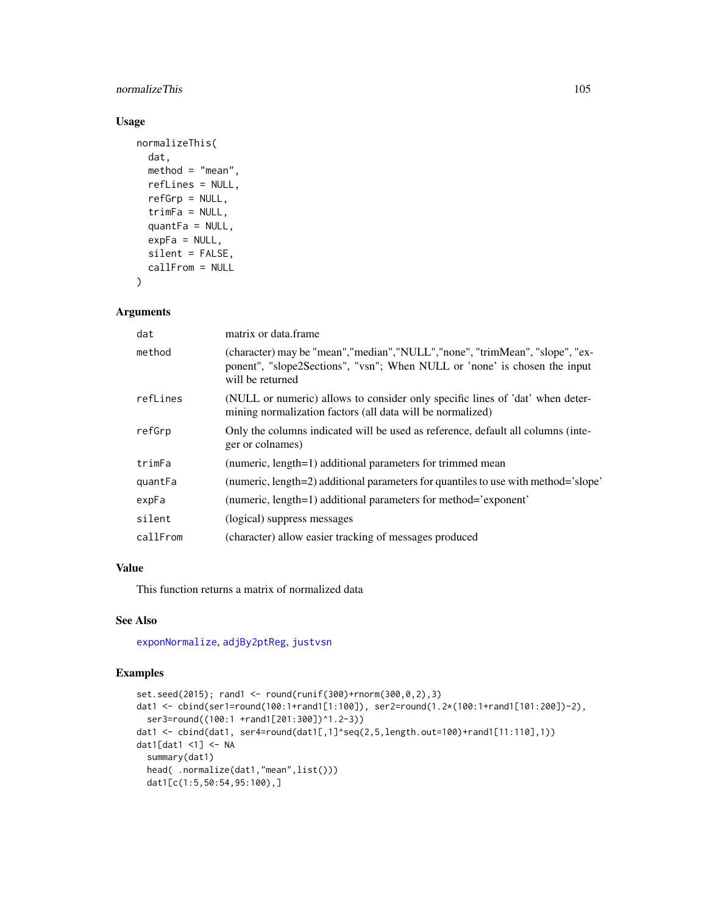## Usage

```
normalizeThis(
  dat,
  method = "mean",
  refLines = NULL,
  refGrp = NULL,
  trimFa = NULL,
  quantFa = NULL,
  expFa = NULL,
  silent = FALSE,
  callFrom = NULL
)
```

## Arguments

| | |
|---|---|
| dat | matrix or data.frame |
| method | (character) may be "mean","median","NULL","none", "trimMean", "slope", "exponent", "slope2Sections", "vsn"; When NULL or 'none' is chosen the input will be returned |
| refLines | (NULL or numeric) allows to consider only specific lines of 'dat' when determining normalization factors (all data will be normalized) |
| refGrp | Only the columns indicated will be used as reference, default all columns (integer or colnames) |
| trimFa | (numeric, length=1) additional parameters for trimmed mean |
| quantFa | (numeric, length=2) additional parameters for quantiles to use with method='slope' |
| expFa | (numeric, length=1) additional parameters for method='exponent' |
| silent | (logical) suppress messages |
| callFrom | (character) allow easier tracking of messages produced |

## Value

This function returns a matrix of normalized data

## See Also

exponNormalize, adjBy2ptReg, justvsn

## Examples

```
set.seed(2015); rand1 <- round(runif(300)+rnorm(300,0,2),3)
dat1 <- cbind(ser1=round(100:1+rand1[1:100]), ser2=round(1.2*(100:1+rand1[101:200])-2),
  ser3=round((100:1 +rand1[201:300])^1.2-3))
dat1 <- cbind(dat1, ser4=round(dat1[,1]^seq(2,5,length.out=100)+rand1[11:110],1))
dat1[dat1 <1] <- NA
  summary(dat1)
  head( .normalize(dat1,"mean",list()))
  dat1[c(1:5,50:54,95:100),]
```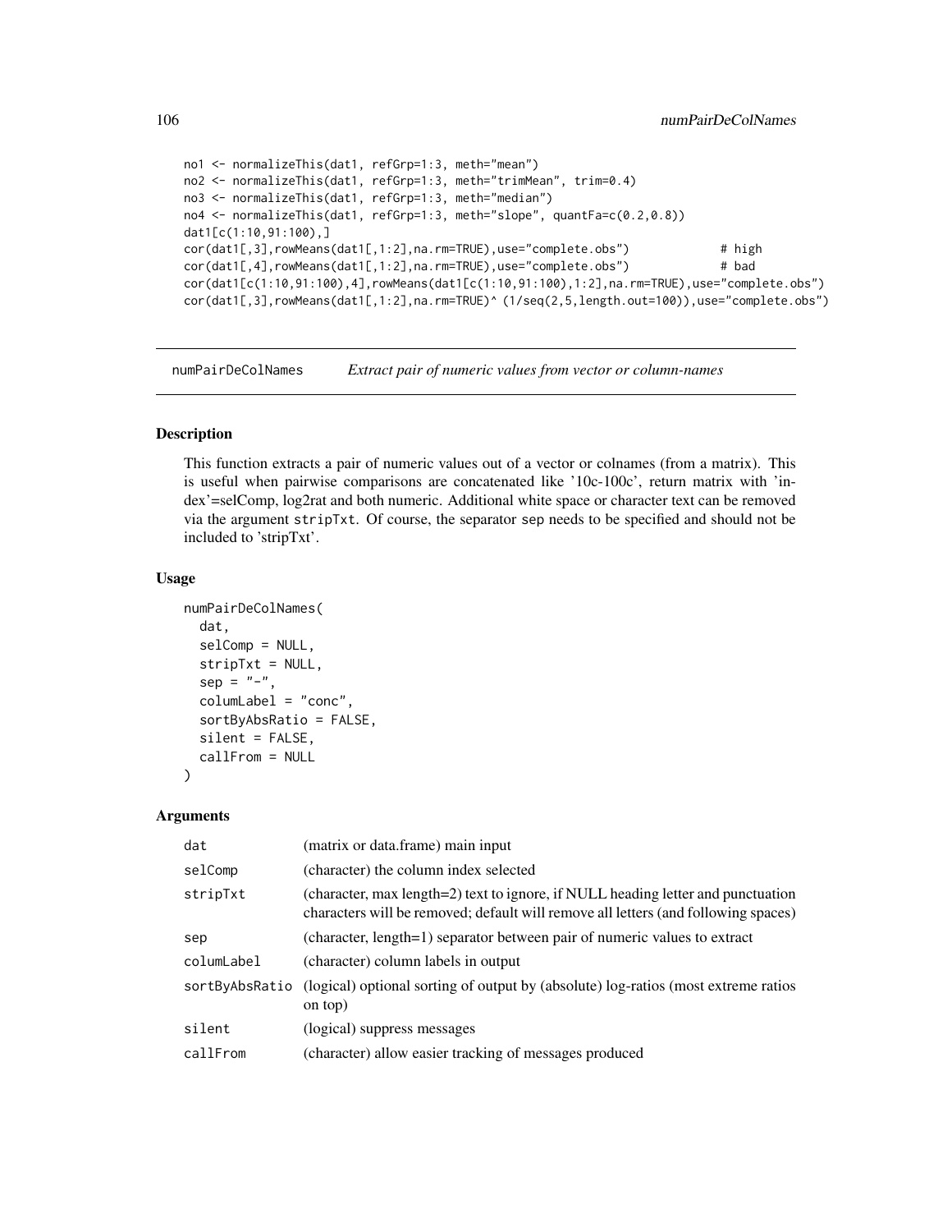```
no1 <- normalizeThis(dat1, refGrp=1:3, meth="mean")
no2 <- normalizeThis(dat1, refGrp=1:3, meth="trimMean", trim=0.4)
no3 <- normalizeThis(dat1, refGrp=1:3, meth="median")
no4 <- normalizeThis(dat1, refGrp=1:3, meth="slope", quantFa=c(0.2,0.8))
dat1[c(1:10,91:100),]
cor(dat1[,3],rowMeans(dat1[,1:2],na.rm=TRUE),use="complete.obs")             # high
cor(dat1[,4],rowMeans(dat1[,1:2],na.rm=TRUE),use="complete.obs")             # bad
cor(dat1[c(1:10,91:100),4],rowMeans(dat1[c(1:10,91:100),1:2],na.rm=TRUE),use="complete.obs")
cor(dat1[,3],rowMeans(dat1[,1:2],na.rm=TRUE)^ (1/seq(2,5,length.out=100)),use="complete.obs")
```

## numPairDeColNames — *Extract pair of numeric values from vector or column-names*

### Description

This function extracts a pair of numeric values out of a vector or colnames (from a matrix). This is useful when pairwise comparisons are concatenated like '10c-100c', return matrix with 'index'=selComp, log2rat and both numeric. Additional white space or character text can be removed via the argument `stripTxt`. Of course, the separator `sep` needs to be specified and should not be included to 'stripTxt'.

### Usage

```
numPairDeColNames(
  dat,
  selComp = NULL,
  stripTxt = NULL,
  sep = "-",
  columLabel = "conc",
  sortByAbsRatio = FALSE,
  silent = FALSE,
  callFrom = NULL
)
```

### Arguments

| | |
|---|---|
| dat | (matrix or data.frame) main input |
| selComp | (character) the column index selected |
| stripTxt | (character, max length=2) text to ignore, if NULL heading letter and punctuation characters will be removed; default will remove all letters (and following spaces) |
| sep | (character, length=1) separator between pair of numeric values to extract |
| columLabel | (character) column labels in output |
| sortByAbsRatio | (logical) optional sorting of output by (absolute) log-ratios (most extreme ratios on top) |
| silent | (logical) suppress messages |
| callFrom | (character) allow easier tracking of messages produced |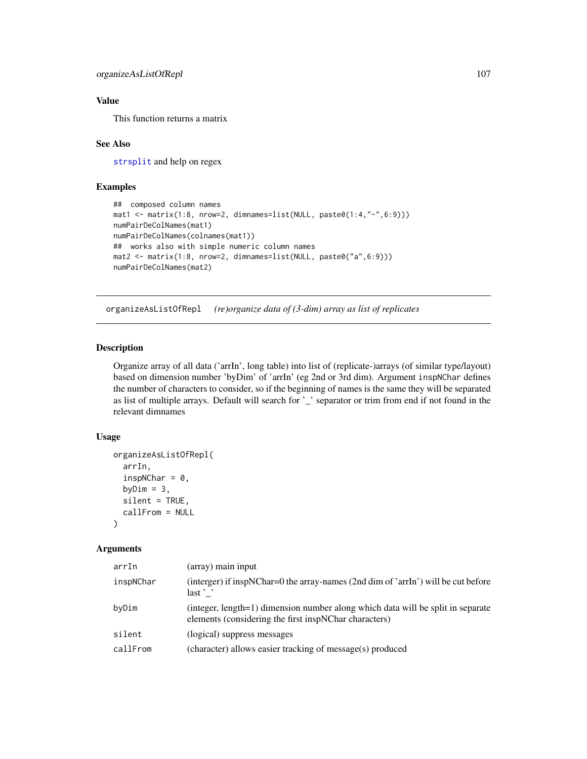## Value

This function returns a matrix

## See Also

strsplit and help on regex

## Examples

```
##  composed column names
mat1 <- matrix(1:8, nrow=2, dimnames=list(NULL, paste0(1:4,"-",6:9)))
numPairDeColNames(mat1)
numPairDeColNames(colnames(mat1))
##  works also with simple numeric column names
mat2 <- matrix(1:8, nrow=2, dimnames=list(NULL, paste0("a",6:9)))
numPairDeColNames(mat2)
```

---

# organizeAsListOfRepl    *(re)organize data of (3-dim) array as list of replicates*

## Description

Organize array of all data ('arrIn', long table) into list of (replicate-)arrays (of similar type/layout) based on dimension number 'byDim' of 'arrIn' (eg 2nd or 3rd dim). Argument `inspNChar` defines the number of characters to consider, so if the beginning of names is the same they will be separated as list of multiple arrays. Default will search for '_' separator or trim from end if not found in the relevant dimnames

## Usage

```
organizeAsListOfRepl(
  arrIn,
  inspNChar = 0,
  byDim = 3,
  silent = TRUE,
  callFrom = NULL
)
```

## Arguments

| | |
|---|---|
| arrIn | (array) main input |
| inspNChar | (interger) if inspNChar=0 the array-names (2nd dim of 'arrIn') will be cut before last '_' |
| byDim | (integer, length=1) dimension number along which data will be split in separate elements (considering the first inspNChar characters) |
| silent | (logical) suppress messages |
| callFrom | (character) allows easier tracking of message(s) produced |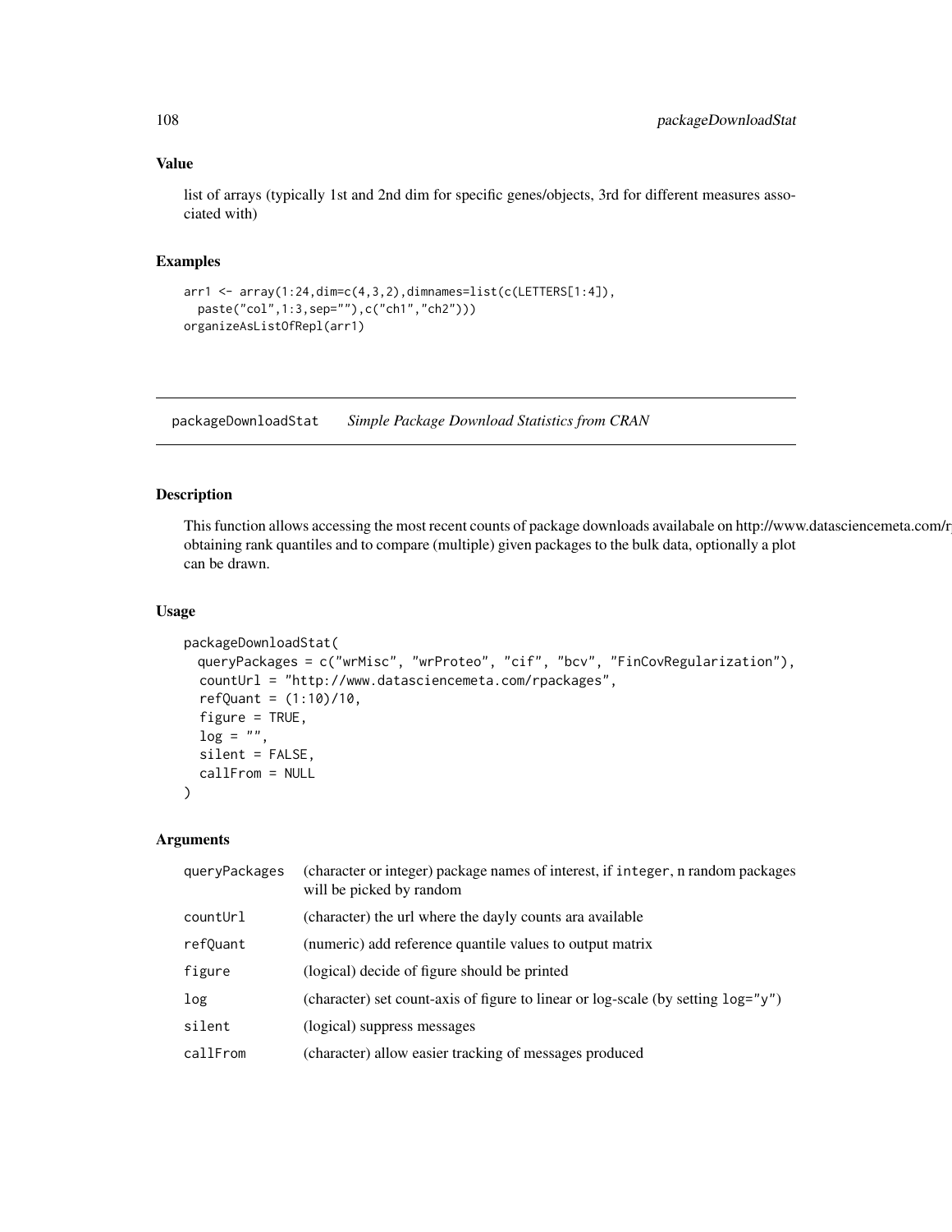## Value

list of arrays (typically 1st and 2nd dim for specific genes/objects, 3rd for different measures associated with)

## Examples

```
arr1 <- array(1:24,dim=c(4,3,2),dimnames=list(c(LETTERS[1:4]),
  paste("col",1:3,sep=""),c("ch1","ch2")))
organizeAsListOfRepl(arr1)
```

---

# packageDownloadStat *Simple Package Download Statistics from CRAN*

## Description

This function allows accessing the most recent counts of package downloads availabale on http://www.datasciencemeta.com/r obtaining rank quantiles and to compare (multiple) given packages to the bulk data, optionally a plot can be drawn.

## Usage

```
packageDownloadStat(
  queryPackages = c("wrMisc", "wrProteo", "cif", "bcv", "FinCovRegularization"),
  countUrl = "http://www.datasciencemeta.com/rpackages",
  refQuant = (1:10)/10,
  figure = TRUE,
  log = "",
  silent = FALSE,
  callFrom = NULL
)
```

## Arguments

| | |
|---|---|
| queryPackages | (character or integer) package names of interest, if integer, n random packages will be picked by random |
| countUrl | (character) the url where the dayly counts ara available |
| refQuant | (numeric) add reference quantile values to output matrix |
| figure | (logical) decide of figure should be printed |
| log | (character) set count-axis of figure to linear or log-scale (by setting log="y") |
| silent | (logical) suppress messages |
| callFrom | (character) allow easier tracking of messages produced |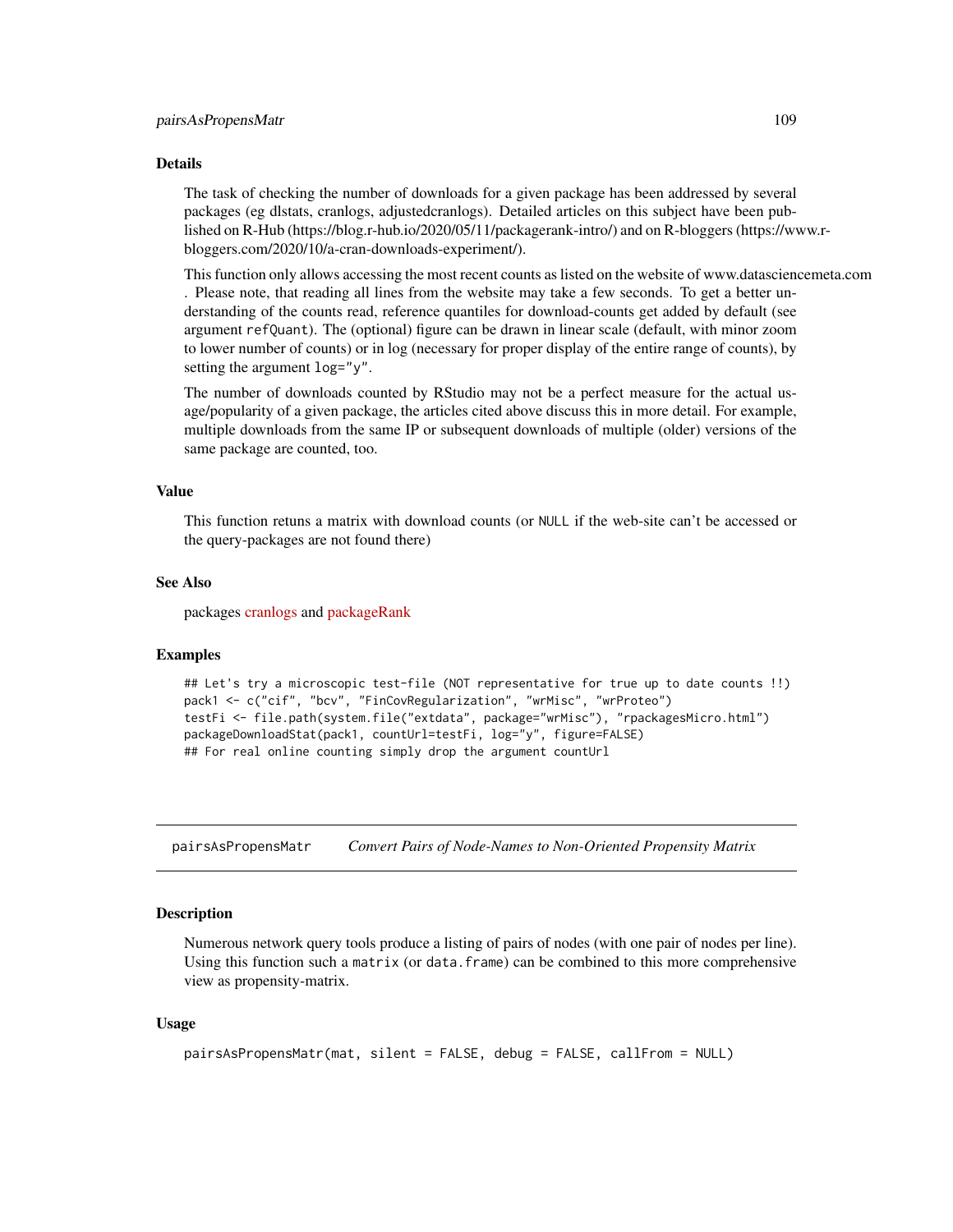### Details

The task of checking the number of downloads for a given package has been addressed by several packages (eg dlstats, cranlogs, adjustedcranlogs). Detailed articles on this subject have been published on R-Hub (https://blog.r-hub.io/2020/05/11/packagerank-intro/) and on R-bloggers (https://www.r-bloggers.com/2020/10/a-cran-downloads-experiment/).

This function only allows accessing the most recent counts as listed on the website of www.datasciencemeta.com . Please note, that reading all lines from the website may take a few seconds. To get a better understanding of the counts read, reference quantiles for download-counts get added by default (see argument `refQuant`). The (optional) figure can be drawn in linear scale (default, with minor zoom to lower number of counts) or in log (necessary for proper display of the entire range of counts), by setting the argument `log="y"`.

The number of downloads counted by RStudio may not be a perfect measure for the actual usage/popularity of a given package, the articles cited above discuss this in more detail. For example, multiple downloads from the same IP or subsequent downloads of multiple (older) versions of the same package are counted, too.

### Value

This function retuns a matrix with download counts (or `NULL` if the web-site can't be accessed or the query-packages are not found there)

### See Also

packages cranlogs and packageRank

### Examples

```
## Let's try a microscopic test-file (NOT representative for true up to date counts !!)
pack1 <- c("cif", "bcv", "FinCovRegularization", "wrMisc", "wrProteo")
testFi <- file.path(system.file("extdata", package="wrMisc"), "rpackagesMicro.html")
packageDownloadStat(pack1, countUrl=testFi, log="y", figure=FALSE)
## For real online counting simply drop the argument countUrl
```

---

## pairsAsPropensMatr — *Convert Pairs of Node-Names to Non-Oriented Propensity Matrix*

### Description

Numerous network query tools produce a listing of pairs of nodes (with one pair of nodes per line). Using this function such a `matrix` (or `data.frame`) can be combined to this more comprehensive view as propensity-matrix.

### Usage

```
pairsAsPropensMatr(mat, silent = FALSE, debug = FALSE, callFrom = NULL)
```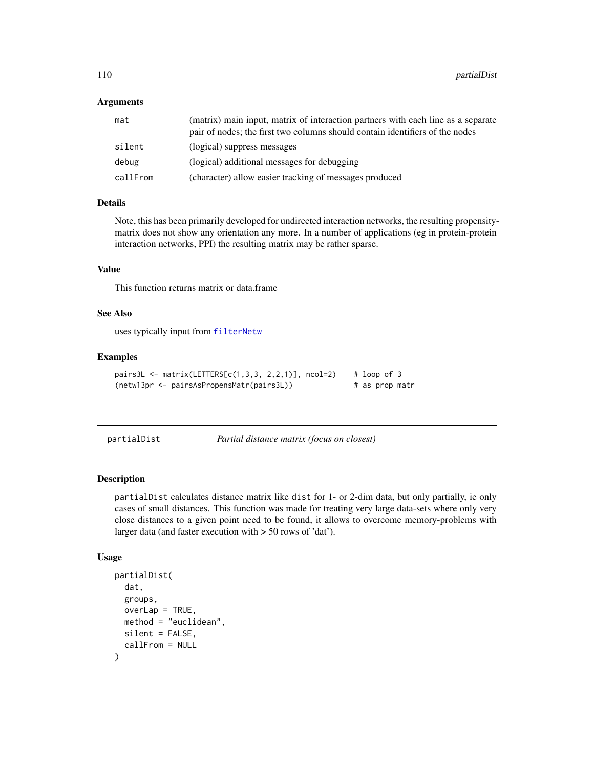### Arguments

| | |
|---|---|
| mat | (matrix) main input, matrix of interaction partners with each line as a separate pair of nodes; the first two columns should contain identifiers of the nodes |
| silent | (logical) suppress messages |
| debug | (logical) additional messages for debugging |
| callFrom | (character) allow easier tracking of messages produced |

### Details

Note, this has been primarily developed for undirected interaction networks, the resulting propensity-matrix does not show any orientation any more. In a number of applications (eg in protein-protein interaction networks, PPI) the resulting matrix may be rather sparse.

### Value

This function returns matrix or data.frame

### See Also

uses typically input from filterNetw

### Examples

```
pairs3L <- matrix(LETTERS[c(1,3,3, 2,2,1)], ncol=2)    # loop of 3
(netw13pr <- pairsAsPropensMatr(pairs3L))              # as prop matr
```

---

## partialDist    *Partial distance matrix (focus on closest)*

### Description

partialDist calculates distance matrix like dist for 1- or 2-dim data, but only partially, ie only cases of small distances. This function was made for treating very large data-sets where only very close distances to a given point need to be found, it allows to overcome memory-problems with larger data (and faster execution with > 50 rows of 'dat').

### Usage

```
partialDist(
  dat,
  groups,
  overLap = TRUE,
  method = "euclidean",
  silent = FALSE,
  callFrom = NULL
)
```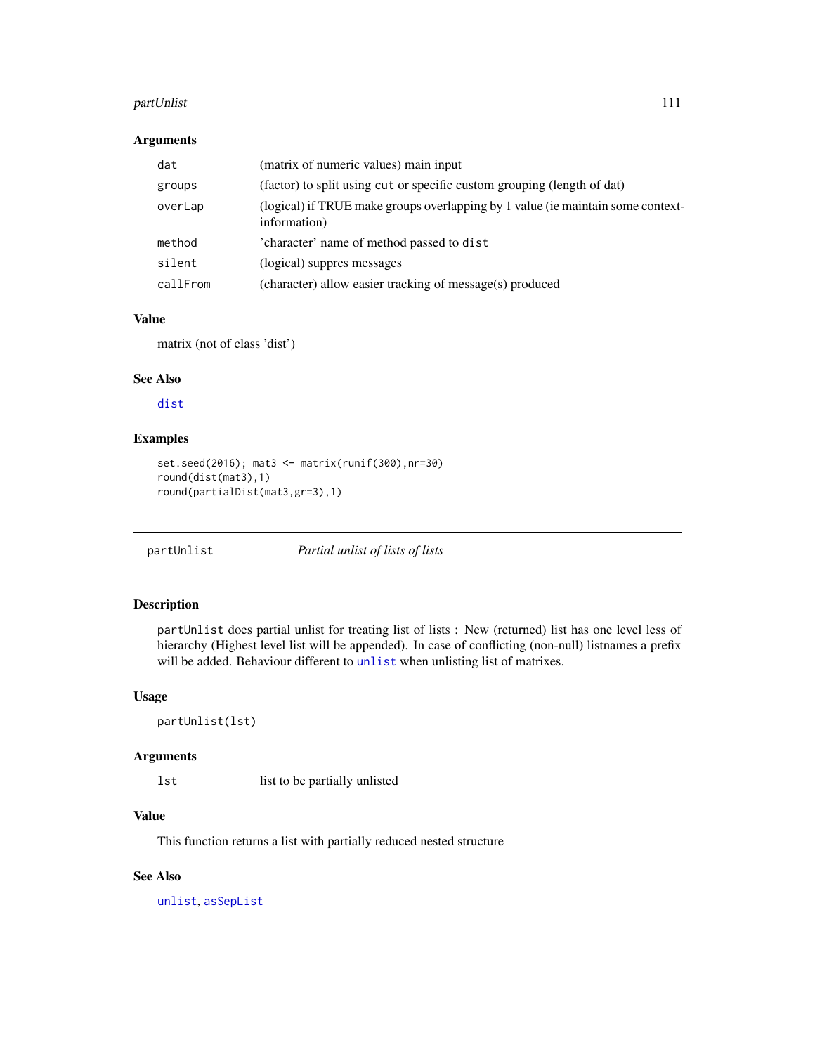### Arguments

| | |
|---|---|
| dat | (matrix of numeric values) main input |
| groups | (factor) to split using `cut` or specific custom grouping (length of dat) |
| overLap | (logical) if TRUE make groups overlapping by 1 value (ie maintain some context-information) |
| method | 'character' name of method passed to `dist` |
| silent | (logical) suppres messages |
| callFrom | (character) allow easier tracking of message(s) produced |

### Value

matrix (not of class 'dist')

### See Also

`dist`

### Examples

```
set.seed(2016); mat3 <- matrix(runif(300),nr=30)
round(dist(mat3),1)
round(partialDist(mat3,gr=3),1)
```

---

## partUnlist — *Partial unlist of lists of lists*

### Description

`partUnlist` does partial unlist for treating list of lists : New (returned) list has one level less of hierarchy (Highest level list will be appended). In case of conflicting (non-null) listnames a prefix will be added. Behaviour different to `unlist` when unlisting list of matrixes.

### Usage

```
partUnlist(lst)
```

### Arguments

| | |
|---|---|
| lst | list to be partially unlisted |

### Value

This function returns a list with partially reduced nested structure

### See Also

`unlist`, `asSepList`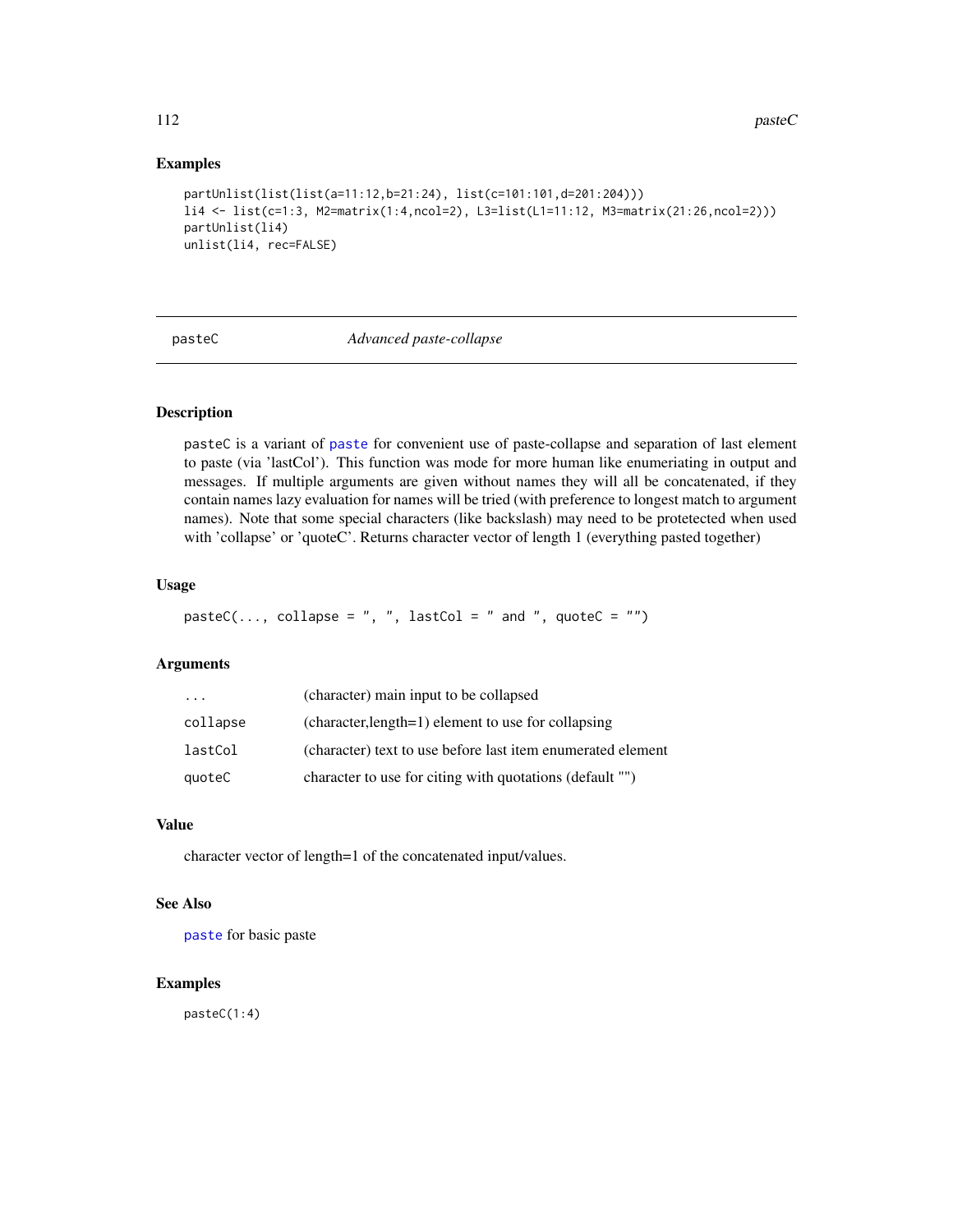## Examples

```
partUnlist(list(list(a=11:12,b=21:24), list(c=101:101,d=201:204)))
li4 <- list(c=1:3, M2=matrix(1:4,ncol=2), L3=list(L1=11:12, M3=matrix(21:26,ncol=2)))
partUnlist(li4)
unlist(li4, rec=FALSE)
```

---

# pasteC — *Advanced paste-collapse*

---

## Description

pasteC is a variant of paste for convenient use of paste-collapse and separation of last element to paste (via 'lastCol'). This function was mode for more human like enumeriating in output and messages. If multiple arguments are given without names they will all be concatenated, if they contain names lazy evaluation for names will be tried (with preference to longest match to argument names). Note that some special characters (like backslash) may need to be protetected when used with 'collapse' or 'quoteC'. Returns character vector of length 1 (everything pasted together)

## Usage

```
pasteC(..., collapse = ", ", lastCol = " and ", quoteC = "")
```

## Arguments

| | |
|---|---|
| ... | (character) main input to be collapsed |
| collapse | (character,length=1) element to use for collapsing |
| lastCol | (character) text to use before last item enumerated element |
| quoteC | character to use for citing with quotations (default "") |

## Value

character vector of length=1 of the concatenated input/values.

## See Also

paste for basic paste

## Examples

```
pasteC(1:4)
```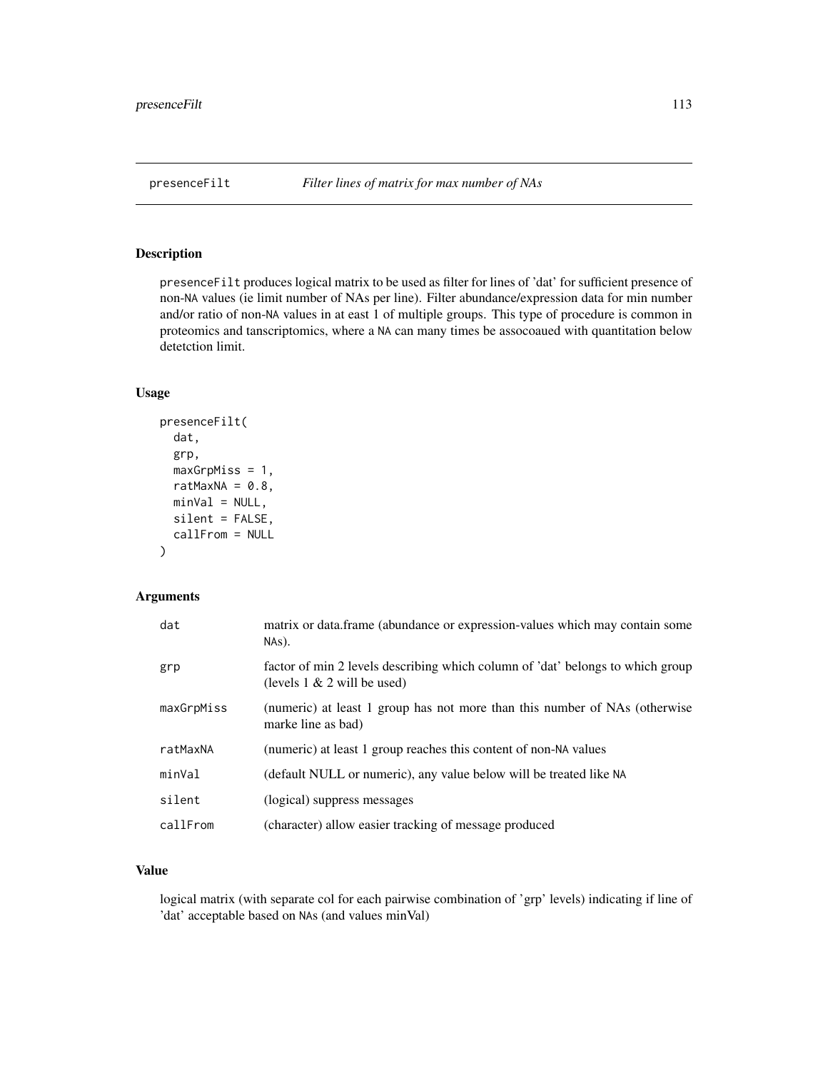## presenceFilt    *Filter lines of matrix for max number of NAs*

### Description

presenceFilt produces logical matrix to be used as filter for lines of 'dat' for sufficient presence of non-NA values (ie limit number of NAs per line). Filter abundance/expression data for min number and/or ratio of non-NA values in at east 1 of multiple groups. This type of procedure is common in proteomics and tanscriptomics, where a NA can many times be assocoaued with quantitation below detetction limit.

### Usage

```
presenceFilt(
  dat,
  grp,
  maxGrpMiss = 1,
  ratMaxNA = 0.8,
  minVal = NULL,
  silent = FALSE,
  callFrom = NULL
)
```

### Arguments

| | |
|---|---|
| dat | matrix or data.frame (abundance or expression-values which may contain some NAs). |
| grp | factor of min 2 levels describing which column of 'dat' belongs to which group (levels 1 & 2 will be used) |
| maxGrpMiss | (numeric) at least 1 group has not more than this number of NAs (otherwise marke line as bad) |
| ratMaxNA | (numeric) at least 1 group reaches this content of non-NA values |
| minVal | (default NULL or numeric), any value below will be treated like NA |
| silent | (logical) suppress messages |
| callFrom | (character) allow easier tracking of message produced |

### Value

logical matrix (with separate col for each pairwise combination of 'grp' levels) indicating if line of 'dat' acceptable based on NAs (and values minVal)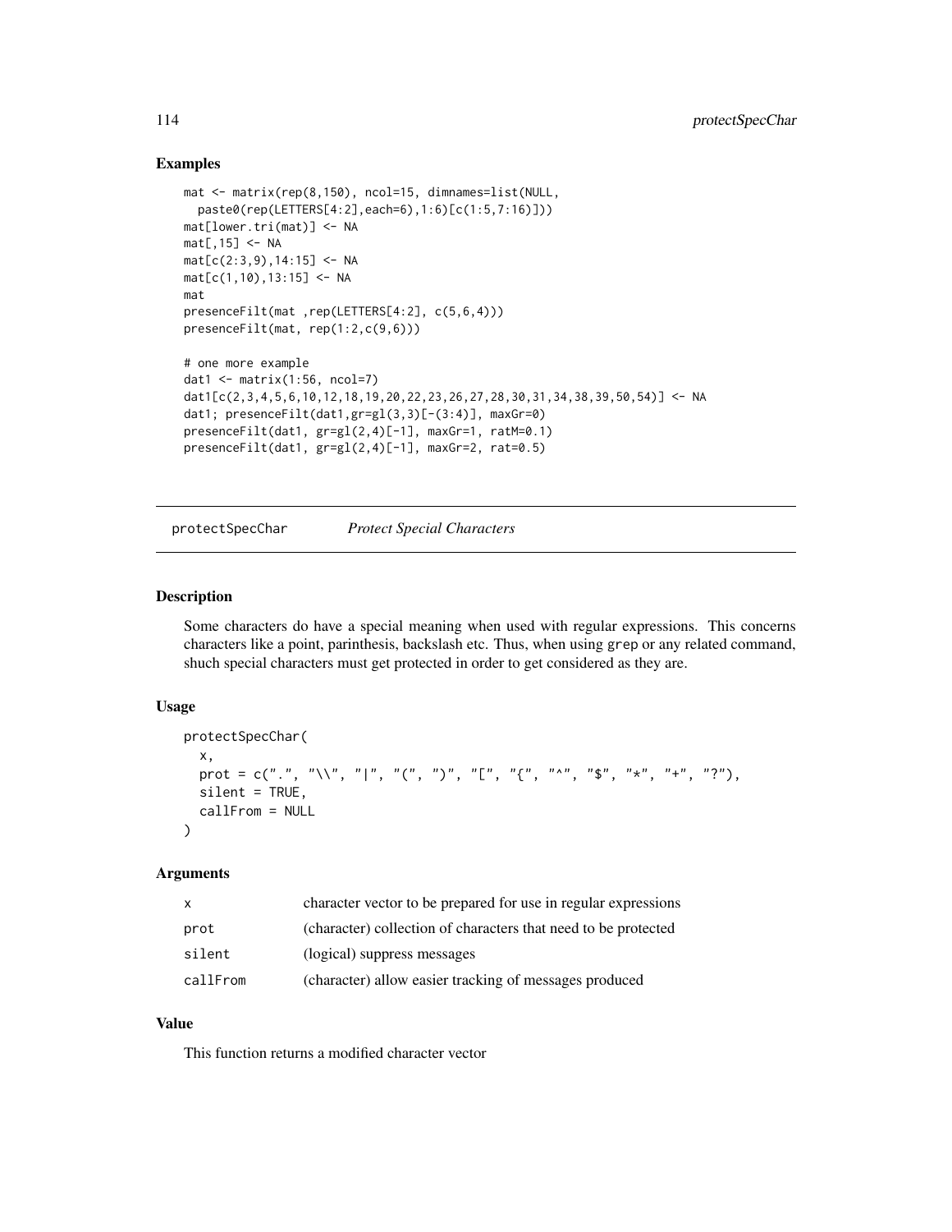## Examples

```
mat <- matrix(rep(8,150), ncol=15, dimnames=list(NULL,
  paste0(rep(LETTERS[4:2],each=6),1:6)[c(1:5,7:16)]))
mat[lower.tri(mat)] <- NA
mat[,15] <- NA
mat[c(2:3,9),14:15] <- NA
mat[c(1,10),13:15] <- NA
mat
presenceFilt(mat ,rep(LETTERS[4:2], c(5,6,4)))
presenceFilt(mat, rep(1:2,c(9,6)))

# one more example
dat1 <- matrix(1:56, ncol=7)
dat1[c(2,3,4,5,6,10,12,18,19,20,22,23,26,27,28,30,31,34,38,39,50,54)] <- NA
dat1; presenceFilt(dat1,gr=gl(3,3)[-(3:4)], maxGr=0)
presenceFilt(dat1, gr=gl(2,4)[-1], maxGr=1, ratM=0.1)
presenceFilt(dat1, gr=gl(2,4)[-1], maxGr=2, rat=0.5)
```

---

# protectSpecChar — *Protect Special Characters*

## Description

Some characters do have a special meaning when used with regular expressions. This concerns characters like a point, parinthesis, backslash etc. Thus, when using `grep` or any related command, shuch special characters must get protected in order to get considered as they are.

## Usage

```
protectSpecChar(
  x,
  prot = c(".", "\\", "|", "(", ")", "[", "{", "^", "$", "*", "+", "?"),
  silent = TRUE,
  callFrom = NULL
)
```

## Arguments

| | |
|---|---|
| `x` | character vector to be prepared for use in regular expressions |
| `prot` | (character) collection of characters that need to be protected |
| `silent` | (logical) suppress messages |
| `callFrom` | (character) allow easier tracking of messages produced |

## Value

This function returns a modified character vector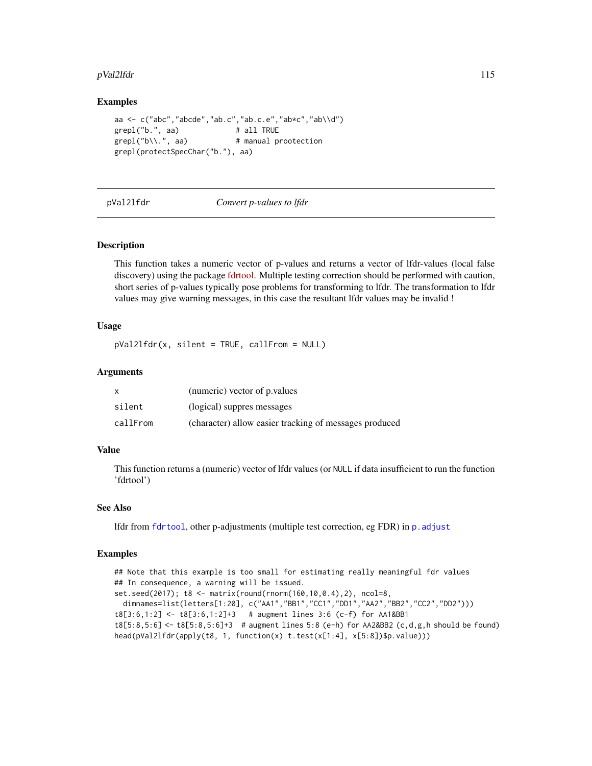### Examples

```
aa <- c("abc","abcde","ab.c","ab.c.e","ab*c","ab\\d")
grepl("b.", aa)            # all TRUE
grepl("b\\.", aa)          # manual prootection
grepl(protectSpecChar("b."), aa)
```

---

## pVal2lfdr &nbsp;&nbsp;&nbsp;&nbsp; *Convert p-values to lfdr*

### Description

This function takes a numeric vector of p-values and returns a vector of lfdr-values (local false discovery) using the package fdrtool. Multiple testing correction should be performed with caution, short series of p-values typically pose problems for transforming to lfdr. The transformation to lfdr values may give warning messages, in this case the resultant lfdr values may be invalid !

### Usage

```
pVal2lfdr(x, silent = TRUE, callFrom = NULL)
```

### Arguments

| | |
|---|---|
| x | (numeric) vector of p.values |
| silent | (logical) suppres messages |
| callFrom | (character) allow easier tracking of messages produced |

### Value

This function returns a (numeric) vector of lfdr values (or NULL if data insufficient to run the function 'fdrtool')

### See Also

lfdr from `fdrtool`, other p-adjustments (multiple test correction, eg FDR) in `p.adjust`

### Examples

```
## Note that this example is too small for estimating really meaningful fdr values
## In consequence, a warning will be issued.
set.seed(2017); t8 <- matrix(round(rnorm(160,10,0.4),2), ncol=8,
  dimnames=list(letters[1:20], c("AA1","BB1","CC1","DD1","AA2","BB2","CC2","DD2")))
t8[3:6,1:2] <- t8[3:6,1:2]+3   # augment lines 3:6 (c-f) for AA1&BB1
t8[5:8,5:6] <- t8[5:8,5:6]+3  # augment lines 5:8 (e-h) for AA2&BB2 (c,d,g,h should be found)
head(pVal2lfdr(apply(t8, 1, function(x) t.test(x[1:4], x[5:8])$p.value)))
```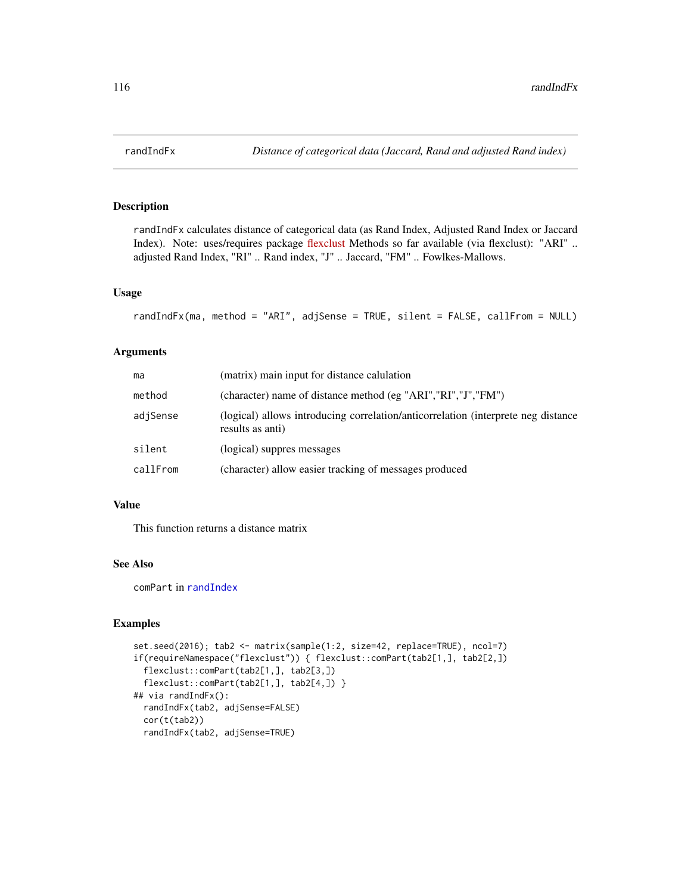# randIndFx — *Distance of categorical data (Jaccard, Rand and adjusted Rand index)*

## Description

randIndFx calculates distance of categorical data (as Rand Index, Adjusted Rand Index or Jaccard Index). Note: uses/requires package flexclust Methods so far available (via flexclust): "ARI" .. adjusted Rand Index, "RI" .. Rand index, "J" .. Jaccard, "FM" .. Fowlkes-Mallows.

## Usage

```
randIndFx(ma, method = "ARI", adjSense = TRUE, silent = FALSE, callFrom = NULL)
```

## Arguments

| | |
|---|---|
| ma | (matrix) main input for distance calulation |
| method | (character) name of distance method (eg "ARI","RI","J","FM") |
| adjSense | (logical) allows introducing correlation/anticorrelation (interprete neg distance results as anti) |
| silent | (logical) suppres messages |
| callFrom | (character) allow easier tracking of messages produced |

## Value

This function returns a distance matrix

## See Also

comPart in randIndex

## Examples

```
set.seed(2016); tab2 <- matrix(sample(1:2, size=42, replace=TRUE), ncol=7)
if(requireNamespace("flexclust")) { flexclust::comPart(tab2[1,], tab2[2,])
  flexclust::comPart(tab2[1,], tab2[3,])
  flexclust::comPart(tab2[1,], tab2[4,]) }
## via randIndFx():
  randIndFx(tab2, adjSense=FALSE)
  cor(t(tab2))
  randIndFx(tab2, adjSense=TRUE)
```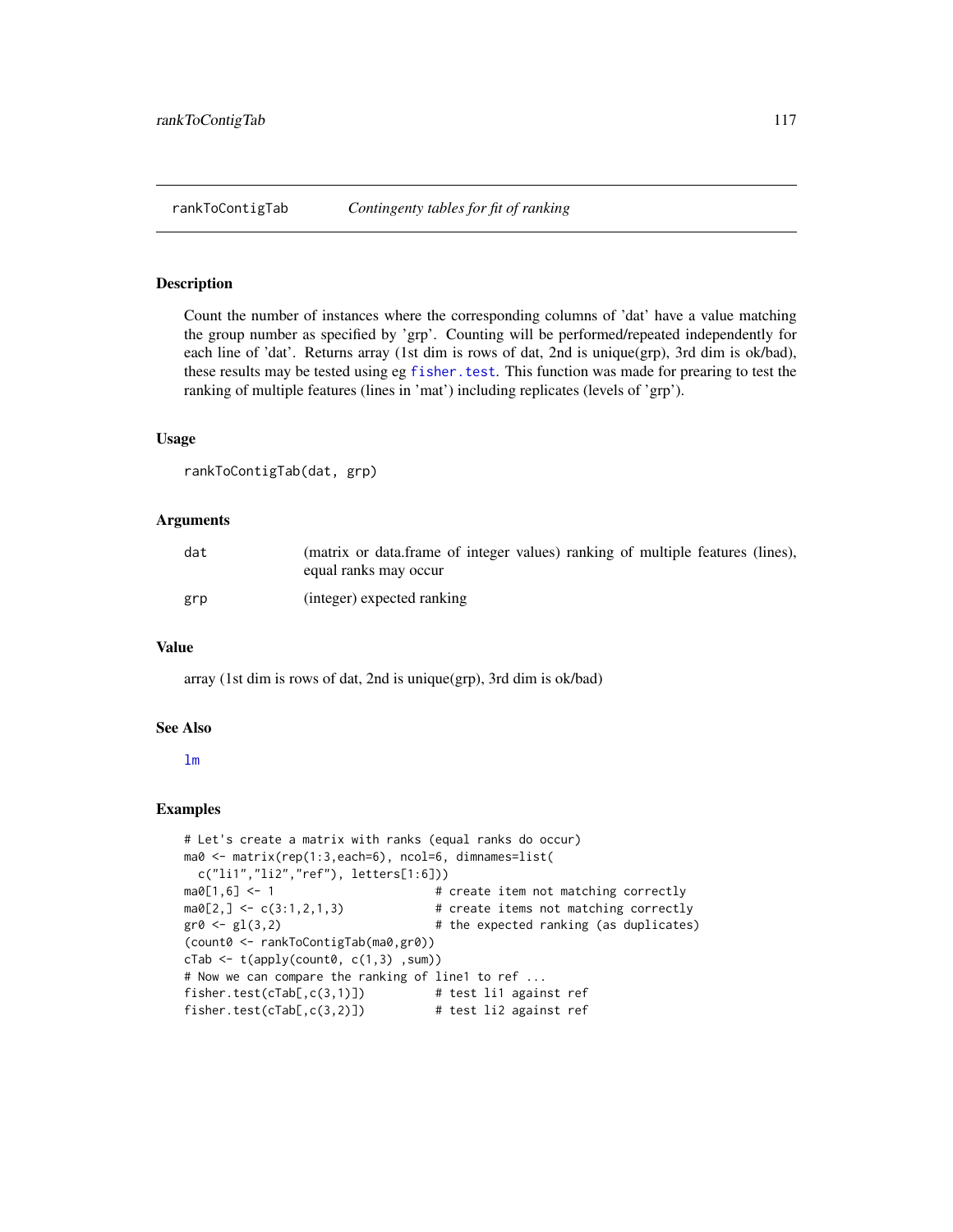rankToContigTab *Contingenty tables for fit of ranking*

## Description

Count the number of instances where the corresponding columns of 'dat' have a value matching the group number as specified by 'grp'. Counting will be performed/repeated independently for each line of 'dat'. Returns array (1st dim is rows of dat, 2nd is unique(grp), 3rd dim is ok/bad), these results may be tested using eg fisher.test. This function was made for prearing to test the ranking of multiple features (lines in 'mat') including replicates (levels of 'grp').

## Usage

```
rankToContigTab(dat, grp)
```

## Arguments

| | |
|---|---|
| dat | (matrix or data.frame of integer values) ranking of multiple features (lines), equal ranks may occur |
| grp | (integer) expected ranking |

## Value

array (1st dim is rows of dat, 2nd is unique(grp), 3rd dim is ok/bad)

## See Also

lm

## Examples

```
# Let's create a matrix with ranks (equal ranks do occur)
ma0 <- matrix(rep(1:3,each=6), ncol=6, dimnames=list(
  c("li1","li2","ref"), letters[1:6]))
ma0[1,6] <- 1                       # create item not matching correctly
ma0[2,] <- c(3:1,2,1,3)             # create items not matching correctly
gr0 <- gl(3,2)                      # the expected ranking (as duplicates)
(count0 <- rankToContigTab(ma0,gr0))
cTab <- t(apply(count0, c(1,3) ,sum))
# Now we can compare the ranking of line1 to ref ...
fisher.test(cTab[,c(3,1)])          # test li1 against ref
fisher.test(cTab[,c(3,2)])          # test li2 against ref
```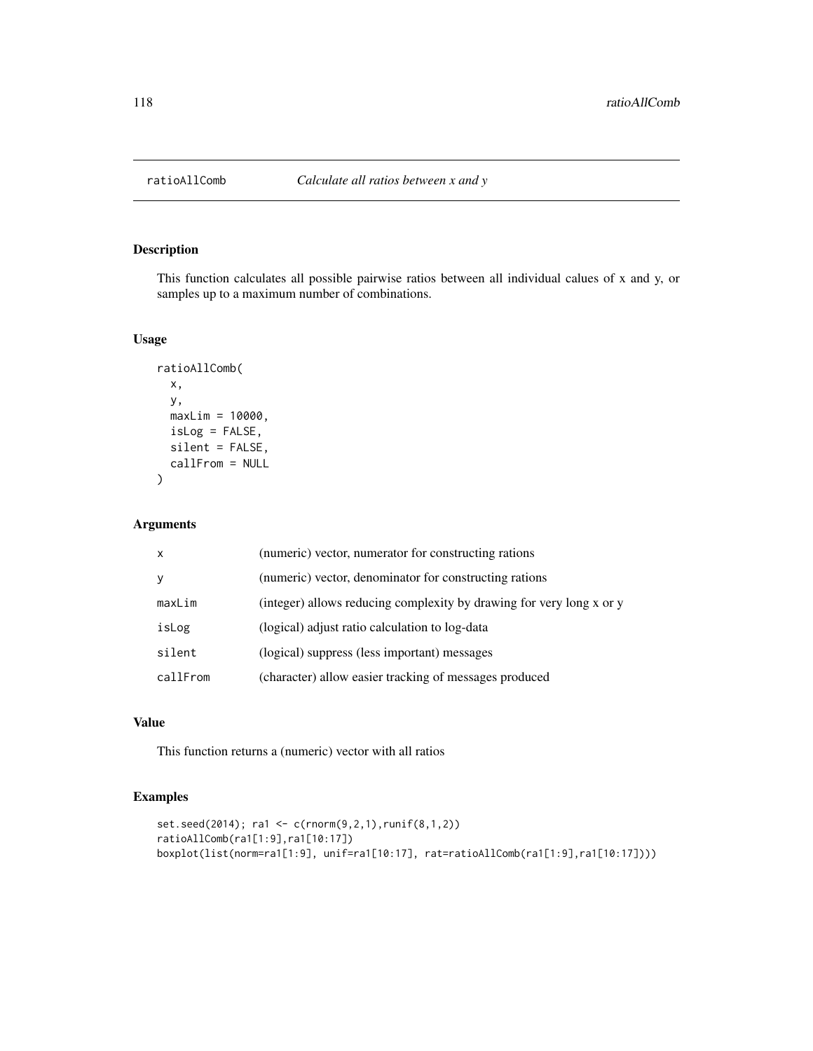# ratioAllComb *Calculate all ratios between x and y*

## Description

This function calculates all possible pairwise ratios between all individual calues of x and y, or samples up to a maximum number of combinations.

## Usage

```
ratioAllComb(
  x,
  y,
  maxLim = 10000,
  isLog = FALSE,
  silent = FALSE,
  callFrom = NULL
)
```

## Arguments

| | |
|---|---|
| x | (numeric) vector, numerator for constructing rations |
| y | (numeric) vector, denominator for constructing rations |
| maxLim | (integer) allows reducing complexity by drawing for very long x or y |
| isLog | (logical) adjust ratio calculation to log-data |
| silent | (logical) suppress (less important) messages |
| callFrom | (character) allow easier tracking of messages produced |

## Value

This function returns a (numeric) vector with all ratios

## Examples

```
set.seed(2014); ra1 <- c(rnorm(9,2,1),runif(8,1,2))
ratioAllComb(ra1[1:9],ra1[10:17])
boxplot(list(norm=ra1[1:9], unif=ra1[10:17], rat=ratioAllComb(ra1[1:9],ra1[10:17])))
```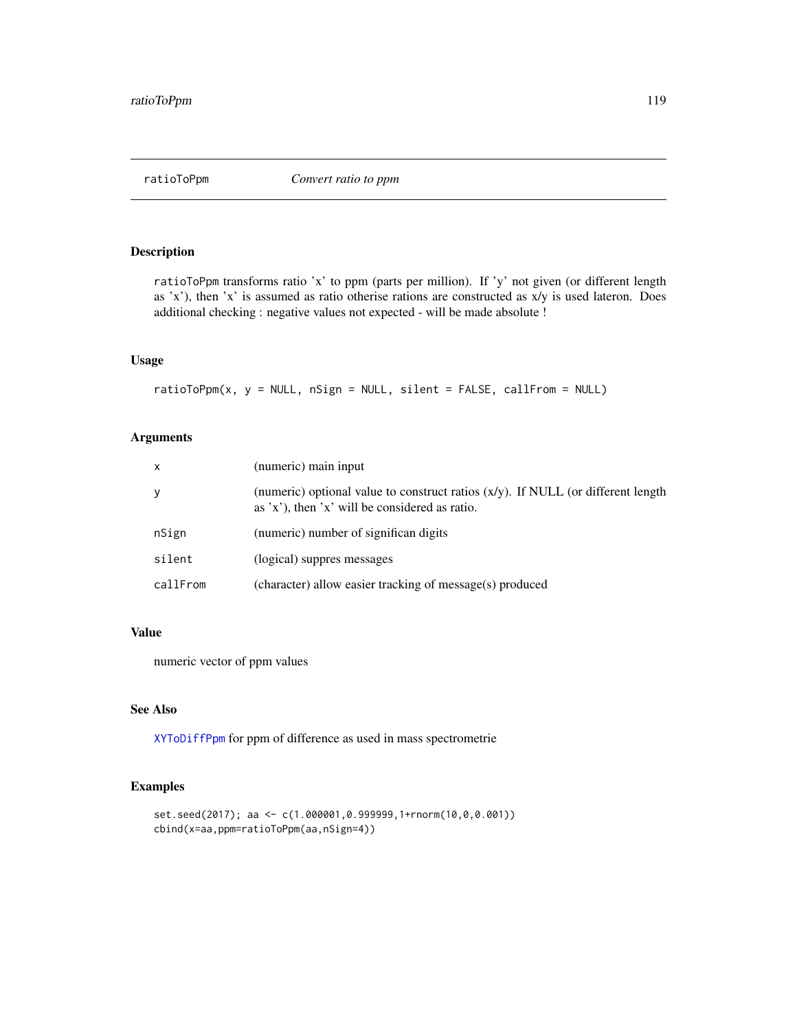## ratioToPpm    *Convert ratio to ppm*

### Description

ratioToPpm transforms ratio 'x' to ppm (parts per million). If 'y' not given (or different length as 'x'), then 'x' is assumed as ratio otherise rations are constructed as x/y is used lateron. Does additional checking : negative values not expected - will be made absolute !

### Usage

```
ratioToPpm(x, y = NULL, nSign = NULL, silent = FALSE, callFrom = NULL)
```

### Arguments

| | |
|---|---|
| x | (numeric) main input |
| y | (numeric) optional value to construct ratios (x/y). If NULL (or different length as 'x'), then 'x' will be considered as ratio. |
| nSign | (numeric) number of significan digits |
| silent | (logical) suppres messages |
| callFrom | (character) allow easier tracking of message(s) produced |

### Value

numeric vector of ppm values

### See Also

XYToDiffPpm for ppm of difference as used in mass spectrometrie

### Examples

```
set.seed(2017); aa <- c(1.000001,0.999999,1+rnorm(10,0,0.001))
cbind(x=aa,ppm=ratioToPpm(aa,nSign=4))
```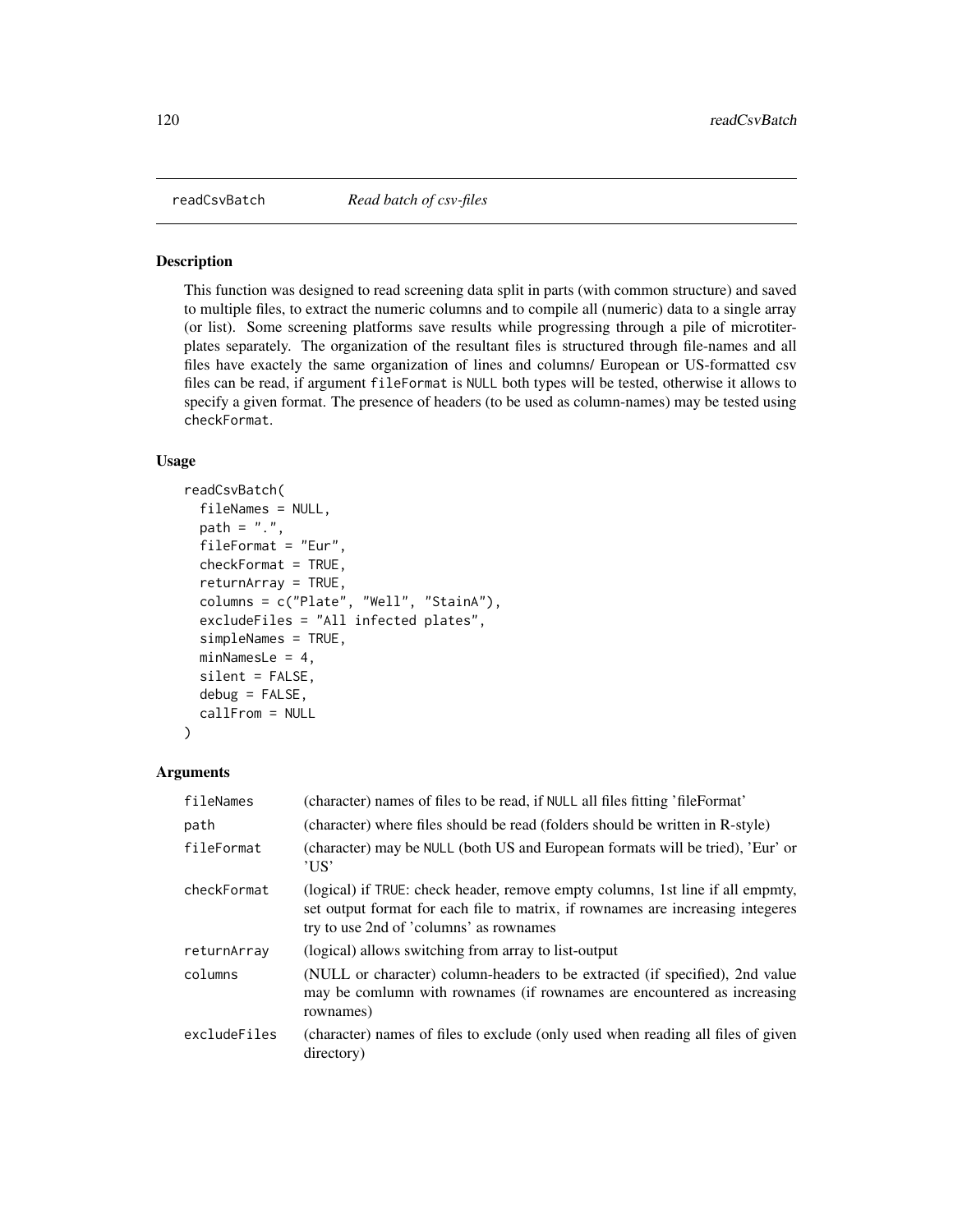## readCsvBatch *Read batch of csv-files*

### Description

This function was designed to read screening data split in parts (with common structure) and saved to multiple files, to extract the numeric columns and to compile all (numeric) data to a single array (or list). Some screening platforms save results while progressing through a pile of microtiter-plates separately. The organization of the resultant files is structured through file-names and all files have exactely the same organization of lines and columns/ European or US-formatted csv files can be read, if argument `fileFormat` is `NULL` both types will be tested, otherwise it allows to specify a given format. The presence of headers (to be used as column-names) may be tested using `checkFormat`.

### Usage

```
readCsvBatch(
  fileNames = NULL,
  path = ".",
  fileFormat = "Eur",
  checkFormat = TRUE,
  returnArray = TRUE,
  columns = c("Plate", "Well", "StainA"),
  excludeFiles = "All infected plates",
  simpleNames = TRUE,
  minNamesLe = 4,
  silent = FALSE,
  debug = FALSE,
  callFrom = NULL
)
```

### Arguments

| | |
|---|---|
| `fileNames` | (character) names of files to be read, if `NULL` all files fitting 'fileFormat' |
| `path` | (character) where files should be read (folders should be written in R-style) |
| `fileFormat` | (character) may be `NULL` (both US and European formats will be tried), 'Eur' or 'US' |
| `checkFormat` | (logical) if `TRUE`: check header, remove empty columns, 1st line if all empmty, set output format for each file to matrix, if rownames are increasing integeres try to use 2nd of 'columns' as rownames |
| `returnArray` | (logical) allows switching from array to list-output |
| `columns` | (NULL or character) column-headers to be extracted (if specified), 2nd value may be comlumn with rownames (if rownames are encountered as increasing rownames) |
| `excludeFiles` | (character) names of files to exclude (only used when reading all files of given directory) |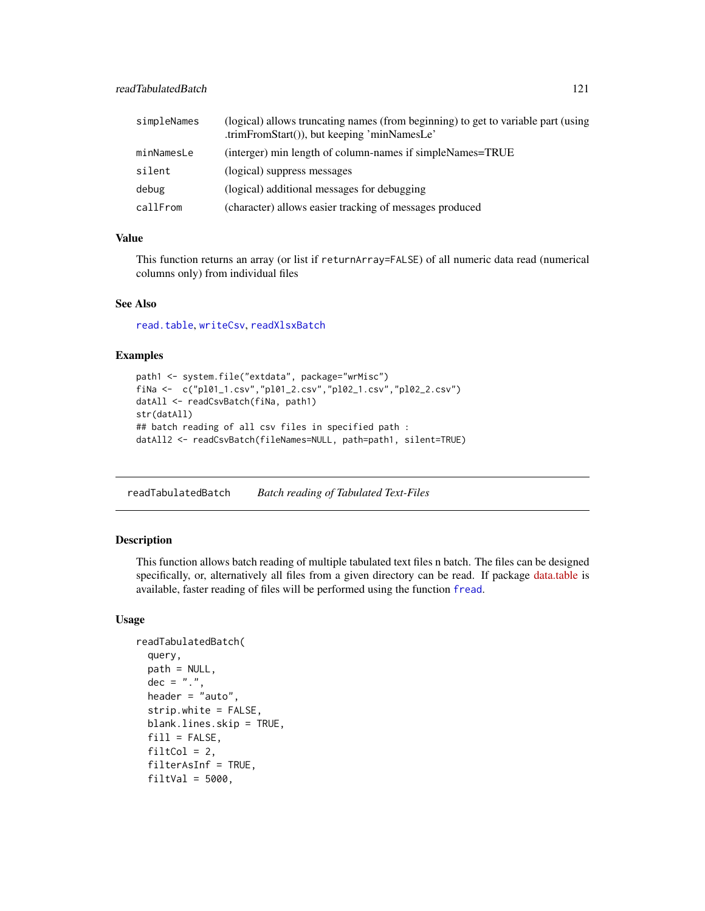| | |
|---|---|
| simpleNames | (logical) allows truncating names (from beginning) to get to variable part (using .trimFromStart()), but keeping 'minNamesLe' |
| minNamesLe | (interger) min length of column-names if simpleNames=TRUE |
| silent | (logical) suppress messages |
| debug | (logical) additional messages for debugging |
| callFrom | (character) allows easier tracking of messages produced |

### Value

This function returns an array (or list if `returnArray=FALSE`) of all numeric data read (numerical columns only) from individual files

### See Also

`read.table`, `writeCsv`, `readXlsxBatch`

### Examples

```
path1 <- system.file("extdata", package="wrMisc")
fiNa <-  c("pl01_1.csv","pl01_2.csv","pl02_1.csv","pl02_2.csv")
datAll <- readCsvBatch(fiNa, path1)
str(datAll)
## batch reading of all csv files in specified path :
datAll2 <- readCsvBatch(fileNames=NULL, path=path1, silent=TRUE)
```

---

## readTabulatedBatch    *Batch reading of Tabulated Text-Files*

### Description

This function allows batch reading of multiple tabulated text files n batch. The files can be designed specifically, or, alternatively all files from a given directory can be read. If package data.table is available, faster reading of files will be performed using the function `fread`.

### Usage

```
readTabulatedBatch(
  query,
  path = NULL,
  dec = ".",
  header = "auto",
  strip.white = FALSE,
  blank.lines.skip = TRUE,
  fill = FALSE,
  filtCol = 2,
  filterAsInf = TRUE,
  filtVal = 5000,
```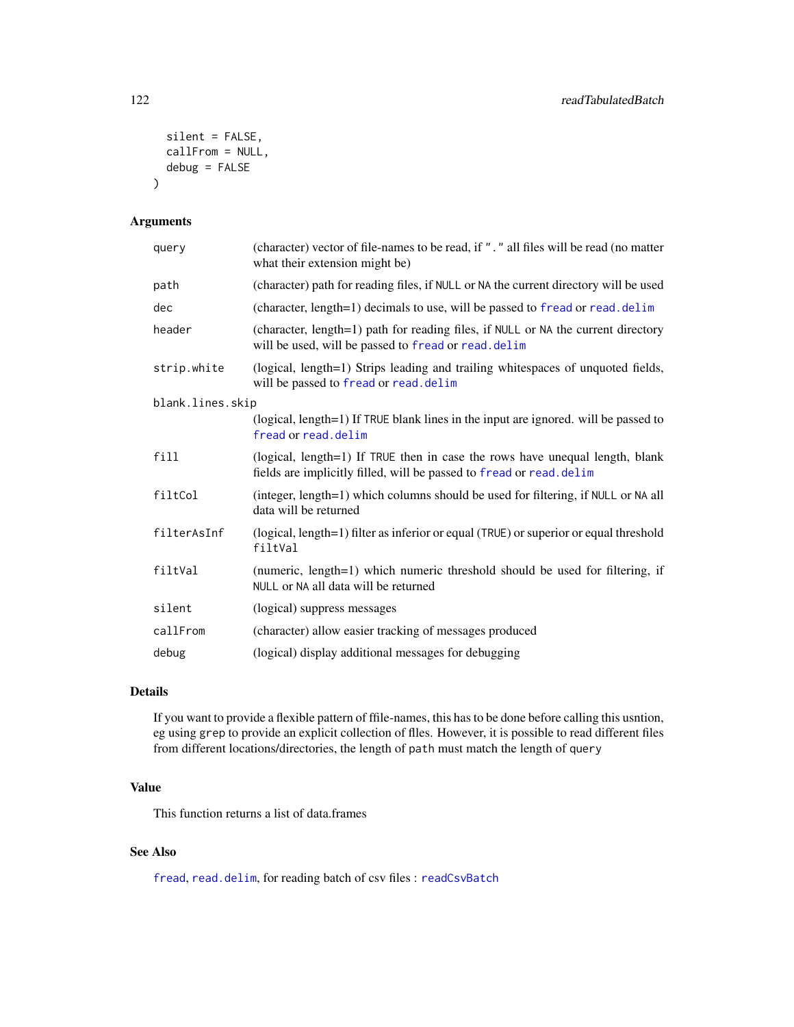```
  silent = FALSE,
  callFrom = NULL,
  debug = FALSE
)
```

## Arguments

| | |
|---|---|
| query | (character) vector of file-names to be read, if "." all files will be read (no matter what their extension might be) |
| path | (character) path for reading files, if NULL or NA the current directory will be used |
| dec | (character, length=1) decimals to use, will be passed to fread or read.delim |
| header | (character, length=1) path for reading files, if NULL or NA the current directory will be used, will be passed to fread or read.delim |
| strip.white | (logical, length=1) Strips leading and trailing whitespaces of unquoted fields, will be passed to fread or read.delim |
| blank.lines.skip | (logical, length=1) If TRUE blank lines in the input are ignored. will be passed to fread or read.delim |
| fill | (logical, length=1) If TRUE then in case the rows have unequal length, blank fields are implicitly filled, will be passed to fread or read.delim |
| filtCol | (integer, length=1) which columns should be used for filtering, if NULL or NA all data will be returned |
| filterAsInf | (logical, length=1) filter as inferior or equal (TRUE) or superior or equal threshold filtVal |
| filtVal | (numeric, length=1) which numeric threshold should be used for filtering, if NULL or NA all data will be returned |
| silent | (logical) suppress messages |
| callFrom | (character) allow easier tracking of messages produced |
| debug | (logical) display additional messages for debugging |

## Details

If you want to provide a flexible pattern of ffile-names, this has to be done before calling this usntion, eg using grep to provide an explicit collection of flles. However, it is possible to read different files from different locations/directories, the length of path must match the length of query

## Value

This function returns a list of data.frames

## See Also

fread, read.delim, for reading batch of csv files : readCsvBatch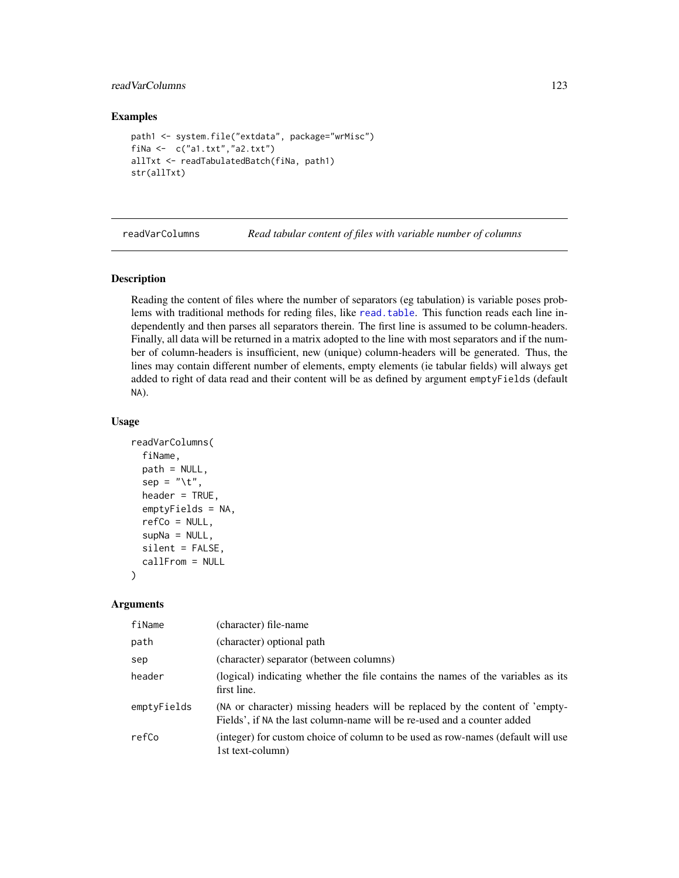### Examples

```
path1 <- system.file("extdata", package="wrMisc")
fiNa <-  c("a1.txt","a2.txt")
allTxt <- readTabulatedBatch(fiNa, path1)
str(allTxt)
```

---

## readVarColumns *Read tabular content of files with variable number of columns*

### Description

Reading the content of files where the number of separators (eg tabulation) is variable poses problems with traditional methods for reding files, like read.table. This function reads each line independently and then parses all separators therein. The first line is assumed to be column-headers. Finally, all data will be returned in a matrix adopted to the line with most separators and if the number of column-headers is insufficient, new (unique) column-headers will be generated. Thus, the lines may contain different number of elements, empty elements (ie tabular fields) will always get added to right of data read and their content will be as defined by argument emptyFields (default NA).

### Usage

```
readVarColumns(
  fiName,
  path = NULL,
  sep = "\t",
  header = TRUE,
  emptyFields = NA,
  refCo = NULL,
  supNa = NULL,
  silent = FALSE,
  callFrom = NULL
)
```

### Arguments

| | |
|---|---|
| fiName | (character) file-name |
| path | (character) optional path |
| sep | (character) separator (between columns) |
| header | (logical) indicating whether the file contains the names of the variables as its first line. |
| emptyFields | (NA or character) missing headers will be replaced by the content of 'emptyFields', if NA the last column-name will be re-used and a counter added |
| refCo | (integer) for custom choice of column to be used as row-names (default will use 1st text-column) |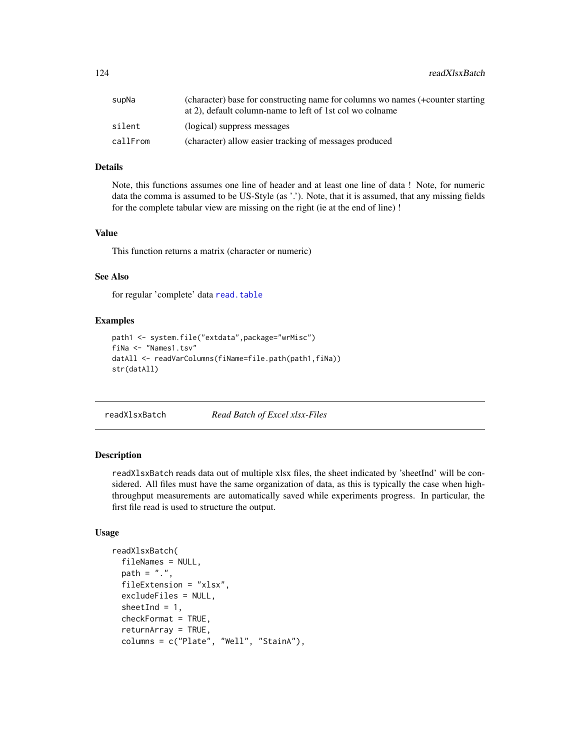| | |
|---|---|
| supNa | (character) base for constructing name for columns wo names (+counter starting at 2), default column-name to left of 1st col wo colname |
| silent | (logical) suppress messages |
| callFrom | (character) allow easier tracking of messages produced |

### Details

Note, this functions assumes one line of header and at least one line of data ! Note, for numeric data the comma is assumed to be US-Style (as '.'). Note, that it is assumed, that any missing fields for the complete tabular view are missing on the right (ie at the end of line) !

### Value

This function returns a matrix (character or numeric)

### See Also

for regular 'complete' data read.table

### Examples

```
path1 <- system.file("extdata",package="wrMisc")
fiNa <- "Names1.tsv"
datAll <- readVarColumns(fiName=file.path(path1,fiNa))
str(datAll)
```

## readXlsxBatch *Read Batch of Excel xlsx-Files*

### Description

readXlsxBatch reads data out of multiple xlsx files, the sheet indicated by 'sheetInd' will be considered. All files must have the same organization of data, as this is typically the case when high-throughput measurements are automatically saved while experiments progress. In particular, the first file read is used to structure the output.

### Usage

```
readXlsxBatch(
  fileNames = NULL,
  path = ".",
  fileExtension = "xlsx",
  excludeFiles = NULL,
  sheetInd = 1,
  checkFormat = TRUE,
  returnArray = TRUE,
  columns = c("Plate", "Well", "StainA"),
```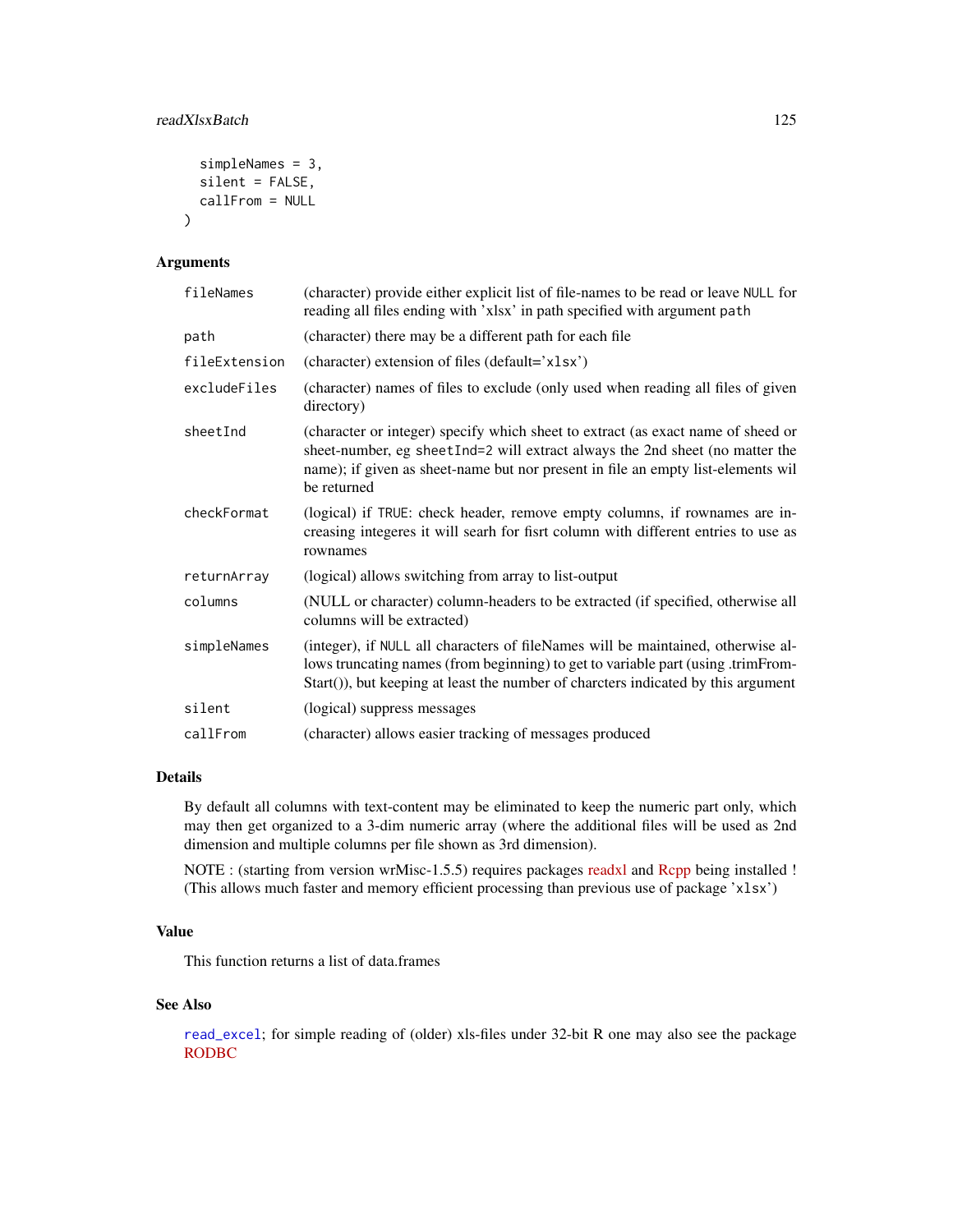```
  simpleNames = 3,
  silent = FALSE,
  callFrom = NULL
)
```

## Arguments

| Argument | Description |
|---|---|
| `fileNames` | (character) provide either explicit list of file-names to be read or leave `NULL` for reading all files ending with 'xlsx' in path specified with argument `path` |
| `path` | (character) there may be a different path for each file |
| `fileExtension` | (character) extension of files (default='`xlsx`') |
| `excludeFiles` | (character) names of files to exclude (only used when reading all files of given directory) |
| `sheetInd` | (character or integer) specify which sheet to extract (as exact name of sheed or sheet-number, eg `sheetInd=2` will extract always the 2nd sheet (no matter the name); if given as sheet-name but nor present in file an empty list-elements wil be returned |
| `checkFormat` | (logical) if `TRUE`: check header, remove empty columns, if rownames are increasing integeres it will searh for fisrt column with different entries to use as rownames |
| `returnArray` | (logical) allows switching from array to list-output |
| `columns` | (NULL or character) column-headers to be extracted (if specified, otherwise all columns will be extracted) |
| `simpleNames` | (integer), if `NULL` all characters of fileNames will be maintained, otherwise allows truncating names (from beginning) to get to variable part (using .trimFromStart()), but keeping at least the number of charcters indicated by this argument |
| `silent` | (logical) suppress messages |
| `callFrom` | (character) allows easier tracking of messages produced |

## Details

By default all columns with text-content may be eliminated to keep the numeric part only, which may then get organized to a 3-dim numeric array (where the additional files will be used as 2nd dimension and multiple columns per file shown as 3rd dimension).

NOTE : (starting from version wrMisc-1.5.5) requires packages readxl and Rcpp being installed ! (This allows much faster and memory efficient processing than previous use of package '`xlsx`')

## Value

This function returns a list of data.frames

## See Also

`read_excel`; for simple reading of (older) xls-files under 32-bit R one may also see the package RODBC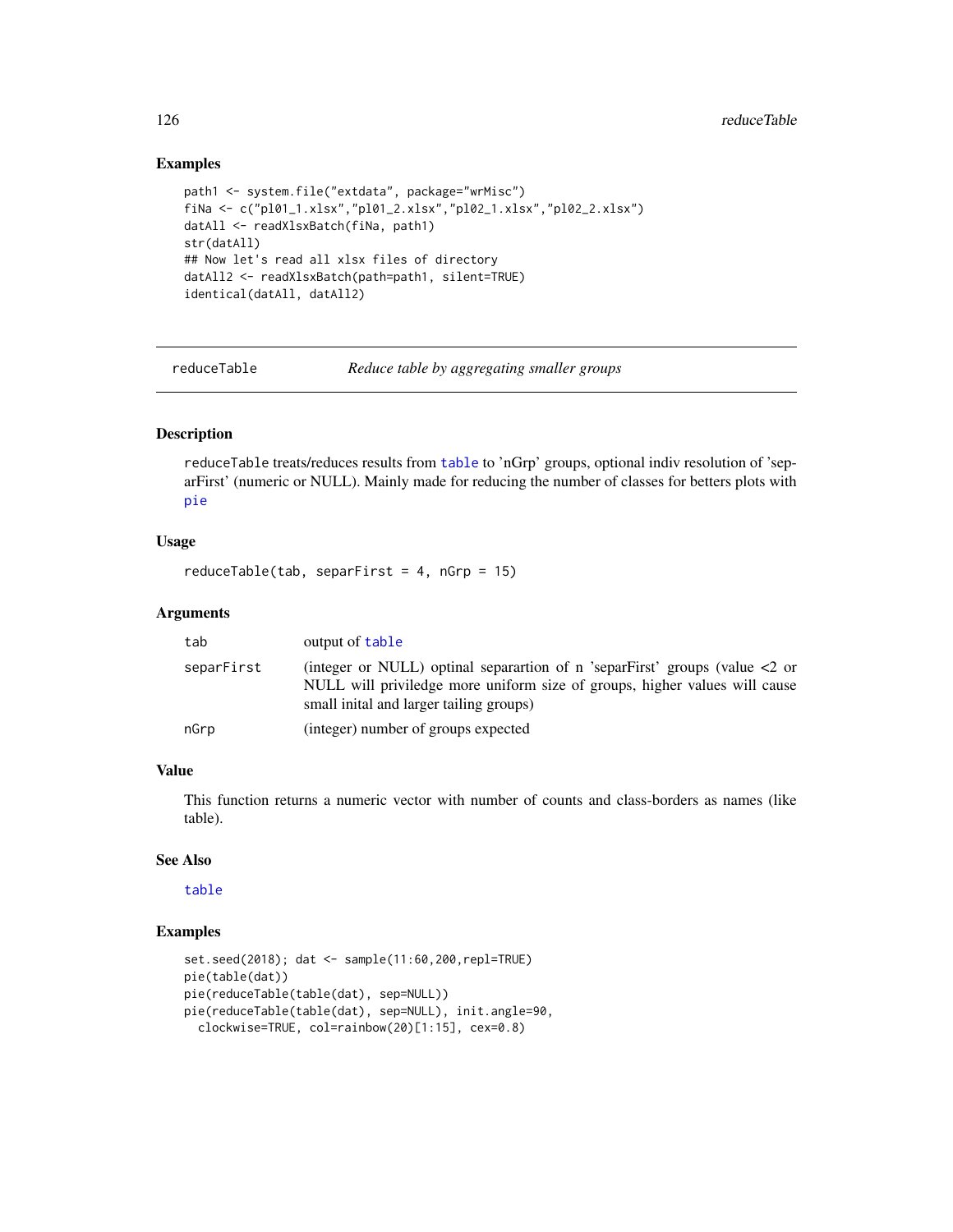## Examples

```
path1 <- system.file("extdata", package="wrMisc")
fiNa <- c("pl01_1.xlsx","pl01_2.xlsx","pl02_1.xlsx","pl02_2.xlsx")
datAll <- readXlsxBatch(fiNa, path1)
str(datAll)
## Now let's read all xlsx files of directory
datAll2 <- readXlsxBatch(path=path1, silent=TRUE)
identical(datAll, datAll2)
```

---

# reduceTable &nbsp;&nbsp;&nbsp;&nbsp; *Reduce table by aggregating smaller groups*

---

## Description

reduceTable treats/reduces results from `table` to 'nGrp' groups, optional indiv resolution of 'separFirst' (numeric or NULL). Mainly made for reducing the number of classes for betters plots with `pie`

## Usage

```
reduceTable(tab, separFirst = 4, nGrp = 15)
```

## Arguments

| | |
|---|---|
| tab | output of `table` |
| separFirst | (integer or NULL) optinal separartion of n 'separFirst' groups (value <2 or NULL will priviledge more uniform size of groups, higher values will cause small inital and larger tailing groups) |
| nGrp | (integer) number of groups expected |

## Value

This function returns a numeric vector with number of counts and class-borders as names (like table).

## See Also

`table`

## Examples

```
set.seed(2018); dat <- sample(11:60,200,repl=TRUE)
pie(table(dat))
pie(reduceTable(table(dat), sep=NULL))
pie(reduceTable(table(dat), sep=NULL), init.angle=90,
  clockwise=TRUE, col=rainbow(20)[1:15], cex=0.8)
```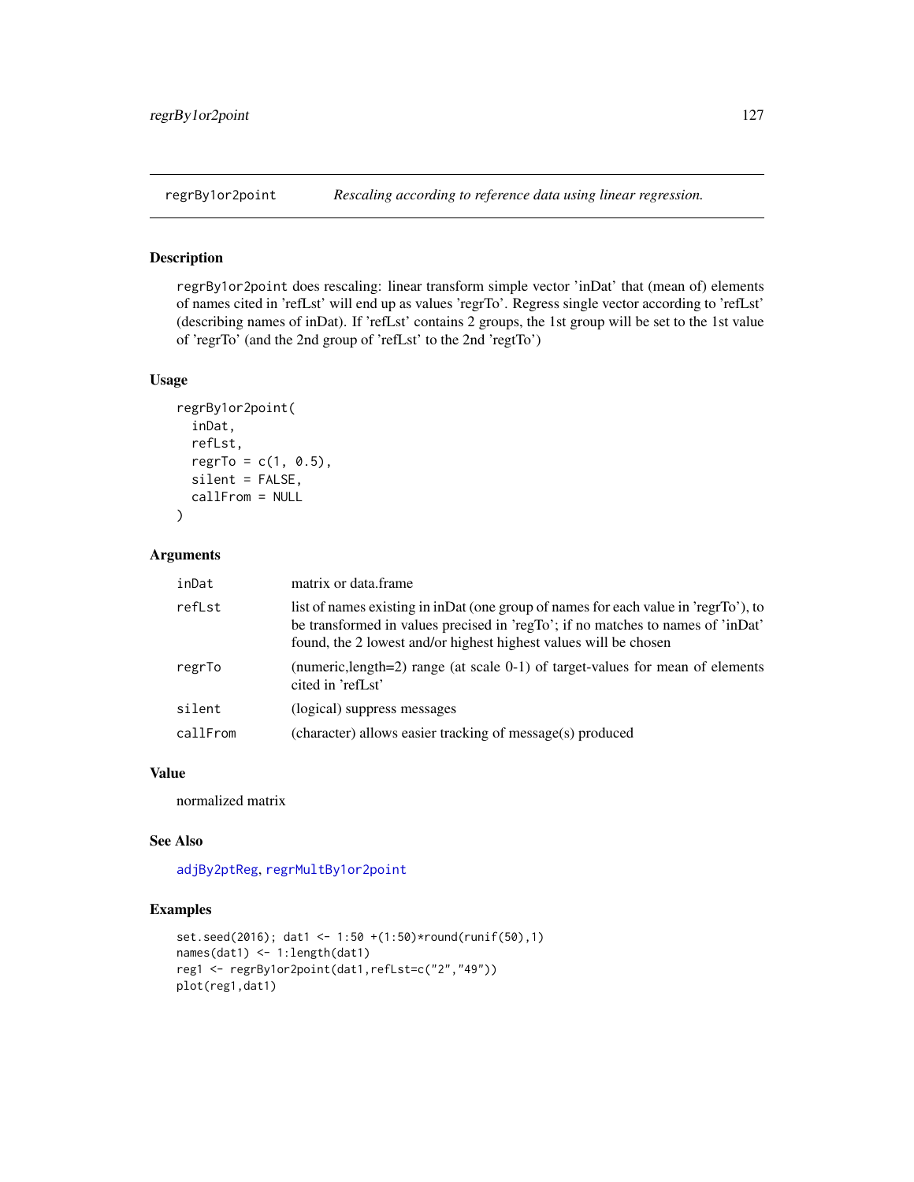regrBy1or2point *Rescaling according to reference data using linear regression.*

## Description

regrBy1or2point does rescaling: linear transform simple vector 'inDat' that (mean of) elements of names cited in 'refLst' will end up as values 'regrTo'. Regress single vector according to 'refLst' (describing names of inDat). If 'refLst' contains 2 groups, the 1st group will be set to the 1st value of 'regrTo' (and the 2nd group of 'refLst' to the 2nd 'regtTo')

## Usage

```
regrBy1or2point(
  inDat,
  refLst,
  regrTo = c(1, 0.5),
  silent = FALSE,
  callFrom = NULL
)
```

## Arguments

| | |
|---|---|
| inDat | matrix or data.frame |
| refLst | list of names existing in inDat (one group of names for each value in 'regrTo'), to be transformed in values precised in 'regTo'; if no matches to names of 'inDat' found, the 2 lowest and/or highest highest values will be chosen |
| regrTo | (numeric,length=2) range (at scale 0-1) of target-values for mean of elements cited in 'refLst' |
| silent | (logical) suppress messages |
| callFrom | (character) allows easier tracking of message(s) produced |

## Value

normalized matrix

## See Also

adjBy2ptReg, regrMultBy1or2point

## Examples

```
set.seed(2016); dat1 <- 1:50 +(1:50)*round(runif(50),1)
names(dat1) <- 1:length(dat1)
reg1 <- regrBy1or2point(dat1,refLst=c("2","49"))
plot(reg1,dat1)
```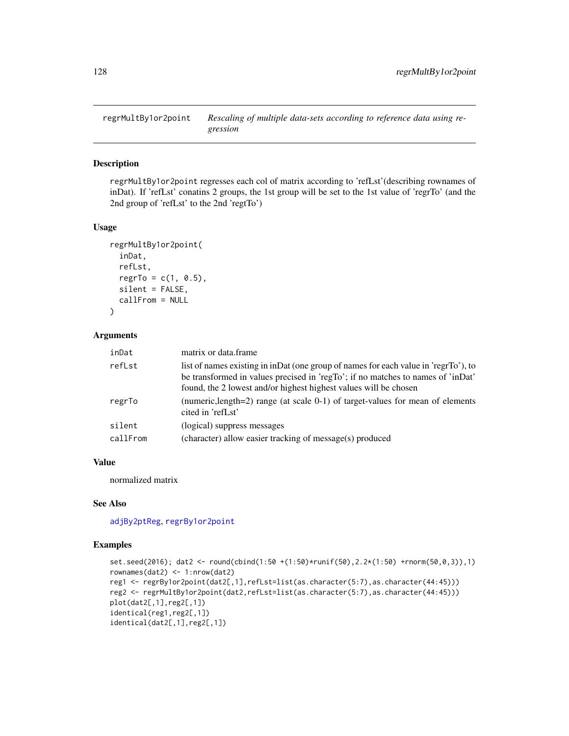# regrMultBy1or2point

*Rescaling of multiple data-sets according to reference data using regression*

## Description

regrMultBy1or2point regresses each col of matrix according to 'refLst'(describing rownames of inDat). If 'refLst' conatins 2 groups, the 1st group will be set to the 1st value of 'regrTo' (and the 2nd group of 'refLst' to the 2nd 'regtTo')

## Usage

```
regrMultBy1or2point(
  inDat,
  refLst,
  regrTo = c(1, 0.5),
  silent = FALSE,
  callFrom = NULL
)
```

## Arguments

| | |
|---|---|
| inDat | matrix or data.frame |
| refLst | list of names existing in inDat (one group of names for each value in 'regrTo'), to be transformed in values precised in 'regTo'; if no matches to names of 'inDat' found, the 2 lowest and/or highest highest values will be chosen |
| regrTo | (numeric,length=2) range (at scale 0-1) of target-values for mean of elements cited in 'refLst' |
| silent | (logical) suppress messages |
| callFrom | (character) allow easier tracking of message(s) produced |

## Value

normalized matrix

## See Also

adjBy2ptReg, regrBy1or2point

## Examples

```
set.seed(2016); dat2 <- round(cbind(1:50 +(1:50)*runif(50),2.2*(1:50) +rnorm(50,0,3)),1)
rownames(dat2) <- 1:nrow(dat2)
reg1 <- regrBy1or2point(dat2[,1],refLst=list(as.character(5:7),as.character(44:45)))
reg2 <- regrMultBy1or2point(dat2,refLst=list(as.character(5:7),as.character(44:45)))
plot(dat2[,1],reg2[,1])
identical(reg1,reg2[,1])
identical(dat2[,1],reg2[,1])
```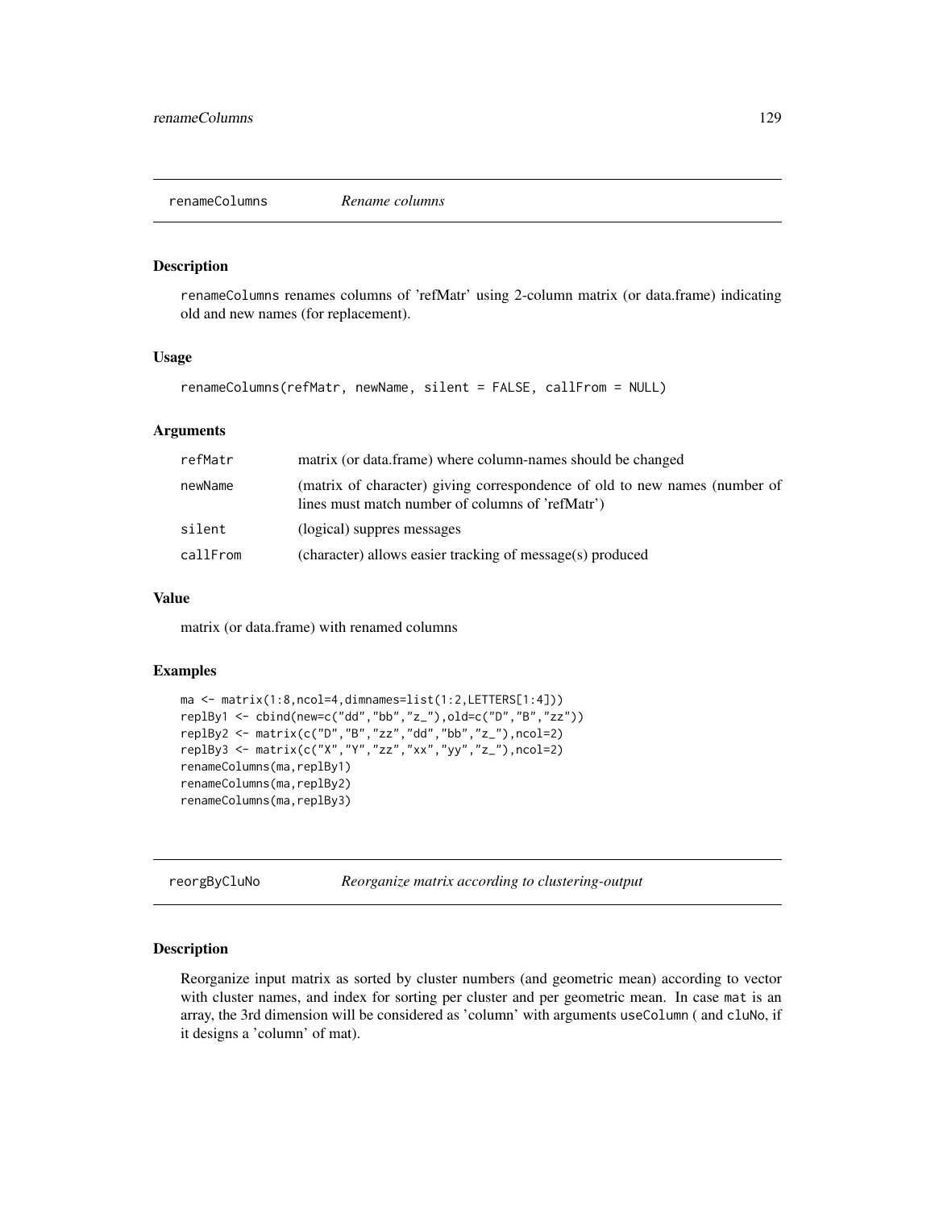## renameColumns *Rename columns*

### Description

renameColumns renames columns of 'refMatr' using 2-column matrix (or data.frame) indicating old and new names (for replacement).

### Usage

```
renameColumns(refMatr, newName, silent = FALSE, callFrom = NULL)
```

### Arguments

| | |
|---|---|
| refMatr | matrix (or data.frame) where column-names should be changed |
| newName | (matrix of character) giving correspondence of old to new names (number of lines must match number of columns of 'refMatr') |
| silent | (logical) suppres messages |
| callFrom | (character) allows easier tracking of message(s) produced |

### Value

matrix (or data.frame) with renamed columns

### Examples

```
ma <- matrix(1:8,ncol=4,dimnames=list(1:2,LETTERS[1:4]))
replBy1 <- cbind(new=c("dd","bb","z_"),old=c("D","B","zz"))
replBy2 <- matrix(c("D","B","zz","dd","bb","z_"),ncol=2)
replBy3 <- matrix(c("X","Y","zz","xx","yy","z_"),ncol=2)
renameColumns(ma,replBy1)
renameColumns(ma,replBy2)
renameColumns(ma,replBy3)
```

## reorgByCluNo *Reorganize matrix according to clustering-output*

### Description

Reorganize input matrix as sorted by cluster numbers (and geometric mean) according to vector with cluster names, and index for sorting per cluster and per geometric mean. In case mat is an array, the 3rd dimension will be considered as 'column' with arguments useColumn ( and cluNo, if it designs a 'column' of mat).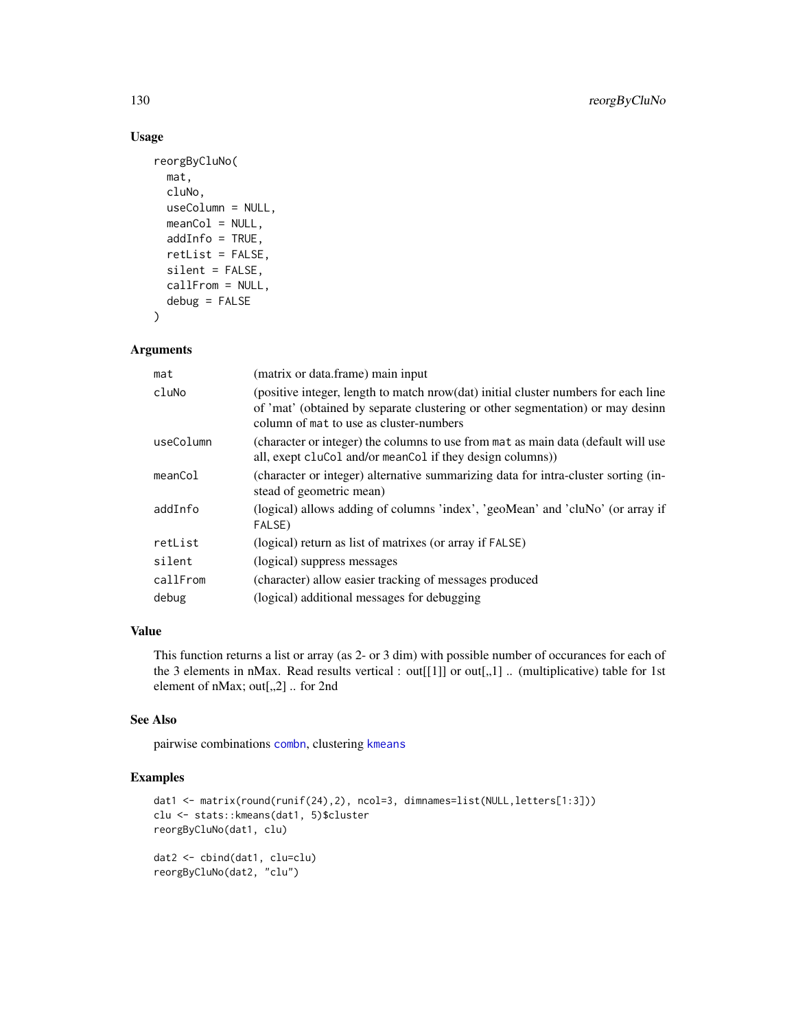## Usage

```
reorgByCluNo(
  mat,
  cluNo,
  useColumn = NULL,
  meanCol = NULL,
  addInfo = TRUE,
  retList = FALSE,
  silent = FALSE,
  callFrom = NULL,
  debug = FALSE
)
```

## Arguments

| | |
|---|---|
| `mat` | (matrix or data.frame) main input |
| `cluNo` | (positive integer, length to match nrow(dat) initial cluster numbers for each line of 'mat' (obtained by separate clustering or other segmentation) or may desinn column of `mat` to use as cluster-numbers |
| `useColumn` | (character or integer) the columns to use from `mat` as main data (default will use all, exept `cluCol` and/or `meanCol` if they design columns)) |
| `meanCol` | (character or integer) alternative summarizing data for intra-cluster sorting (instead of geometric mean) |
| `addInfo` | (logical) allows adding of columns 'index', 'geoMean' and 'cluNo' (or array if `FALSE`) |
| `retList` | (logical) return as list of matrixes (or array if `FALSE`) |
| `silent` | (logical) suppress messages |
| `callFrom` | (character) allow easier tracking of messages produced |
| `debug` | (logical) additional messages for debugging |

## Value

This function returns a list or array (as 2- or 3 dim) with possible number of occurances for each of the 3 elements in nMax. Read results vertical : out[[1]] or out[,,1] .. (multiplicative) table for 1st element of nMax; out[,,2] .. for 2nd

## See Also

pairwise combinations `combn`, clustering `kmeans`

## Examples

```
dat1 <- matrix(round(runif(24),2), ncol=3, dimnames=list(NULL,letters[1:3]))
clu <- stats::kmeans(dat1, 5)$cluster
reorgByCluNo(dat1, clu)

dat2 <- cbind(dat1, clu=clu)
reorgByCluNo(dat2, "clu")
```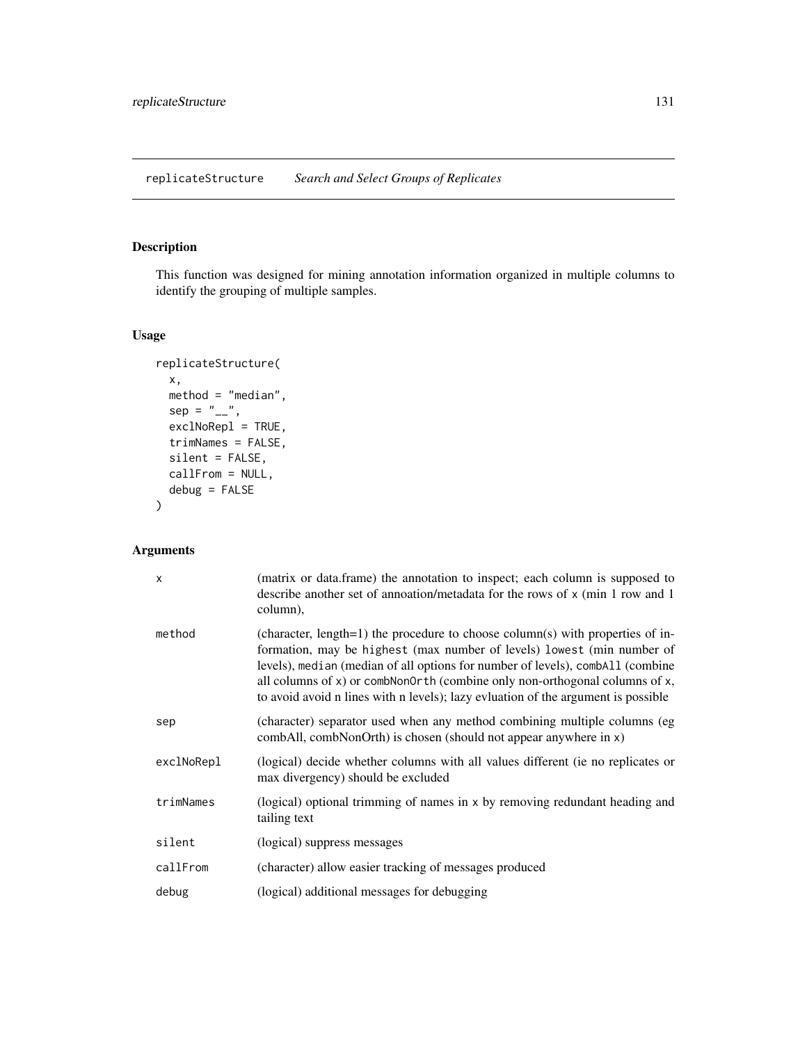# replicateStructure *Search and Select Groups of Replicates*

## Description

This function was designed for mining annotation information organized in multiple columns to identify the grouping of multiple samples.

## Usage

```
replicateStructure(
  x,
  method = "median",
  sep = "__",
  exclNoRepl = TRUE,
  trimNames = FALSE,
  silent = FALSE,
  callFrom = NULL,
  debug = FALSE
)
```

## Arguments

| | |
|---|---|
| x | (matrix or data.frame) the annotation to inspect; each column is supposed to describe another set of annoation/metadata for the rows of x (min 1 row and 1 column), |
| method | (character, length=1) the procedure to choose column(s) with properties of information, may be highest (max number of levels) lowest (min number of levels), median (median of all options for number of levels), combAll (combine all columns of x) or combNonOrth (combine only non-orthogonal columns of x, to avoid avoid n lines with n levels); lazy evluation of the argument is possible |
| sep | (character) separator used when any method combining multiple columns (eg combAll, combNonOrth) is chosen (should not appear anywhere in x) |
| exclNoRepl | (logical) decide whether columns with all values different (ie no replicates or max divergency) should be excluded |
| trimNames | (logical) optional trimming of names in x by removing redundant heading and tailing text |
| silent | (logical) suppress messages |
| callFrom | (character) allow easier tracking of messages produced |
| debug | (logical) additional messages for debugging |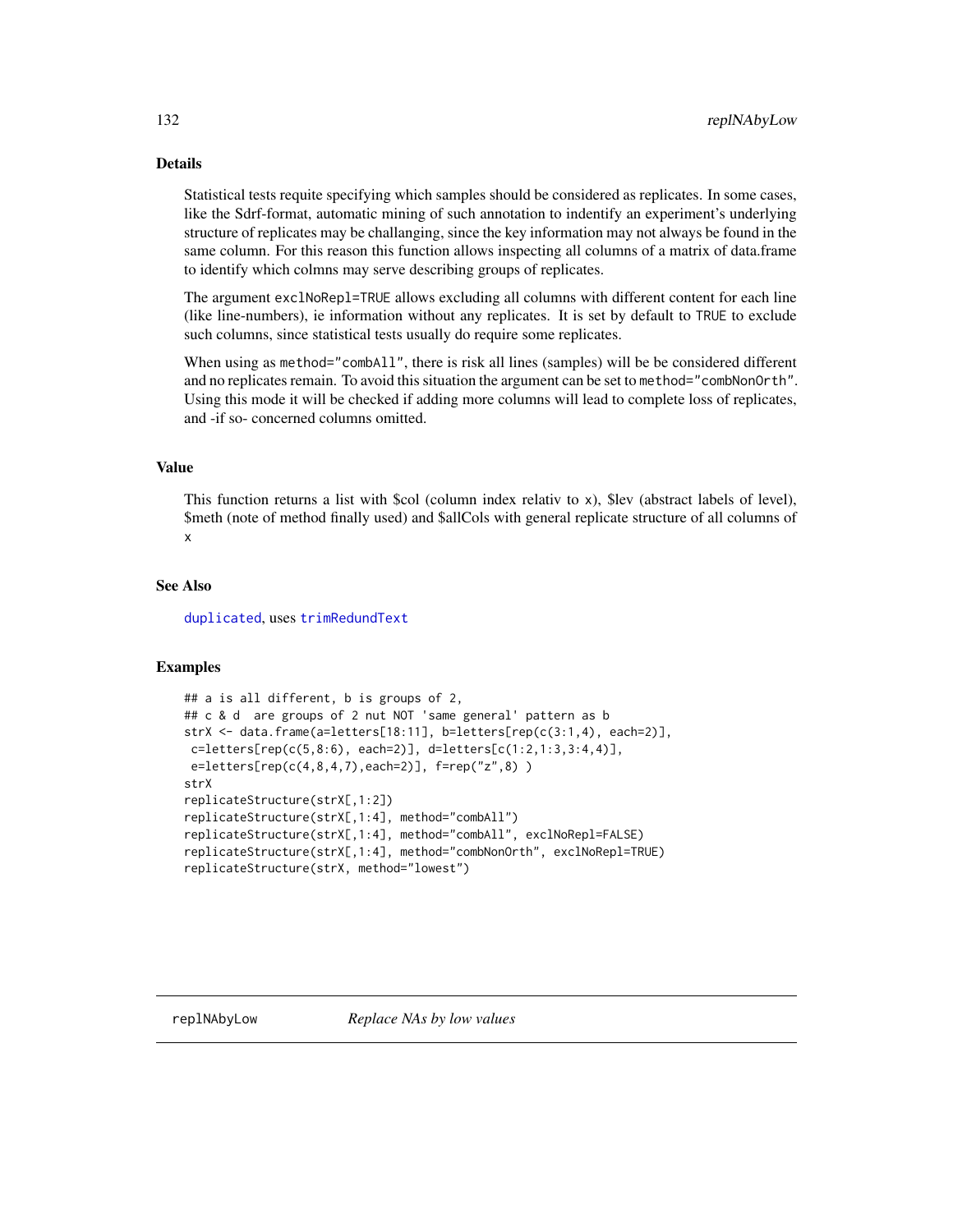## Details

Statistical tests requite specifying which samples should be considered as replicates. In some cases, like the Sdrf-format, automatic mining of such annotation to indentify an experiment's underlying structure of replicates may be challanging, since the key information may not always be found in the same column. For this reason this function allows inspecting all columns of a matrix of data.frame to identify which colmns may serve describing groups of replicates.

The argument `exclNoRepl=TRUE` allows excluding all columns with different content for each line (like line-numbers), ie information without any replicates. It is set by default to `TRUE` to exclude such columns, since statistical tests usually do require some replicates.

When using as `method="combAll"`, there is risk all lines (samples) will be be considered different and no replicates remain. To avoid this situation the argument can be set to `method="combNonOrth"`. Using this mode it will be checked if adding more columns will lead to complete loss of replicates, and -if so- concerned columns omitted.

## Value

This function returns a list with $col (column index relativ to `x`), $lev (abstract labels of level), $meth (note of method finally used) and $allCols with general replicate structure of all columns of `x`

## See Also

`duplicated`, uses `trimRedundText`

## Examples

```
## a is all different, b is groups of 2,
## c & d  are groups of 2 nut NOT 'same general' pattern as b
strX <- data.frame(a=letters[18:11], b=letters[rep(c(3:1,4), each=2)],
 c=letters[rep(c(5,8:6), each=2)], d=letters[c(1:2,1:3,3:4,4)],
 e=letters[rep(c(4,8,4,7),each=2)], f=rep("z",8) )
strX
replicateStructure(strX[,1:2])
replicateStructure(strX[,1:4], method="combAll")
replicateStructure(strX[,1:4], method="combAll", exclNoRepl=FALSE)
replicateStructure(strX[,1:4], method="combNonOrth", exclNoRepl=TRUE)
replicateStructure(strX, method="lowest")
```

---

`replNAbyLow` *Replace NAs by low values*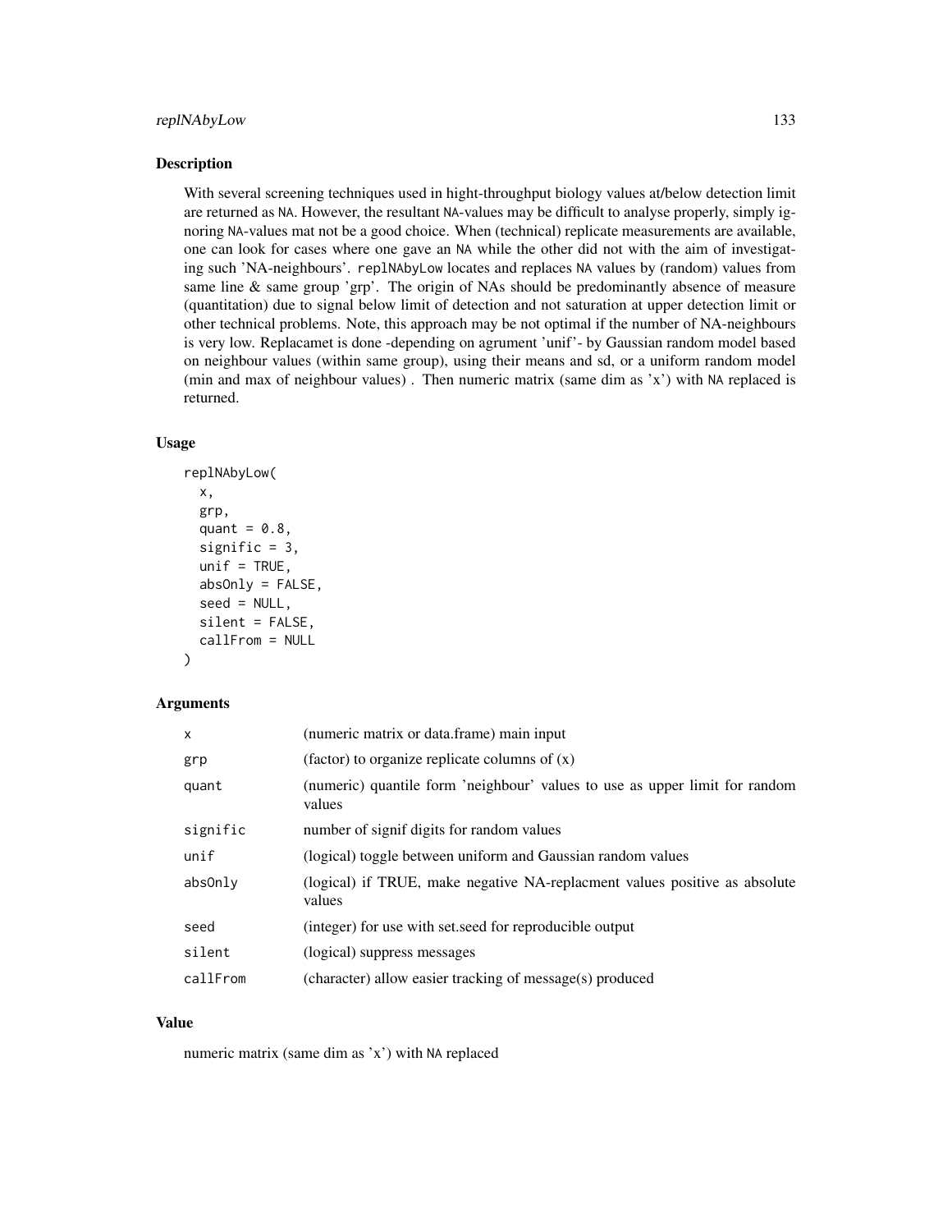## Description

With several screening techniques used in hight-throughput biology values at/below detection limit are returned as `NA`. However, the resultant `NA`-values may be difficult to analyse properly, simply ignoring `NA`-values mat not be a good choice. When (technical) replicate measurements are available, one can look for cases where one gave an `NA` while the other did not with the aim of investigating such 'NA-neighbours'. `replNAbyLow` locates and replaces `NA` values by (random) values from same line & same group 'grp'. The origin of NAs should be predominantly absence of measure (quantitation) due to signal below limit of detection and not saturation at upper detection limit or other technical problems. Note, this approach may be not optimal if the number of NA-neighbours is very low. Replacamet is done -depending on agrument 'unif'- by Gaussian random model based on neighbour values (within same group), using their means and sd, or a uniform random model (min and max of neighbour values) . Then numeric matrix (same dim as 'x') with `NA` replaced is returned.

## Usage

```
replNAbyLow(
  x,
  grp,
  quant = 0.8,
  signific = 3,
  unif = TRUE,
  absOnly = FALSE,
  seed = NULL,
  silent = FALSE,
  callFrom = NULL
)
```

## Arguments

| | |
|---|---|
| `x` | (numeric matrix or data.frame) main input |
| `grp` | (factor) to organize replicate columns of (x) |
| `quant` | (numeric) quantile form 'neighbour' values to use as upper limit for random values |
| `signific` | number of signif digits for random values |
| `unif` | (logical) toggle between uniform and Gaussian random values |
| `absOnly` | (logical) if TRUE, make negative NA-replacment values positive as absolute values |
| `seed` | (integer) for use with set.seed for reproducible output |
| `silent` | (logical) suppress messages |
| `callFrom` | (character) allow easier tracking of message(s) produced |

## Value

numeric matrix (same dim as 'x') with `NA` replaced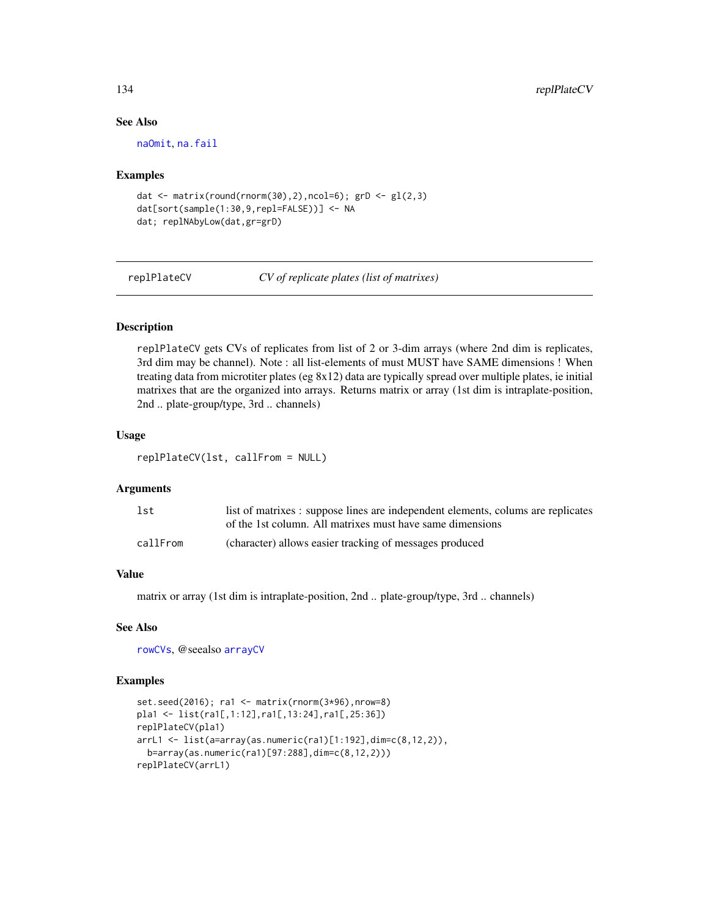## See Also

naOmit, na.fail

## Examples

```
dat <- matrix(round(rnorm(30),2),ncol=6); grD <- gl(2,3)
dat[sort(sample(1:30,9,repl=FALSE))] <- NA
dat; replNAbyLow(dat,gr=grD)
```

---

# replPlateCV *CV of replicate plates (list of matrixes)*

---

## Description

replPlateCV gets CVs of replicates from list of 2 or 3-dim arrays (where 2nd dim is replicates, 3rd dim may be channel). Note : all list-elements of must MUST have SAME dimensions ! When treating data from microtiter plates (eg 8x12) data are typically spread over multiple plates, ie initial matrixes that are the organized into arrays. Returns matrix or array (1st dim is intraplate-position, 2nd .. plate-group/type, 3rd .. channels)

## Usage

```
replPlateCV(lst, callFrom = NULL)
```

## Arguments

| | |
|---|---|
| lst | list of matrixes : suppose lines are independent elements, colums are replicates of the 1st column. All matrixes must have same dimensions |
| callFrom | (character) allows easier tracking of messages produced |

## Value

matrix or array (1st dim is intraplate-position, 2nd .. plate-group/type, 3rd .. channels)

## See Also

rowCVs, @seealso arrayCV

## Examples

```
set.seed(2016); ra1 <- matrix(rnorm(3*96),nrow=8)
pla1 <- list(ra1[,1:12],ra1[,13:24],ra1[,25:36])
replPlateCV(pla1)
arrL1 <- list(a=array(as.numeric(ra1)[1:192],dim=c(8,12,2)),
  b=array(as.numeric(ra1)[97:288],dim=c(8,12,2)))
replPlateCV(arrL1)
```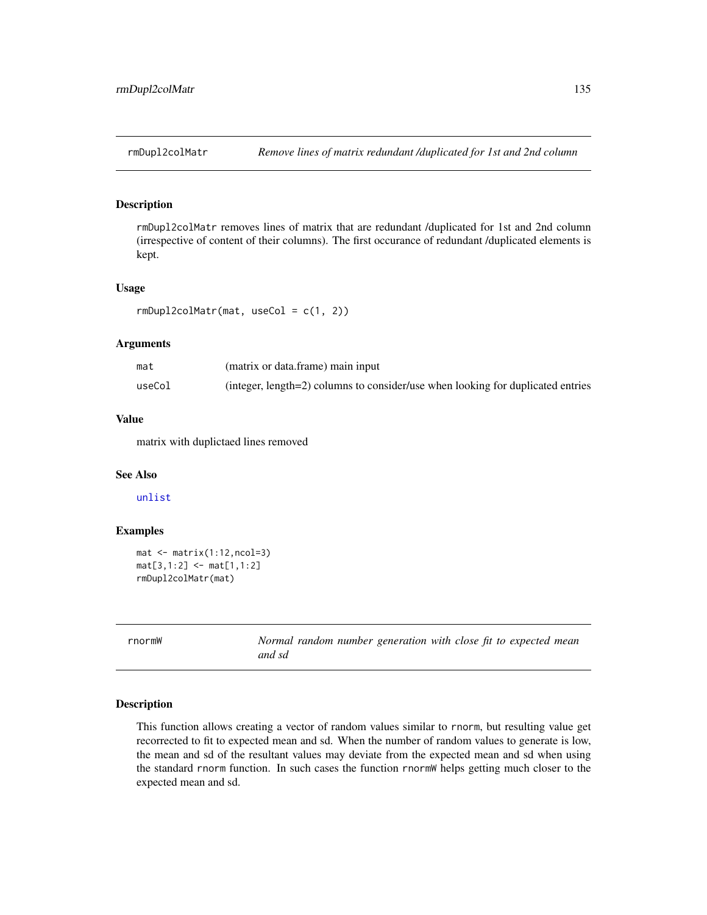## rmDupl2colMatr — *Remove lines of matrix redundant /duplicated for 1st and 2nd column*

### Description

rmDupl2colMatr removes lines of matrix that are redundant /duplicated for 1st and 2nd column (irrespective of content of their columns). The first occurance of redundant /duplicated elements is kept.

### Usage

```
rmDupl2colMatr(mat, useCol = c(1, 2))
```

### Arguments

| | |
|---|---|
| mat | (matrix or data.frame) main input |
| useCol | (integer, length=2) columns to consider/use when looking for duplicated entries |

### Value

matrix with duplictaed lines removed

### See Also

unlist

### Examples

```
mat <- matrix(1:12,ncol=3)
mat[3,1:2] <- mat[1,1:2]
rmDupl2colMatr(mat)
```

## rnormW — *Normal random number generation with close fit to expected mean and sd*

### Description

This function allows creating a vector of random values similar to rnorm, but resulting value get recorrected to fit to expected mean and sd. When the number of random values to generate is low, the mean and sd of the resultant values may deviate from the expected mean and sd when using the standard rnorm function. In such cases the function rnormW helps getting much closer to the expected mean and sd.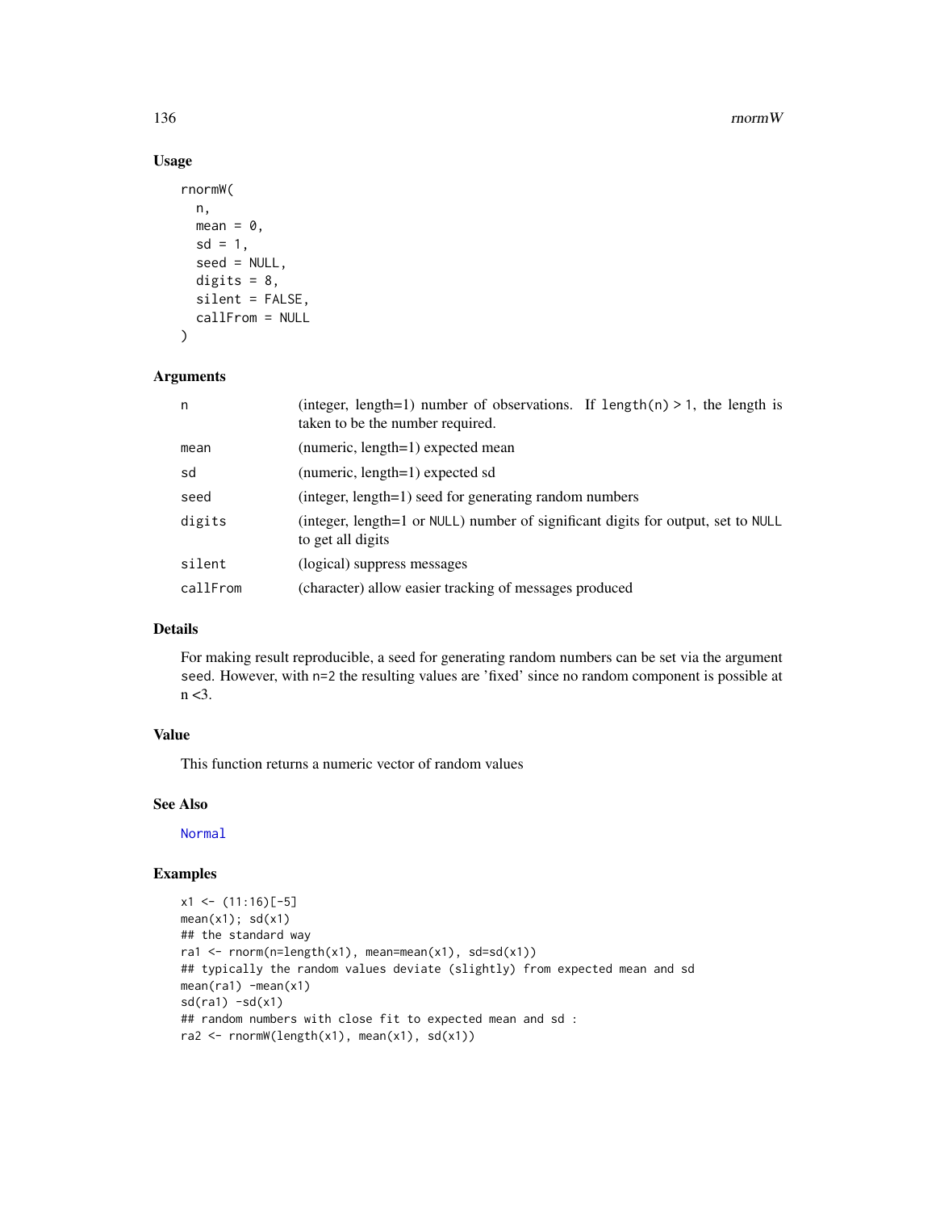### Usage

```
rnormW(
  n,
  mean = 0,
  sd = 1,
  seed = NULL,
  digits = 8,
  silent = FALSE,
  callFrom = NULL
)
```

### Arguments

| | |
|---|---|
| n | (integer, length=1) number of observations. If `length(n) > 1`, the length is taken to be the number required. |
| mean | (numeric, length=1) expected mean |
| sd | (numeric, length=1) expected sd |
| seed | (integer, length=1) seed for generating random numbers |
| digits | (integer, length=1 or `NULL`) number of significant digits for output, set to `NULL` to get all digits |
| silent | (logical) suppress messages |
| callFrom | (character) allow easier tracking of messages produced |

### Details

For making result reproducible, a seed for generating random numbers can be set via the argument `seed`. However, with `n=2` the resulting values are 'fixed' since no random component is possible at n <3.

### Value

This function returns a numeric vector of random values

### See Also

`Normal`

### Examples

```
x1 <- (11:16)[-5]
mean(x1); sd(x1)
## the standard way
ra1 <- rnorm(n=length(x1), mean=mean(x1), sd=sd(x1))
## typically the random values deviate (slightly) from expected mean and sd
mean(ra1) -mean(x1)
sd(ra1) -sd(x1)
## random numbers with close fit to expected mean and sd :
ra2 <- rnormW(length(x1), mean(x1), sd(x1))
```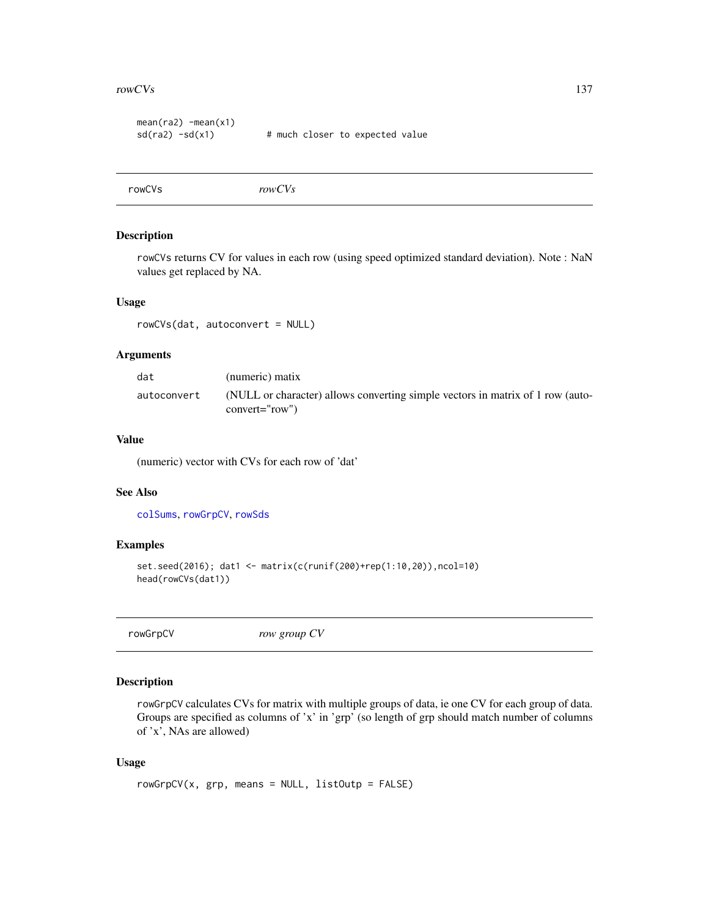```
mean(ra2) -mean(x1)
sd(ra2) -sd(x1)         # much closer to expected value
```

---

## rowCVs *rowCVs*

### Description

rowCVs returns CV for values in each row (using speed optimized standard deviation). Note : NaN values get replaced by NA.

### Usage

```
rowCVs(dat, autoconvert = NULL)
```

### Arguments

| | |
|---|---|
| dat | (numeric) matix |
| autoconvert | (NULL or character) allows converting simple vectors in matrix of 1 row (autoconvert="row") |

### Value

(numeric) vector with CVs for each row of 'dat'

### See Also

colSums, rowGrpCV, rowSds

### Examples

```
set.seed(2016); dat1 <- matrix(c(runif(200)+rep(1:10,20)),ncol=10)
head(rowCVs(dat1))
```

---

## rowGrpCV *row group CV*

### Description

rowGrpCV calculates CVs for matrix with multiple groups of data, ie one CV for each group of data. Groups are specified as columns of 'x' in 'grp' (so length of grp should match number of columns of 'x', NAs are allowed)

### Usage

```
rowGrpCV(x, grp, means = NULL, listOutp = FALSE)
```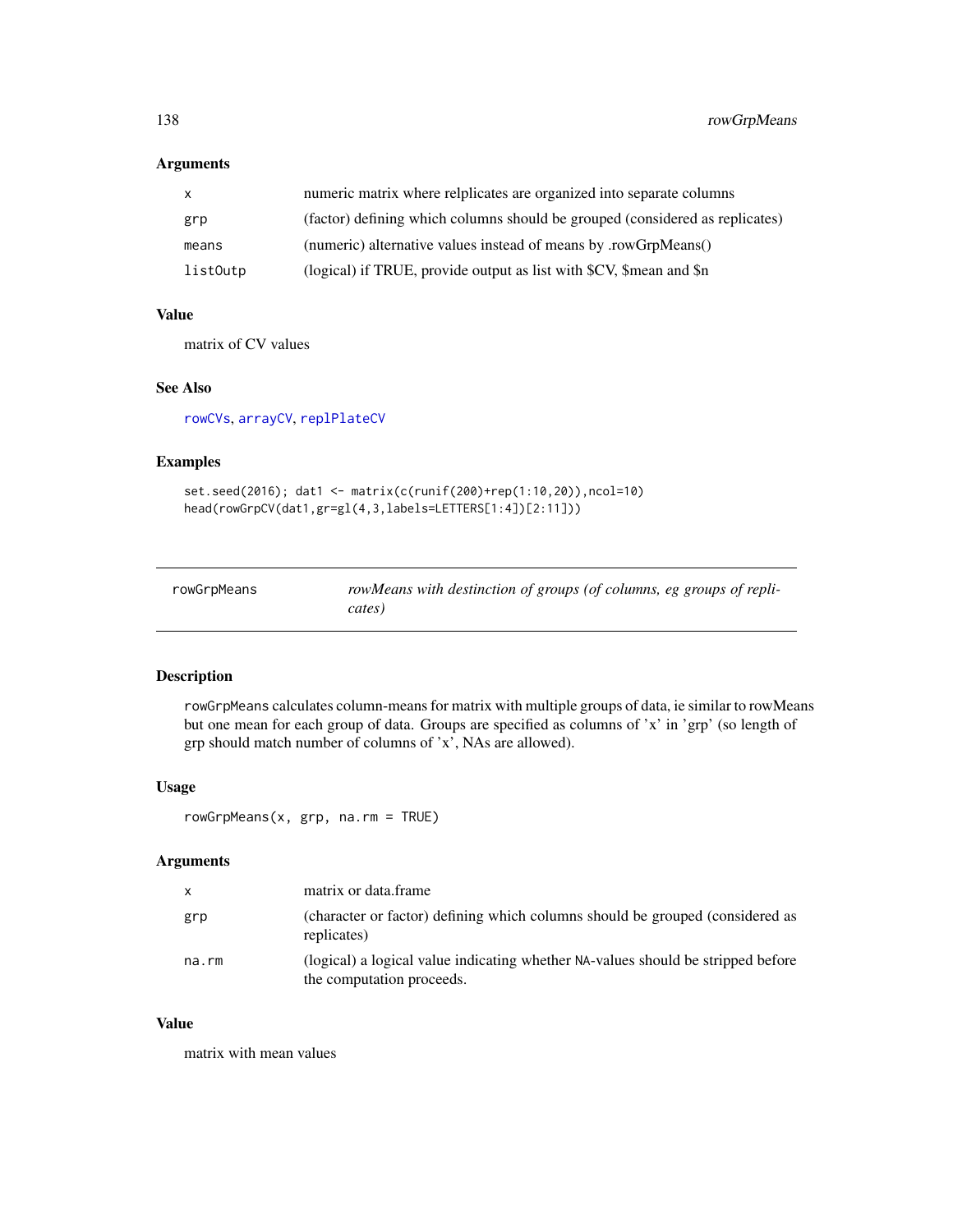### Arguments

| | |
|---|---|
| x | numeric matrix where relplicates are organized into separate columns |
| grp | (factor) defining which columns should be grouped (considered as replicates) |
| means | (numeric) alternative values instead of means by .rowGrpMeans() |
| listOutp | (logical) if TRUE, provide output as list with $CV, $mean and $n |

### Value

matrix of CV values

### See Also

rowCVs, arrayCV, replPlateCV

### Examples

```
set.seed(2016); dat1 <- matrix(c(runif(200)+rep(1:10,20)),ncol=10)
head(rowGrpCV(dat1,gr=gl(4,3,labels=LETTERS[1:4])[2:11]))
```

---

## rowGrpMeans

*rowMeans with destinction of groups (of columns, eg groups of replicates)*

---

### Description

rowGrpMeans calculates column-means for matrix with multiple groups of data, ie similar to rowMeans but one mean for each group of data. Groups are specified as columns of 'x' in 'grp' (so length of grp should match number of columns of 'x', NAs are allowed).

### Usage

```
rowGrpMeans(x, grp, na.rm = TRUE)
```

### Arguments

| | |
|---|---|
| x | matrix or data.frame |
| grp | (character or factor) defining which columns should be grouped (considered as replicates) |
| na.rm | (logical) a logical value indicating whether NA-values should be stripped before the computation proceeds. |

### Value

matrix with mean values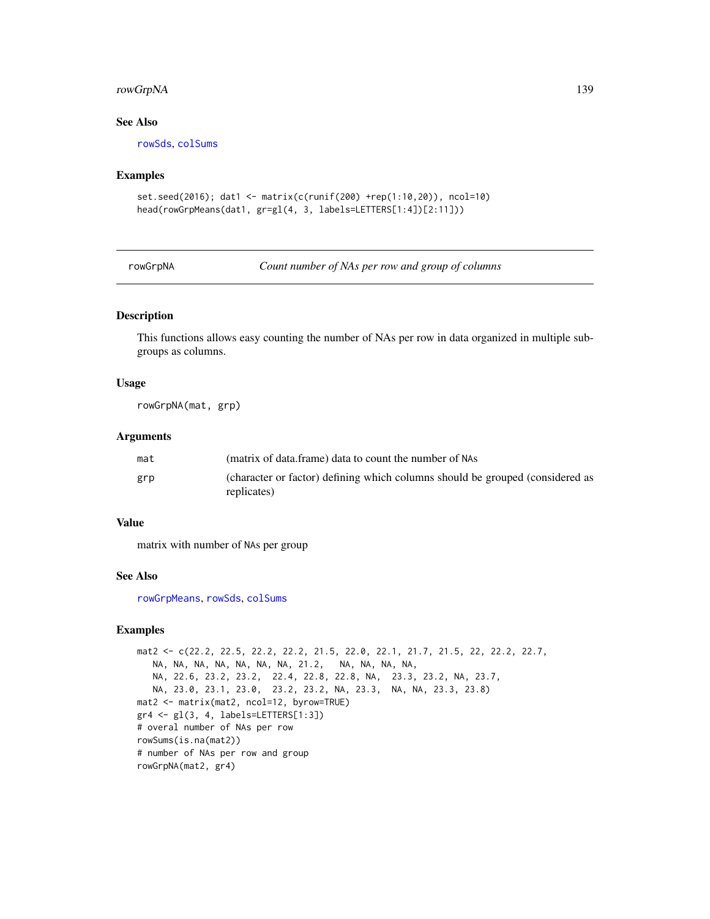### See Also

rowSds, colSums

### Examples

```
set.seed(2016); dat1 <- matrix(c(runif(200) +rep(1:10,20)), ncol=10)
head(rowGrpMeans(dat1, gr=gl(4, 3, labels=LETTERS[1:4])[2:11]))
```

---

## rowGrpNA — *Count number of NAs per row and group of columns*

### Description

This functions allows easy counting the number of NAs per row in data organized in multiple subgroups as columns.

### Usage

```
rowGrpNA(mat, grp)
```

### Arguments

| | |
|---|---|
| mat | (matrix of data.frame) data to count the number of NAs |
| grp | (character or factor) defining which columns should be grouped (considered as replicates) |

### Value

matrix with number of NAs per group

### See Also

rowGrpMeans, rowSds, colSums

### Examples

```
mat2 <- c(22.2, 22.5, 22.2, 22.2, 21.5, 22.0, 22.1, 21.7, 21.5, 22, 22.2, 22.7,
   NA, NA, NA, NA, NA, NA, NA, 21.2,   NA, NA, NA, NA,
   NA, 22.6, 23.2, 23.2,  22.4, 22.8, 22.8, NA,  23.3, 23.2, NA, 23.7,
   NA, 23.0, 23.1, 23.0,  23.2, 23.2, NA, 23.3,  NA, NA, 23.3, 23.8)
mat2 <- matrix(mat2, ncol=12, byrow=TRUE)
gr4 <- gl(3, 4, labels=LETTERS[1:3])
# overal number of NAs per row
rowSums(is.na(mat2))
# number of NAs per row and group
rowGrpNA(mat2, gr4)
```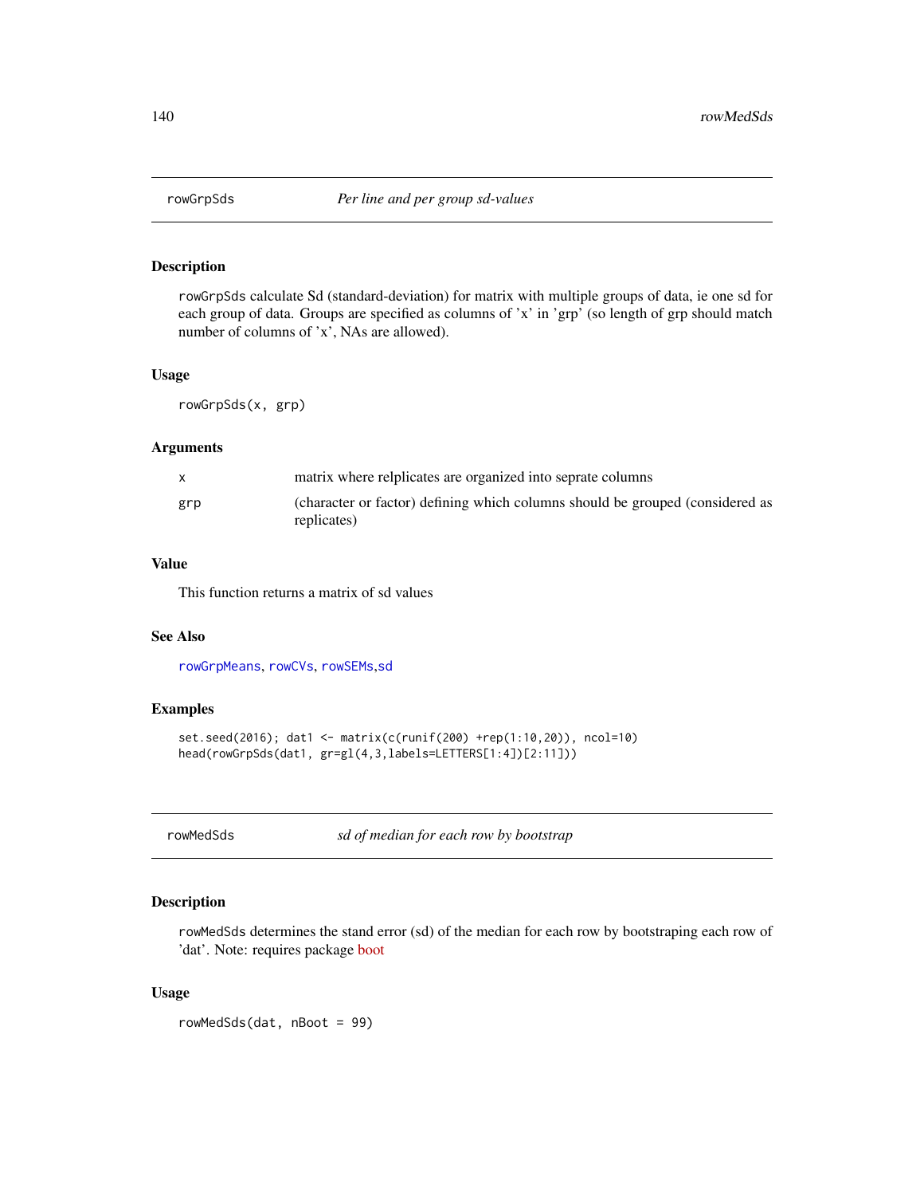## rowGrpSds — *Per line and per group sd-values*

### Description

rowGrpSds calculate Sd (standard-deviation) for matrix with multiple groups of data, ie one sd for each group of data. Groups are specified as columns of 'x' in 'grp' (so length of grp should match number of columns of 'x', NAs are allowed).

### Usage

```
rowGrpSds(x, grp)
```

### Arguments

| | |
|---|---|
| x | matrix where relplicates are organized into seprate columns |
| grp | (character or factor) defining which columns should be grouped (considered as replicates) |

### Value

This function returns a matrix of sd values

### See Also

rowGrpMeans, rowCVs, rowSEMs,sd

### Examples

```
set.seed(2016); dat1 <- matrix(c(runif(200) +rep(1:10,20)), ncol=10)
head(rowGrpSds(dat1, gr=gl(4,3,labels=LETTERS[1:4])[2:11]))
```

## rowMedSds — *sd of median for each row by bootstrap*

### Description

rowMedSds determines the stand error (sd) of the median for each row by bootstraping each row of 'dat'. Note: requires package boot

### Usage

```
rowMedSds(dat, nBoot = 99)
```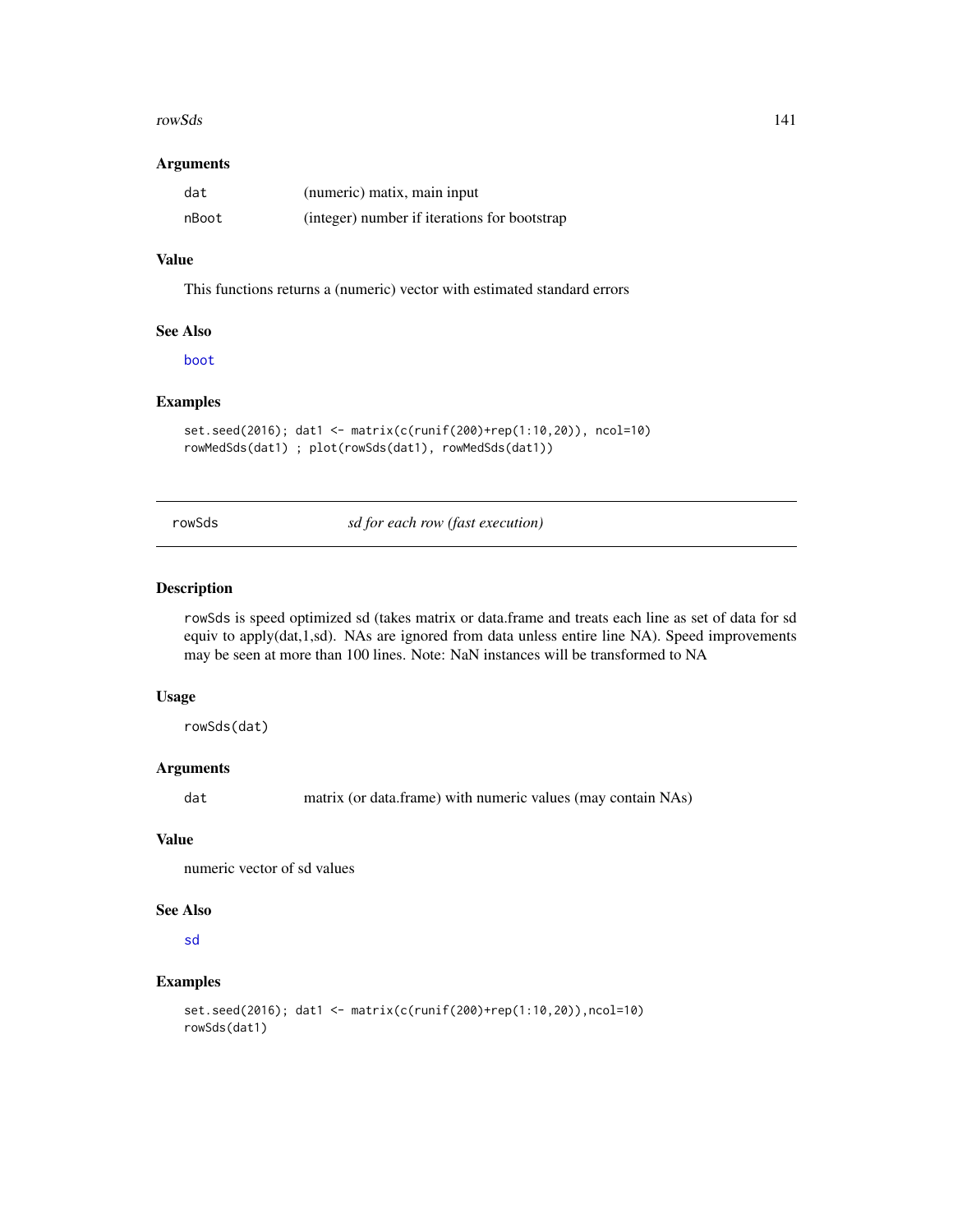### Arguments

| | |
|---|---|
| dat | (numeric) matix, main input |
| nBoot | (integer) number if iterations for bootstrap |

### Value

This functions returns a (numeric) vector with estimated standard errors

### See Also

boot

### Examples

```
set.seed(2016); dat1 <- matrix(c(runif(200)+rep(1:10,20)), ncol=10)
rowMedSds(dat1) ; plot(rowSds(dat1), rowMedSds(dat1))
```

---

## rowSds *sd for each row (fast execution)*

### Description

rowSds is speed optimized sd (takes matrix or data.frame and treats each line as set of data for sd equiv to apply(dat,1,sd). NAs are ignored from data unless entire line NA). Speed improvements may be seen at more than 100 lines. Note: NaN instances will be transformed to NA

### Usage

```
rowSds(dat)
```

### Arguments

| | |
|---|---|
| dat | matrix (or data.frame) with numeric values (may contain NAs) |

### Value

numeric vector of sd values

### See Also

sd

### Examples

```
set.seed(2016); dat1 <- matrix(c(runif(200)+rep(1:10,20)),ncol=10)
rowSds(dat1)
```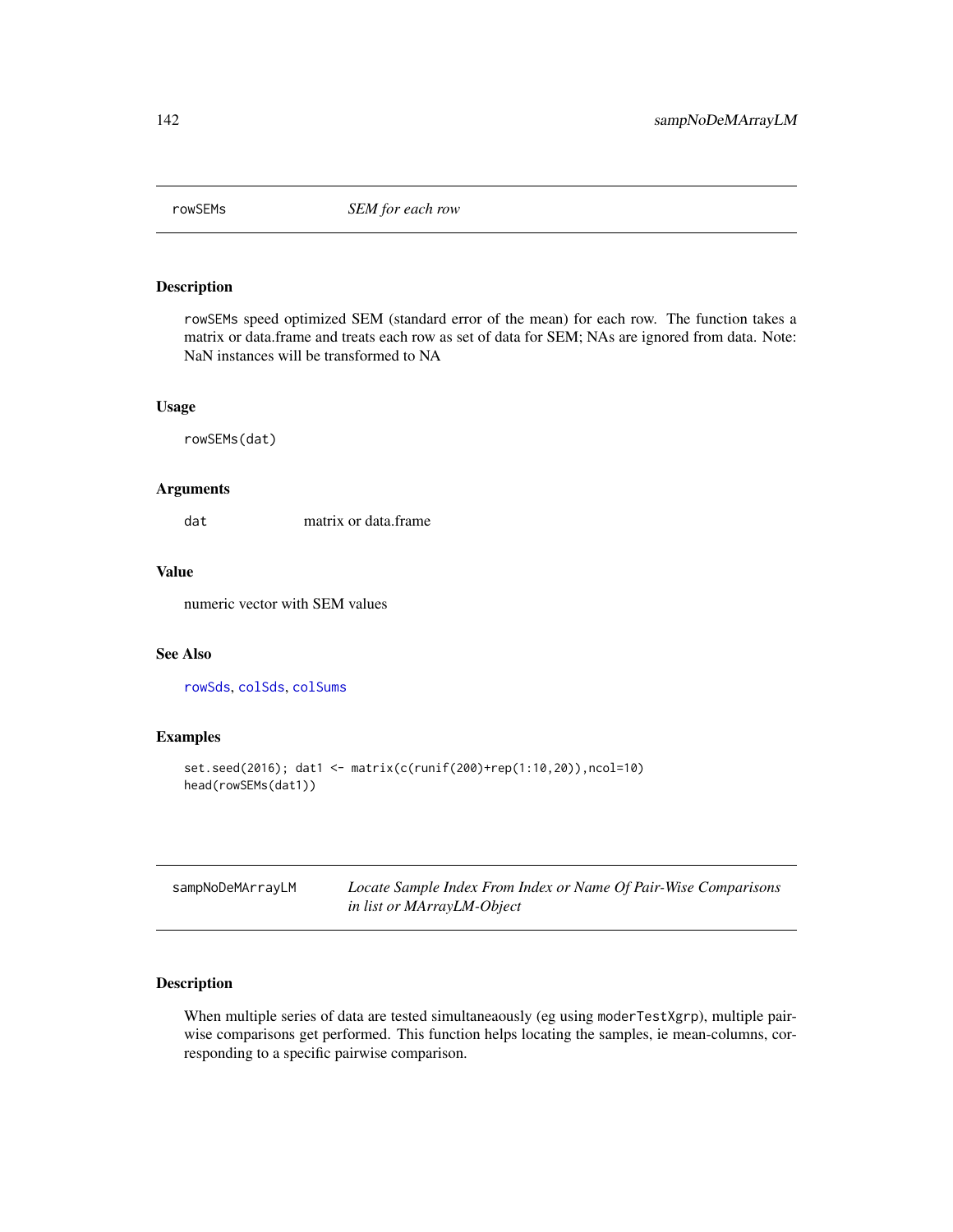## rowSEMs *SEM for each row*

### Description

rowSEMs speed optimized SEM (standard error of the mean) for each row. The function takes a matrix or data.frame and treats each row as set of data for SEM; NAs are ignored from data. Note: NaN instances will be transformed to NA

### Usage

```
rowSEMs(dat)
```

### Arguments

| | |
|---|---|
| dat | matrix or data.frame |

### Value

numeric vector with SEM values

### See Also

rowSds, colSds, colSums

### Examples

```
set.seed(2016); dat1 <- matrix(c(runif(200)+rep(1:10,20)),ncol=10)
head(rowSEMs(dat1))
```

## sampNoDeMArrayLM *Locate Sample Index From Index or Name Of Pair-Wise Comparisons in list or MArrayLM-Object*

### Description

When multiple series of data are tested simultaneaously (eg using moderTestXgrp), multiple pair-wise comparisons get performed. This function helps locating the samples, ie mean-columns, corresponding to a specific pairwise comparison.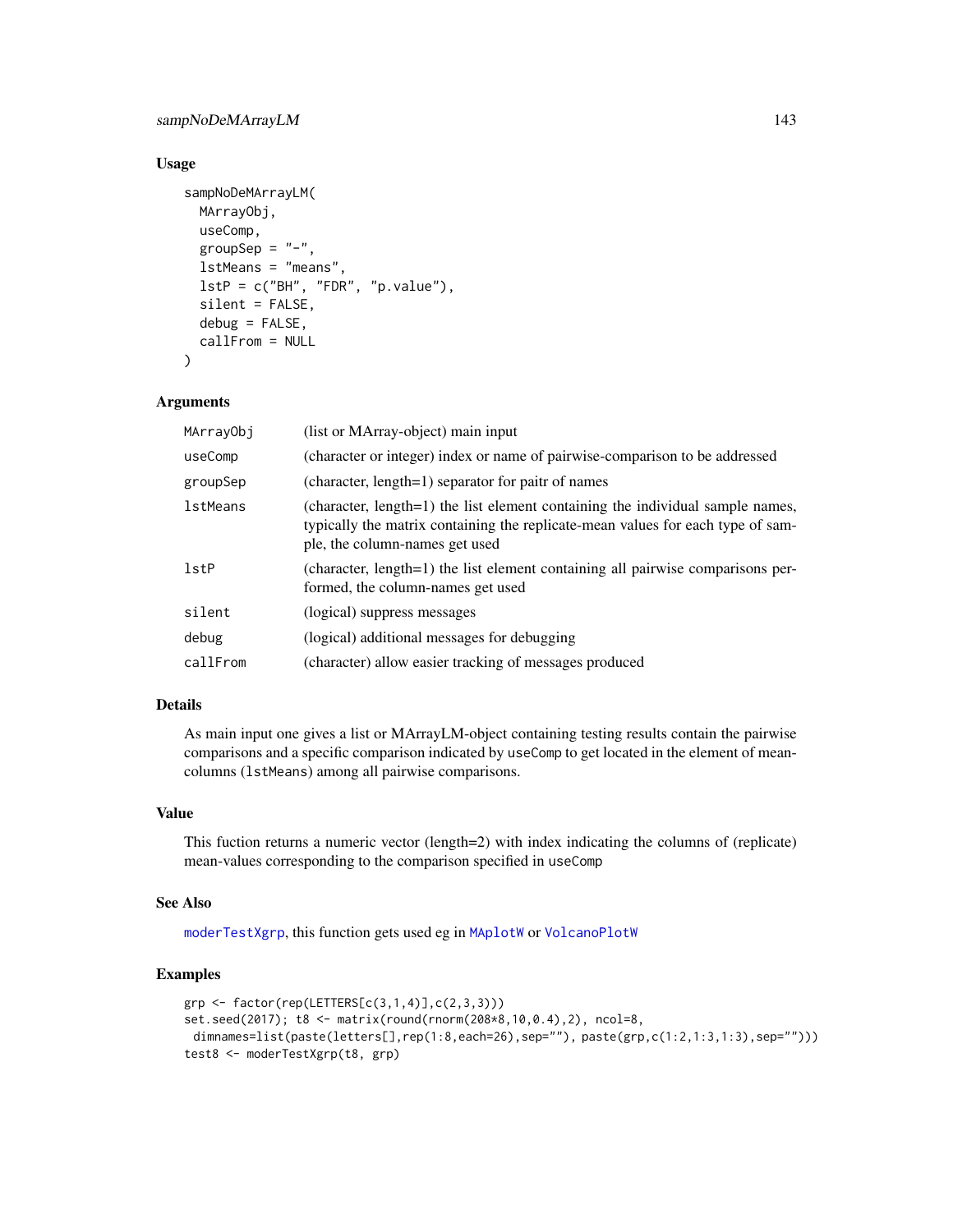## Usage

```
sampNoDeMArrayLM(
  MArrayObj,
  useComp,
  groupSep = "-",
  lstMeans = "means",
  lstP = c("BH", "FDR", "p.value"),
  silent = FALSE,
  debug = FALSE,
  callFrom = NULL
)
```

## Arguments

| | |
|---|---|
| MArrayObj | (list or MArray-object) main input |
| useComp | (character or integer) index or name of pairwise-comparison to be addressed |
| groupSep | (character, length=1) separator for paitr of names |
| lstMeans | (character, length=1) the list element containing the individual sample names, typically the matrix containing the replicate-mean values for each type of sample, the column-names get used |
| lstP | (character, length=1) the list element containing all pairwise comparisons performed, the column-names get used |
| silent | (logical) suppress messages |
| debug | (logical) additional messages for debugging |
| callFrom | (character) allow easier tracking of messages produced |

## Details

As main input one gives a list or MArrayLM-object containing testing results contain the pairwise comparisons and a specific comparison indicated by `useComp` to get located in the element of mean-columns (`lstMeans`) among all pairwise comparisons.

## Value

This fuction returns a numeric vector (length=2) with index indicating the columns of (replicate) mean-values corresponding to the comparison specified in `useComp`

## See Also

`moderTestXgrp`, this function gets used eg in `MAplotW` or `VolcanoPlotW`

## Examples

```
grp <- factor(rep(LETTERS[c(3,1,4)],c(2,3,3)))
set.seed(2017); t8 <- matrix(round(rnorm(208*8,10,0.4),2), ncol=8,
  dimnames=list(paste(letters[],rep(1:8,each=26),sep=""), paste(grp,c(1:2,1:3,1:3),sep="")))
test8 <- moderTestXgrp(t8, grp)
```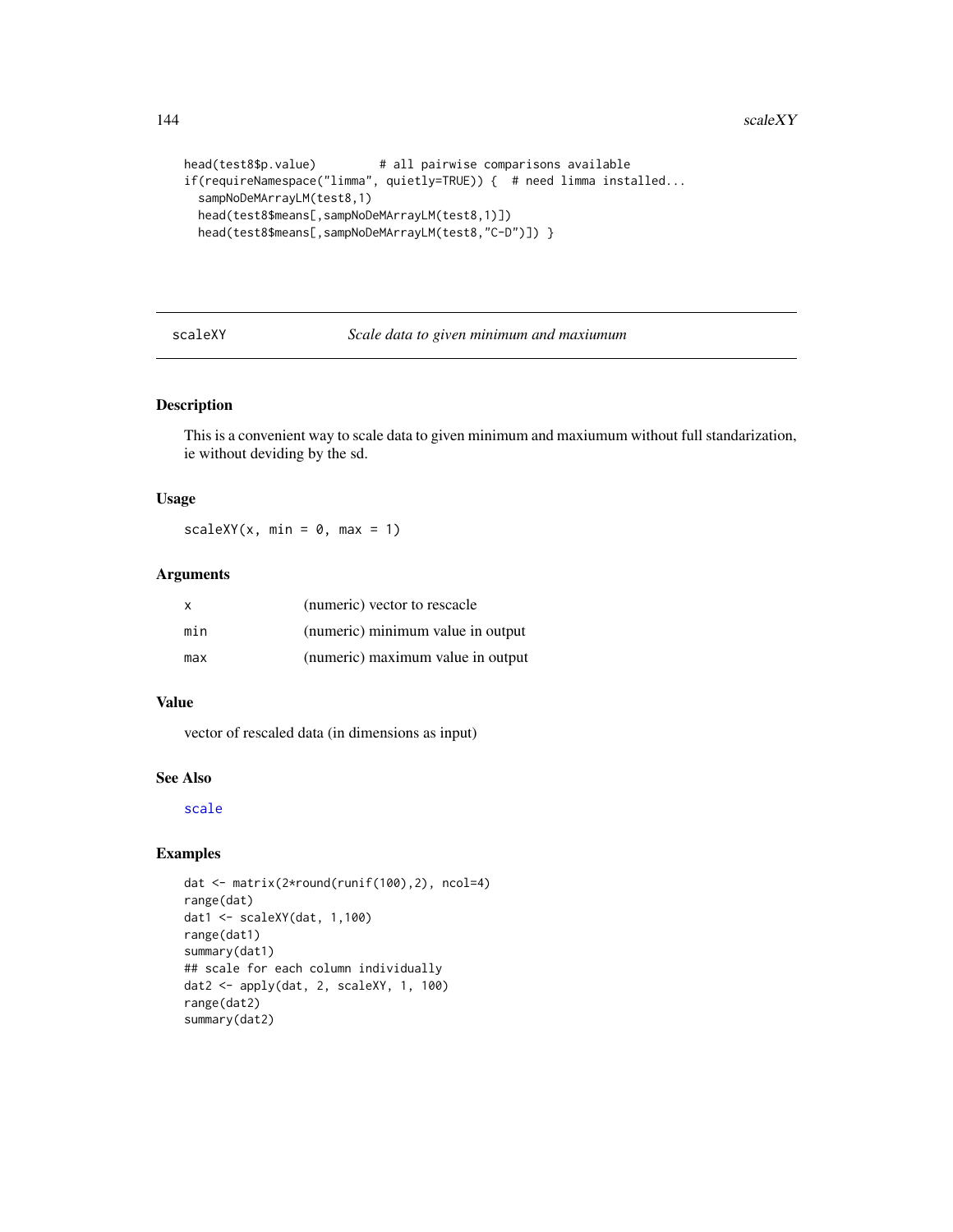```
head(test8$p.value)         # all pairwise comparisons available
if(requireNamespace("limma", quietly=TRUE)) {  # need limma installed...
  sampNoDeMArrayLM(test8,1)
  head(test8$means[,sampNoDeMArrayLM(test8,1)])
  head(test8$means[,sampNoDeMArrayLM(test8,"C-D")]) }
```

---

## scaleXY — *Scale data to given minimum and maxiumum*

---

### Description

This is a convenient way to scale data to given minimum and maxiumum without full standarization, ie without deviding by the sd.

### Usage

```
scaleXY(x, min = 0, max = 1)
```

### Arguments

| | |
|---|---|
| x | (numeric) vector to rescacle |
| min | (numeric) minimum value in output |
| max | (numeric) maximum value in output |

### Value

vector of rescaled data (in dimensions as input)

### See Also

scale

### Examples

```
dat <- matrix(2*round(runif(100),2), ncol=4)
range(dat)
dat1 <- scaleXY(dat, 1,100)
range(dat1)
summary(dat1)
## scale for each column individually
dat2 <- apply(dat, 2, scaleXY, 1, 100)
range(dat2)
summary(dat2)
```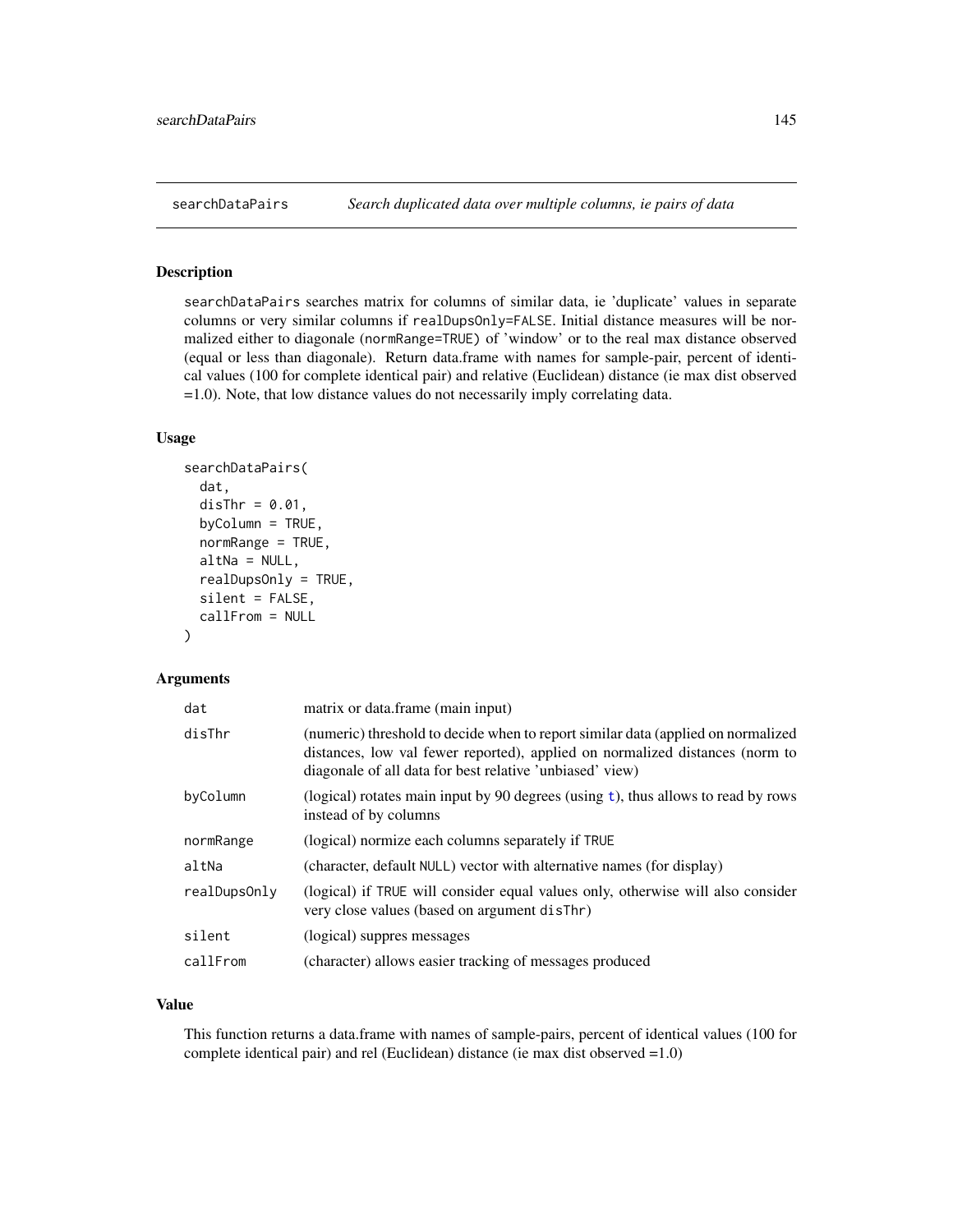## searchDataPairs *Search duplicated data over multiple columns, ie pairs of data*

### Description

searchDataPairs searches matrix for columns of similar data, ie 'duplicate' values in separate columns or very similar columns if realDupsOnly=FALSE. Initial distance measures will be normalized either to diagonale (normRange=TRUE) of 'window' or to the real max distance observed (equal or less than diagonale). Return data.frame with names for sample-pair, percent of identical values (100 for complete identical pair) and relative (Euclidean) distance (ie max dist observed =1.0). Note, that low distance values do not necessarily imply correlating data.

### Usage

```
searchDataPairs(
  dat,
  disThr = 0.01,
  byColumn = TRUE,
  normRange = TRUE,
  altNa = NULL,
  realDupsOnly = TRUE,
  silent = FALSE,
  callFrom = NULL
)
```

### Arguments

| | |
|---|---|
| dat | matrix or data.frame (main input) |
| disThr | (numeric) threshold to decide when to report similar data (applied on normalized distances, low val fewer reported), applied on normalized distances (norm to diagonale of all data for best relative 'unbiased' view) |
| byColumn | (logical) rotates main input by 90 degrees (using t), thus allows to read by rows instead of by columns |
| normRange | (logical) normize each columns separately if TRUE |
| altNa | (character, default NULL) vector with alternative names (for display) |
| realDupsOnly | (logical) if TRUE will consider equal values only, otherwise will also consider very close values (based on argument disThr) |
| silent | (logical) suppres messages |
| callFrom | (character) allows easier tracking of messages produced |

### Value

This function returns a data.frame with names of sample-pairs, percent of identical values (100 for complete identical pair) and rel (Euclidean) distance (ie max dist observed =1.0)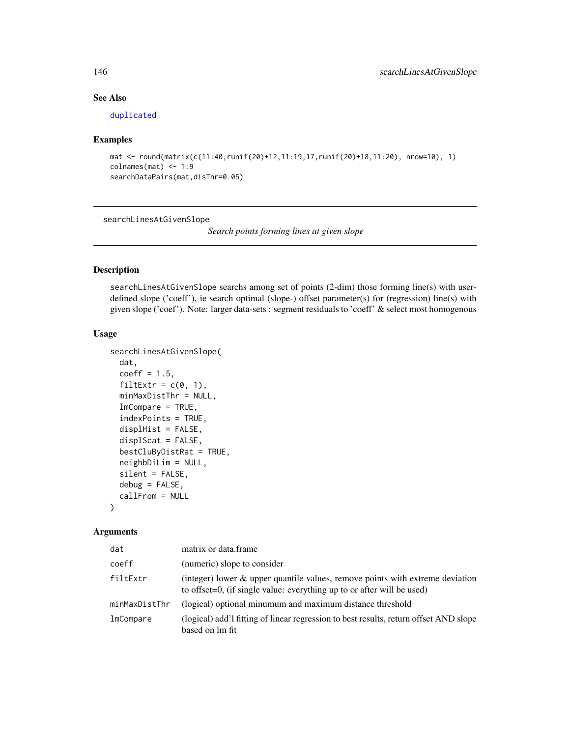## See Also

duplicated

## Examples

```
mat <- round(matrix(c(11:40,runif(20)+12,11:19,17,runif(20)+18,11:20), nrow=10), 1)
colnames(mat) <- 1:9
searchDataPairs(mat,disThr=0.05)
```

---

searchLinesAtGivenSlope        *Search points forming lines at given slope*

---

## Description

searchLinesAtGivenSlope searchs among set of points (2-dim) those forming line(s) with user-defined slope ('coeff'), ie search optimal (slope-) offset parameter(s) for (regression) line(s) with given slope ('coef'). Note: larger data-sets : segment residuals to 'coeff' & select most homogenous

## Usage

```
searchLinesAtGivenSlope(
  dat,
  coeff = 1.5,
  filtExtr = c(0, 1),
  minMaxDistThr = NULL,
  lmCompare = TRUE,
  indexPoints = TRUE,
  displHist = FALSE,
  displScat = FALSE,
  bestCluByDistRat = TRUE,
  neighbDiLim = NULL,
  silent = FALSE,
  debug = FALSE,
  callFrom = NULL
)
```

## Arguments

| | |
|---|---|
| dat | matrix or data.frame |
| coeff | (numeric) slope to consider |
| filtExtr | (integer) lower & upper quantile values, remove points with extreme deviation to offset=0, (if single value: everything up to or after will be used) |
| minMaxDistThr | (logical) optional minumum and maximum distance threshold |
| lmCompare | (logical) add'l fitting of linear regression to best results, return offset AND slope based on lm fit |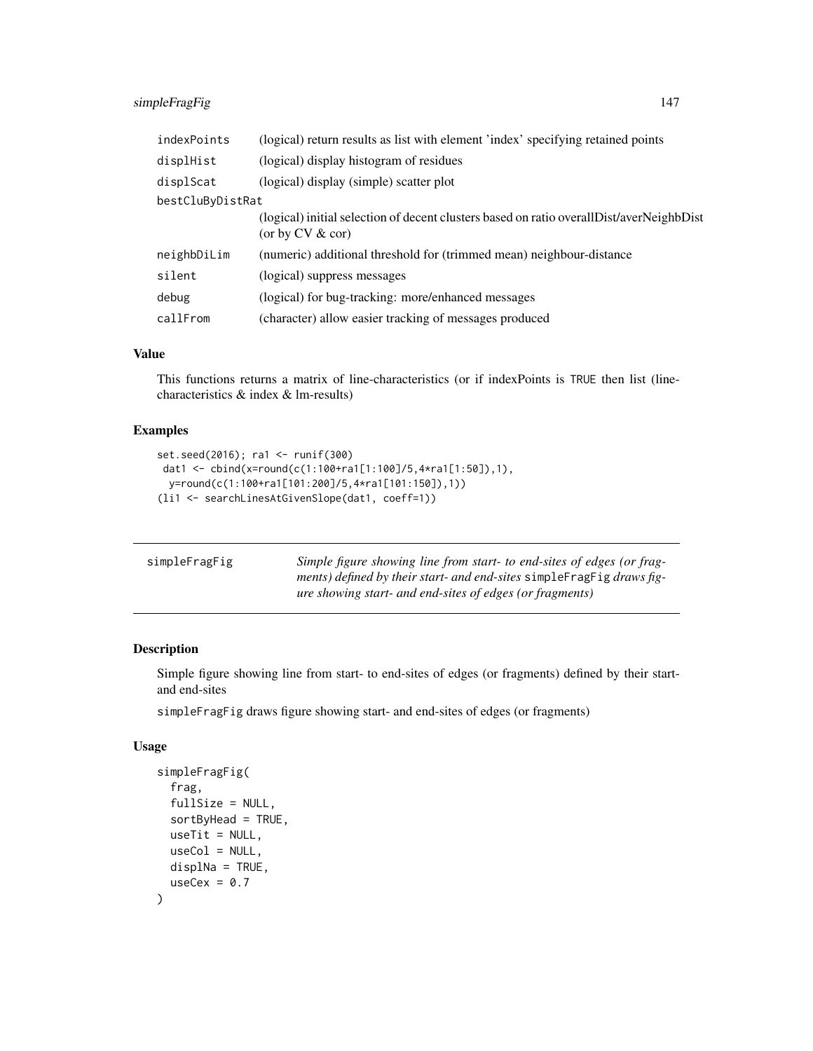| | |
|---|---|
| indexPoints | (logical) return results as list with element 'index' specifying retained points |
| displHist | (logical) display histogram of residues |
| displScat | (logical) display (simple) scatter plot |
| bestCluByDistRat | (logical) initial selection of decent clusters based on ratio overallDist/averNeighbDist (or by CV & cor) |
| neighbDiLim | (numeric) additional threshold for (trimmed mean) neighbour-distance |
| silent | (logical) suppress messages |
| debug | (logical) for bug-tracking: more/enhanced messages |
| callFrom | (character) allow easier tracking of messages produced |

## Value

This functions returns a matrix of line-characteristics (or if indexPoints is TRUE then list (line-characteristics & index & lm-results)

## Examples

```
set.seed(2016); ra1 <- runif(300)
 dat1 <- cbind(x=round(c(1:100+ra1[1:100]/5,4*ra1[1:50]),1),
  y=round(c(1:100+ra1[101:200]/5,4*ra1[101:150]),1))
(li1 <- searchLinesAtGivenSlope(dat1, coeff=1))
```

---

# simpleFragFig

*Simple figure showing line from start- to end-sites of edges (or fragments) defined by their start- and end-sites* simpleFragFig *draws figure showing start- and end-sites of edges (or fragments)*

---

## Description

Simple figure showing line from start- to end-sites of edges (or fragments) defined by their start- and end-sites

simpleFragFig draws figure showing start- and end-sites of edges (or fragments)

## Usage

```
simpleFragFig(
  frag,
  fullSize = NULL,
  sortByHead = TRUE,
  useTit = NULL,
  useCol = NULL,
  displNa = TRUE,
  useCex = 0.7
)
```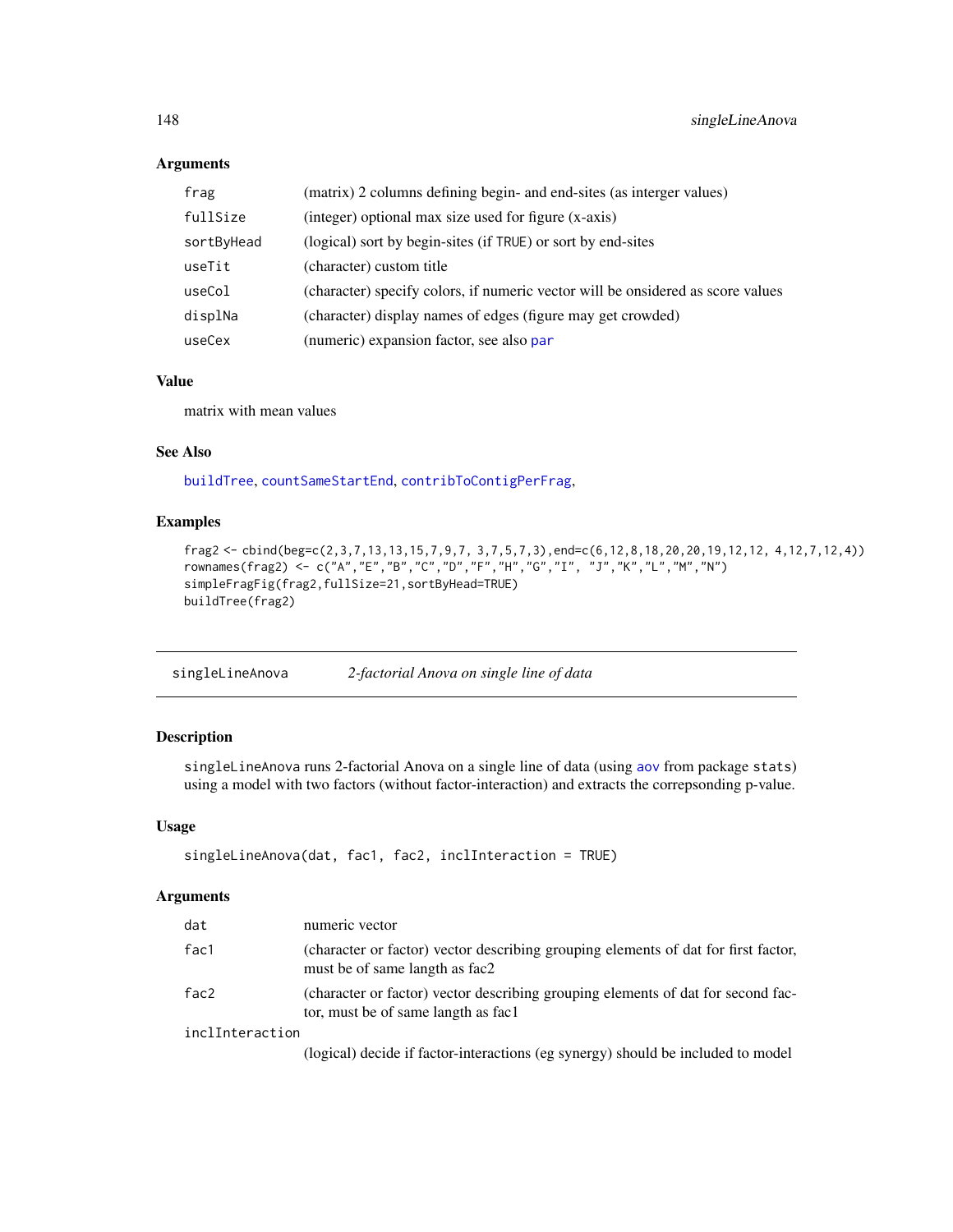### Arguments

| | |
|---|---|
| `frag` | (matrix) 2 columns defining begin- and end-sites (as interger values) |
| `fullSize` | (integer) optional max size used for figure (x-axis) |
| `sortByHead` | (logical) sort by begin-sites (if TRUE) or sort by end-sites |
| `useTit` | (character) custom title |
| `useCol` | (character) specify colors, if numeric vector will be onsidered as score values |
| `displNa` | (character) display names of edges (figure may get crowded) |
| `useCex` | (numeric) expansion factor, see also par |

### Value

matrix with mean values

### See Also

buildTree, countSameStartEnd, contribToContigPerFrag,

### Examples

```
frag2 <- cbind(beg=c(2,3,7,13,13,15,7,9,7, 3,7,5,7,3),end=c(6,12,8,18,20,20,19,12,12, 4,12,7,12,4))
rownames(frag2) <- c("A","E","B","C","D","F","H","G","I", "J","K","L","M","N")
simpleFragFig(frag2,fullSize=21,sortByHead=TRUE)
buildTree(frag2)
```

---

## singleLineAnova    *2-factorial Anova on single line of data*

---

### Description

`singleLineAnova` runs 2-factorial Anova on a single line of data (using aov from package stats) using a model with two factors (without factor-interaction) and extracts the correpsonding p-value.

### Usage

```
singleLineAnova(dat, fac1, fac2, inclInteraction = TRUE)
```

### Arguments

| | |
|---|---|
| `dat` | numeric vector |
| `fac1` | (character or factor) vector describing grouping elements of dat for first factor, must be of same langth as fac2 |
| `fac2` | (character or factor) vector describing grouping elements of dat for second factor, must be of same langth as fac1 |
| `inclInteraction` | (logical) decide if factor-interactions (eg synergy) should be included to model |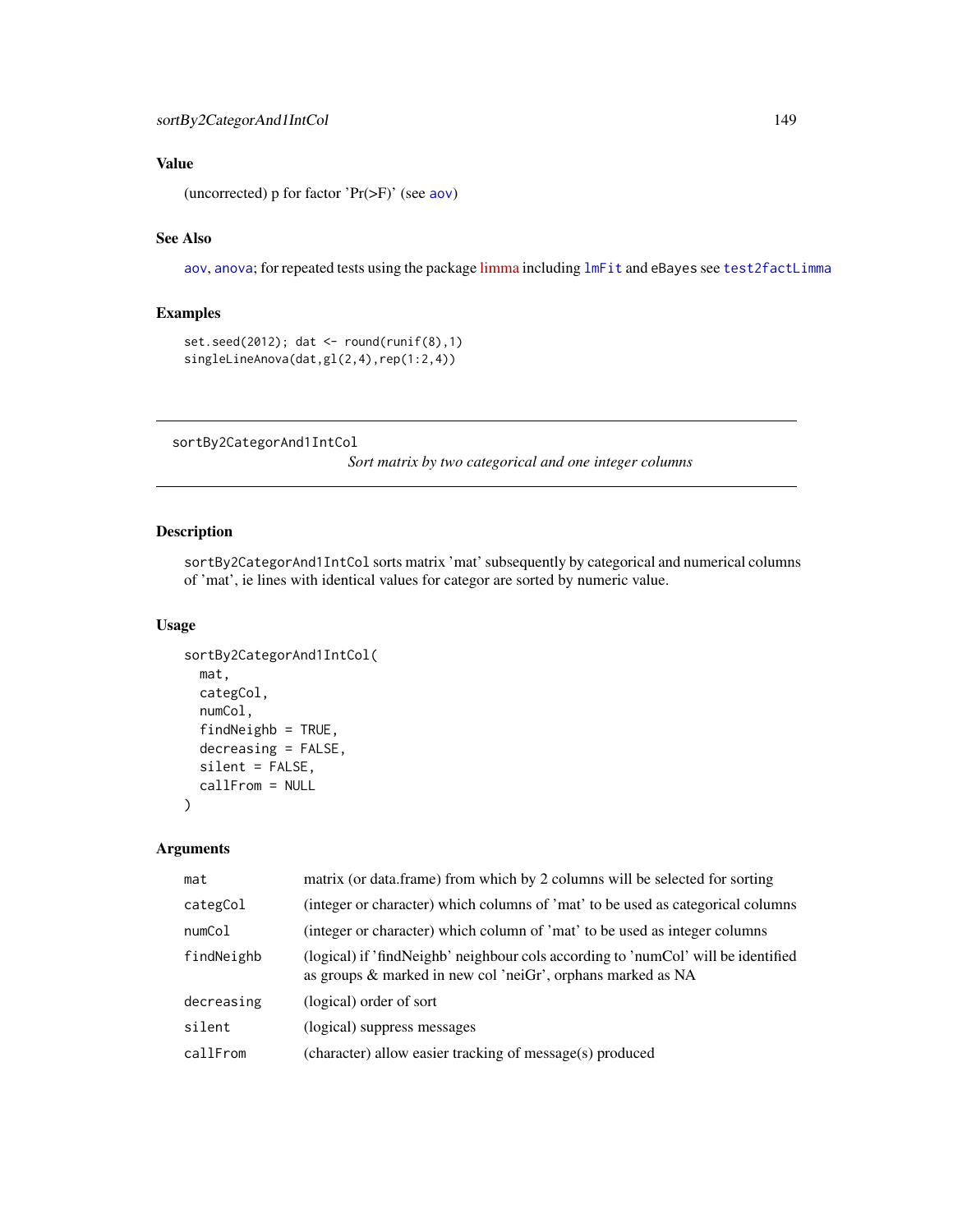### Value

(uncorrected) p for factor 'Pr(>F)' (see aov)

### See Also

aov, anova; for repeated tests using the package limma including lmFit and eBayes see test2factLimma

### Examples

```
set.seed(2012); dat <- round(runif(8),1)
singleLineAnova(dat,gl(2,4),rep(1:2,4))
```

---

## sortBy2CategorAnd1IntCol

*Sort matrix by two categorical and one integer columns*

---

### Description

sortBy2CategorAnd1IntCol sorts matrix 'mat' subsequently by categorical and numerical columns of 'mat', ie lines with identical values for categor are sorted by numeric value.

### Usage

```
sortBy2CategorAnd1IntCol(
  mat,
  categCol,
  numCol,
  findNeighb = TRUE,
  decreasing = FALSE,
  silent = FALSE,
  callFrom = NULL
)
```

### Arguments

| | |
|---|---|
| mat | matrix (or data.frame) from which by 2 columns will be selected for sorting |
| categCol | (integer or character) which columns of 'mat' to be used as categorical columns |
| numCol | (integer or character) which column of 'mat' to be used as integer columns |
| findNeighb | (logical) if 'findNeighb' neighbour cols according to 'numCol' will be identified as groups & marked in new col 'neiGr', orphans marked as NA |
| decreasing | (logical) order of sort |
| silent | (logical) suppress messages |
| callFrom | (character) allow easier tracking of message(s) produced |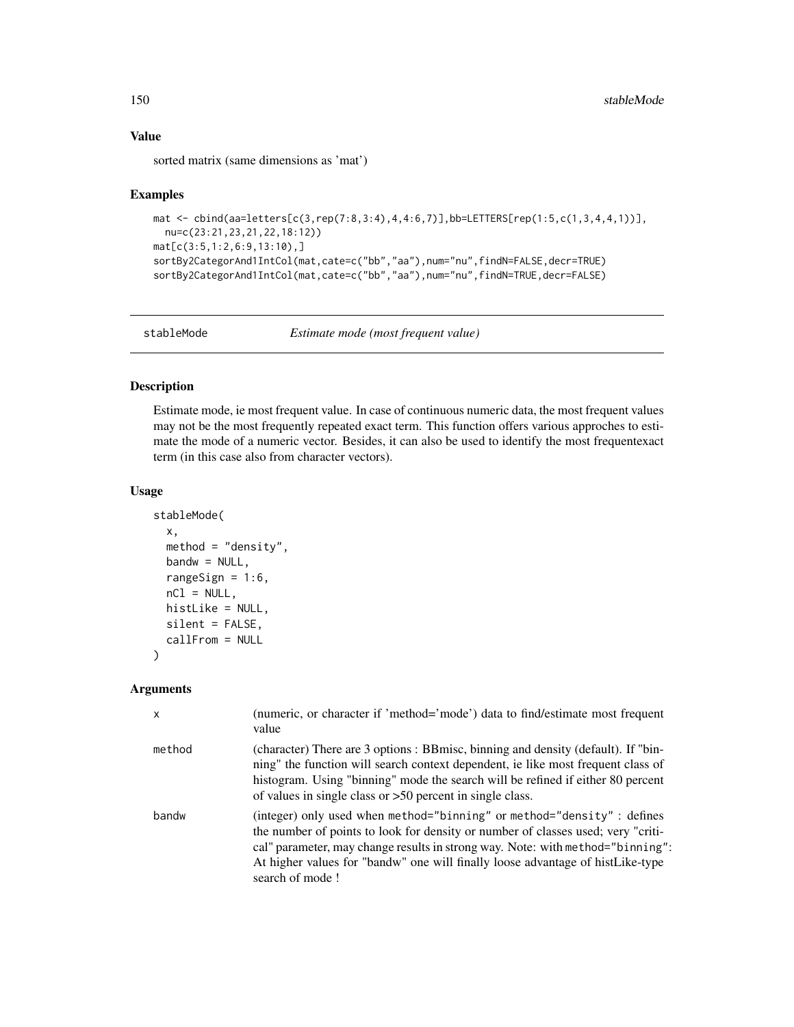### Value

sorted matrix (same dimensions as 'mat')

### Examples

```
mat <- cbind(aa=letters[c(3,rep(7:8,3:4),4,4:6,7)],bb=LETTERS[rep(1:5,c(1,3,4,4,1))],
  nu=c(23:21,23,21,22,18:12))
mat[c(3:5,1:2,6:9,13:10),]
sortBy2CategorAnd1IntCol(mat,cate=c("bb","aa"),num="nu",findN=FALSE,decr=TRUE)
sortBy2CategorAnd1IntCol(mat,cate=c("bb","aa"),num="nu",findN=TRUE,decr=FALSE)
```

## stableMode *Estimate mode (most frequent value)*

### Description

Estimate mode, ie most frequent value. In case of continuous numeric data, the most frequent values may not be the most frequently repeated exact term. This function offers various approches to estimate the mode of a numeric vector. Besides, it can also be used to identify the most frequentexact term (in this case also from character vectors).

### Usage

```
stableMode(
  x,
  method = "density",
  bandw = NULL,
  rangeSign = 1:6,
  nCl = NULL,
  histLike = NULL,
  silent = FALSE,
  callFrom = NULL
)
```

### Arguments

| | |
|---|---|
| x | (numeric, or character if 'method='mode') data to find/estimate most frequent value |
| method | (character) There are 3 options : BBmisc, binning and density (default). If "binning" the function will search context dependent, ie like most frequent class of histogram. Using "binning" mode the search will be refined if either 80 percent of values in single class or >50 percent in single class. |
| bandw | (integer) only used when `method="binning"` or `method="density"` : defines the number of points to look for density or number of classes used; very "critical" parameter, may change results in strong way. Note: with `method="binning"`: At higher values for "bandw" one will finally loose advantage of histLike-type search of mode ! |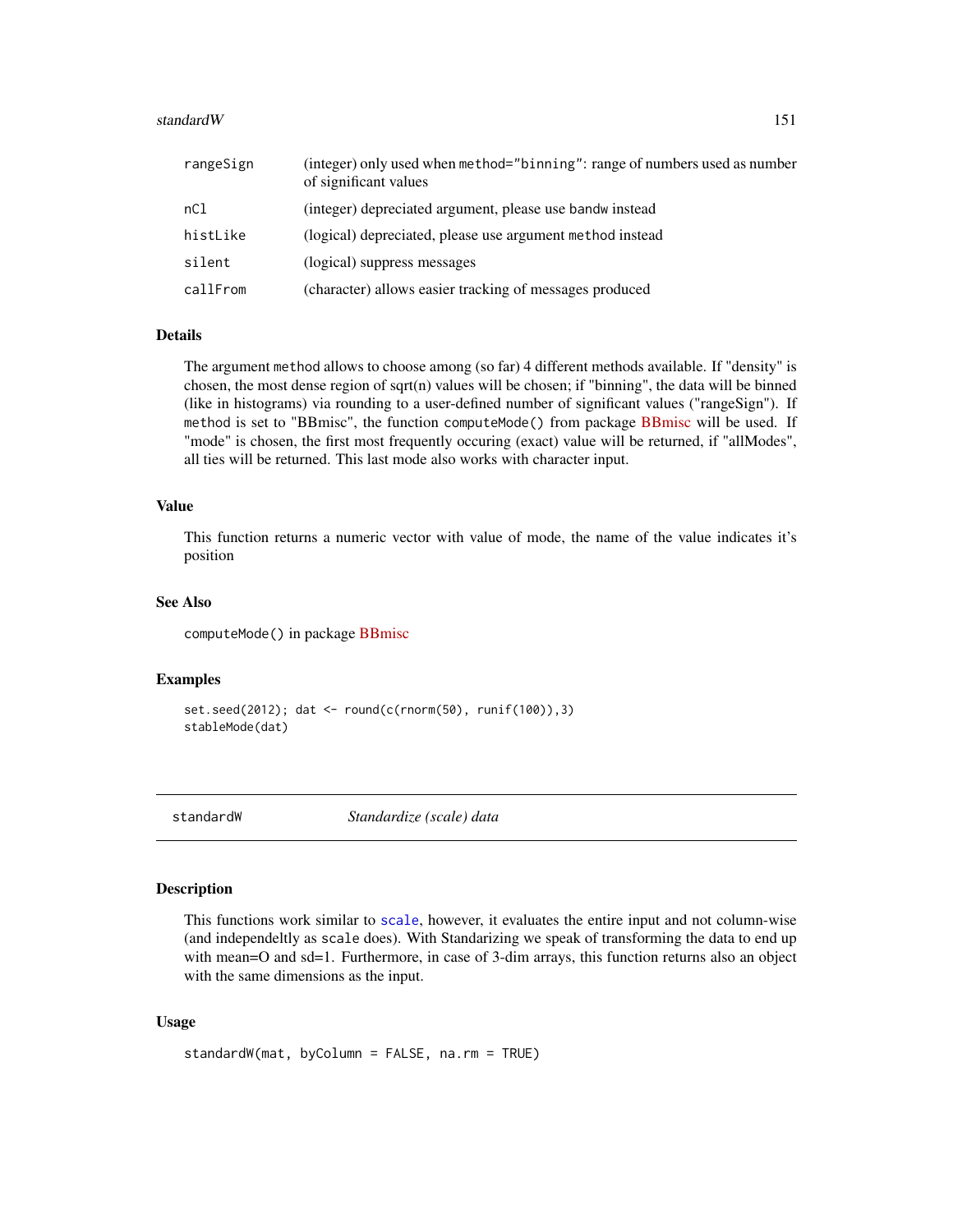| | |
|---|---|
| rangeSign | (integer) only used when method="binning": range of numbers used as number of significant values |
| nCl | (integer) depreciated argument, please use bandw instead |
| histLike | (logical) depreciated, please use argument method instead |
| silent | (logical) suppress messages |
| callFrom | (character) allows easier tracking of messages produced |

## Details

The argument method allows to choose among (so far) 4 different methods available. If "density" is chosen, the most dense region of sqrt(n) values will be chosen; if "binning", the data will be binned (like in histograms) via rounding to a user-defined number of significant values ("rangeSign"). If method is set to "BBmisc", the function computeMode() from package BBmisc will be used. If "mode" is chosen, the first most frequently occuring (exact) value will be returned, if "allModes", all ties will be returned. This last mode also works with character input.

## Value

This function returns a numeric vector with value of mode, the name of the value indicates it's position

## See Also

computeMode() in package BBmisc

## Examples

```
set.seed(2012); dat <- round(c(rnorm(50), runif(100)),3)
stableMode(dat)
```

---

# standardW *Standardize (scale) data*

## Description

This functions work similar to scale, however, it evaluates the entire input and not column-wise (and independeltly as scale does). With Standarizing we speak of transforming the data to end up with mean=O and sd=1. Furthermore, in case of 3-dim arrays, this function returns also an object with the same dimensions as the input.

## Usage

```
standardW(mat, byColumn = FALSE, na.rm = TRUE)
```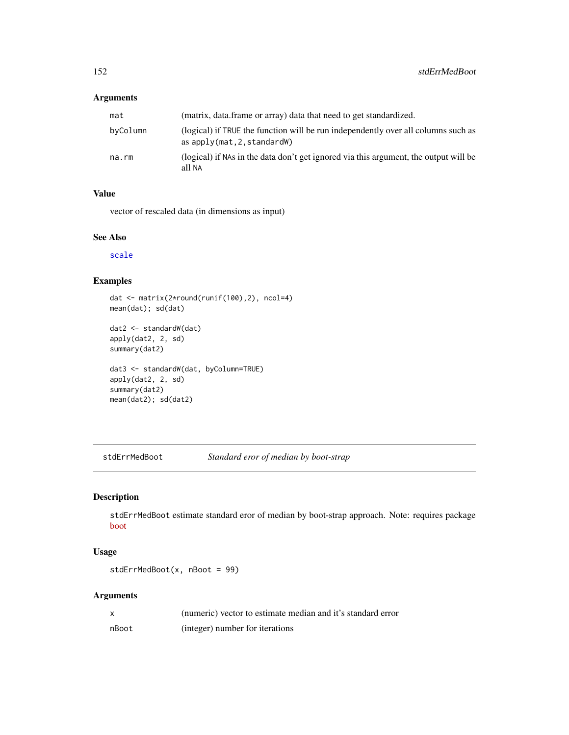## Arguments

| | |
|---|---|
| mat | (matrix, data.frame or array) data that need to get standardized. |
| byColumn | (logical) if TRUE the function will be run independently over all columns such as as apply(mat,2,standardW) |
| na.rm | (logical) if NAs in the data don't get ignored via this argument, the output will be all NA |

## Value

vector of rescaled data (in dimensions as input)

## See Also

scale

## Examples

```
dat <- matrix(2*round(runif(100),2), ncol=4)
mean(dat); sd(dat)

dat2 <- standardW(dat)
apply(dat2, 2, sd)
summary(dat2)

dat3 <- standardW(dat, byColumn=TRUE)
apply(dat2, 2, sd)
summary(dat2)
mean(dat2); sd(dat2)
```

---

# stdErrMedBoot — *Standard eror of median by boot-strap*

## Description

stdErrMedBoot estimate standard eror of median by boot-strap approach. Note: requires package boot

## Usage

```
stdErrMedBoot(x, nBoot = 99)
```

## Arguments

| | |
|---|---|
| x | (numeric) vector to estimate median and it's standard error |
| nBoot | (integer) number for iterations |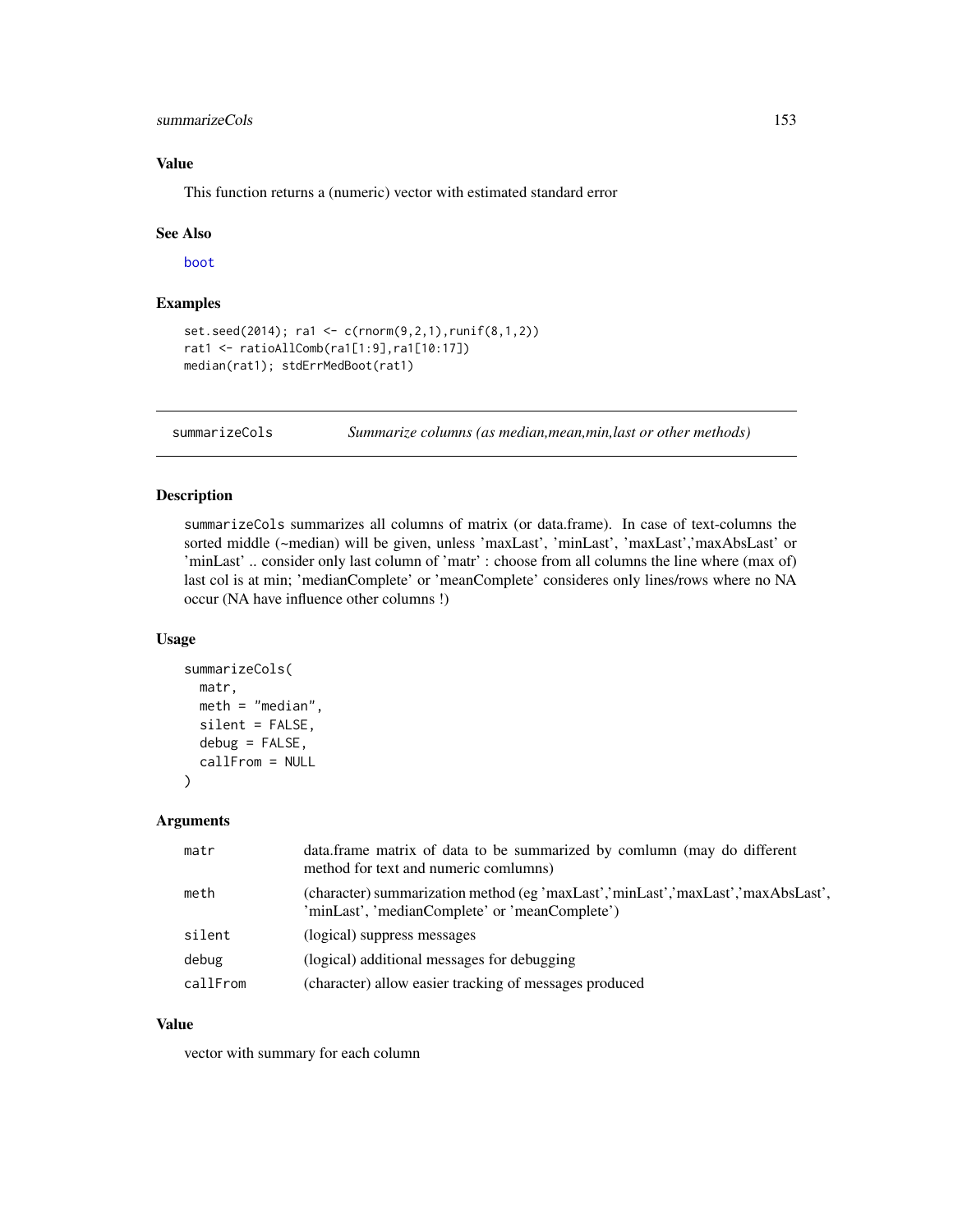### Value

This function returns a (numeric) vector with estimated standard error

### See Also

boot

### Examples

```
set.seed(2014); ra1 <- c(rnorm(9,2,1),runif(8,1,2))
rat1 <- ratioAllComb(ra1[1:9],ra1[10:17])
median(rat1); stdErrMedBoot(rat1)
```

---

## summarizeCols — *Summarize columns (as median,mean,min,last or other methods)*

---

### Description

summarizeCols summarizes all columns of matrix (or data.frame). In case of text-columns the sorted middle (~median) will be given, unless 'maxLast', 'minLast', 'maxLast','maxAbsLast' or 'minLast' .. consider only last column of 'matr' : choose from all columns the line where (max of) last col is at min; 'medianComplete' or 'meanComplete' consideres only lines/rows where no NA occur (NA have influence other columns !)

### Usage

```
summarizeCols(
  matr,
  meth = "median",
  silent = FALSE,
  debug = FALSE,
  callFrom = NULL
)
```

### Arguments

| | |
|---|---|
| matr | data.frame matrix of data to be summarized by comlumn (may do different method for text and numeric comlumns) |
| meth | (character) summarization method (eg 'maxLast','minLast','maxLast','maxAbsLast', 'minLast', 'medianComplete' or 'meanComplete') |
| silent | (logical) suppress messages |
| debug | (logical) additional messages for debugging |
| callFrom | (character) allow easier tracking of messages produced |

### Value

vector with summary for each column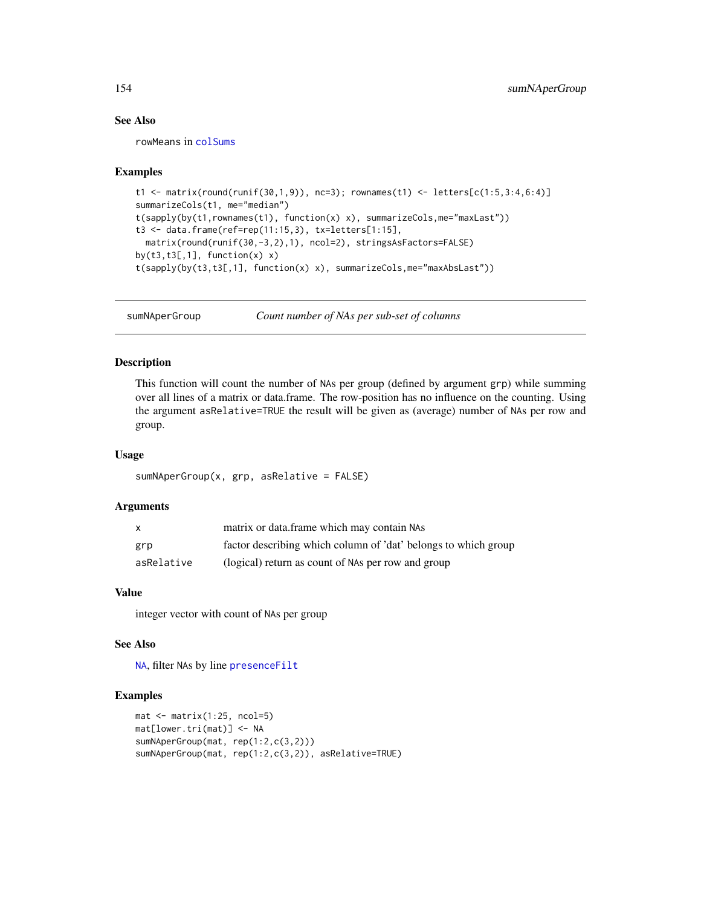### See Also

rowMeans in colSums

### Examples

```
t1 <- matrix(round(runif(30,1,9)), nc=3); rownames(t1) <- letters[c(1:5,3:4,6:4)]
summarizeCols(t1, me="median")
t(sapply(by(t1,rownames(t1), function(x) x), summarizeCols,me="maxLast"))
t3 <- data.frame(ref=rep(11:15,3), tx=letters[1:15],
  matrix(round(runif(30,-3,2),1), ncol=2), stringsAsFactors=FALSE)
by(t3,t3[,1], function(x) x)
t(sapply(by(t3,t3[,1], function(x) x), summarizeCols,me="maxAbsLast"))
```

---

## sumNAperGroup &emsp; *Count number of NAs per sub-set of columns*

---

### Description

This function will count the number of NAs per group (defined by argument grp) while summing over all lines of a matrix or data.frame. The row-position has no influence on the counting. Using the argument asRelative=TRUE the result will be given as (average) number of NAs per row and group.

### Usage

```
sumNAperGroup(x, grp, asRelative = FALSE)
```

### Arguments

| | |
|---|---|
| x | matrix or data.frame which may contain NAs |
| grp | factor describing which column of 'dat' belongs to which group |
| asRelative | (logical) return as count of NAs per row and group |

### Value

integer vector with count of NAs per group

### See Also

NA, filter NAs by line presenceFilt

### Examples

```
mat <- matrix(1:25, ncol=5)
mat[lower.tri(mat)] <- NA
sumNAperGroup(mat, rep(1:2,c(3,2)))
sumNAperGroup(mat, rep(1:2,c(3,2)), asRelative=TRUE)
```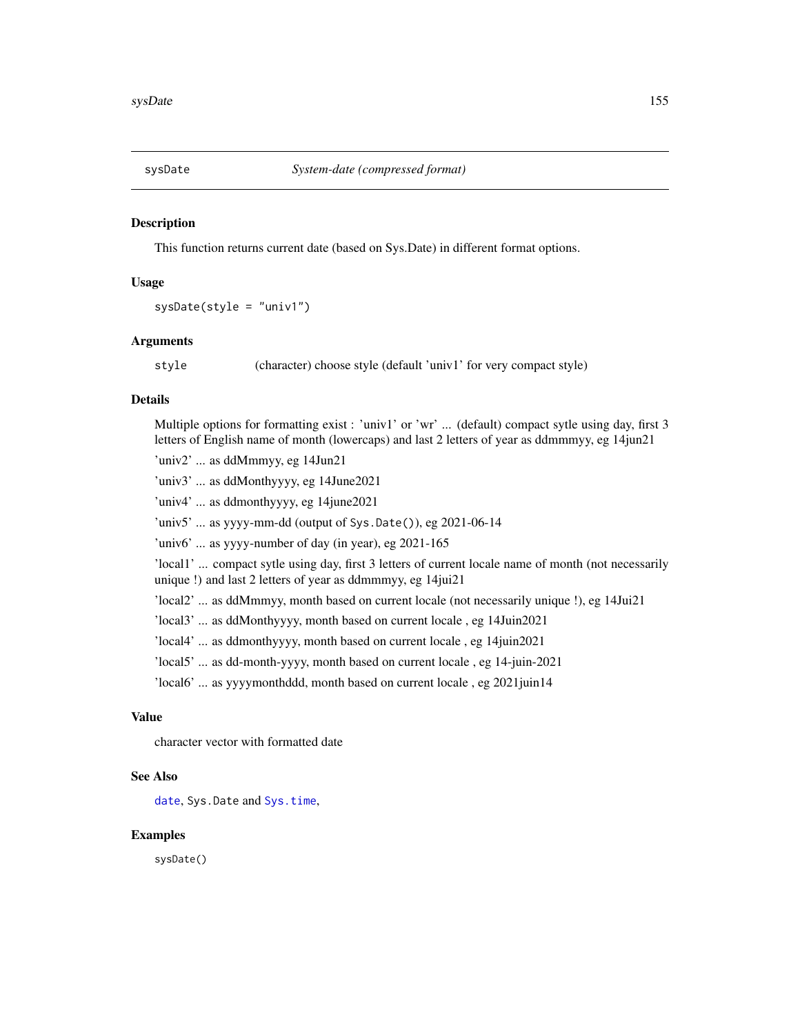sysDate *System-date (compressed format)*

## Description

This function returns current date (based on Sys.Date) in different format options.

## Usage

```
sysDate(style = "univ1")
```

## Arguments

style (character) choose style (default 'univ1' for very compact style)

## Details

Multiple options for formatting exist : 'univ1' or 'wr' ... (default) compact sytle using day, first 3 letters of English name of month (lowercaps) and last 2 letters of year as ddmmmyy, eg 14jun21

'univ2' ... as ddMmmyy, eg 14Jun21

'univ3' ... as ddMonthyyyy, eg 14June2021

'univ4' ... as ddmonthyyyy, eg 14june2021

'univ5' ... as yyyy-mm-dd (output of `Sys.Date()`), eg 2021-06-14

'univ6' ... as yyyy-number of day (in year), eg 2021-165

'local1' ... compact sytle using day, first 3 letters of current locale name of month (not necessarily unique !) and last 2 letters of year as ddmmmyy, eg 14jui21

'local2' ... as ddMmmyy, month based on current locale (not necessarily unique !), eg 14Jui21

'local3' ... as ddMonthyyyy, month based on current locale , eg 14Juin2021

'local4' ... as ddmonthyyyy, month based on current locale , eg 14juin2021

'local5' ... as dd-month-yyyy, month based on current locale , eg 14-juin-2021

'local6' ... as yyyymonthddd, month based on current locale , eg 2021juin14

## Value

character vector with formatted date

## See Also

`date`, `Sys.Date` and `Sys.time`,

## Examples

```
sysDate()
```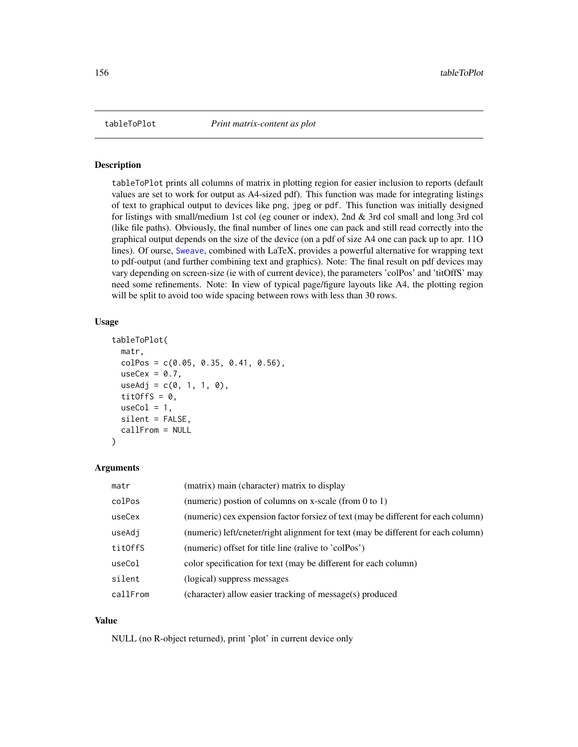# tableToPlot — *Print matrix-content as plot*

## Description

tableToPlot prints all columns of matrix in plotting region for easier inclusion to reports (default values are set to work for output as A4-sized pdf). This function was made for integrating listings of text to graphical output to devices like png, jpeg or pdf. This function was initially designed for listings with small/medium 1st col (eg couner or index), 2nd & 3rd col small and long 3rd col (like file paths). Obviously, the final number of lines one can pack and still read correctly into the graphical output depends on the size of the device (on a pdf of size A4 one can pack up to apr. 11O lines). Of ourse, Sweave, combined with LaTeX, provides a powerful alternative for wrapping text to pdf-output (and further combining text and graphics). Note: The final result on pdf devices may vary depending on screen-size (ie with of current device), the parameters 'colPos' and 'titOffS' may need some refinements. Note: In view of typical page/figure layouts like A4, the plotting region will be split to avoid too wide spacing between rows with less than 30 rows.

## Usage

```
tableToPlot(
  matr,
  colPos = c(0.05, 0.35, 0.41, 0.56),
  useCex = 0.7,
  useAdj = c(0, 1, 1, 0),
  titOffS = 0,
  useCol = 1,
  silent = FALSE,
  callFrom = NULL
)
```

## Arguments

| | |
|---|---|
| matr | (matrix) main (character) matrix to display |
| colPos | (numeric) postion of columns on x-scale (from 0 to 1) |
| useCex | (numeric) cex expension factor forsiez of text (may be different for each column) |
| useAdj | (numeric) left/cneter/right alignment for text (may be different for each column) |
| titOffS | (numeric) offset for title line (ralive to 'colPos') |
| useCol | color specification for text (may be different for each column) |
| silent | (logical) suppress messages |
| callFrom | (character) allow easier tracking of message(s) produced |

## Value

NULL (no R-object returned), print 'plot' in current device only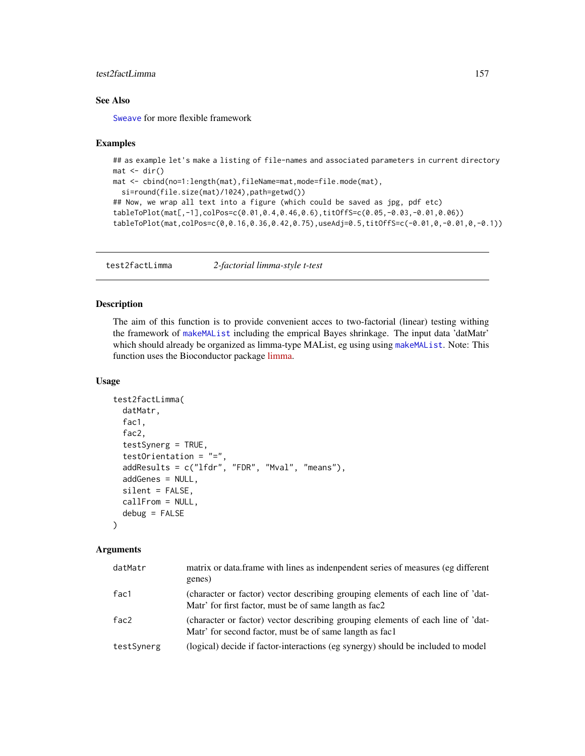## See Also

Sweave for more flexible framework

## Examples

```
## as example let's make a listing of file-names and associated parameters in current directory
mat <- dir()
mat <- cbind(no=1:length(mat),fileName=mat,mode=file.mode(mat),
  si=round(file.size(mat)/1024),path=getwd())
## Now, we wrap all text into a figure (which could be saved as jpg, pdf etc)
tableToPlot(mat[,-1],colPos=c(0.01,0.4,0.46,0.6),titOffS=c(0.05,-0.03,-0.01,0.06))
tableToPlot(mat,colPos=c(0,0.16,0.36,0.42,0.75),useAdj=0.5,titOffS=c(-0.01,0,-0.01,0,-0.1))
```

---

# test2factLimma *2-factorial limma-style t-test*

---

## Description

The aim of this function is to provide convenient acces to two-factorial (linear) testing withing the framework of makeMAList including the emprical Bayes shrinkage. The input data 'datMatr' which should already be organized as limma-type MAList, eg using using makeMAList. Note: This function uses the Bioconductor package limma.

## Usage

```
test2factLimma(
  datMatr,
  fac1,
  fac2,
  testSynerg = TRUE,
  testOrientation = "=",
  addResults = c("lfdr", "FDR", "Mval", "means"),
  addGenes = NULL,
  silent = FALSE,
  callFrom = NULL,
  debug = FALSE
)
```

## Arguments

| | |
|---|---|
| datMatr | matrix or data.frame with lines as indenpendent series of measures (eg different genes) |
| fac1 | (character or factor) vector describing grouping elements of each line of 'datMatr' for first factor, must be of same langth as fac2 |
| fac2 | (character or factor) vector describing grouping elements of each line of 'datMatr' for second factor, must be of same langth as fac1 |
| testSynerg | (logical) decide if factor-interactions (eg synergy) should be included to model |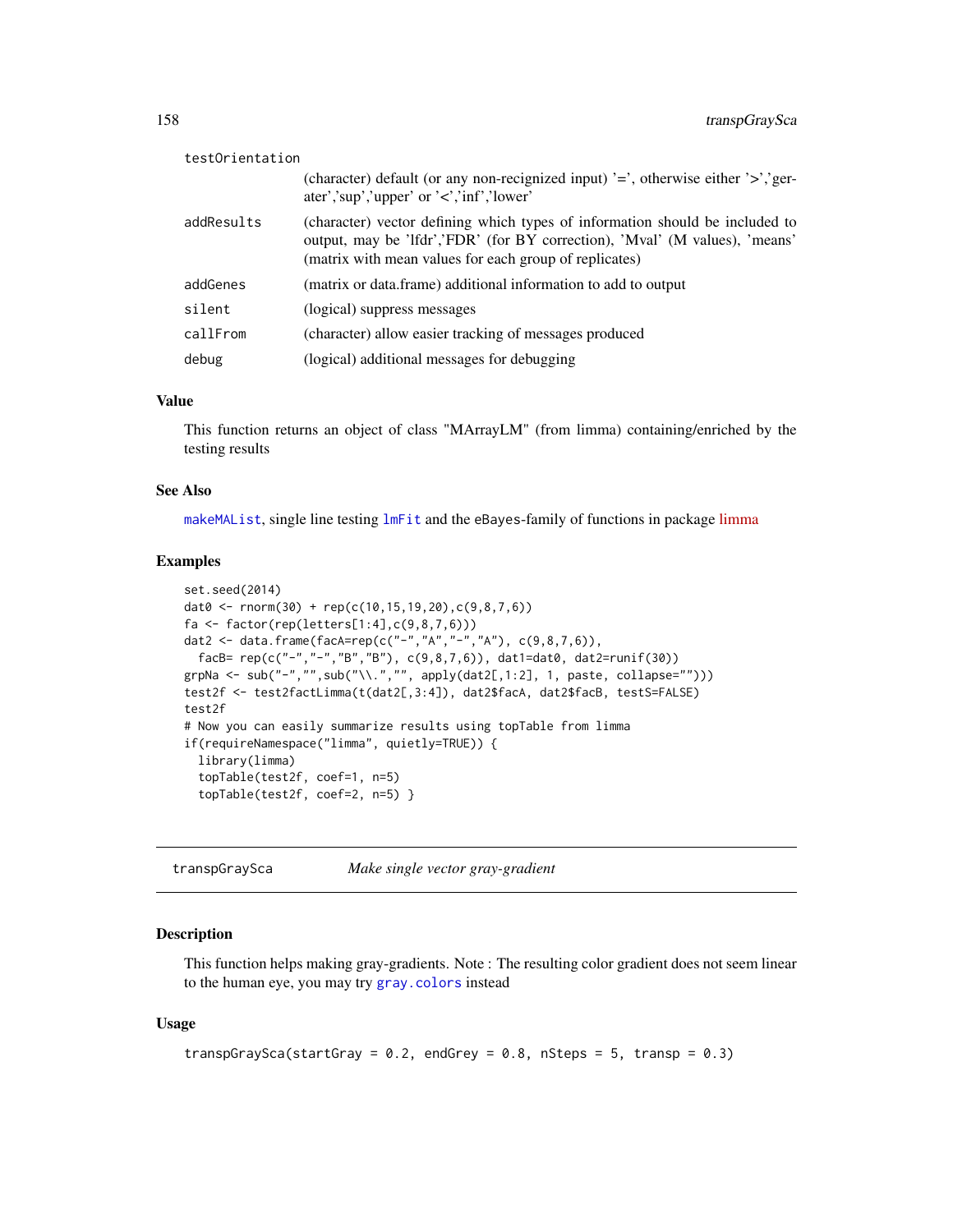| | |
|---|---|
| testOrientation | (character) default (or any non-recignized input) '=', otherwise either '>','gerater','sup','upper' or '<','inf','lower' |
| addResults | (character) vector defining which types of information should be included to output, may be 'lfdr','FDR' (for BY correction), 'Mval' (M values), 'means' (matrix with mean values for each group of replicates) |
| addGenes | (matrix or data.frame) additional information to add to output |
| silent | (logical) suppress messages |
| callFrom | (character) allow easier tracking of messages produced |
| debug | (logical) additional messages for debugging |

### Value

This function returns an object of class "MArrayLM" (from limma) containing/enriched by the testing results

### See Also

makeMAList, single line testing lmFit and the eBayes-family of functions in package limma

### Examples

```
set.seed(2014)
dat0 <- rnorm(30) + rep(c(10,15,19,20),c(9,8,7,6))
fa <- factor(rep(letters[1:4],c(9,8,7,6)))
dat2 <- data.frame(facA=rep(c("-","A","-","A"), c(9,8,7,6)),
  facB= rep(c("-","-","B","B"), c(9,8,7,6)), dat1=dat0, dat2=runif(30))
grpNa <- sub("-","",sub("\\.","", apply(dat2[,1:2], 1, paste, collapse="")))
test2f <- test2factLimma(t(dat2[,3:4]), dat2$facA, dat2$facB, testS=FALSE)
test2f
# Now you can easily summarize results using topTable from limma
if(requireNamespace("limma", quietly=TRUE)) {
  library(limma)
  topTable(test2f, coef=1, n=5)
  topTable(test2f, coef=2, n=5) }
```

## transpGraySca — *Make single vector gray-gradient*

### Description

This function helps making gray-gradients. Note : The resulting color gradient does not seem linear to the human eye, you may try gray.colors instead

### Usage

```
transpGraySca(startGray = 0.2, endGrey = 0.8, nSteps = 5, transp = 0.3)
```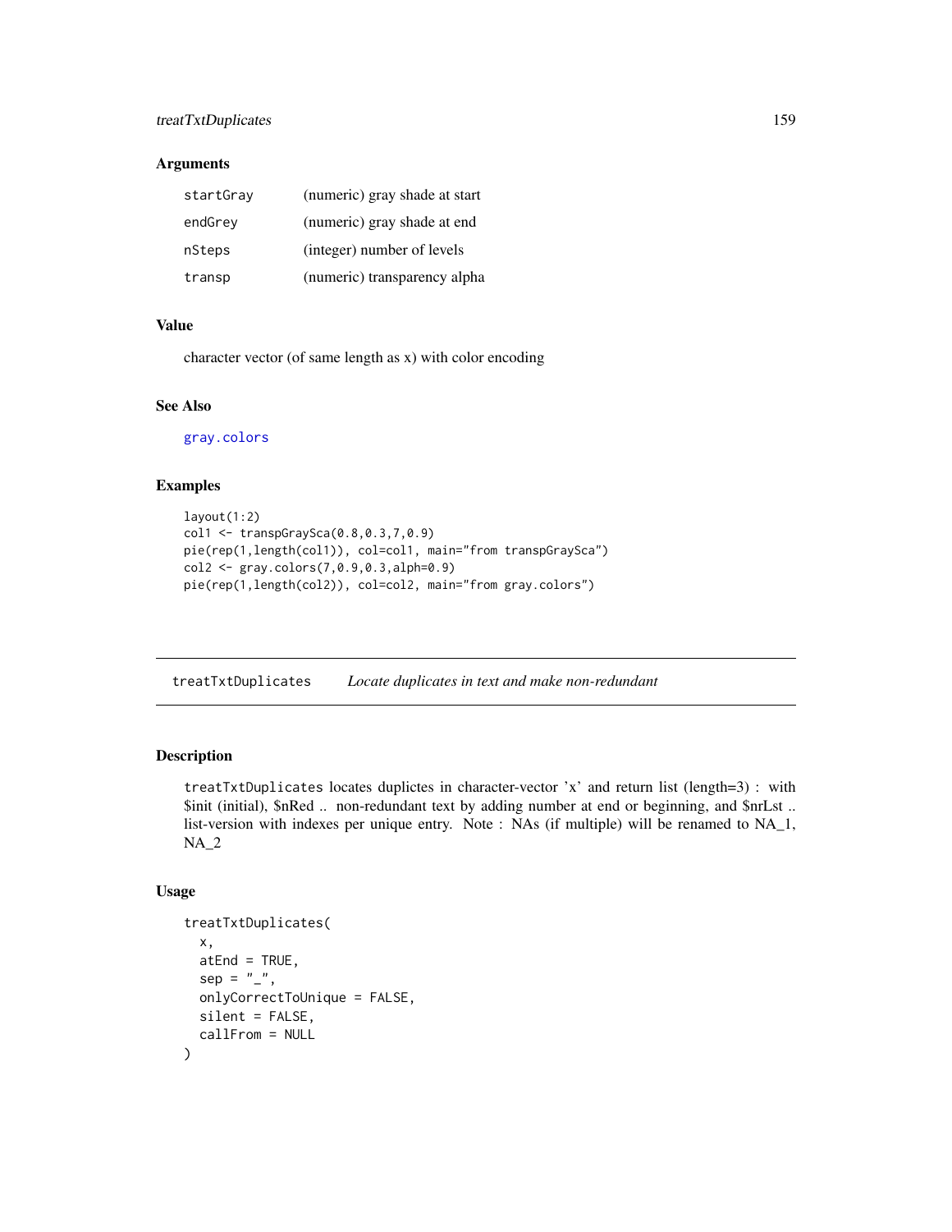## Arguments

| | |
|---|---|
| `startGray` | (numeric) gray shade at start |
| `endGrey` | (numeric) gray shade at end |
| `nSteps` | (integer) number of levels |
| `transp` | (numeric) transparency alpha |

## Value

character vector (of same length as x) with color encoding

## See Also

`gray.colors`

## Examples

```
layout(1:2)
col1 <- transpGraySca(0.8,0.3,7,0.9)
pie(rep(1,length(col1)), col=col1, main="from transpGraySca")
col2 <- gray.colors(7,0.9,0.3,alph=0.9)
pie(rep(1,length(col2)), col=col2, main="from gray.colors")
```

---

# `treatTxtDuplicates` *Locate duplicates in text and make non-redundant*

## Description

`treatTxtDuplicates` locates duplictes in character-vector 'x' and return list (length=3) : with $init (initial), $nRed .. non-redundant text by adding number at end or beginning, and $nrLst .. list-version with indexes per unique entry. Note : NAs (if multiple) will be renamed to NA_1, NA_2

## Usage

```
treatTxtDuplicates(
  x,
  atEnd = TRUE,
  sep = "_",
  onlyCorrectToUnique = FALSE,
  silent = FALSE,
  callFrom = NULL
)
```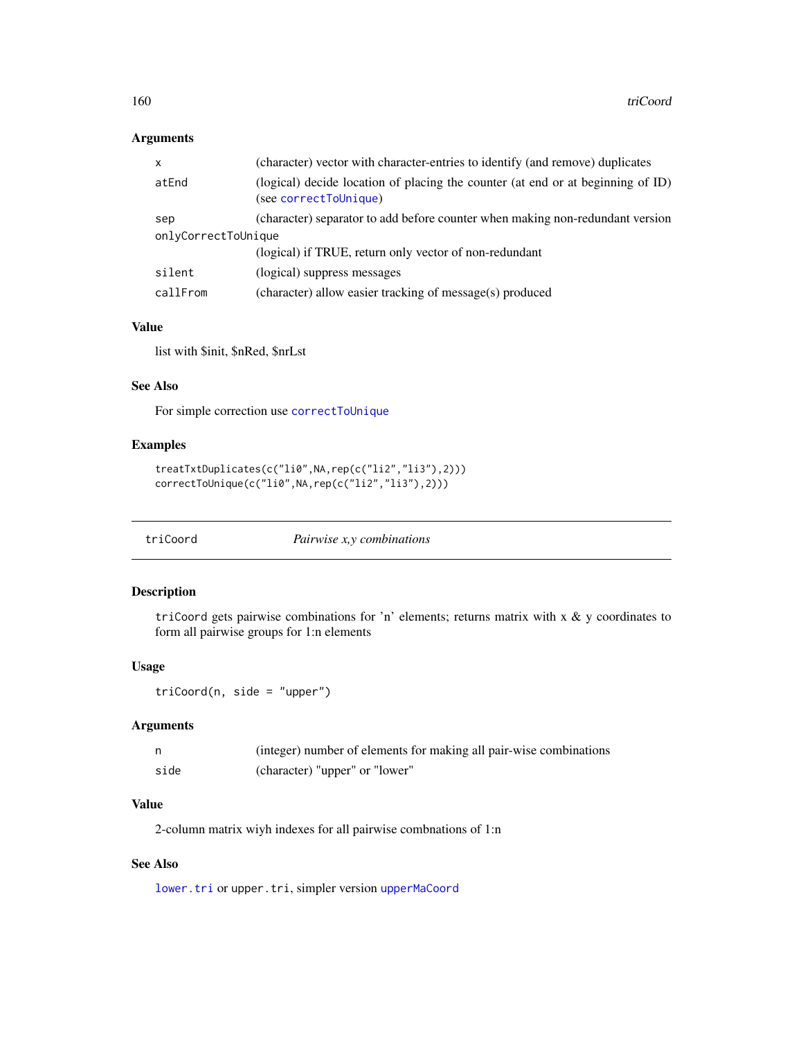### Arguments

| | |
|---|---|
| x | (character) vector with character-entries to identify (and remove) duplicates |
| atEnd | (logical) decide location of placing the counter (at end or at beginning of ID) (see correctToUnique) |
| sep | (character) separator to add before counter when making non-redundant version |
| onlyCorrectToUnique | (logical) if TRUE, return only vector of non-redundant |
| silent | (logical) suppress messages |
| callFrom | (character) allow easier tracking of message(s) produced |

### Value

list with $init, $nRed, $nrLst

### See Also

For simple correction use `correctToUnique`

### Examples

```
treatTxtDuplicates(c("li0",NA,rep(c("li2","li3"),2)))
correctToUnique(c("li0",NA,rep(c("li2","li3"),2)))
```

---

## triCoord — *Pairwise x,y combinations*

---

### Description

`triCoord` gets pairwise combinations for 'n' elements; returns matrix with x & y coordinates to form all pairwise groups for 1:n elements

### Usage

```
triCoord(n, side = "upper")
```

### Arguments

| | |
|---|---|
| n | (integer) number of elements for making all pair-wise combinations |
| side | (character) "upper" or "lower" |

### Value

2-column matrix wiyh indexes for all pairwise combnations of 1:n

### See Also

`lower.tri` or `upper.tri`, simpler version `upperMaCoord`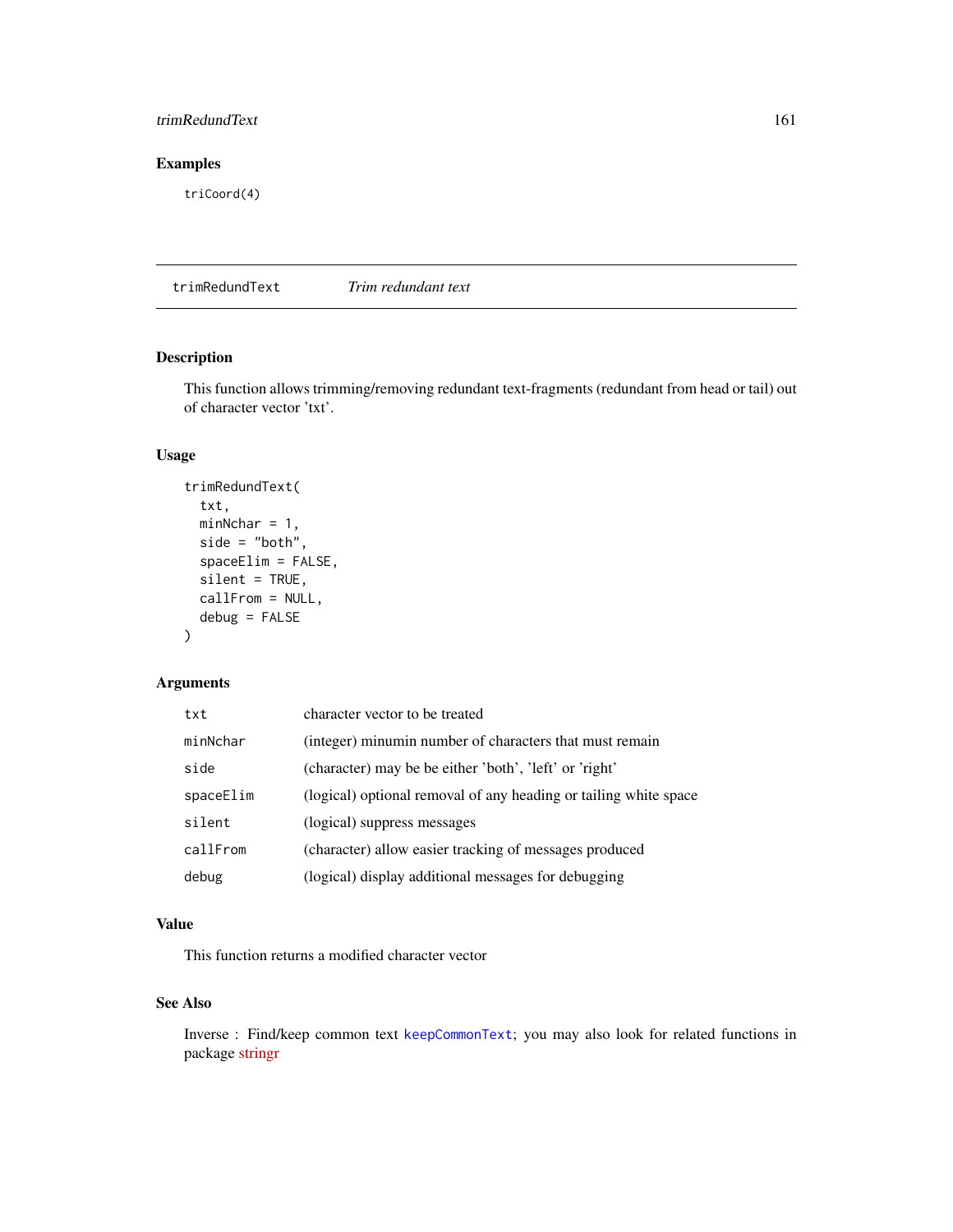## Examples

```
triCoord(4)
```

---

`trimRedundText` *Trim redundant text*

---

## Description

This function allows trimming/removing redundant text-fragments (redundant from head or tail) out of character vector 'txt'.

## Usage

```
trimRedundText(
  txt,
  minNchar = 1,
  side = "both",
  spaceElim = FALSE,
  silent = TRUE,
  callFrom = NULL,
  debug = FALSE
)
```

## Arguments

| | |
|---|---|
| `txt` | character vector to be treated |
| `minNchar` | (integer) minumin number of characters that must remain |
| `side` | (character) may be be either 'both', 'left' or 'right' |
| `spaceElim` | (logical) optional removal of any heading or tailing white space |
| `silent` | (logical) suppress messages |
| `callFrom` | (character) allow easier tracking of messages produced |
| `debug` | (logical) display additional messages for debugging |

## Value

This function returns a modified character vector

## See Also

Inverse : Find/keep common text `keepCommonText`; you may also look for related functions in package stringr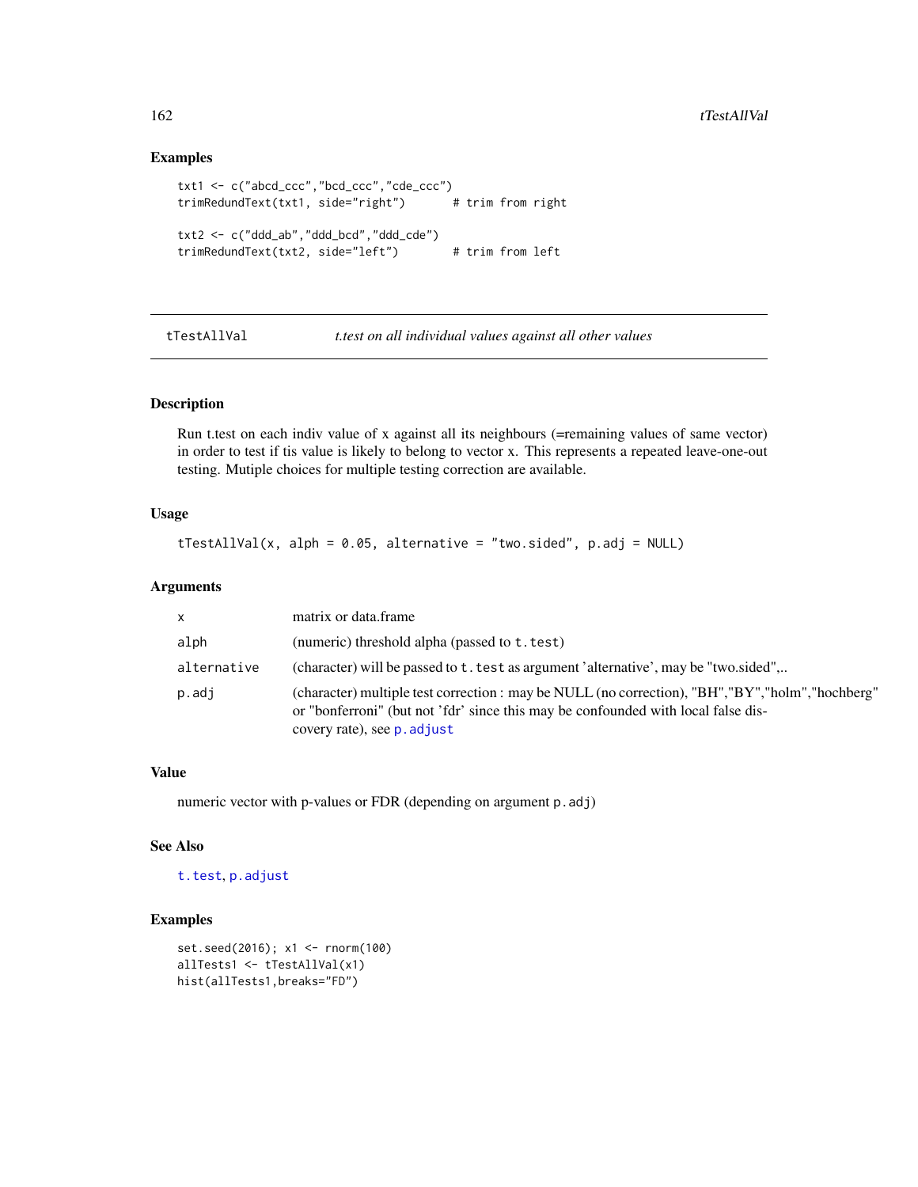## Examples

```
txt1 <- c("abcd_ccc","bcd_ccc","cde_ccc")
trimRedundText(txt1, side="right")      # trim from right

txt2 <- c("ddd_ab","ddd_bcd","ddd_cde")
trimRedundText(txt2, side="left")       # trim from left
```

---

# tTestAllVal — *t.test on all individual values against all other values*

---

## Description

Run t.test on each indiv value of x against all its neighbours (=remaining values of same vector) in order to test if tis value is likely to belong to vector x. This represents a repeated leave-one-out testing. Mutiple choices for multiple testing correction are available.

## Usage

```
tTestAllVal(x, alph = 0.05, alternative = "two.sided", p.adj = NULL)
```

## Arguments

| | |
|---|---|
| `x` | matrix or data.frame |
| `alph` | (numeric) threshold alpha (passed to `t.test`) |
| `alternative` | (character) will be passed to `t.test` as argument 'alternative', may be "two.sided",.. |
| `p.adj` | (character) multiple test correction : may be NULL (no correction), "BH","BY","holm","hochberg" or "bonferroni" (but not 'fdr' since this may be confounded with local false discovery rate), see `p.adjust` |

## Value

numeric vector with p-values or FDR (depending on argument `p.adj`)

## See Also

`t.test`, `p.adjust`

## Examples

```
set.seed(2016); x1 <- rnorm(100)
allTests1 <- tTestAllVal(x1)
hist(allTests1,breaks="FD")
```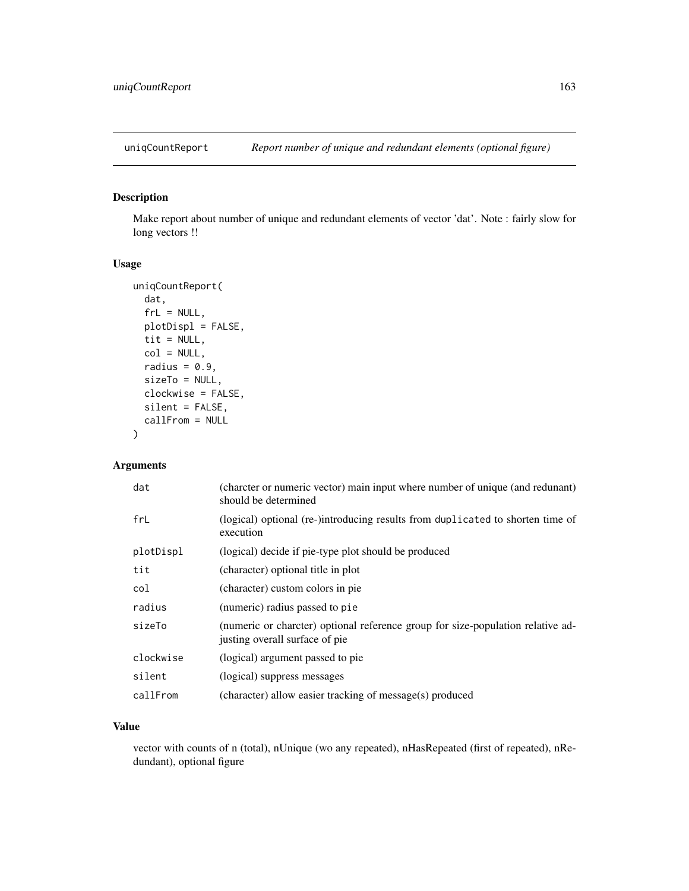# uniqCountReport *Report number of unique and redundant elements (optional figure)*

## Description

Make report about number of unique and redundant elements of vector 'dat'. Note : fairly slow for long vectors !!

## Usage

```
uniqCountReport(
  dat,
  frL = NULL,
  plotDispl = FALSE,
  tit = NULL,
  col = NULL,
  radius = 0.9,
  sizeTo = NULL,
  clockwise = FALSE,
  silent = FALSE,
  callFrom = NULL
)
```

## Arguments

| | |
|---|---|
| dat | (charcter or numeric vector) main input where number of unique (and redunant) should be determined |
| frL | (logical) optional (re-)introducing results from duplicated to shorten time of execution |
| plotDispl | (logical) decide if pie-type plot should be produced |
| tit | (character) optional title in plot |
| col | (character) custom colors in pie |
| radius | (numeric) radius passed to pie |
| sizeTo | (numeric or charcter) optional reference group for size-population relative adjusting overall surface of pie |
| clockwise | (logical) argument passed to pie |
| silent | (logical) suppress messages |
| callFrom | (character) allow easier tracking of message(s) produced |

## Value

vector with counts of n (total), nUnique (wo any repeated), nHasRepeated (first of repeated), nRedundant), optional figure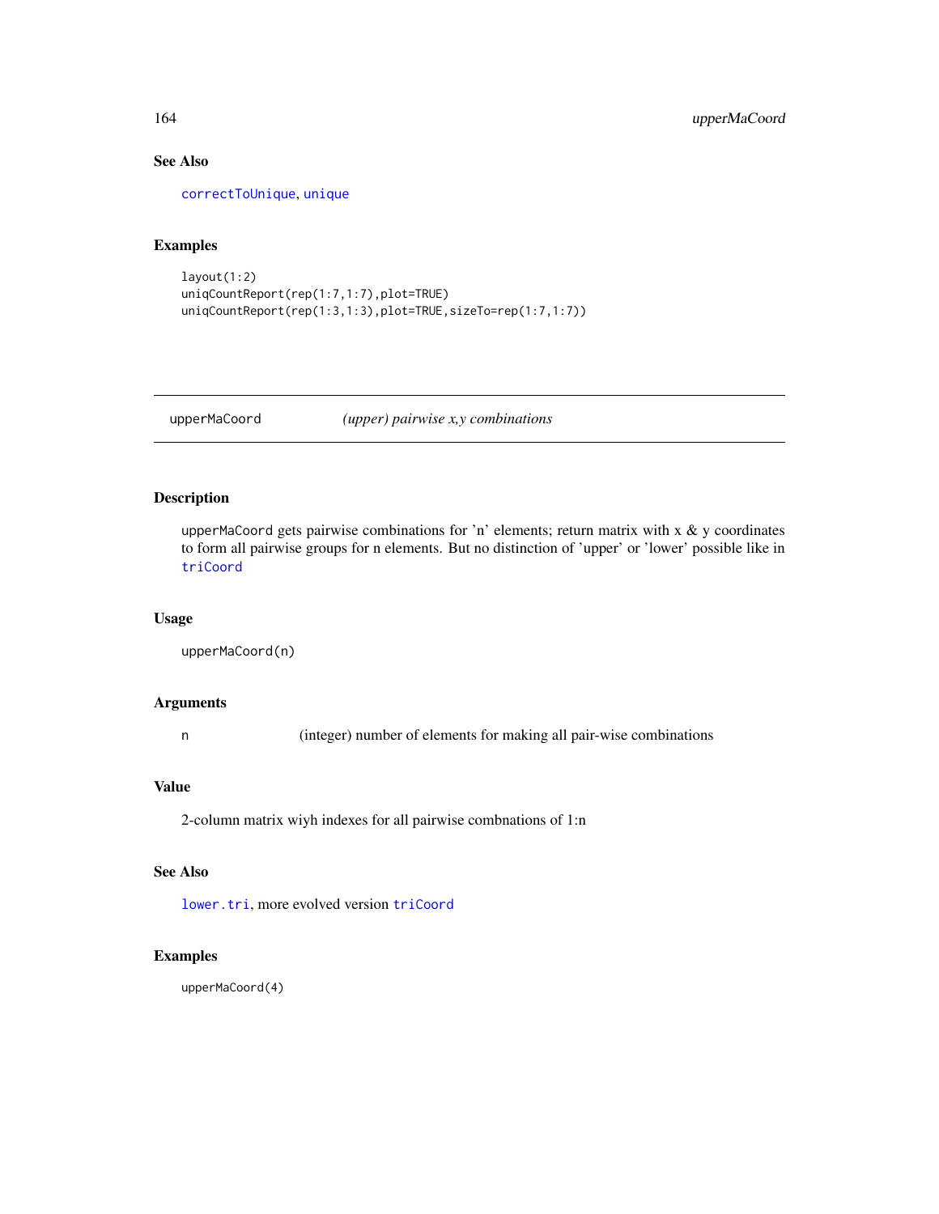## See Also

`correctToUnique`, `unique`

## Examples

```
layout(1:2)
uniqCountReport(rep(1:7,1:7),plot=TRUE)
uniqCountReport(rep(1:3,1:3),plot=TRUE,sizeTo=rep(1:7,1:7))
```

---

# upperMaCoord — *(upper) pairwise x,y combinations*

---

## Description

upperMaCoord gets pairwise combinations for 'n' elements; return matrix with x & y coordinates to form all pairwise groups for n elements. But no distinction of 'upper' or 'lower' possible like in `triCoord`

## Usage

```
upperMaCoord(n)
```

## Arguments

| | |
|---|---|
| n | (integer) number of elements for making all pair-wise combinations |

## Value

2-column matrix wiyh indexes for all pairwise combnations of 1:n

## See Also

`lower.tri`, more evolved version `triCoord`

## Examples

```
upperMaCoord(4)
```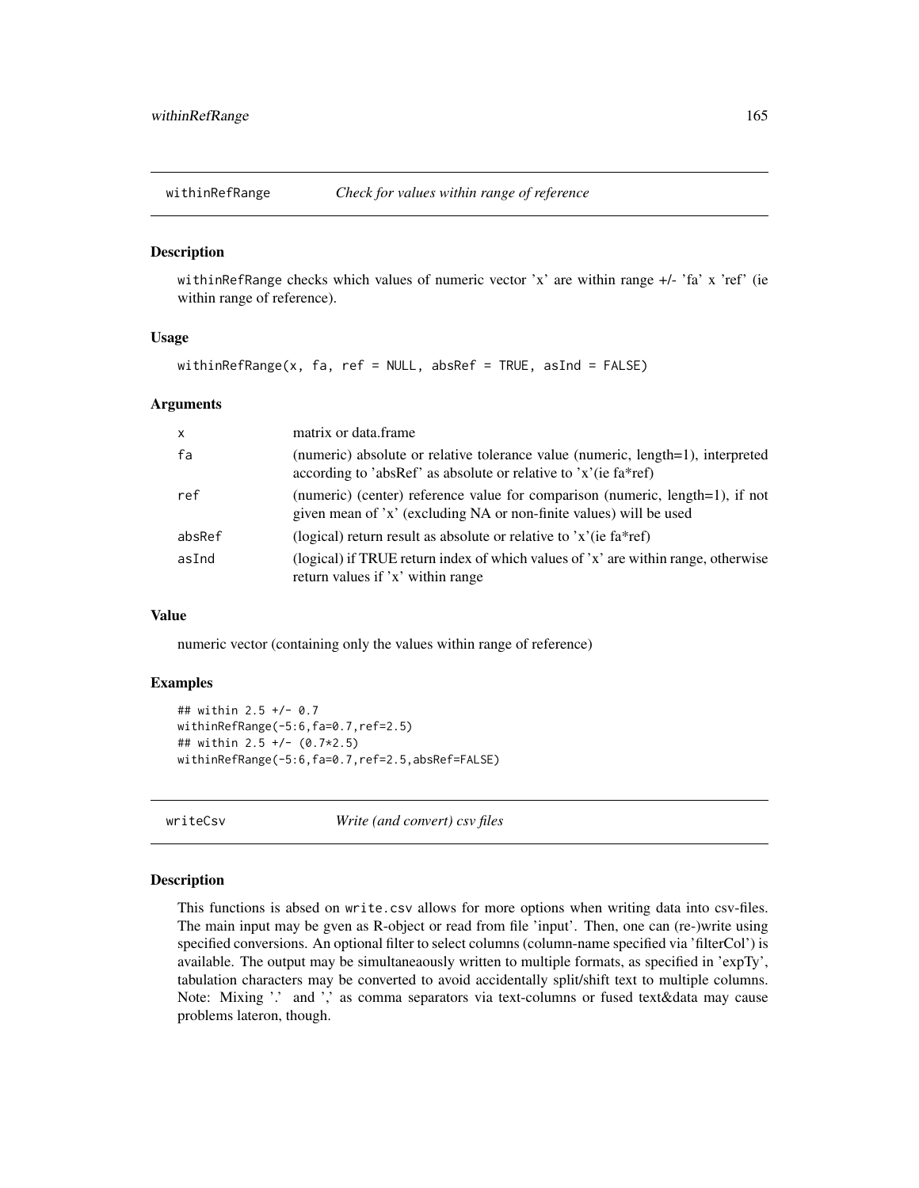## withinRefRange *Check for values within range of reference*

### Description

`withinRefRange` checks which values of numeric vector 'x' are within range +/- 'fa' x 'ref' (ie within range of reference).

### Usage

```
withinRefRange(x, fa, ref = NULL, absRef = TRUE, asInd = FALSE)
```

### Arguments

| | |
|---|---|
| `x` | matrix or data.frame |
| `fa` | (numeric) absolute or relative tolerance value (numeric, length=1), interpreted according to 'absRef' as absolute or relative to 'x'(ie fa*ref) |
| `ref` | (numeric) (center) reference value for comparison (numeric, length=1), if not given mean of 'x' (excluding NA or non-finite values) will be used |
| `absRef` | (logical) return result as absolute or relative to 'x'(ie fa*ref) |
| `asInd` | (logical) if TRUE return index of which values of 'x' are within range, otherwise return values if 'x' within range |

### Value

numeric vector (containing only the values within range of reference)

### Examples

```
## within 2.5 +/- 0.7
withinRefRange(-5:6,fa=0.7,ref=2.5)
## within 2.5 +/- (0.7*2.5)
withinRefRange(-5:6,fa=0.7,ref=2.5,absRef=FALSE)
```

## writeCsv *Write (and convert) csv files*

### Description

This functions is absed on `write.csv` allows for more options when writing data into csv-files. The main input may be gven as R-object or read from file 'input'. Then, one can (re-)write using specified conversions. An optional filter to select columns (column-name specified via 'filterCol') is available. The output may be simultaneaously written to multiple formats, as specified in 'expTy', tabulation characters may be converted to avoid accidentally split/shift text to multiple columns. Note: Mixing '.' and ',' as comma separators via text-columns or fused text&data may cause problems lateron, though.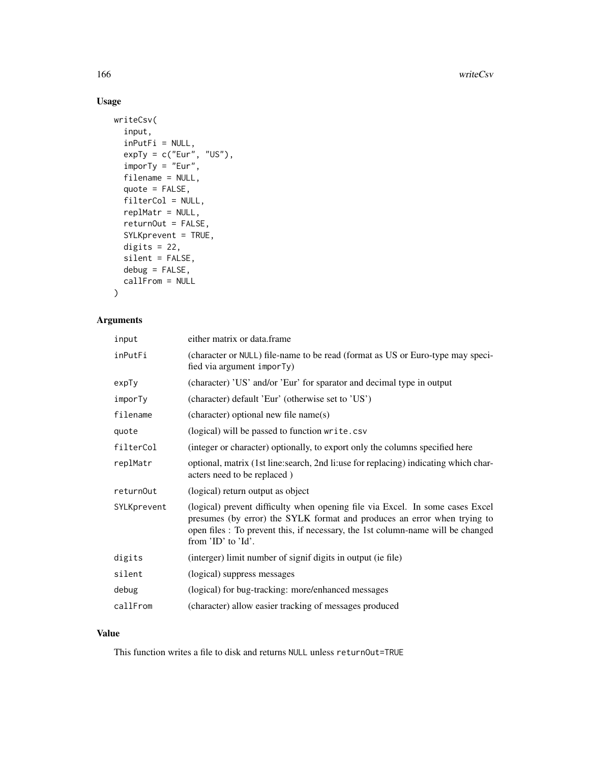## Usage

```
writeCsv(
  input,
  inPutFi = NULL,
  expTy = c("Eur", "US"),
  imporTy = "Eur",
  filename = NULL,
  quote = FALSE,
  filterCol = NULL,
  replMatr = NULL,
  returnOut = FALSE,
  SYLKprevent = TRUE,
  digits = 22,
  silent = FALSE,
  debug = FALSE,
  callFrom = NULL
)
```

## Arguments

| | |
|---|---|
| `input` | either matrix or data.frame |
| `inPutFi` | (character or `NULL`) file-name to be read (format as US or Euro-type may specified via argument `imporTy`) |
| `expTy` | (character) 'US' and/or 'Eur' for sparator and decimal type in output |
| `imporTy` | (character) default 'Eur' (otherwise set to 'US') |
| `filename` | (character) optional new file name(s) |
| `quote` | (logical) will be passed to function `write.csv` |
| `filterCol` | (integer or character) optionally, to export only the columns specified here |
| `replMatr` | optional, matrix (1st line:search, 2nd li:use for replacing) indicating which characters need to be replaced ) |
| `returnOut` | (logical) return output as object |
| `SYLKprevent` | (logical) prevent difficulty when opening file via Excel. In some cases Excel presumes (by error) the SYLK format and produces an error when trying to open files : To prevent this, if necessary, the 1st column-name will be changed from 'ID' to 'Id'. |
| `digits` | (interger) limit number of signif digits in output (ie file) |
| `silent` | (logical) suppress messages |
| `debug` | (logical) for bug-tracking: more/enhanced messages |
| `callFrom` | (character) allow easier tracking of messages produced |

## Value

This function writes a file to disk and returns `NULL` unless `returnOut=TRUE`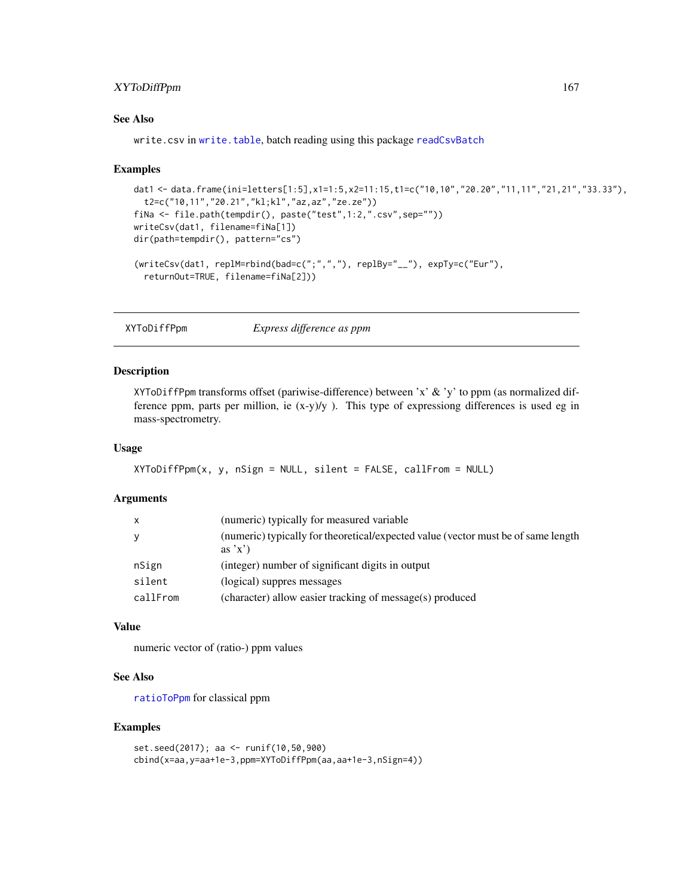### See Also

write.csv in write.table, batch reading using this package readCsvBatch

### Examples

```
dat1 <- data.frame(ini=letters[1:5],x1=1:5,x2=11:15,t1=c("10,10","20.20","11,11","21,21","33.33"),
  t2=c("10,11","20.21","kl;kl","az,az","ze.ze"))
fiNa <- file.path(tempdir(), paste("test",1:2,".csv",sep=""))
writeCsv(dat1, filename=fiNa[1])
dir(path=tempdir(), pattern="cs")

(writeCsv(dat1, replM=rbind(bad=c(";",","), replBy="__"), expTy=c("Eur"),
  returnOut=TRUE, filename=fiNa[2]))
```

## XYToDiffPpm    *Express difference as ppm*

### Description

XYToDiffPpm transforms offset (pariwise-difference) between 'x' & 'y' to ppm (as normalized difference ppm, parts per million, ie (x-y)/y ). This type of expressiong differences is used eg in mass-spectrometry.

### Usage

```
XYToDiffPpm(x, y, nSign = NULL, silent = FALSE, callFrom = NULL)
```

### Arguments

| | |
|---|---|
| x | (numeric) typically for measured variable |
| y | (numeric) typically for theoretical/expected value (vector must be of same length as 'x') |
| nSign | (integer) number of significant digits in output |
| silent | (logical) suppres messages |
| callFrom | (character) allow easier tracking of message(s) produced |

### Value

numeric vector of (ratio-) ppm values

### See Also

ratioToPpm for classical ppm

### Examples

```
set.seed(2017); aa <- runif(10,50,900)
cbind(x=aa,y=aa+1e-3,ppm=XYToDiffPpm(aa,aa+1e-3,nSign=4))
```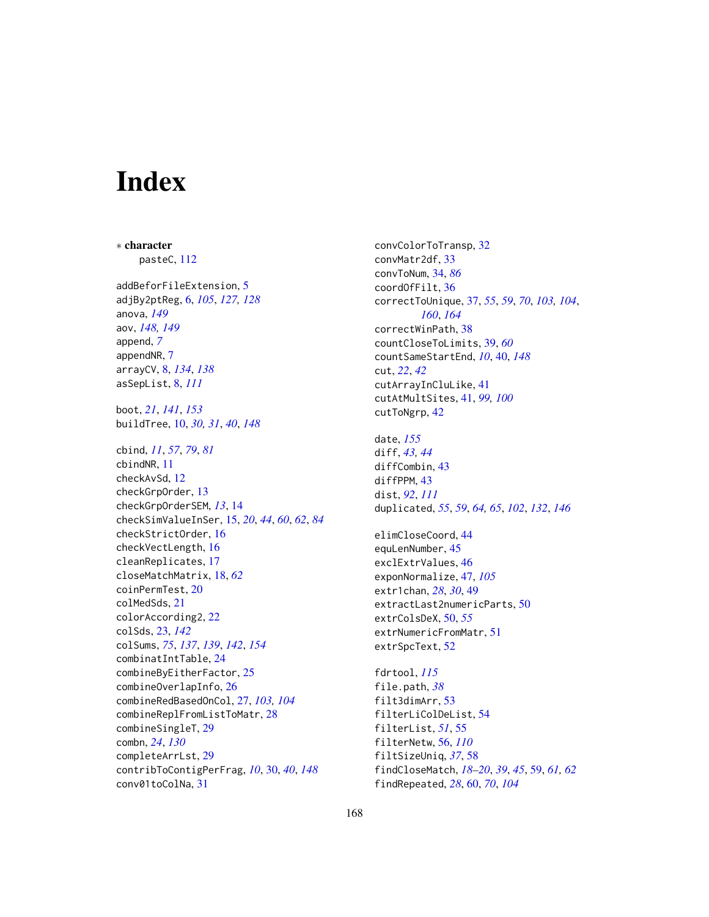# Index

∗ **character**
    pasteC, 112

addBeforFileExtension, 5
adjBy2ptReg, 6, *105*, *127, 128*
anova, *149*
aov, *148, 149*
append, *7*
appendNR, 7
arrayCV, 8, *134*, *138*
asSepList, 8, *111*

boot, *21*, *141*, *153*
buildTree, 10, *30, 31*, *40*, *148*

cbind, *11*, *57*, *79*, *81*
cbindNR, 11
checkAvSd, 12
checkGrpOrder, 13
checkGrpOrderSEM, *13*, 14
checkSimValueInSer, 15, *20*, *44*, *60*, *62*, *84*
checkStrictOrder, 16
checkVectLength, 16
cleanReplicates, 17
closeMatchMatrix, 18, *62*
coinPermTest, 20
colMedSds, 21
colorAccording2, 22
colSds, 23, *142*
colSums, *75*, *137*, *139*, *142*, *154*
combinatIntTable, 24
combineByEitherFactor, 25
combineOverlapInfo, 26
combineRedBasedOnCol, 27, *103, 104*
combineReplFromListToMatr, 28
combineSingleT, 29
combn, *24*, *130*
completeArrLst, 29
contribToContigPerFrag, *10*, 30, *40*, *148*
conv01toColNa, 31
convColorToTransp, 32
convMatr2df, 33
convToNum, 34, *86*
coordOfFilt, 36
correctToUnique, 37, *55*, *59*, *70*, *103, 104*, *160*, *164*
correctWinPath, 38
countCloseToLimits, 39, *60*
countSameStartEnd, *10*, 40, *148*
cut, *22*, *42*
cutArrayInCluLike, 41
cutAtMultSites, 41, *99, 100*
cutToNgrp, 42

date, *155*
diff, *43, 44*
diffCombin, 43
diffPPM, 43
dist, *92*, *111*
duplicated, *55*, *59*, *64, 65*, *102*, *132*, *146*

elimCloseCoord, 44
equLenNumber, 45
exclExtrValues, 46
exponNormalize, 47, *105*
extr1chan, *28*, *30*, 49
extractLast2numericParts, 50
extrColsDeX, 50, *55*
extrNumericFromMatr, 51
extrSpcText, 52

fdrtool, *115*
file.path, *38*
filt3dimArr, 53
filterLiColDeList, 54
filterList, *51*, 55
filterNetw, 56, *110*
filtSizeUniq, *37*, 58
findCloseMatch, *18–20*, *39*, *45*, 59, *61, 62*
findRepeated, *28*, 60, *70*, *104*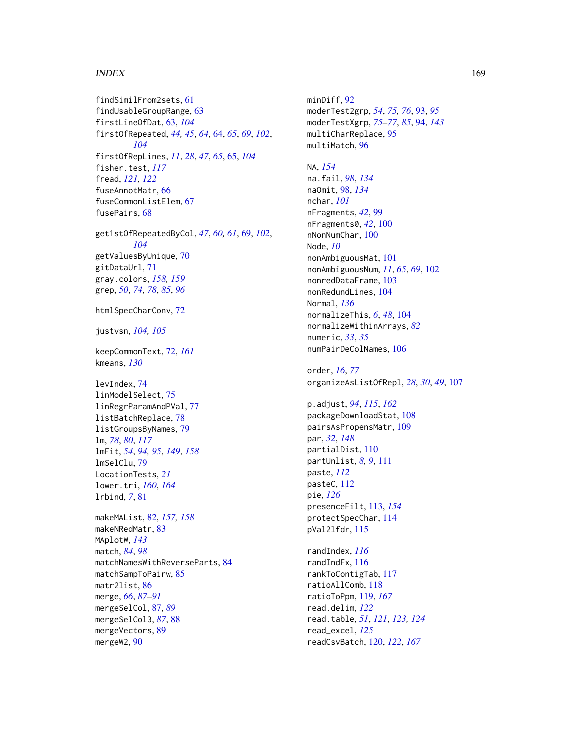findSimilFrom2sets, 61
findUsableGroupRange, 63
firstLineOfDat, 63, *104*
firstOfRepeated, *44, 45*, *64*, 64, *65*, *69*, *102*, *104*
firstOfRepLines, *11*, *28*, *47*, *65*, 65, *104*
fisher.test, *117*
fread, *121, 122*
fuseAnnotMatr, 66
fuseCommonListElem, 67
fusePairs, 68

get1stOfRepeatedByCol, *47*, *60, 61*, 69, *102*, *104*
getValuesByUnique, 70
gitDataUrl, 71
gray.colors, *158, 159*
grep, *50*, *74*, *78*, *85*, *96*

htmlSpecCharConv, 72

justvsn, *104, 105*

keepCommonText, 72, *161*
kmeans, *130*

levIndex, 74
linModelSelect, 75
linRegrParamAndPVal, 77
listBatchReplace, 78
listGroupsByNames, 79
lm, *78*, *80*, *117*
lmFit, *54*, *94, 95*, *149*, *158*
lmSelClu, 79
LocationTests, *21*
lower.tri, *160*, *164*
lrbind, *7*, 81

makeMAList, 82, *157, 158*
makeNRedMatr, 83
MAplotW, *143*
match, *84*, *98*
matchNamesWithReverseParts, 84
matchSampToPairw, 85
matr2list, 86
merge, *66*, *87–91*
mergeSelCol, 87, *89*
mergeSelCol3, *87*, 88
mergeVectors, 89
mergeW2, 90

minDiff, 92
moderTest2grp, *54*, *75, 76*, 93, *95*
moderTestXgrp, *75–77*, *85*, 94, *143*
multiCharReplace, 95
multiMatch, 96

NA, *154*
na.fail, *98*, *134*
naOmit, 98, *134*
nchar, *101*
nFragments, *42*, 99
nFragments0, *42*, 100
nNonNumChar, 100
Node, *10*
nonAmbiguousMat, 101
nonAmbiguousNum, *11*, *65*, *69*, 102
nonredDataFrame, 103
nonRedundLines, 104
Normal, *136*
normalizeThis, *6*, *48*, 104
normalizeWithinArrays, *82*
numeric, *33*, *35*
numPairDeColNames, 106

order, *16*, *77*
organizeAsListOfRepl, *28*, *30*, *49*, 107

p.adjust, *94*, *115*, *162*
packageDownloadStat, 108
pairsAsPropensMatr, 109
par, *32*, *148*
partialDist, 110
partUnlist, *8, 9*, 111
paste, *112*
pasteC, 112
pie, *126*
presenceFilt, 113, *154*
protectSpecChar, 114
pVal2lfdr, 115

randIndex, *116*
randIndFx, 116
rankToContigTab, 117
ratioAllComb, 118
ratioToPpm, 119, *167*
read.delim, *122*
read.table, *51*, *121*, *123, 124*
read_excel, *125*
readCsvBatch, 120, *122*, *167*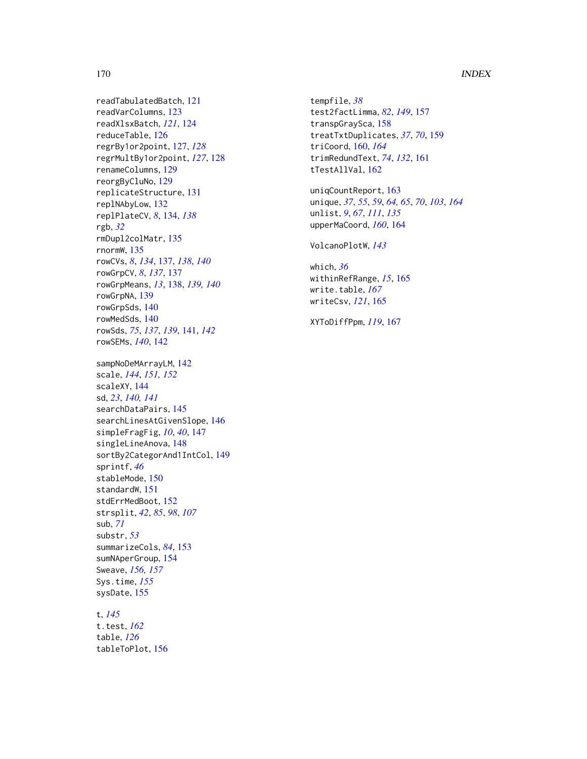readTabulatedBatch, 121
readVarColumns, 123
readXlsxBatch, *121*, 124
reduceTable, 126
regrBy1or2point, 127, *128*
regrMultBy1or2point, *127*, 128
renameColumns, 129
reorgByCluNo, 129
replicateStructure, 131
replNAbyLow, 132
replPlateCV, *8*, 134, *138*
rgb, *32*
rmDupl2colMatr, 135
rnormW, 135
rowCVs, *8*, *134*, 137, *138*, *140*
rowGrpCV, *8*, *137*, 137
rowGrpMeans, *13*, 138, *139, 140*
rowGrpNA, 139
rowGrpSds, 140
rowMedSds, 140
rowSds, *75*, *137*, *139*, 141, *142*
rowSEMs, *140*, 142

sampNoDeMArrayLM, 142
scale, *144*, *151, 152*
scaleXY, 144
sd, *23*, *140, 141*
searchDataPairs, 145
searchLinesAtGivenSlope, 146
simpleFragFig, *10*, *40*, 147
singleLineAnova, 148
sortBy2CategorAnd1IntCol, 149
sprintf, *46*
stableMode, 150
standardW, 151
stdErrMedBoot, 152
strsplit, *42*, *85*, *98*, *107*
sub, *71*
substr, *53*
summarizeCols, *84*, 153
sumNAperGroup, 154
Sweave, *156, 157*
Sys.time, *155*
sysDate, 155

t, *145*
t.test, *162*
table, *126*
tableToPlot, 156
tempfile, *38*
test2factLimma, *82*, *149*, 157
transpGraySca, 158
treatTxtDuplicates, *37*, *70*, 159
triCoord, 160, *164*
trimRedundText, *74*, *132*, 161
tTestAllVal, 162

uniqCountReport, 163
unique, *37*, *55*, *59*, *64, 65*, *70*, *103*, *164*
unlist, *9*, *67*, *111*, *135*
upperMaCoord, *160*, 164

VolcanoPlotW, *143*

which, *36*
withinRefRange, *15*, 165
write.table, *167*
writeCsv, *121*, 165

XYToDiffPpm, *119*, 167